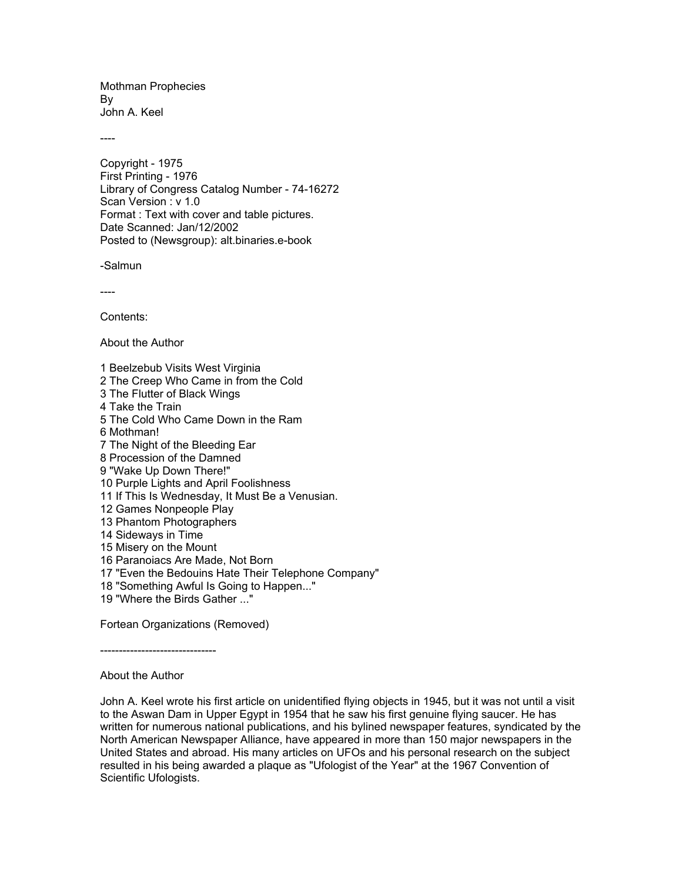Mothman Prophecies
By
John A. Keel

----

Copyright - 1975
First Printing - 1976
Library of Congress Catalog Number - 74-16272
Scan Version : v 1.0
Format : Text with cover and table pictures.
Date Scanned: Jan/12/2002
Posted to (Newsgroup): alt.binaries.e-book

-Salmun

----

Contents:

About the Author

1 Beelzebub Visits West Virginia
2 The Creep Who Came in from the Cold
3 The Flutter of Black Wings
4 Take the Train
5 The Cold Who Came Down in the Ram
6 Mothman!
7 The Night of the Bleeding Ear
8 Procession of the Damned
9 "Wake Up Down There!"
10 Purple Lights and April Foolishness
11 If This Is Wednesday, It Must Be a Venusian.
12 Games Nonpeople Play
13 Phantom Photographers
14 Sideways in Time
15 Misery on the Mount
16 Paranoiacs Are Made, Not Born
17 "Even the Bedouins Hate Their Telephone Company"
18 "Something Awful Is Going to Happen..."
19 "Where the Birds Gather ..."

Fortean Organizations (Removed)

-------------------------------

About the Author

John A. Keel wrote his first article on unidentified flying objects in 1945, but it was not until a visit to the Aswan Dam in Upper Egypt in 1954 that he saw his first genuine flying saucer. He has written for numerous national publications, and his bylined newspaper features, syndicated by the North American Newspaper Alliance, have appeared in more than 150 major newspapers in the United States and abroad. His many articles on UFOs and his personal research on the subject resulted in his being awarded a plaque as "Ufologist of the Year" at the 1967 Convention of Scientific Ufologists.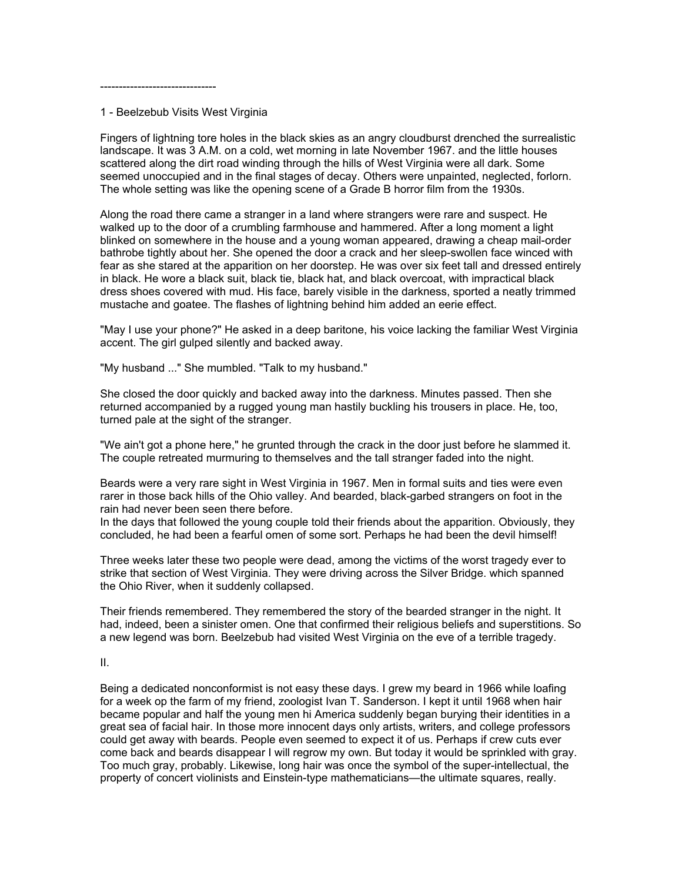-------------------------------

## 1 - Beelzebub Visits West Virginia

Fingers of lightning tore holes in the black skies as an angry cloudburst drenched the surrealistic landscape. It was 3 A.M. on a cold, wet morning in late November 1967. and the little houses scattered along the dirt road winding through the hills of West Virginia were all dark. Some seemed unoccupied and in the final stages of decay. Others were unpainted, neglected, forlorn. The whole setting was like the opening scene of a Grade B horror film from the 1930s.

Along the road there came a stranger in a land where strangers were rare and suspect. He walked up to the door of a crumbling farmhouse and hammered. After a long moment a light blinked on somewhere in the house and a young woman appeared, drawing a cheap mail-order bathrobe tightly about her. She opened the door a crack and her sleep-swollen face winced with fear as she stared at the apparition on her doorstep. He was over six feet tall and dressed entirely in black. He wore a black suit, black tie, black hat, and black overcoat, with impractical black dress shoes covered with mud. His face, barely visible in the darkness, sported a neatly trimmed mustache and goatee. The flashes of lightning behind him added an eerie effect.

"May I use your phone?" He asked in a deep baritone, his voice lacking the familiar West Virginia accent. The girl gulped silently and backed away.

"My husband ..." She mumbled. "Talk to my husband."

She closed the door quickly and backed away into the darkness. Minutes passed. Then she returned accompanied by a rugged young man hastily buckling his trousers in place. He, too, turned pale at the sight of the stranger.

"We ain't got a phone here," he grunted through the crack in the door just before he slammed it. The couple retreated murmuring to themselves and the tall stranger faded into the night.

Beards were a very rare sight in West Virginia in 1967. Men in formal suits and ties were even rarer in those back hills of the Ohio valley. And bearded, black-garbed strangers on foot in the rain had never been seen there before.
In the days that followed the young couple told their friends about the apparition. Obviously, they concluded, he had been a fearful omen of some sort. Perhaps he had been the devil himself!

Three weeks later these two people were dead, among the victims of the worst tragedy ever to strike that section of West Virginia. They were driving across the Silver Bridge. which spanned the Ohio River, when it suddenly collapsed.

Their friends remembered. They remembered the story of the bearded stranger in the night. It had, indeed, been a sinister omen. One that confirmed their religious beliefs and superstitions. So a new legend was born. Beelzebub had visited West Virginia on the eve of a terrible tragedy.

II.

Being a dedicated nonconformist is not easy these days. I grew my beard in 1966 while loafing for a week op the farm of my friend, zoologist Ivan T. Sanderson. I kept it until 1968 when hair became popular and half the young men hi America suddenly began burying their identities in a great sea of facial hair. In those more innocent days only artists, writers, and college professors could get away with beards. People even seemed to expect it of us. Perhaps if crew cuts ever come back and beards disappear I will regrow my own. But today it would be sprinkled with gray. Too much gray, probably. Likewise, long hair was once the symbol of the super-intellectual, the property of concert violinists and Einstein-type mathematicians—the ultimate squares, really.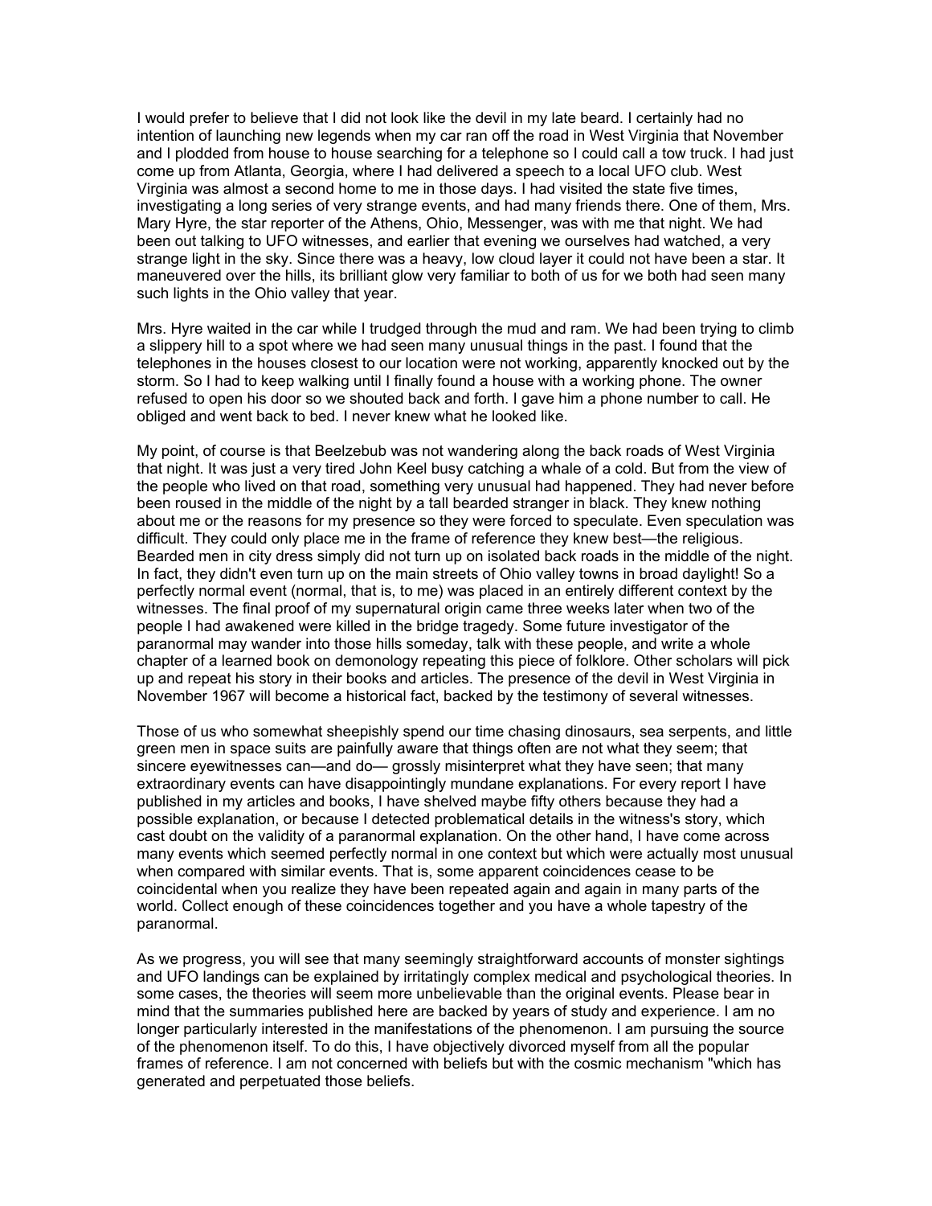I would prefer to believe that I did not look like the devil in my late beard. I certainly had no intention of launching new legends when my car ran off the road in West Virginia that November and I plodded from house to house searching for a telephone so I could call a tow truck. I had just come up from Atlanta, Georgia, where I had delivered a speech to a local UFO club. West Virginia was almost a second home to me in those days. I had visited the state five times, investigating a long series of very strange events, and had many friends there. One of them, Mrs. Mary Hyre, the star reporter of the Athens, Ohio, Messenger, was with me that night. We had been out talking to UFO witnesses, and earlier that evening we ourselves had watched, a very strange light in the sky. Since there was a heavy, low cloud layer it could not have been a star. It maneuvered over the hills, its brilliant glow very familiar to both of us for we both had seen many such lights in the Ohio valley that year.

Mrs. Hyre waited in the car while I trudged through the mud and ram. We had been trying to climb a slippery hill to a spot where we had seen many unusual things in the past. I found that the telephones in the houses closest to our location were not working, apparently knocked out by the storm. So I had to keep walking until I finally found a house with a working phone. The owner refused to open his door so we shouted back and forth. I gave him a phone number to call. He obliged and went back to bed. I never knew what he looked like.

My point, of course is that Beelzebub was not wandering along the back roads of West Virginia that night. It was just a very tired John Keel busy catching a whale of a cold. But from the view of the people who lived on that road, something very unusual had happened. They had never before been roused in the middle of the night by a tall bearded stranger in black. They knew nothing about me or the reasons for my presence so they were forced to speculate. Even speculation was difficult. They could only place me in the frame of reference they knew best—the religious. Bearded men in city dress simply did not turn up on isolated back roads in the middle of the night. In fact, they didn't even turn up on the main streets of Ohio valley towns in broad daylight! So a perfectly normal event (normal, that is, to me) was placed in an entirely different context by the witnesses. The final proof of my supernatural origin came three weeks later when two of the people I had awakened were killed in the bridge tragedy. Some future investigator of the paranormal may wander into those hills someday, talk with these people, and write a whole chapter of a learned book on demonology repeating this piece of folklore. Other scholars will pick up and repeat his story in their books and articles. The presence of the devil in West Virginia in November 1967 will become a historical fact, backed by the testimony of several witnesses.

Those of us who somewhat sheepishly spend our time chasing dinosaurs, sea serpents, and little green men in space suits are painfully aware that things often are not what they seem; that sincere eyewitnesses can—and do— grossly misinterpret what they have seen; that many extraordinary events can have disappointingly mundane explanations. For every report I have published in my articles and books, I have shelved maybe fifty others because they had a possible explanation, or because I detected problematical details in the witness's story, which cast doubt on the validity of a paranormal explanation. On the other hand, I have come across many events which seemed perfectly normal in one context but which were actually most unusual when compared with similar events. That is, some apparent coincidences cease to be coincidental when you realize they have been repeated again and again in many parts of the world. Collect enough of these coincidences together and you have a whole tapestry of the paranormal.

As we progress, you will see that many seemingly straightforward accounts of monster sightings and UFO landings can be explained by irritatingly complex medical and psychological theories. In some cases, the theories will seem more unbelievable than the original events. Please bear in mind that the summaries published here are backed by years of study and experience. I am no longer particularly interested in the manifestations of the phenomenon. I am pursuing the source of the phenomenon itself. To do this, I have objectively divorced myself from all the popular frames of reference. I am not concerned with beliefs but with the cosmic mechanism "which has generated and perpetuated those beliefs.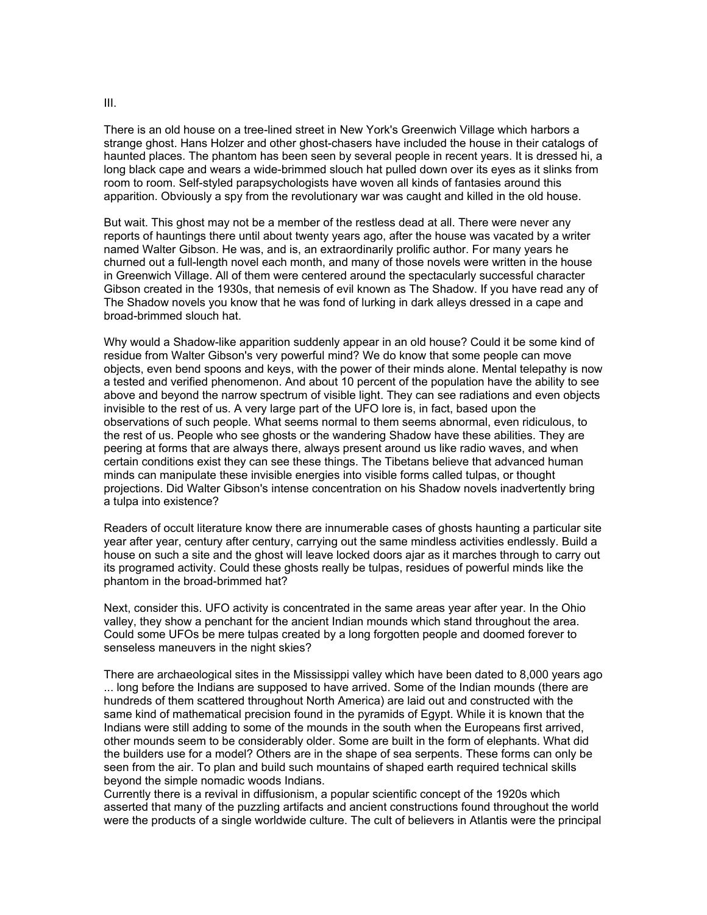III.

There is an old house on a tree-lined street in New York's Greenwich Village which harbors a strange ghost. Hans Holzer and other ghost-chasers have included the house in their catalogs of haunted places. The phantom has been seen by several people in recent years. It is dressed hi, a long black cape and wears a wide-brimmed slouch hat pulled down over its eyes as it slinks from room to room. Self-styled parapsychologists have woven all kinds of fantasies around this apparition. Obviously a spy from the revolutionary war was caught and killed in the old house.

But wait. This ghost may not be a member of the restless dead at all. There were never any reports of hauntings there until about twenty years ago, after the house was vacated by a writer named Walter Gibson. He was, and is, an extraordinarily prolific author. For many years he churned out a full-length novel each month, and many of those novels were written in the house in Greenwich Village. All of them were centered around the spectacularly successful character Gibson created in the 1930s, that nemesis of evil known as The Shadow. If you have read any of The Shadow novels you know that he was fond of lurking in dark alleys dressed in a cape and broad-brimmed slouch hat.

Why would a Shadow-like apparition suddenly appear in an old house? Could it be some kind of residue from Walter Gibson's very powerful mind? We do know that some people can move objects, even bend spoons and keys, with the power of their minds alone. Mental telepathy is now a tested and verified phenomenon. And about 10 percent of the population have the ability to see above and beyond the narrow spectrum of visible light. They can see radiations and even objects invisible to the rest of us. A very large part of the UFO lore is, in fact, based upon the observations of such people. What seems normal to them seems abnormal, even ridiculous, to the rest of us. People who see ghosts or the wandering Shadow have these abilities. They are peering at forms that are always there, always present around us like radio waves, and when certain conditions exist they can see these things. The Tibetans believe that advanced human minds can manipulate these invisible energies into visible forms called tulpas, or thought projections. Did Walter Gibson's intense concentration on his Shadow novels inadvertently bring a tulpa into existence?

Readers of occult literature know there are innumerable cases of ghosts haunting a particular site year after year, century after century, carrying out the same mindless activities endlessly. Build a house on such a site and the ghost will leave locked doors ajar as it marches through to carry out its programed activity. Could these ghosts really be tulpas, residues of powerful minds like the phantom in the broad-brimmed hat?

Next, consider this. UFO activity is concentrated in the same areas year after year. In the Ohio valley, they show a penchant for the ancient Indian mounds which stand throughout the area. Could some UFOs be mere tulpas created by a long forgotten people and doomed forever to senseless maneuvers in the night skies?

There are archaeological sites in the Mississippi valley which have been dated to 8,000 years ago ... long before the Indians are supposed to have arrived. Some of the Indian mounds (there are hundreds of them scattered throughout North America) are laid out and constructed with the same kind of mathematical precision found in the pyramids of Egypt. While it is known that the Indians were still adding to some of the mounds in the south when the Europeans first arrived, other mounds seem to be considerably older. Some are built in the form of elephants. What did the builders use for a model? Others are in the shape of sea serpents. These forms can only be seen from the air. To plan and build such mountains of shaped earth required technical skills beyond the simple nomadic woods Indians.

Currently there is a revival in diffusionism, a popular scientific concept of the 1920s which asserted that many of the puzzling artifacts and ancient constructions found throughout the world were the products of a single worldwide culture. The cult of believers in Atlantis were the principal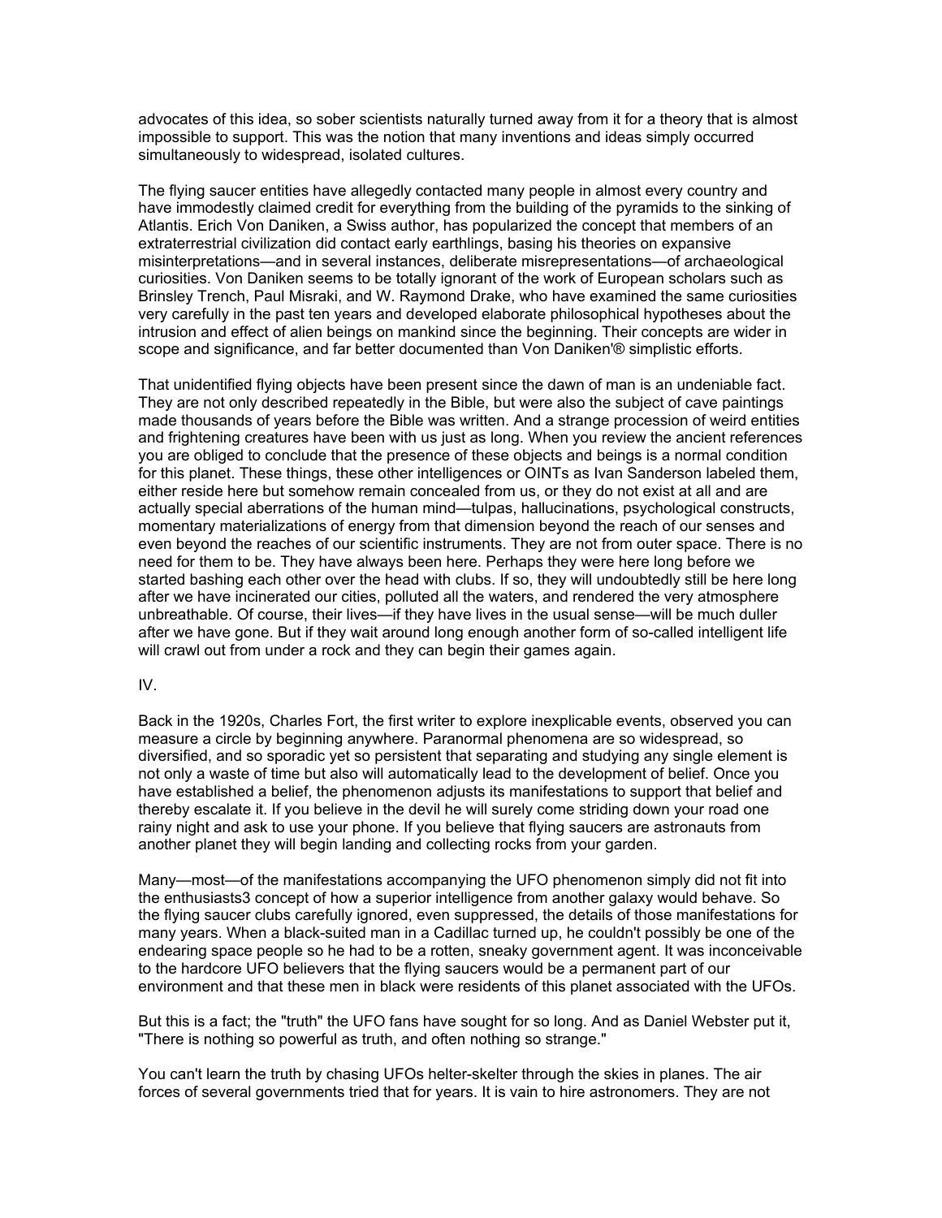advocates of this idea, so sober scientists naturally turned away from it for a theory that is almost impossible to support. This was the notion that many inventions and ideas simply occurred simultaneously to widespread, isolated cultures.

The flying saucer entities have allegedly contacted many people in almost every country and have immodestly claimed credit for everything from the building of the pyramids to the sinking of Atlantis. Erich Von Daniken, a Swiss author, has popularized the concept that members of an extraterrestrial civilization did contact early earthlings, basing his theories on expansive misinterpretations—and in several instances, deliberate misrepresentations—of archaeological curiosities. Von Daniken seems to be totally ignorant of the work of European scholars such as Brinsley Trench, Paul Misraki, and W. Raymond Drake, who have examined the same curiosities very carefully in the past ten years and developed elaborate philosophical hypotheses about the intrusion and effect of alien beings on mankind since the beginning. Their concepts are wider in scope and significance, and far better documented than Von Daniken'® simplistic efforts.

That unidentified flying objects have been present since the dawn of man is an undeniable fact. They are not only described repeatedly in the Bible, but were also the subject of cave paintings made thousands of years before the Bible was written. And a strange procession of weird entities and frightening creatures have been with us just as long. When you review the ancient references you are obliged to conclude that the presence of these objects and beings is a normal condition for this planet. These things, these other intelligences or OINTs as Ivan Sanderson labeled them, either reside here but somehow remain concealed from us, or they do not exist at all and are actually special aberrations of the human mind—tulpas, hallucinations, psychological constructs, momentary materializations of energy from that dimension beyond the reach of our senses and even beyond the reaches of our scientific instruments. They are not from outer space. There is no need for them to be. They have always been here. Perhaps they were here long before we started bashing each other over the head with clubs. If so, they will undoubtedly still be here long after we have incinerated our cities, polluted all the waters, and rendered the very atmosphere unbreathable. Of course, their lives—if they have lives in the usual sense—will be much duller after we have gone. But if they wait around long enough another form of so-called intelligent life will crawl out from under a rock and they can begin their games again.

IV.

Back in the 1920s, Charles Fort, the first writer to explore inexplicable events, observed you can measure a circle by beginning anywhere. Paranormal phenomena are so widespread, so diversified, and so sporadic yet so persistent that separating and studying any single element is not only a waste of time but also will automatically lead to the development of belief. Once you have established a belief, the phenomenon adjusts its manifestations to support that belief and thereby escalate it. If you believe in the devil he will surely come striding down your road one rainy night and ask to use your phone. If you believe that flying saucers are astronauts from another planet they will begin landing and collecting rocks from your garden.

Many—most—of the manifestations accompanying the UFO phenomenon simply did not fit into the enthusiasts3 concept of how a superior intelligence from another galaxy would behave. So the flying saucer clubs carefully ignored, even suppressed, the details of those manifestations for many years. When a black-suited man in a Cadillac turned up, he couldn't possibly be one of the endearing space people so he had to be a rotten, sneaky government agent. It was inconceivable to the hardcore UFO believers that the flying saucers would be a permanent part of our environment and that these men in black were residents of this planet associated with the UFOs.

But this is a fact; the "truth" the UFO fans have sought for so long. And as Daniel Webster put it, "There is nothing so powerful as truth, and often nothing so strange."

You can't learn the truth by chasing UFOs helter-skelter through the skies in planes. The air forces of several governments tried that for years. It is vain to hire astronomers. They are not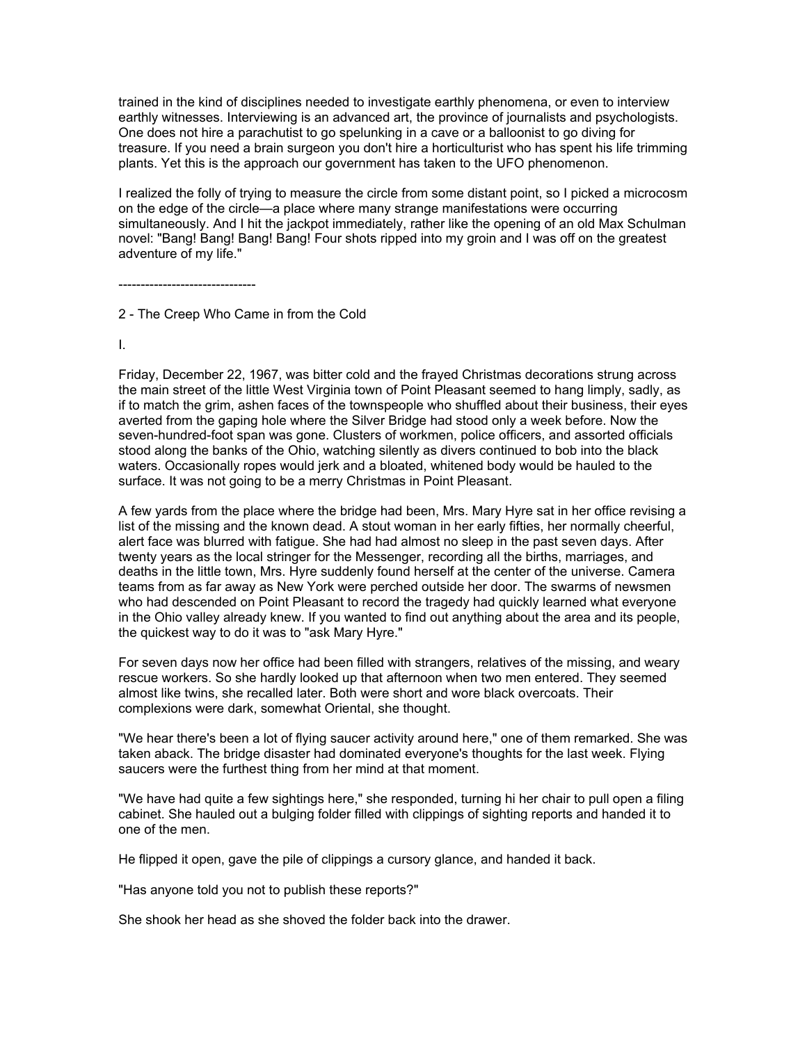trained in the kind of disciplines needed to investigate earthly phenomena, or even to interview earthly witnesses. Interviewing is an advanced art, the province of journalists and psychologists. One does not hire a parachutist to go spelunking in a cave or a balloonist to go diving for treasure. If you need a brain surgeon you don't hire a horticulturist who has spent his life trimming plants. Yet this is the approach our government has taken to the UFO phenomenon.

I realized the folly of trying to measure the circle from some distant point, so I picked a microcosm on the edge of the circle—a place where many strange manifestations were occurring simultaneously. And I hit the jackpot immediately, rather like the opening of an old Max Schulman novel: "Bang! Bang! Bang! Bang! Four shots ripped into my groin and I was off on the greatest adventure of my life."

-------------------------------

## 2 - The Creep Who Came in from the Cold

I.

Friday, December 22, 1967, was bitter cold and the frayed Christmas decorations strung across the main street of the little West Virginia town of Point Pleasant seemed to hang limply, sadly, as if to match the grim, ashen faces of the townspeople who shuffled about their business, their eyes averted from the gaping hole where the Silver Bridge had stood only a week before. Now the seven-hundred-foot span was gone. Clusters of workmen, police officers, and assorted officials stood along the banks of the Ohio, watching silently as divers continued to bob into the black waters. Occasionally ropes would jerk and a bloated, whitened body would be hauled to the surface. It was not going to be a merry Christmas in Point Pleasant.

A few yards from the place where the bridge had been, Mrs. Mary Hyre sat in her office revising a list of the missing and the known dead. A stout woman in her early fifties, her normally cheerful, alert face was blurred with fatigue. She had had almost no sleep in the past seven days. After twenty years as the local stringer for the Messenger, recording all the births, marriages, and deaths in the little town, Mrs. Hyre suddenly found herself at the center of the universe. Camera teams from as far away as New York were perched outside her door. The swarms of newsmen who had descended on Point Pleasant to record the tragedy had quickly learned what everyone in the Ohio valley already knew. If you wanted to find out anything about the area and its people, the quickest way to do it was to "ask Mary Hyre."

For seven days now her office had been filled with strangers, relatives of the missing, and weary rescue workers. So she hardly looked up that afternoon when two men entered. They seemed almost like twins, she recalled later. Both were short and wore black overcoats. Their complexions were dark, somewhat Oriental, she thought.

"We hear there's been a lot of flying saucer activity around here," one of them remarked. She was taken aback. The bridge disaster had dominated everyone's thoughts for the last week. Flying saucers were the furthest thing from her mind at that moment.

"We have had quite a few sightings here," she responded, turning hi her chair to pull open a filing cabinet. She hauled out a bulging folder filled with clippings of sighting reports and handed it to one of the men.

He flipped it open, gave the pile of clippings a cursory glance, and handed it back.

"Has anyone told you not to publish these reports?"

She shook her head as she shoved the folder back into the drawer.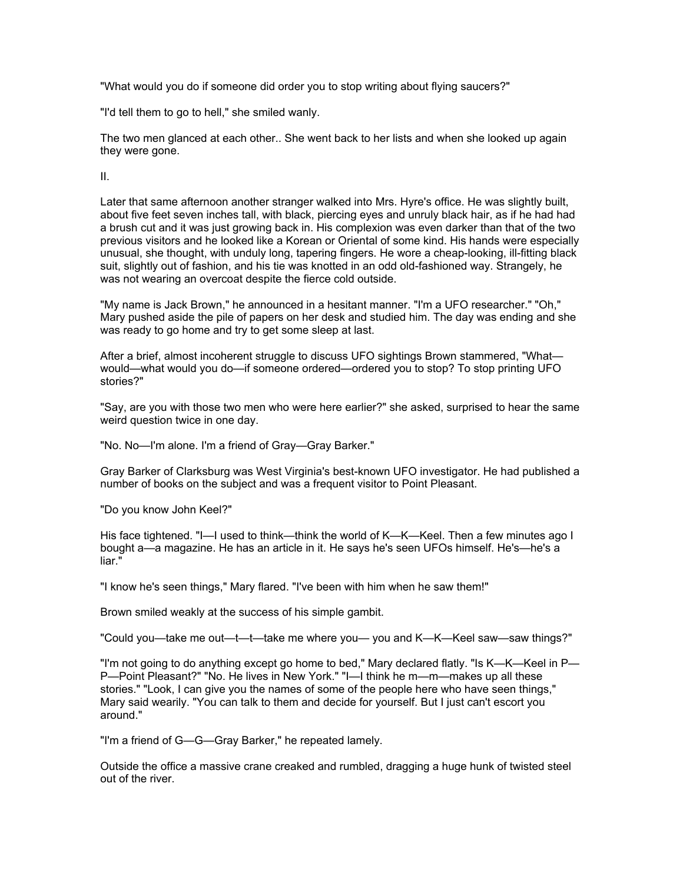"What would you do if someone did order you to stop writing about flying saucers?"

"I'd tell them to go to hell," she smiled wanly.

The two men glanced at each other.. She went back to her lists and when she looked up again they were gone.

II.

Later that same afternoon another stranger walked into Mrs. Hyre's office. He was slightly built, about five feet seven inches tall, with black, piercing eyes and unruly black hair, as if he had had a brush cut and it was just growing back in. His complexion was even darker than that of the two previous visitors and he looked like a Korean or Oriental of some kind. His hands were especially unusual, she thought, with unduly long, tapering fingers. He wore a cheap-looking, ill-fitting black suit, slightly out of fashion, and his tie was knotted in an odd old-fashioned way. Strangely, he was not wearing an overcoat despite the fierce cold outside.

"My name is Jack Brown," he announced in a hesitant manner. "I'm a UFO researcher." "Oh," Mary pushed aside the pile of papers on her desk and studied him. The day was ending and she was ready to go home and try to get some sleep at last.

After a brief, almost incoherent struggle to discuss UFO sightings Brown stammered, "What—would—what would you do—if someone ordered—ordered you to stop? To stop printing UFO stories?"

"Say, are you with those two men who were here earlier?" she asked, surprised to hear the same weird question twice in one day.

"No. No—I'm alone. I'm a friend of Gray—Gray Barker."

Gray Barker of Clarksburg was West Virginia's best-known UFO investigator. He had published a number of books on the subject and was a frequent visitor to Point Pleasant.

"Do you know John Keel?"

His face tightened. "I—I used to think—think the world of K—K—Keel. Then a few minutes ago I bought a—a magazine. He has an article in it. He says he's seen UFOs himself. He's—he's a liar."

"I know he's seen things," Mary flared. "I've been with him when he saw them!"

Brown smiled weakly at the success of his simple gambit.

"Could you—take me out—t—t—take me where you— you and K—K—Keel saw—saw things?"

"I'm not going to do anything except go home to bed," Mary declared flatly. "Is K—K—Keel in P—P—Point Pleasant?" "No. He lives in New York." "I—I think he m—m—makes up all these stories." "Look, I can give you the names of some of the people here who have seen things," Mary said wearily. "You can talk to them and decide for yourself. But I just can't escort you around."

"I'm a friend of G—G—Gray Barker," he repeated lamely.

Outside the office a massive crane creaked and rumbled, dragging a huge hunk of twisted steel out of the river.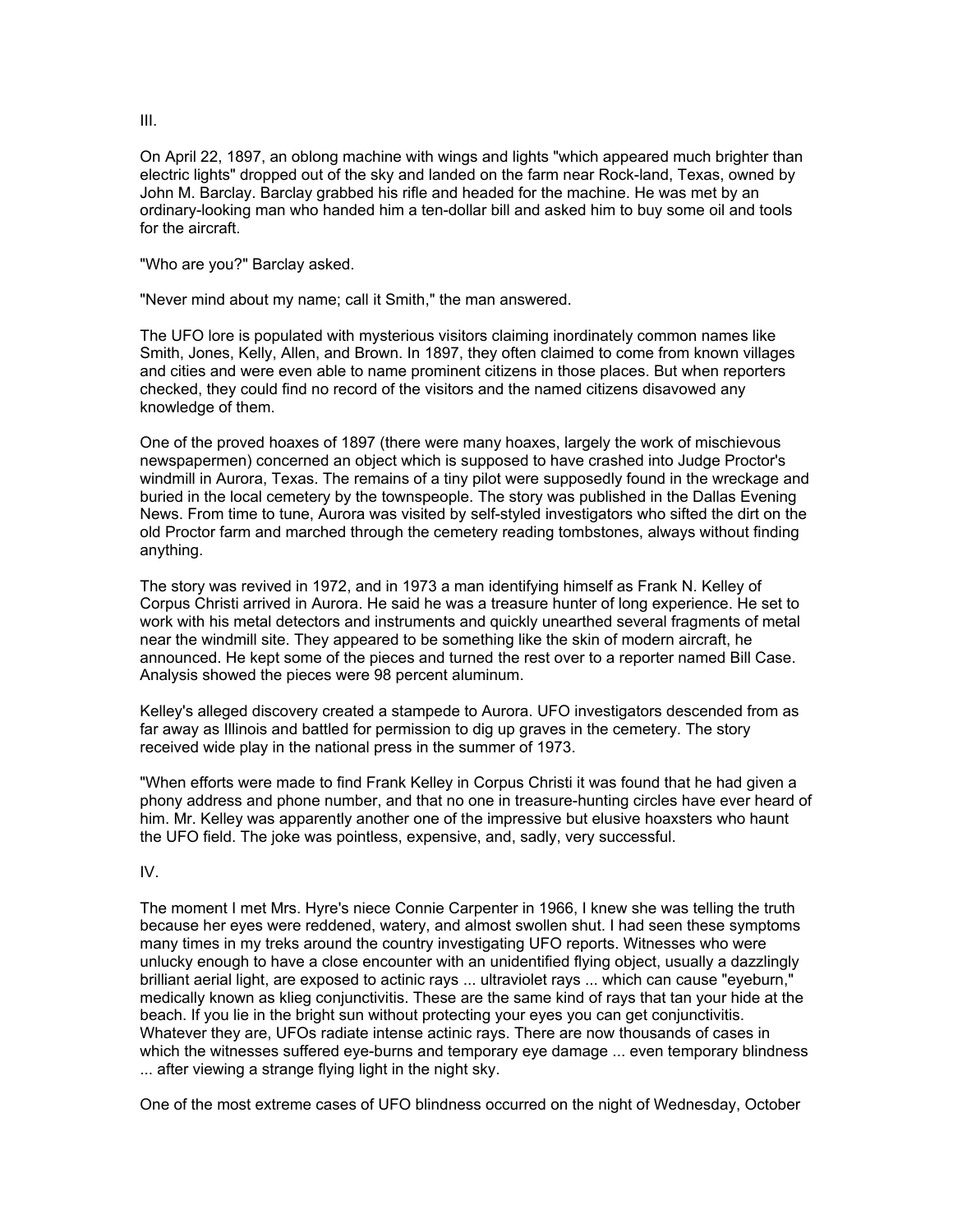III.

On April 22, 1897, an oblong machine with wings and lights "which appeared much brighter than electric lights" dropped out of the sky and landed on the farm near Rock-land, Texas, owned by John M. Barclay. Barclay grabbed his rifle and headed for the machine. He was met by an ordinary-looking man who handed him a ten-dollar bill and asked him to buy some oil and tools for the aircraft.

"Who are you?" Barclay asked.

"Never mind about my name; call it Smith," the man answered.

The UFO lore is populated with mysterious visitors claiming inordinately common names like Smith, Jones, Kelly, Allen, and Brown. In 1897, they often claimed to come from known villages and cities and were even able to name prominent citizens in those places. But when reporters checked, they could find no record of the visitors and the named citizens disavowed any knowledge of them.

One of the proved hoaxes of 1897 (there were many hoaxes, largely the work of mischievous newspapermen) concerned an object which is supposed to have crashed into Judge Proctor's windmill in Aurora, Texas. The remains of a tiny pilot were supposedly found in the wreckage and buried in the local cemetery by the townspeople. The story was published in the Dallas Evening News. From time to tune, Aurora was visited by self-styled investigators who sifted the dirt on the old Proctor farm and marched through the cemetery reading tombstones, always without finding anything.

The story was revived in 1972, and in 1973 a man identifying himself as Frank N. Kelley of Corpus Christi arrived in Aurora. He said he was a treasure hunter of long experience. He set to work with his metal detectors and instruments and quickly unearthed several fragments of metal near the windmill site. They appeared to be something like the skin of modern aircraft, he announced. He kept some of the pieces and turned the rest over to a reporter named Bill Case. Analysis showed the pieces were 98 percent aluminum.

Kelley's alleged discovery created a stampede to Aurora. UFO investigators descended from as far away as Illinois and battled for permission to dig up graves in the cemetery. The story received wide play in the national press in the summer of 1973.

"When efforts were made to find Frank Kelley in Corpus Christi it was found that he had given a phony address and phone number, and that no one in treasure-hunting circles have ever heard of him. Mr. Kelley was apparently another one of the impressive but elusive hoaxsters who haunt the UFO field. The joke was pointless, expensive, and, sadly, very successful.

IV.

The moment I met Mrs. Hyre's niece Connie Carpenter in 1966, I knew she was telling the truth because her eyes were reddened, watery, and almost swollen shut. I had seen these symptoms many times in my treks around the country investigating UFO reports. Witnesses who were unlucky enough to have a close encounter with an unidentified flying object, usually a dazzlingly brilliant aerial light, are exposed to actinic rays ... ultraviolet rays ... which can cause "eyeburn," medically known as klieg conjunctivitis. These are the same kind of rays that tan your hide at the beach. If you lie in the bright sun without protecting your eyes you can get conjunctivitis. Whatever they are, UFOs radiate intense actinic rays. There are now thousands of cases in which the witnesses suffered eye-burns and temporary eye damage ... even temporary blindness ... after viewing a strange flying light in the night sky.

One of the most extreme cases of UFO blindness occurred on the night of Wednesday, October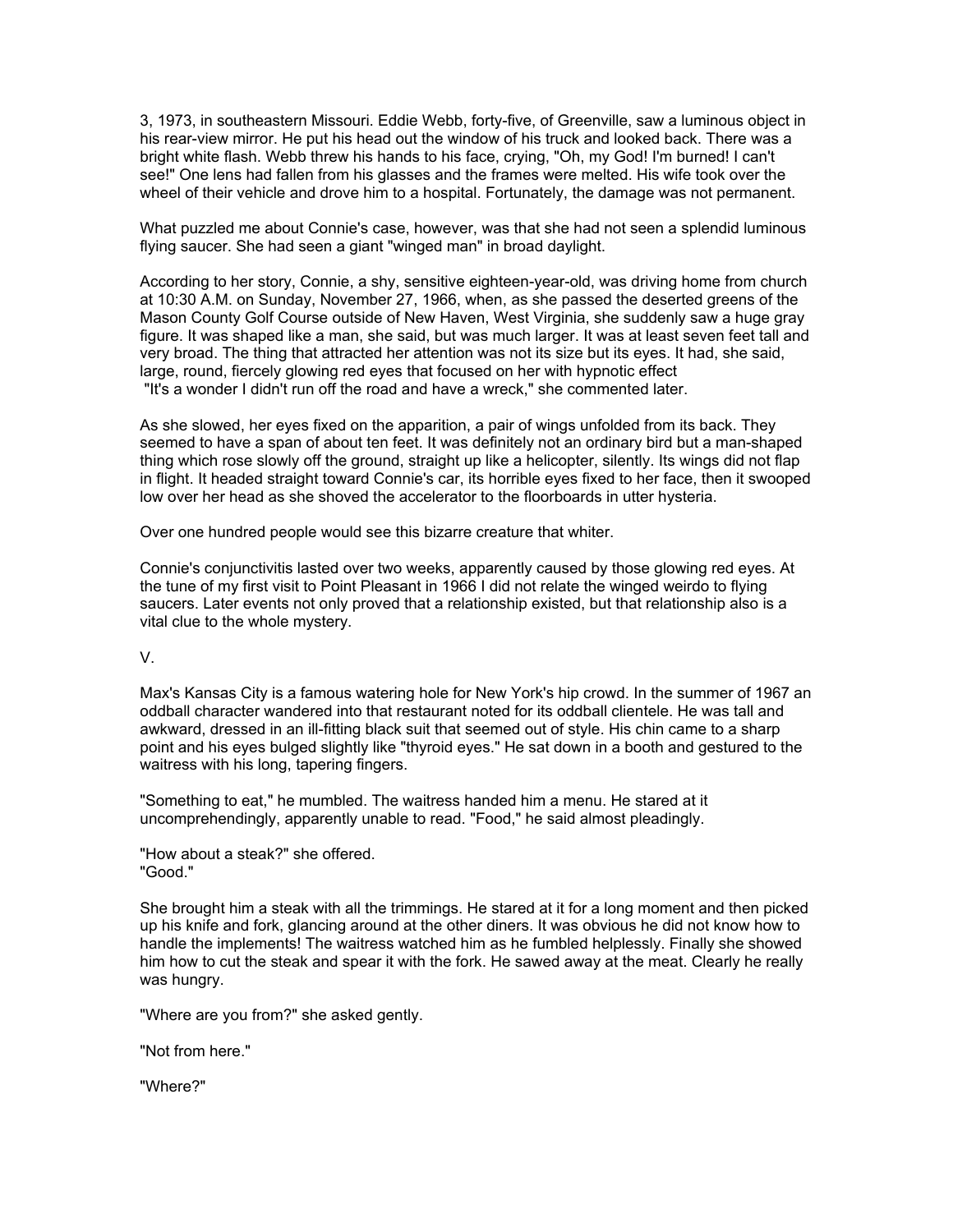3, 1973, in southeastern Missouri. Eddie Webb, forty-five, of Greenville, saw a luminous object in his rear-view mirror. He put his head out the window of his truck and looked back. There was a bright white flash. Webb threw his hands to his face, crying, "Oh, my God! I'm burned! I can't see!" One lens had fallen from his glasses and the frames were melted. His wife took over the wheel of their vehicle and drove him to a hospital. Fortunately, the damage was not permanent.

What puzzled me about Connie's case, however, was that she had not seen a splendid luminous flying saucer. She had seen a giant "winged man" in broad daylight.

According to her story, Connie, a shy, sensitive eighteen-year-old, was driving home from church at 10:30 A.M. on Sunday, November 27, 1966, when, as she passed the deserted greens of the Mason County Golf Course outside of New Haven, West Virginia, she suddenly saw a huge gray figure. It was shaped like a man, she said, but was much larger. It was at least seven feet tall and very broad. The thing that attracted her attention was not its size but its eyes. It had, she said, large, round, fiercely glowing red eyes that focused on her with hypnotic effect
"It's a wonder I didn't run off the road and have a wreck," she commented later.

As she slowed, her eyes fixed on the apparition, a pair of wings unfolded from its back. They seemed to have a span of about ten feet. It was definitely not an ordinary bird but a man-shaped thing which rose slowly off the ground, straight up like a helicopter, silently. Its wings did not flap in flight. It headed straight toward Connie's car, its horrible eyes fixed to her face, then it swooped low over her head as she shoved the accelerator to the floorboards in utter hysteria.

Over one hundred people would see this bizarre creature that whiter.

Connie's conjunctivitis lasted over two weeks, apparently caused by those glowing red eyes. At the tune of my first visit to Point Pleasant in 1966 I did not relate the winged weirdo to flying saucers. Later events not only proved that a relationship existed, but that relationship also is a vital clue to the whole mystery.

V.

Max's Kansas City is a famous watering hole for New York's hip crowd. In the summer of 1967 an oddball character wandered into that restaurant noted for its oddball clientele. He was tall and awkward, dressed in an ill-fitting black suit that seemed out of style. His chin came to a sharp point and his eyes bulged slightly like "thyroid eyes." He sat down in a booth and gestured to the waitress with his long, tapering fingers.

"Something to eat," he mumbled. The waitress handed him a menu. He stared at it uncomprehendingly, apparently unable to read. "Food," he said almost pleadingly.

"How about a steak?" she offered.
"Good."

She brought him a steak with all the trimmings. He stared at it for a long moment and then picked up his knife and fork, glancing around at the other diners. It was obvious he did not know how to handle the implements! The waitress watched him as he fumbled helplessly. Finally she showed him how to cut the steak and spear it with the fork. He sawed away at the meat. Clearly he really was hungry.

"Where are you from?" she asked gently.

"Not from here."

"Where?"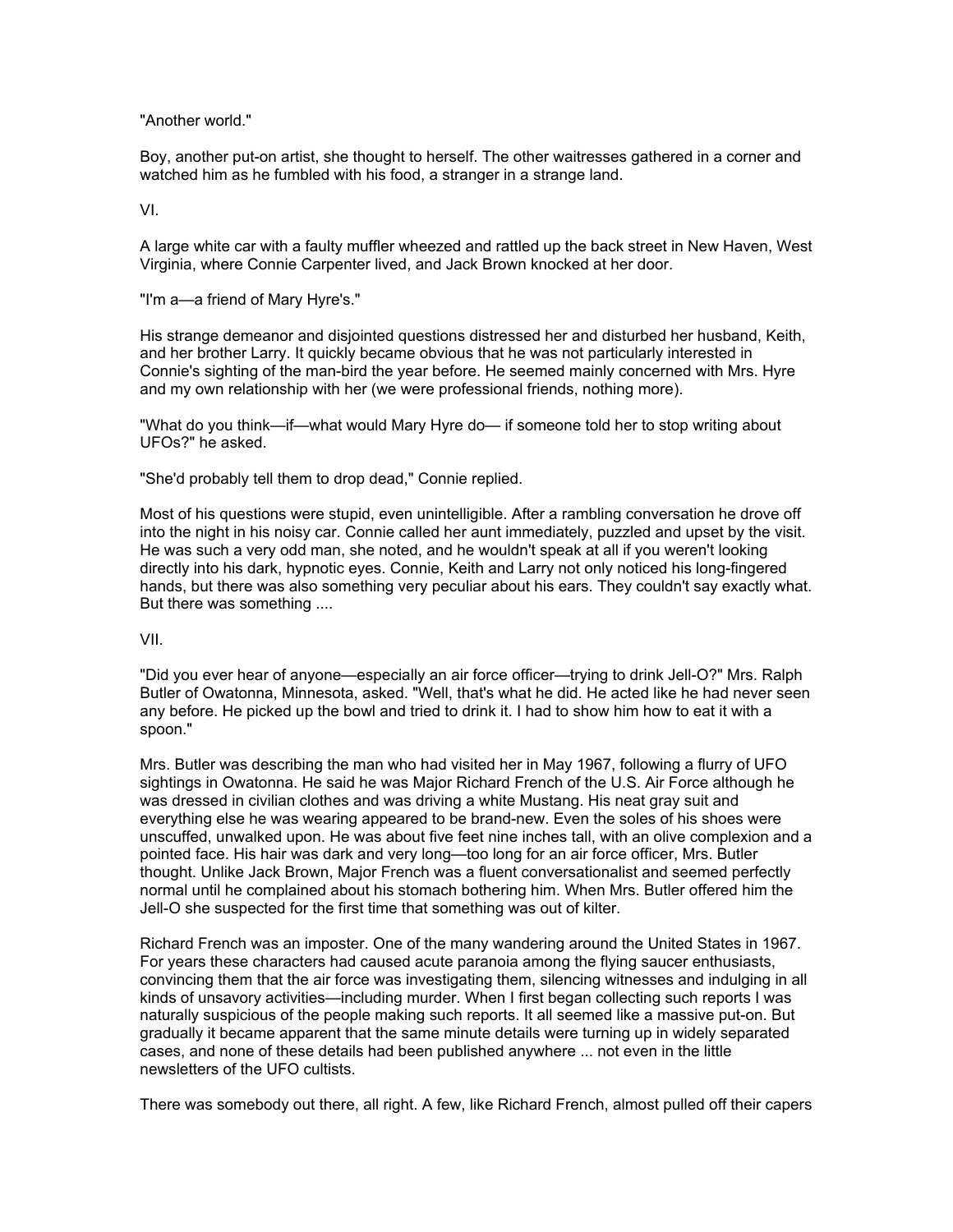"Another world."

Boy, another put-on artist, she thought to herself. The other waitresses gathered in a corner and watched him as he fumbled with his food, a stranger in a strange land.

VI.

A large white car with a faulty muffler wheezed and rattled up the back street in New Haven, West Virginia, where Connie Carpenter lived, and Jack Brown knocked at her door.

"I'm a—a friend of Mary Hyre's."

His strange demeanor and disjointed questions distressed her and disturbed her husband, Keith, and her brother Larry. It quickly became obvious that he was not particularly interested in Connie's sighting of the man-bird the year before. He seemed mainly concerned with Mrs. Hyre and my own relationship with her (we were professional friends, nothing more).

"What do you think—if—what would Mary Hyre do— if someone told her to stop writing about UFOs?" he asked.

"She'd probably tell them to drop dead," Connie replied.

Most of his questions were stupid, even unintelligible. After a rambling conversation he drove off into the night in his noisy car. Connie called her aunt immediately, puzzled and upset by the visit. He was such a very odd man, she noted, and he wouldn't speak at all if you weren't looking directly into his dark, hypnotic eyes. Connie, Keith and Larry not only noticed his long-fingered hands, but there was also something very peculiar about his ears. They couldn't say exactly what. But there was something ....

VII.

"Did you ever hear of anyone—especially an air force officer—trying to drink Jell-O?" Mrs. Ralph Butler of Owatonna, Minnesota, asked. "Well, that's what he did. He acted like he had never seen any before. He picked up the bowl and tried to drink it. I had to show him how to eat it with a spoon."

Mrs. Butler was describing the man who had visited her in May 1967, following a flurry of UFO sightings in Owatonna. He said he was Major Richard French of the U.S. Air Force although he was dressed in civilian clothes and was driving a white Mustang. His neat gray suit and everything else he was wearing appeared to be brand-new. Even the soles of his shoes were unscuffed, unwalked upon. He was about five feet nine inches tall, with an olive complexion and a pointed face. His hair was dark and very long—too long for an air force officer, Mrs. Butler thought. Unlike Jack Brown, Major French was a fluent conversationalist and seemed perfectly normal until he complained about his stomach bothering him. When Mrs. Butler offered him the Jell-O she suspected for the first time that something was out of kilter.

Richard French was an imposter. One of the many wandering around the United States in 1967. For years these characters had caused acute paranoia among the flying saucer enthusiasts, convincing them that the air force was investigating them, silencing witnesses and indulging in all kinds of unsavory activities—including murder. When I first began collecting such reports I was naturally suspicious of the people making such reports. It all seemed like a massive put-on. But gradually it became apparent that the same minute details were turning up in widely separated cases, and none of these details had been published anywhere ... not even in the little newsletters of the UFO cultists.

There was somebody out there, all right. A few, like Richard French, almost pulled off their capers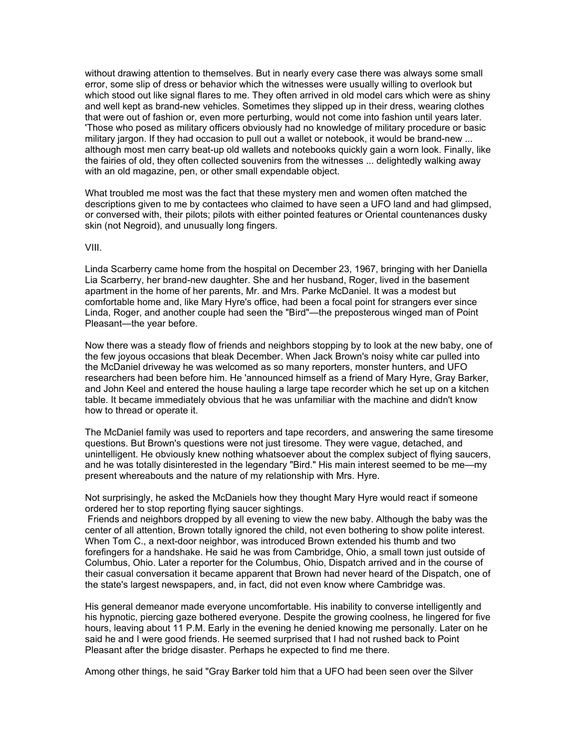without drawing attention to themselves. But in nearly every case there was always some small error, some slip of dress or behavior which the witnesses were usually willing to overlook but which stood out like signal flares to me. They often arrived in old model cars which were as shiny and well kept as brand-new vehicles. Sometimes they slipped up in their dress, wearing clothes that were out of fashion or, even more perturbing, would not come into fashion until years later. 'Those who posed as military officers obviously had no knowledge of military procedure or basic military jargon. If they had occasion to pull out a wallet or notebook, it would be brand-new ... although most men carry beat-up old wallets and notebooks quickly gain a worn look. Finally, like the fairies of old, they often collected souvenirs from the witnesses ... delightedly walking away with an old magazine, pen, or other small expendable object.

What troubled me most was the fact that these mystery men and women often matched the descriptions given to me by contactees who claimed to have seen a UFO land and had glimpsed, or conversed with, their pilots; pilots with either pointed features or Oriental countenances dusky skin (not Negroid), and unusually long fingers.

VIII.

Linda Scarberry came home from the hospital on December 23, 1967, bringing with her Daniella Lia Scarberry, her brand-new daughter. She and her husband, Roger, lived in the basement apartment in the home of her parents, Mr. and Mrs. Parke McDaniel. It was a modest but comfortable home and, like Mary Hyre's office, had been a focal point for strangers ever since Linda, Roger, and another couple had seen the "Bird"—the preposterous winged man of Point Pleasant—the year before.

Now there was a steady flow of friends and neighbors stopping by to look at the new baby, one of the few joyous occasions that bleak December. When Jack Brown's noisy white car pulled into the McDaniel driveway he was welcomed as so many reporters, monster hunters, and UFO researchers had been before him. He 'announced himself as a friend of Mary Hyre, Gray Barker, and John Keel and entered the house hauling a large tape recorder which he set up on a kitchen table. It became immediately obvious that he was unfamiliar with the machine and didn't know how to thread or operate it.

The McDaniel family was used to reporters and tape recorders, and answering the same tiresome questions. But Brown's questions were not just tiresome. They were vague, detached, and unintelligent. He obviously knew nothing whatsoever about the complex subject of flying saucers, and he was totally disinterested in the legendary "Bird." His main interest seemed to be me—my present whereabouts and the nature of my relationship with Mrs. Hyre.

Not surprisingly, he asked the McDaniels how they thought Mary Hyre would react if someone ordered her to stop reporting flying saucer sightings.

Friends and neighbors dropped by all evening to view the new baby. Although the baby was the center of all attention, Brown totally ignored the child, not even bothering to show polite interest. When Tom C., a next-door neighbor, was introduced Brown extended his thumb and two forefingers for a handshake. He said he was from Cambridge, Ohio, a small town just outside of Columbus, Ohio. Later a reporter for the Columbus, Ohio, Dispatch arrived and in the course of their casual conversation it became apparent that Brown had never heard of the Dispatch, one of the state's largest newspapers, and, in fact, did not even know where Cambridge was.

His general demeanor made everyone uncomfortable. His inability to converse intelligently and his hypnotic, piercing gaze bothered everyone. Despite the growing coolness, he lingered for five hours, leaving about 11 P.M. Early in the evening he denied knowing me personally. Later on he said he and I were good friends. He seemed surprised that I had not rushed back to Point Pleasant after the bridge disaster. Perhaps he expected to find me there.

Among other things, he said "Gray Barker told him that a UFO had been seen over the Silver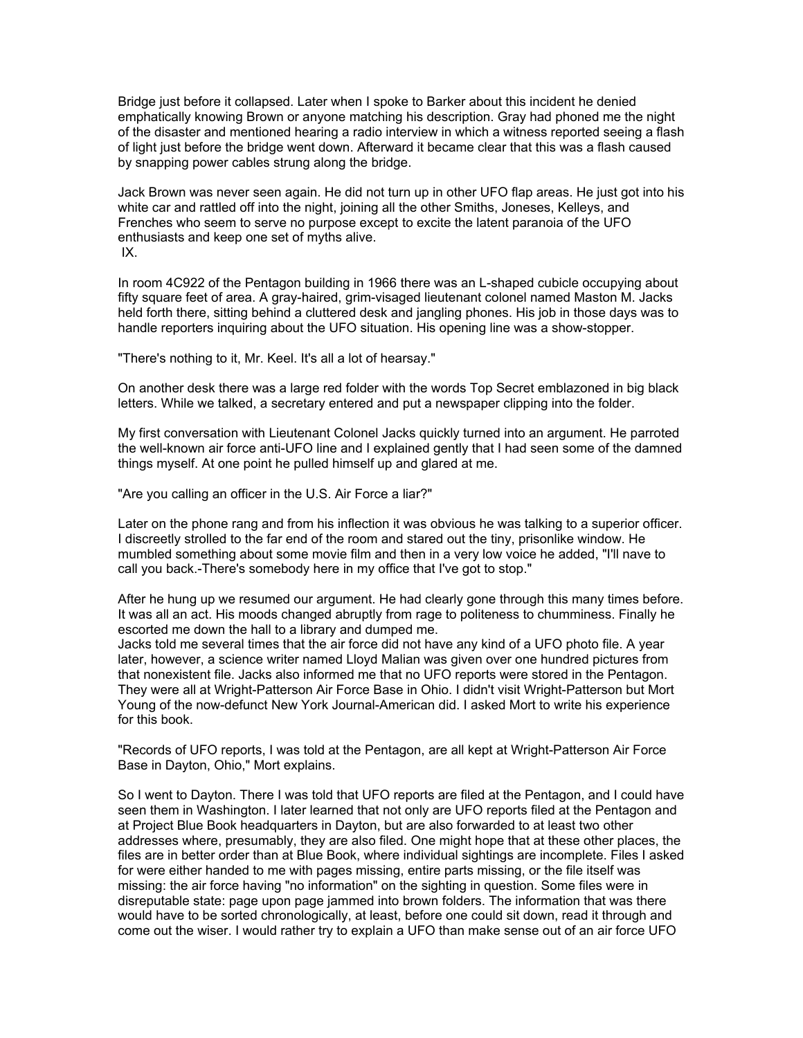Bridge just before it collapsed. Later when I spoke to Barker about this incident he denied emphatically knowing Brown or anyone matching his description. Gray had phoned me the night of the disaster and mentioned hearing a radio interview in which a witness reported seeing a flash of light just before the bridge went down. Afterward it became clear that this was a flash caused by snapping power cables strung along the bridge.

Jack Brown was never seen again. He did not turn up in other UFO flap areas. He just got into his white car and rattled off into the night, joining all the other Smiths, Joneses, Kelleys, and Frenches who seem to serve no purpose except to excite the latent paranoia of the UFO enthusiasts and keep one set of myths alive.

IX.

In room 4C922 of the Pentagon building in 1966 there was an L-shaped cubicle occupying about fifty square feet of area. A gray-haired, grim-visaged lieutenant colonel named Maston M. Jacks held forth there, sitting behind a cluttered desk and jangling phones. His job in those days was to handle reporters inquiring about the UFO situation. His opening line was a show-stopper.

"There's nothing to it, Mr. Keel. It's all a lot of hearsay."

On another desk there was a large red folder with the words Top Secret emblazoned in big black letters. While we talked, a secretary entered and put a newspaper clipping into the folder.

My first conversation with Lieutenant Colonel Jacks quickly turned into an argument. He parroted the well-known air force anti-UFO line and I explained gently that I had seen some of the damned things myself. At one point he pulled himself up and glared at me.

"Are you calling an officer in the U.S. Air Force a liar?"

Later on the phone rang and from his inflection it was obvious he was talking to a superior officer. I discreetly strolled to the far end of the room and stared out the tiny, prisonlike window. He mumbled something about some movie film and then in a very low voice he added, "I'll nave to call you back.-There's somebody here in my office that I've got to stop."

After he hung up we resumed our argument. He had clearly gone through this many times before. It was all an act. His moods changed abruptly from rage to politeness to chumminess. Finally he escorted me down the hall to a library and dumped me.
Jacks told me several times that the air force did not have any kind of a UFO photo file. A year later, however, a science writer named Lloyd Malian was given over one hundred pictures from that nonexistent file. Jacks also informed me that no UFO reports were stored in the Pentagon. They were all at Wright-Patterson Air Force Base in Ohio. I didn't visit Wright-Patterson but Mort Young of the now-defunct New York Journal-American did. I asked Mort to write his experience for this book.

"Records of UFO reports, I was told at the Pentagon, are all kept at Wright-Patterson Air Force Base in Dayton, Ohio," Mort explains.

So I went to Dayton. There I was told that UFO reports are filed at the Pentagon, and I could have seen them in Washington. I later learned that not only are UFO reports filed at the Pentagon and at Project Blue Book headquarters in Dayton, but are also forwarded to at least two other addresses where, presumably, they are also filed. One might hope that at these other places, the files are in better order than at Blue Book, where individual sightings are incomplete. Files I asked for were either handed to me with pages missing, entire parts missing, or the file itself was missing: the air force having "no information" on the sighting in question. Some files were in disreputable state: page upon page jammed into brown folders. The information that was there would have to be sorted chronologically, at least, before one could sit down, read it through and come out the wiser. I would rather try to explain a UFO than make sense out of an air force UFO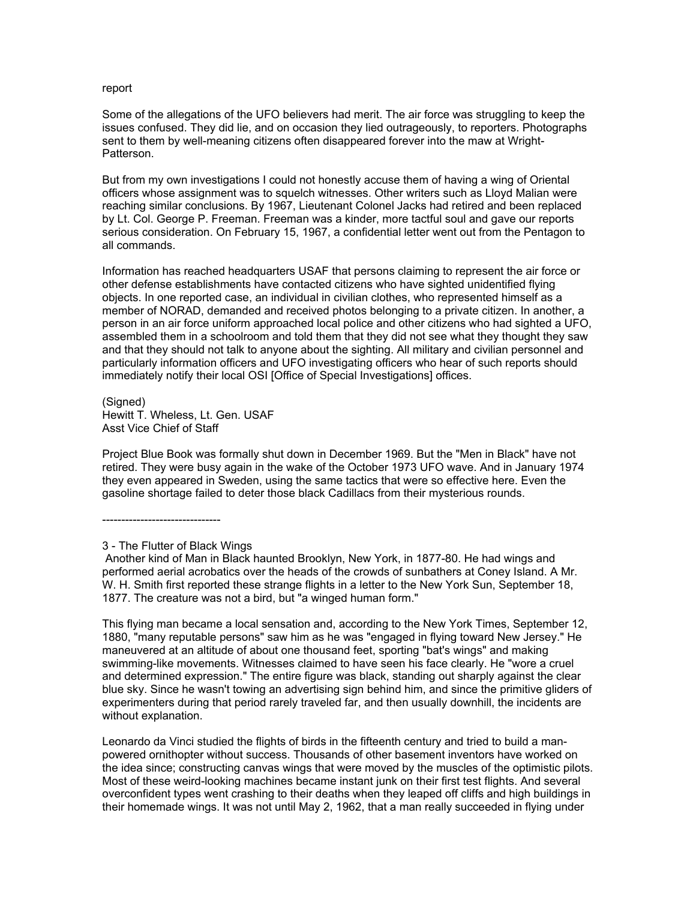report

Some of the allegations of the UFO believers had merit. The air force was struggling to keep the issues confused. They did lie, and on occasion they lied outrageously, to reporters. Photographs sent to them by well-meaning citizens often disappeared forever into the maw at Wright-Patterson.

But from my own investigations I could not honestly accuse them of having a wing of Oriental officers whose assignment was to squelch witnesses. Other writers such as Lloyd Malian were reaching similar conclusions. By 1967, Lieutenant Colonel Jacks had retired and been replaced by Lt. Col. George P. Freeman. Freeman was a kinder, more tactful soul and gave our reports serious consideration. On February 15, 1967, a confidential letter went out from the Pentagon to all commands.

Information has reached headquarters USAF that persons claiming to represent the air force or other defense establishments have contacted citizens who have sighted unidentified flying objects. In one reported case, an individual in civilian clothes, who represented himself as a member of NORAD, demanded and received photos belonging to a private citizen. In another, a person in an air force uniform approached local police and other citizens who had sighted a UFO, assembled them in a schoolroom and told them that they did not see what they thought they saw and that they should not talk to anyone about the sighting. All military and civilian personnel and particularly information officers and UFO investigating officers who hear of such reports should immediately notify their local OSI [Office of Special Investigations] offices.

(Signed)
Hewitt T. Wheless, Lt. Gen. USAF
Asst Vice Chief of Staff

Project Blue Book was formally shut down in December 1969. But the "Men in Black" have not retired. They were busy again in the wake of the October 1973 UFO wave. And in January 1974 they even appeared in Sweden, using the same tactics that were so effective here. Even the gasoline shortage failed to deter those black Cadillacs from their mysterious rounds.

-------------------------------

## 3 - The Flutter of Black Wings

Another kind of Man in Black haunted Brooklyn, New York, in 1877-80. He had wings and performed aerial acrobatics over the heads of the crowds of sunbathers at Coney Island. A Mr. W. H. Smith first reported these strange flights in a letter to the New York Sun, September 18, 1877. The creature was not a bird, but "a winged human form."

This flying man became a local sensation and, according to the New York Times, September 12, 1880, "many reputable persons" saw him as he was "engaged in flying toward New Jersey." He maneuvered at an altitude of about one thousand feet, sporting "bat's wings" and making swimming-like movements. Witnesses claimed to have seen his face clearly. He "wore a cruel and determined expression." The entire figure was black, standing out sharply against the clear blue sky. Since he wasn't towing an advertising sign behind him, and since the primitive gliders of experimenters during that period rarely traveled far, and then usually downhill, the incidents are without explanation.

Leonardo da Vinci studied the flights of birds in the fifteenth century and tried to build a man-powered ornithopter without success. Thousands of other basement inventors have worked on the idea since; constructing canvas wings that were moved by the muscles of the optimistic pilots. Most of these weird-looking machines became instant junk on their first test flights. And several overconfident types went crashing to their deaths when they leaped off cliffs and high buildings in their homemade wings. It was not until May 2, 1962, that a man really succeeded in flying under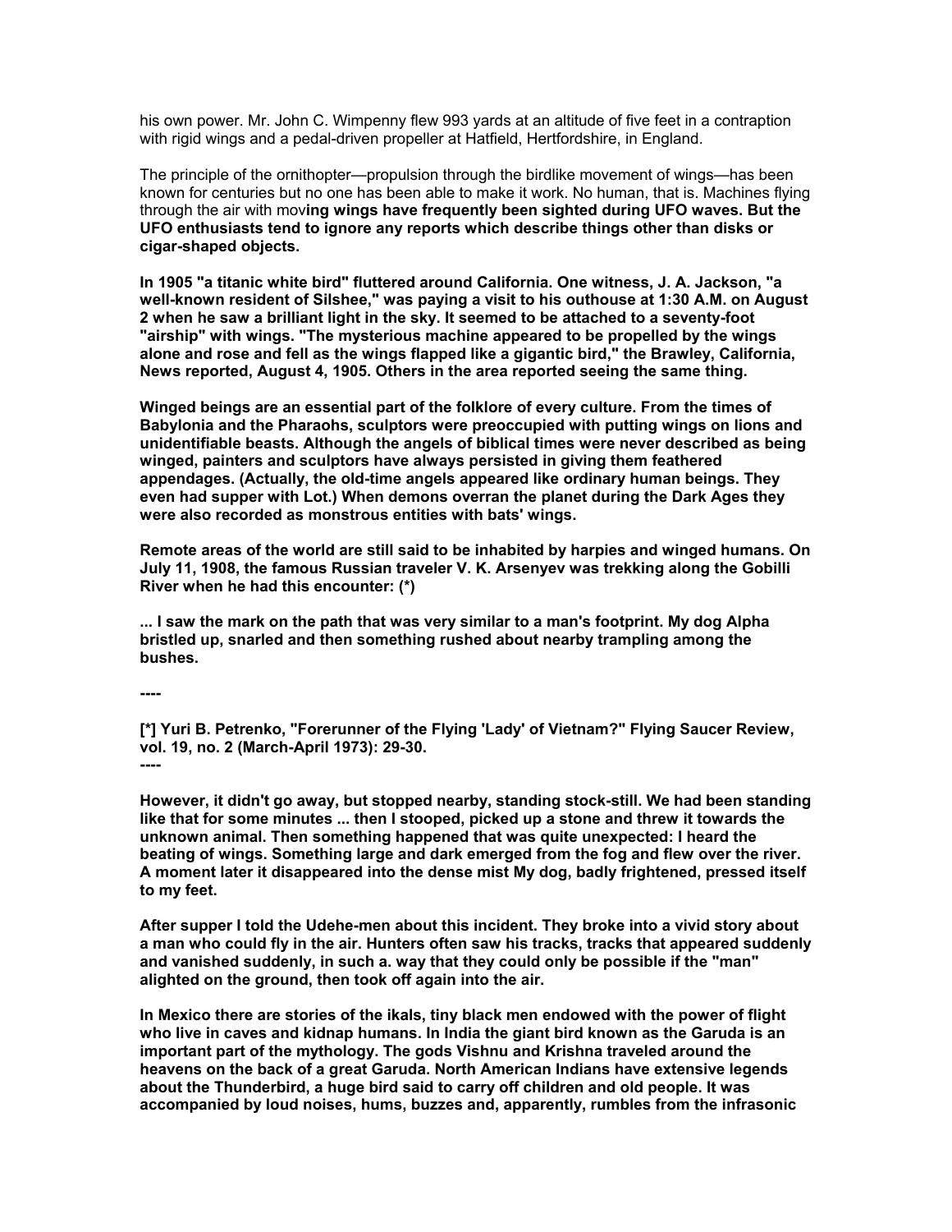his own power. Mr. John C. Wimpenny flew 993 yards at an altitude of five feet in a contraption with rigid wings and a pedal-driven propeller at Hatfield, Hertfordshire, in England.

The principle of the ornithopter—propulsion through the birdlike movement of wings—has been known for centuries but no one has been able to make it work. No human, that is. Machines flying through the air with mov**ing wings have frequently been sighted during UFO waves. But the UFO enthusiasts tend to ignore any reports which describe things other than disks or cigar-shaped objects.**

**In 1905 "a titanic white bird" fluttered around California. One witness, J. A. Jackson, "a well-known resident of Silshee," was paying a visit to his outhouse at 1:30 A.M. on August 2 when he saw a brilliant light in the sky. It seemed to be attached to a seventy-foot "airship" with wings. "The mysterious machine appeared to be propelled by the wings alone and rose and fell as the wings flapped like a gigantic bird," the Brawley, California, News reported, August 4, 1905. Others in the area reported seeing the same thing.**

**Winged beings are an essential part of the folklore of every culture. From the times of Babylonia and the Pharaohs, sculptors were preoccupied with putting wings on lions and unidentifiable beasts. Although the angels of biblical times were never described as being winged, painters and sculptors have always persisted in giving them feathered appendages. (Actually, the old-time angels appeared like ordinary human beings. They even had supper with Lot.) When demons overran the planet during the Dark Ages they were also recorded as monstrous entities with bats' wings.**

**Remote areas of the world are still said to be inhabited by harpies and winged humans. On July 11, 1908, the famous Russian traveler V. K. Arsenyev was trekking along the Gobilli River when he had this encounter: (*)**

**... I saw the mark on the path that was very similar to a man's footprint. My dog Alpha bristled up, snarled and then something rushed about nearby trampling among the bushes.**

**----**

**[*] Yuri B. Petrenko, "Forerunner of the Flying 'Lady' of Vietnam?" Flying Saucer Review, vol. 19, no. 2 (March-April 1973): 29-30.**

**----**

**However, it didn't go away, but stopped nearby, standing stock-still. We had been standing like that for some minutes ... then I stooped, picked up a stone and threw it towards the unknown animal. Then something happened that was quite unexpected: I heard the beating of wings. Something large and dark emerged from the fog and flew over the river. A moment later it disappeared into the dense mist My dog, badly frightened, pressed itself to my feet.**

**After supper I told the Udehe-men about this incident. They broke into a vivid story about a man who could fly in the air. Hunters often saw his tracks, tracks that appeared suddenly and vanished suddenly, in such a. way that they could only be possible if the "man" alighted on the ground, then took off again into the air.**

**In Mexico there are stories of the ikals, tiny black men endowed with the power of flight who live in caves and kidnap humans. In India the giant bird known as the Garuda is an important part of the mythology. The gods Vishnu and Krishna traveled around the heavens on the back of a great Garuda. North American Indians have extensive legends about the Thunderbird, a huge bird said to carry off children and old people. It was accompanied by loud noises, hums, buzzes and, apparently, rumbles from the infrasonic**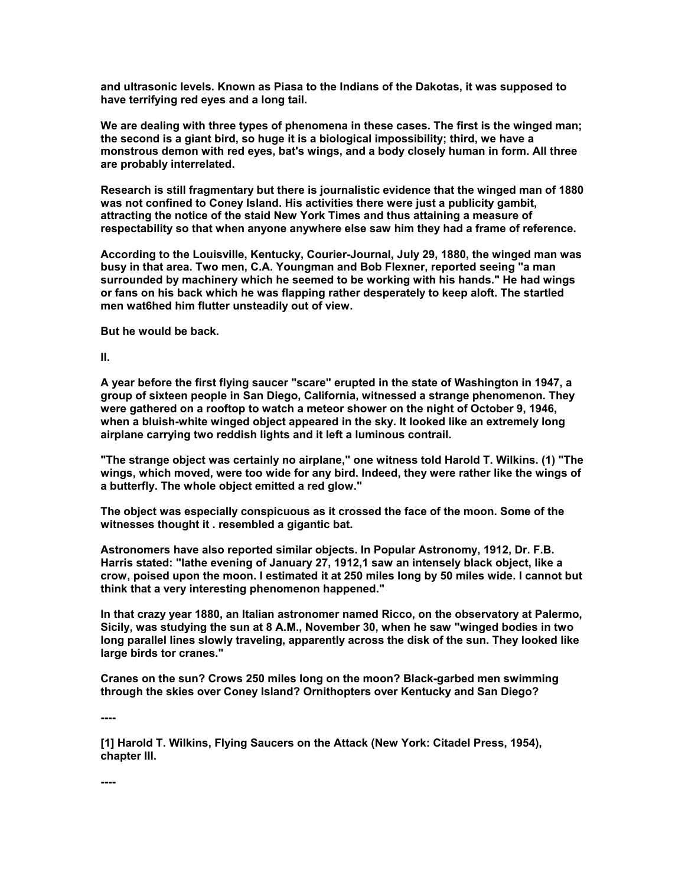**and ultrasonic levels. Known as Piasa to the Indians of the Dakotas, it was supposed to have terrifying red eyes and a long tail.**

**We are dealing with three types of phenomena in these cases. The first is the winged man; the second is a giant bird, so huge it is a biological impossibility; third, we have a monstrous demon with red eyes, bat's wings, and a body closely human in form. All three are probably interrelated.**

**Research is still fragmentary but there is journalistic evidence that the winged man of 1880 was not confined to Coney Island. His activities there were just a publicity gambit, attracting the notice of the staid New York Times and thus attaining a measure of respectability so that when anyone anywhere else saw him they had a frame of reference.**

**According to the Louisville, Kentucky, Courier-Journal, July 29, 1880, the winged man was busy in that area. Two men, C.A. Youngman and Bob Flexner, reported seeing "a man surrounded by machinery which he seemed to be working with his hands." He had wings or fans on his back which he was flapping rather desperately to keep aloft. The startled men wat6hed him flutter unsteadily out of view.**

**But he would be back.**

## II.

**A year before the first flying saucer "scare" erupted in the state of Washington in 1947, a group of sixteen people in San Diego, California, witnessed a strange phenomenon. They were gathered on a rooftop to watch a meteor shower on the night of October 9, 1946, when a bluish-white winged object appeared in the sky. It looked like an extremely long airplane carrying two reddish lights and it left a luminous contrail.**

**"The strange object was certainly no airplane," one witness told Harold T. Wilkins. (1) "The wings, which moved, were too wide for any bird. Indeed, they were rather like the wings of a butterfly. The whole object emitted a red glow."**

**The object was especially conspicuous as it crossed the face of the moon. Some of the witnesses thought it . resembled a gigantic bat.**

**Astronomers have also reported similar objects. In Popular Astronomy, 1912, Dr. F.B. Harris stated: "lathe evening of January 27, 1912,1 saw an intensely black object, like a crow, poised upon the moon. I estimated it at 250 miles long by 50 miles wide. I cannot but think that a very interesting phenomenon happened."**

**In that crazy year 1880, an Italian astronomer named Ricco, on the observatory at Palermo, Sicily, was studying the sun at 8 A.M., November 30, when he saw "winged bodies in two long parallel lines slowly traveling, apparently across the disk of the sun. They looked like large birds tor cranes."**

**Cranes on the sun? Crows 250 miles long on the moon? Black-garbed men swimming through the skies over Coney Island? Ornithopters over Kentucky and San Diego?**

**----**

**[1] Harold T. Wilkins, Flying Saucers on the Attack (New York: Citadel Press, 1954), chapter III.**

**----**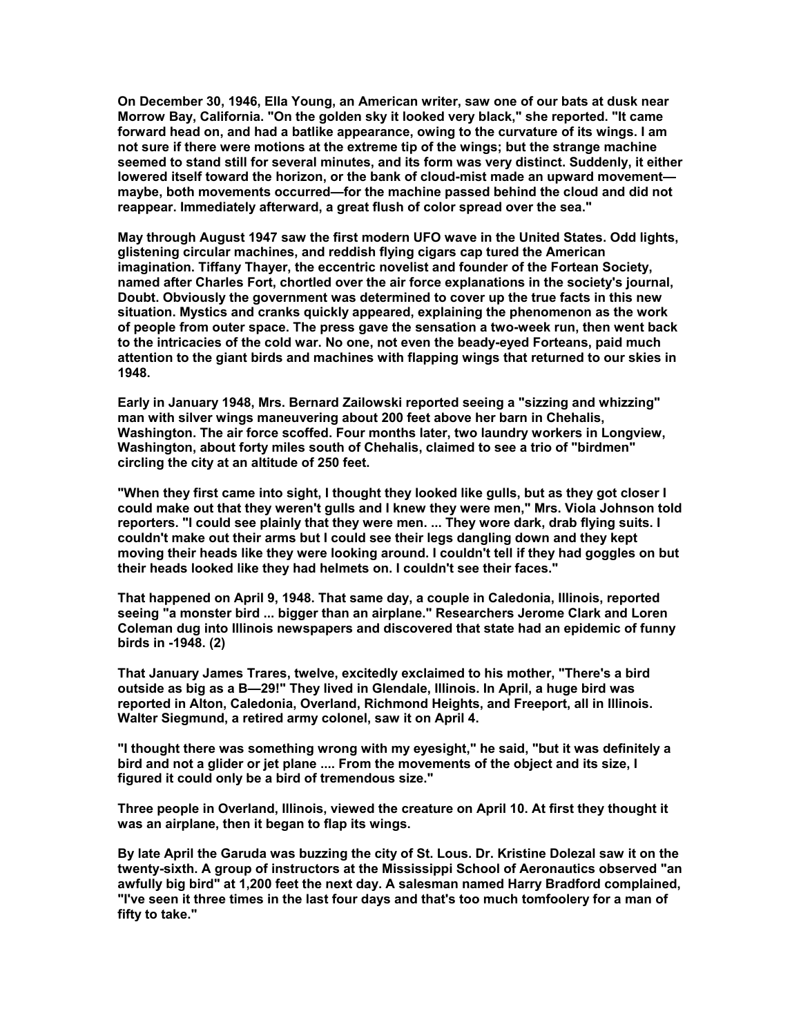On December 30, 1946, Ella Young, an American writer, saw one of our bats at dusk near Morrow Bay, California. "On the golden sky it looked very black," she reported. "It came forward head on, and had a batlike appearance, owing to the curvature of its wings. I am not sure if there were motions at the extreme tip of the wings; but the strange machine seemed to stand still for several minutes, and its form was very distinct. Suddenly, it either lowered itself toward the horizon, or the bank of cloud-mist made an upward movement—maybe, both movements occurred—for the machine passed behind the cloud and did not reappear. Immediately afterward, a great flush of color spread over the sea."

May through August 1947 saw the first modern UFO wave in the United States. Odd lights, glistening circular machines, and reddish flying cigars cap tured the American imagination. Tiffany Thayer, the eccentric novelist and founder of the Fortean Society, named after Charles Fort, chortled over the air force explanations in the society's journal, Doubt. Obviously the government was determined to cover up the true facts in this new situation. Mystics and cranks quickly appeared, explaining the phenomenon as the work of people from outer space. The press gave the sensation a two-week run, then went back to the intricacies of the cold war. No one, not even the beady-eyed Forteans, paid much attention to the giant birds and machines with flapping wings that returned to our skies in 1948.

Early in January 1948, Mrs. Bernard Zailowski reported seeing a "sizzing and whizzing" man with silver wings maneuvering about 200 feet above her barn in Chehalis, Washington. The air force scoffed. Four months later, two laundry workers in Longview, Washington, about forty miles south of Chehalis, claimed to see a trio of "birdmen" circling the city at an altitude of 250 feet.

"When they first came into sight, I thought they looked like gulls, but as they got closer I could make out that they weren't gulls and I knew they were men," Mrs. Viola Johnson told reporters. "I could see plainly that they were men. ... They wore dark, drab flying suits. I couldn't make out their arms but I could see their legs dangling down and they kept moving their heads like they were looking around. I couldn't tell if they had goggles on but their heads looked like they had helmets on. I couldn't see their faces."

That happened on April 9, 1948. That same day, a couple in Caledonia, Illinois, reported seeing "a monster bird ... bigger than an airplane." Researchers Jerome Clark and Loren Coleman dug into Illinois newspapers and discovered that state had an epidemic of funny birds in -1948. (2)

That January James Trares, twelve, excitedly exclaimed to his mother, "There's a bird outside as big as a B—29!" They lived in Glendale, Illinois. In April, a huge bird was reported in Alton, Caledonia, Overland, Richmond Heights, and Freeport, all in Illinois. Walter Siegmund, a retired army colonel, saw it on April 4.

"I thought there was something wrong with my eyesight," he said, "but it was definitely a bird and not a glider or jet plane .... From the movements of the object and its size, I figured it could only be a bird of tremendous size."

Three people in Overland, Illinois, viewed the creature on April 10. At first they thought it was an airplane, then it began to flap its wings.

By late April the Garuda was buzzing the city of St. Lous. Dr. Kristine Dolezal saw it on the twenty-sixth. A group of instructors at the Mississippi School of Aeronautics observed "an awfully big bird" at 1,200 feet the next day. A salesman named Harry Bradford complained, "I've seen it three times in the last four days and that's too much tomfoolery for a man of fifty to take."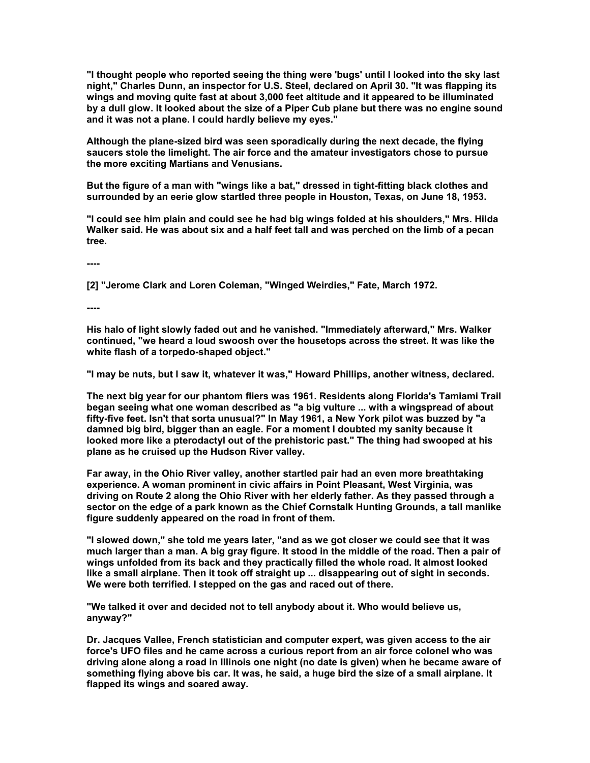"I thought people who reported seeing the thing were 'bugs' until I looked into the sky last night," Charles Dunn, an inspector for U.S. Steel, declared on April 30. "It was flapping its wings and moving quite fast at about 3,000 feet altitude and it appeared to be illuminated by a dull glow. It looked about the size of a Piper Cub plane but there was no engine sound and it was not a plane. I could hardly believe my eyes."

Although the plane-sized bird was seen sporadically during the next decade, the flying saucers stole the limelight. The air force and the amateur investigators chose to pursue the more exciting Martians and Venusians.

But the figure of a man with "wings like a bat," dressed in tight-fitting black clothes and surrounded by an eerie glow startled three people in Houston, Texas, on June 18, 1953.

"I could see him plain and could see he had big wings folded at his shoulders," Mrs. Hilda Walker said. He was about six and a half feet tall and was perched on the limb of a pecan tree.

----

[2] "Jerome Clark and Loren Coleman, "Winged Weirdies," Fate, March 1972.

----

His halo of light slowly faded out and he vanished. "Immediately afterward," Mrs. Walker continued, "we heard a loud swoosh over the housetops across the street. It was like the white flash of a torpedo-shaped object."

"I may be nuts, but I saw it, whatever it was," Howard Phillips, another witness, declared.

The next big year for our phantom fliers was 1961. Residents along Florida's Tamiami Trail began seeing what one woman described as "a big vulture ... with a wingspread of about fifty-five feet. Isn't that sorta unusual?" In May 1961, a New York pilot was buzzed by "a damned big bird, bigger than an eagle. For a moment I doubted my sanity because it looked more like a pterodactyl out of the prehistoric past." The thing had swooped at his plane as he cruised up the Hudson River valley.

Far away, in the Ohio River valley, another startled pair had an even more breathtaking experience. A woman prominent in civic affairs in Point Pleasant, West Virginia, was driving on Route 2 along the Ohio River with her elderly father. As they passed through a sector on the edge of a park known as the Chief Cornstalk Hunting Grounds, a tall manlike figure suddenly appeared on the road in front of them.

"I slowed down," she told me years later, "and as we got closer we could see that it was much larger than a man. A big gray figure. It stood in the middle of the road. Then a pair of wings unfolded from its back and they practically filled the whole road. It almost looked like a small airplane. Then it took off straight up ... disappearing out of sight in seconds. We were both terrified. I stepped on the gas and raced out of there.

"We talked it over and decided not to tell anybody about it. Who would believe us, anyway?"

Dr. Jacques Vallee, French statistician and computer expert, was given access to the air force's UFO files and he came across a curious report from an air force colonel who was driving alone along a road in Illinois one night (no date is given) when he became aware of something flying above bis car. It was, he said, a huge bird the size of a small airplane. It flapped its wings and soared away.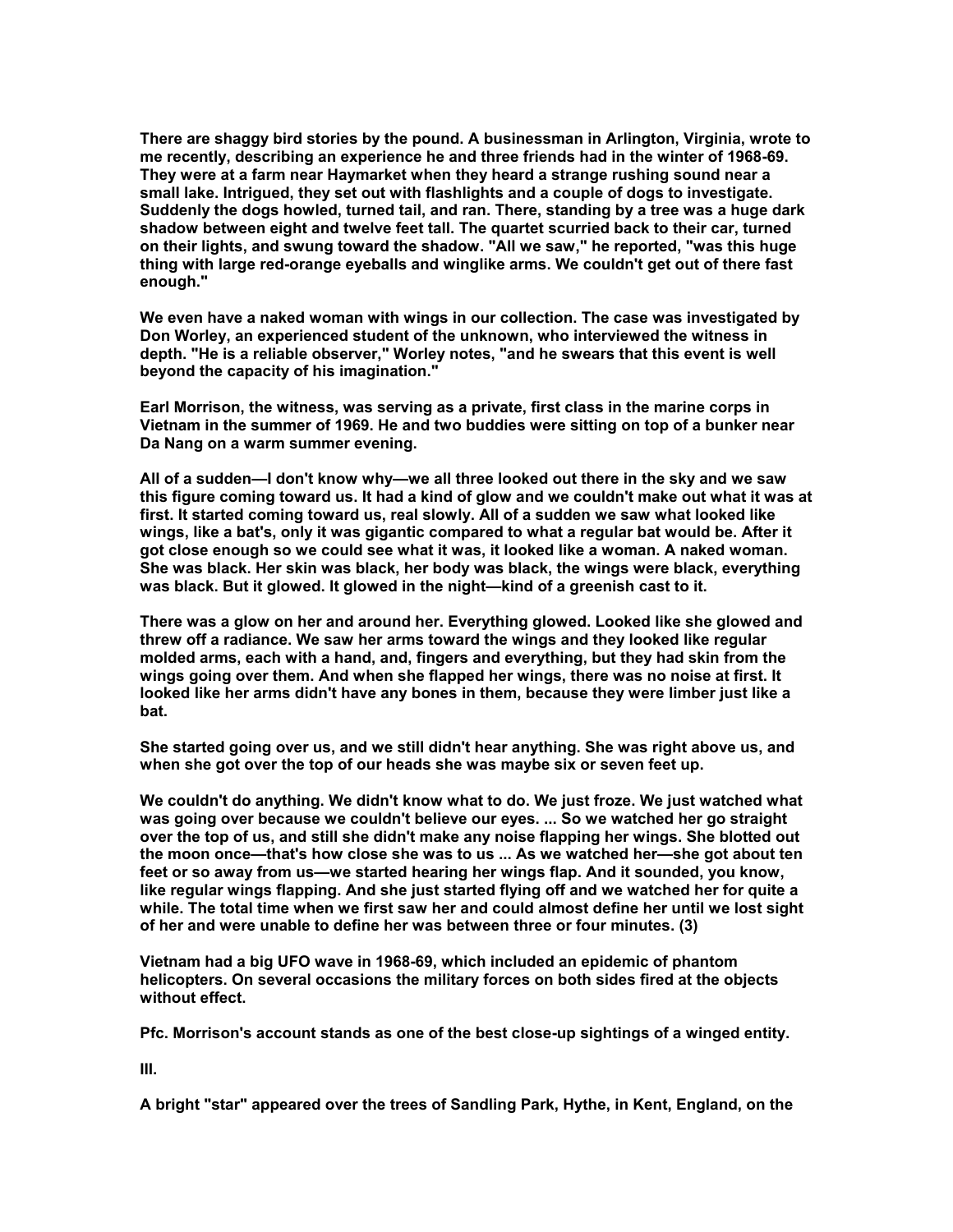There are shaggy bird stories by the pound. A businessman in Arlington, Virginia, wrote to me recently, describing an experience he and three friends had in the winter of 1968-69. They were at a farm near Haymarket when they heard a strange rushing sound near a small lake. Intrigued, they set out with flashlights and a couple of dogs to investigate. Suddenly the dogs howled, turned tail, and ran. There, standing by a tree was a huge dark shadow between eight and twelve feet tall. The quartet scurried back to their car, turned on their lights, and swung toward the shadow. "All we saw," he reported, "was this huge thing with large red-orange eyeballs and winglike arms. We couldn't get out of there fast enough."

We even have a naked woman with wings in our collection. The case was investigated by Don Worley, an experienced student of the unknown, who interviewed the witness in depth. "He is a reliable observer," Worley notes, "and he swears that this event is well beyond the capacity of his imagination."

Earl Morrison, the witness, was serving as a private, first class in the marine corps in Vietnam in the summer of 1969. He and two buddies were sitting on top of a bunker near Da Nang on a warm summer evening.

All of a sudden—I don't know why—we all three looked out there in the sky and we saw this figure coming toward us. It had a kind of glow and we couldn't make out what it was at first. It started coming toward us, real slowly. All of a sudden we saw what looked like wings, like a bat's, only it was gigantic compared to what a regular bat would be. After it got close enough so we could see what it was, it looked like a woman. A naked woman. She was black. Her skin was black, her body was black, the wings were black, everything was black. But it glowed. It glowed in the night—kind of a greenish cast to it.

There was a glow on her and around her. Everything glowed. Looked like she glowed and threw off a radiance. We saw her arms toward the wings and they looked like regular molded arms, each with a hand, and, fingers and everything, but they had skin from the wings going over them. And when she flapped her wings, there was no noise at first. It looked like her arms didn't have any bones in them, because they were limber just like a bat.

She started going over us, and we still didn't hear anything. She was right above us, and when she got over the top of our heads she was maybe six or seven feet up.

We couldn't do anything. We didn't know what to do. We just froze. We just watched what was going over because we couldn't believe our eyes. ... So we watched her go straight over the top of us, and still she didn't make any noise flapping her wings. She blotted out the moon once—that's how close she was to us ... As we watched her—she got about ten feet or so away from us—we started hearing her wings flap. And it sounded, you know, like regular wings flapping. And she just started flying off and we watched her for quite a while. The total time when we first saw her and could almost define her until we lost sight of her and were unable to define her was between three or four minutes. (3)

Vietnam had a big UFO wave in 1968-69, which included an epidemic of phantom helicopters. On several occasions the military forces on both sides fired at the objects without effect.

Pfc. Morrison's account stands as one of the best close-up sightings of a winged entity.

## III.

A bright "star" appeared over the trees of Sandling Park, Hythe, in Kent, England, on the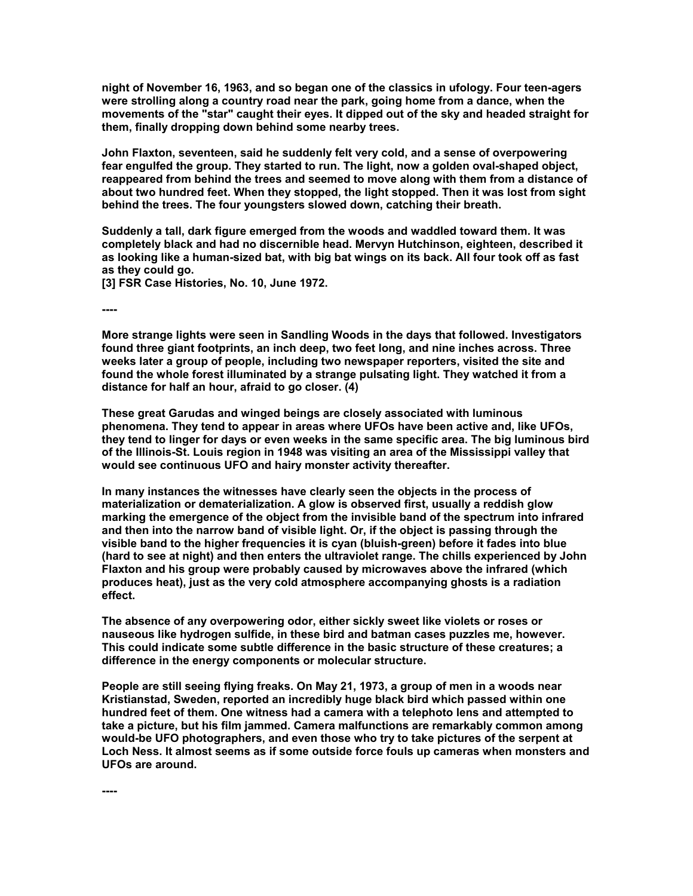night of November 16, 1963, and so began one of the classics in ufology. Four teen-agers were strolling along a country road near the park, going home from a dance, when the movements of the "star" caught their eyes. It dipped out of the sky and headed straight for them, finally dropping down behind some nearby trees.

John Flaxton, seventeen, said he suddenly felt very cold, and a sense of overpowering fear engulfed the group. They started to run. The light, now a golden oval-shaped object, reappeared from behind the trees and seemed to move along with them from a distance of about two hundred feet. When they stopped, the light stopped. Then it was lost from sight behind the trees. The four youngsters slowed down, catching their breath.

Suddenly a tall, dark figure emerged from the woods and waddled toward them. It was completely black and had no discernible head. Mervyn Hutchinson, eighteen, described it as looking like a human-sized bat, with big bat wings on its back. All four took off as fast as they could go.
[3] FSR Case Histories, No. 10, June 1972.

----

More strange lights were seen in Sandling Woods in the days that followed. Investigators found three giant footprints, an inch deep, two feet long, and nine inches across. Three weeks later a group of people, including two newspaper reporters, visited the site and found the whole forest illuminated by a strange pulsating light. They watched it from a distance for half an hour, afraid to go closer. (4)

These great Garudas and winged beings are closely associated with luminous phenomena. They tend to appear in areas where UFOs have been active and, like UFOs, they tend to linger for days or even weeks in the same specific area. The big luminous bird of the Illinois-St. Louis region in 1948 was visiting an area of the Mississippi valley that would see continuous UFO and hairy monster activity thereafter.

In many instances the witnesses have clearly seen the objects in the process of materialization or dematerialization. A glow is observed first, usually a reddish glow marking the emergence of the object from the invisible band of the spectrum into infrared and then into the narrow band of visible light. Or, if the object is passing through the visible band to the higher frequencies it is cyan (bluish-green) before it fades into blue (hard to see at night) and then enters the ultraviolet range. The chills experienced by John Flaxton and his group were probably caused by microwaves above the infrared (which produces heat), just as the very cold atmosphere accompanying ghosts is a radiation effect.

The absence of any overpowering odor, either sickly sweet like violets or roses or nauseous like hydrogen sulfide, in these bird and batman cases puzzles me, however. This could indicate some subtle difference in the basic structure of these creatures; a difference in the energy components or molecular structure.

People are still seeing flying freaks. On May 21, 1973, a group of men in a woods near Kristianstad, Sweden, reported an incredibly huge black bird which passed within one hundred feet of them. One witness had a camera with a telephoto lens and attempted to take a picture, but his film jammed. Camera malfunctions are remarkably common among would-be UFO photographers, and even those who try to take pictures of the serpent at Loch Ness. It almost seems as if some outside force fouls up cameras when monsters and UFOs are around.

----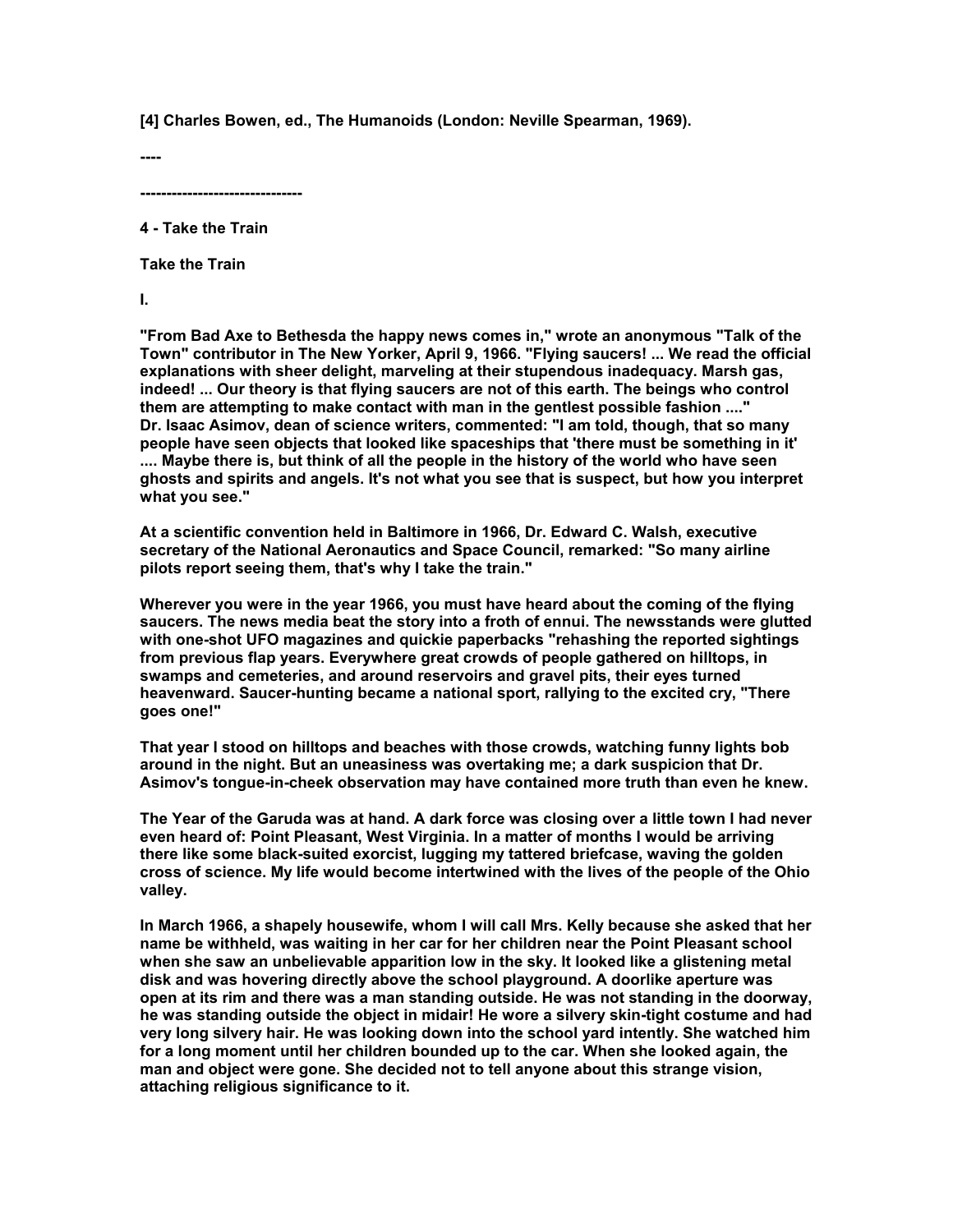[4] Charles Bowen, ed., The Humanoids (London: Neville Spearman, 1969).

----

------------------------------

## 4 - Take the Train

### Take the Train

### I.

"From Bad Axe to Bethesda the happy news comes in," wrote an anonymous "Talk of the Town" contributor in The New Yorker, April 9, 1966. "Flying saucers! ... We read the official explanations with sheer delight, marveling at their stupendous inadequacy. Marsh gas, indeed! ... Our theory is that flying saucers are not of this earth. The beings who control them are attempting to make contact with man in the gentlest possible fashion ...." Dr. Isaac Asimov, dean of science writers, commented: "I am told, though, that so many people have seen objects that looked like spaceships that 'there must be something in it' .... Maybe there is, but think of all the people in the history of the world who have seen ghosts and spirits and angels. It's not what you see that is suspect, but how you interpret what you see."

At a scientific convention held in Baltimore in 1966, Dr. Edward C. Walsh, executive secretary of the National Aeronautics and Space Council, remarked: "So many airline pilots report seeing them, that's why I take the train."

Wherever you were in the year 1966, you must have heard about the coming of the flying saucers. The news media beat the story into a froth of ennui. The newsstands were glutted with one-shot UFO magazines and quickie paperbacks "rehashing the reported sightings from previous flap years. Everywhere great crowds of people gathered on hilltops, in swamps and cemeteries, and around reservoirs and gravel pits, their eyes turned heavenward. Saucer-hunting became a national sport, rallying to the excited cry, "There goes one!"

That year I stood on hilltops and beaches with those crowds, watching funny lights bob around in the night. But an uneasiness was overtaking me; a dark suspicion that Dr. Asimov's tongue-in-cheek observation may have contained more truth than even he knew.

The Year of the Garuda was at hand. A dark force was closing over a little town I had never even heard of: Point Pleasant, West Virginia. In a matter of months I would be arriving there like some black-suited exorcist, lugging my tattered briefcase, waving the golden cross of science. My life would become intertwined with the lives of the people of the Ohio valley.

In March 1966, a shapely housewife, whom I will call Mrs. Kelly because she asked that her name be withheld, was waiting in her car for her children near the Point Pleasant school when she saw an unbelievable apparition low in the sky. It looked like a glistening metal disk and was hovering directly above the school playground. A doorlike aperture was open at its rim and there was a man standing outside. He was not standing in the doorway, he was standing outside the object in midair! He wore a silvery skin-tight costume and had very long silvery hair. He was looking down into the school yard intently. She watched him for a long moment until her children bounded up to the car. When she looked again, the man and object were gone. She decided not to tell anyone about this strange vision, attaching religious significance to it.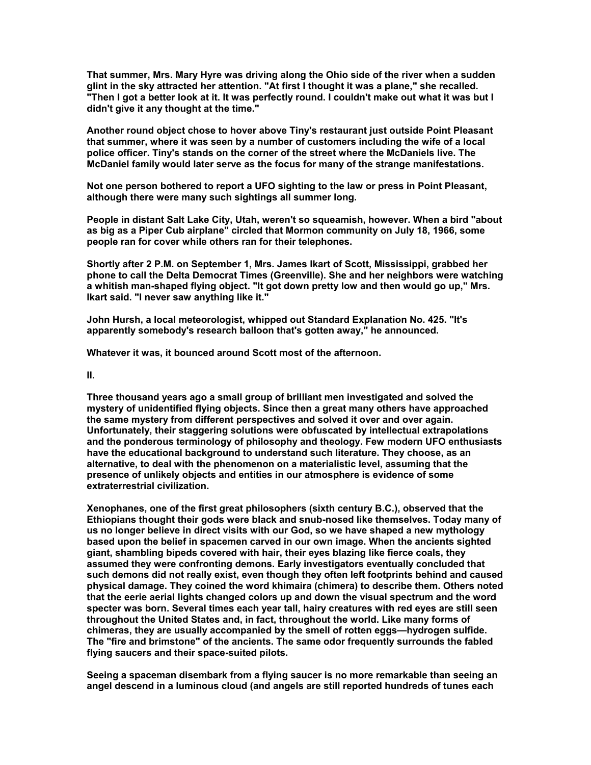That summer, Mrs. Mary Hyre was driving along the Ohio side of the river when a sudden glint in the sky attracted her attention. "At first I thought it was a plane," she recalled. "Then I got a better look at it. It was perfectly round. I couldn't make out what it was but I didn't give it any thought at the time."

Another round object chose to hover above Tiny's restaurant just outside Point Pleasant that summer, where it was seen by a number of customers including the wife of a local police officer. Tiny's stands on the corner of the street where the McDaniels live. The McDaniel family would later serve as the focus for many of the strange manifestations.

Not one person bothered to report a UFO sighting to the law or press in Point Pleasant, although there were many such sightings all summer long.

People in distant Salt Lake City, Utah, weren't so squeamish, however. When a bird "about as big as a Piper Cub airplane" circled that Mormon community on July 18, 1966, some people ran for cover while others ran for their telephones.

Shortly after 2 P.M. on September 1, Mrs. James Ikart of Scott, Mississippi, grabbed her phone to call the Delta Democrat Times (Greenville). She and her neighbors were watching a whitish man-shaped flying object. "It got down pretty low and then would go up," Mrs. Ikart said. "I never saw anything like it."

John Hursh, a local meteorologist, whipped out Standard Explanation No. 425. "It's apparently somebody's research balloon that's gotten away," he announced.

Whatever it was, it bounced around Scott most of the afternoon.

## II.

Three thousand years ago a small group of brilliant men investigated and solved the mystery of unidentified flying objects. Since then a great many others have approached the same mystery from different perspectives and solved it over and over again. Unfortunately, their staggering solutions were obfuscated by intellectual extrapolations and the ponderous terminology of philosophy and theology. Few modern UFO enthusiasts have the educational background to understand such literature. They choose, as an alternative, to deal with the phenomenon on a materialistic level, assuming that the presence of unlikely objects and entities in our atmosphere is evidence of some extraterrestrial civilization.

Xenophanes, one of the first great philosophers (sixth century B.C.), observed that the Ethiopians thought their gods were black and snub-nosed like themselves. Today many of us no longer believe in direct visits with our God, so we have shaped a new mythology based upon the belief in spacemen carved in our own image. When the ancients sighted giant, shambling bipeds covered with hair, their eyes blazing like fierce coals, they assumed they were confronting demons. Early investigators eventually concluded that such demons did not really exist, even though they often left footprints behind and caused physical damage. They coined the word khimaira (chimera) to describe them. Others noted that the eerie aerial lights changed colors up and down the visual spectrum and the word specter was born. Several times each year tall, hairy creatures with red eyes are still seen throughout the United States and, in fact, throughout the world. Like many forms of chimeras, they are usually accompanied by the smell of rotten eggs—hydrogen sulfide. The "fire and brimstone" of the ancients. The same odor frequently surrounds the fabled flying saucers and their space-suited pilots.

Seeing a spaceman disembark from a flying saucer is no more remarkable than seeing an angel descend in a luminous cloud (and angels are still reported hundreds of tunes each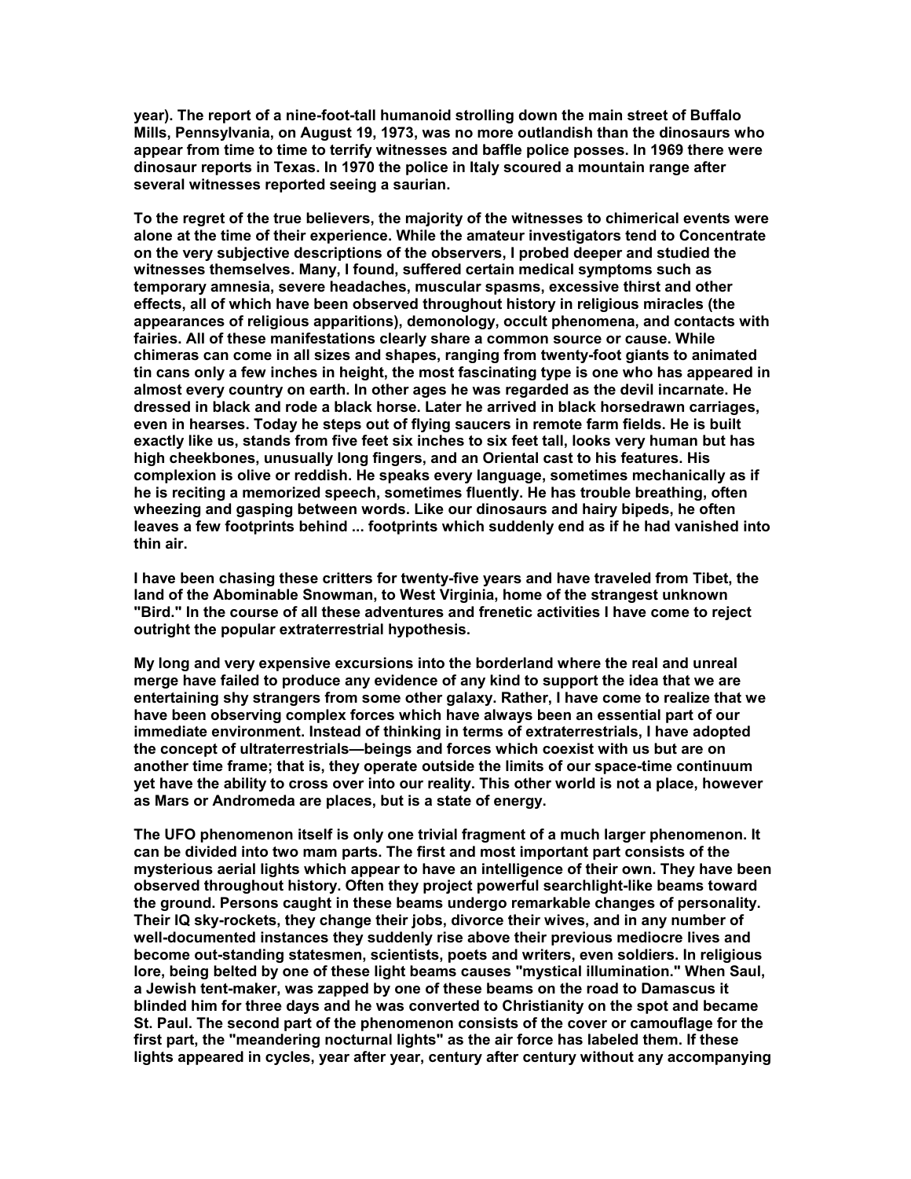year). The report of a nine-foot-tall humanoid strolling down the main street of Buffalo Mills, Pennsylvania, on August 19, 1973, was no more outlandish than the dinosaurs who appear from time to time to terrify witnesses and baffle police posses. In 1969 there were dinosaur reports in Texas. In 1970 the police in Italy scoured a mountain range after several witnesses reported seeing a saurian.

To the regret of the true believers, the majority of the witnesses to chimerical events were alone at the time of their experience. While the amateur investigators tend to Concentrate on the very subjective descriptions of the observers, I probed deeper and studied the witnesses themselves. Many, I found, suffered certain medical symptoms such as temporary amnesia, severe headaches, muscular spasms, excessive thirst and other effects, all of which have been observed throughout history in religious miracles (the appearances of religious apparitions), demonology, occult phenomena, and contacts with fairies. All of these manifestations clearly share a common source or cause. While chimeras can come in all sizes and shapes, ranging from twenty-foot giants to animated tin cans only a few inches in height, the most fascinating type is one who has appeared in almost every country on earth. In other ages he was regarded as the devil incarnate. He dressed in black and rode a black horse. Later he arrived in black horsedrawn carriages, even in hearses. Today he steps out of flying saucers in remote farm fields. He is built exactly like us, stands from five feet six inches to six feet tall, looks very human but has high cheekbones, unusually long fingers, and an Oriental cast to his features. His complexion is olive or reddish. He speaks every language, sometimes mechanically as if he is reciting a memorized speech, sometimes fluently. He has trouble breathing, often wheezing and gasping between words. Like our dinosaurs and hairy bipeds, he often leaves a few footprints behind ... footprints which suddenly end as if he had vanished into thin air.

I have been chasing these critters for twenty-five years and have traveled from Tibet, the land of the Abominable Snowman, to West Virginia, home of the strangest unknown "Bird." In the course of all these adventures and frenetic activities I have come to reject outright the popular extraterrestrial hypothesis.

My long and very expensive excursions into the borderland where the real and unreal merge have failed to produce any evidence of any kind to support the idea that we are entertaining shy strangers from some other galaxy. Rather, I have come to realize that we have been observing complex forces which have always been an essential part of our immediate environment. Instead of thinking in terms of extraterrestrials, I have adopted the concept of ultraterrestrials—beings and forces which coexist with us but are on another time frame; that is, they operate outside the limits of our space-time continuum yet have the ability to cross over into our reality. This other world is not a place, however as Mars or Andromeda are places, but is a state of energy.

The UFO phenomenon itself is only one trivial fragment of a much larger phenomenon. It can be divided into two mam parts. The first and most important part consists of the mysterious aerial lights which appear to have an intelligence of their own. They have been observed throughout history. Often they project powerful searchlight-like beams toward the ground. Persons caught in these beams undergo remarkable changes of personality. Their IQ sky-rockets, they change their jobs, divorce their wives, and in any number of well-documented instances they suddenly rise above their previous mediocre lives and become out-standing statesmen, scientists, poets and writers, even soldiers. In religious lore, being belted by one of these light beams causes "mystical illumination." When Saul, a Jewish tent-maker, was zapped by one of these beams on the road to Damascus it blinded him for three days and he was converted to Christianity on the spot and became St. Paul. The second part of the phenomenon consists of the cover or camouflage for the first part, the "meandering nocturnal lights" as the air force has labeled them. If these lights appeared in cycles, year after year, century after century without any accompanying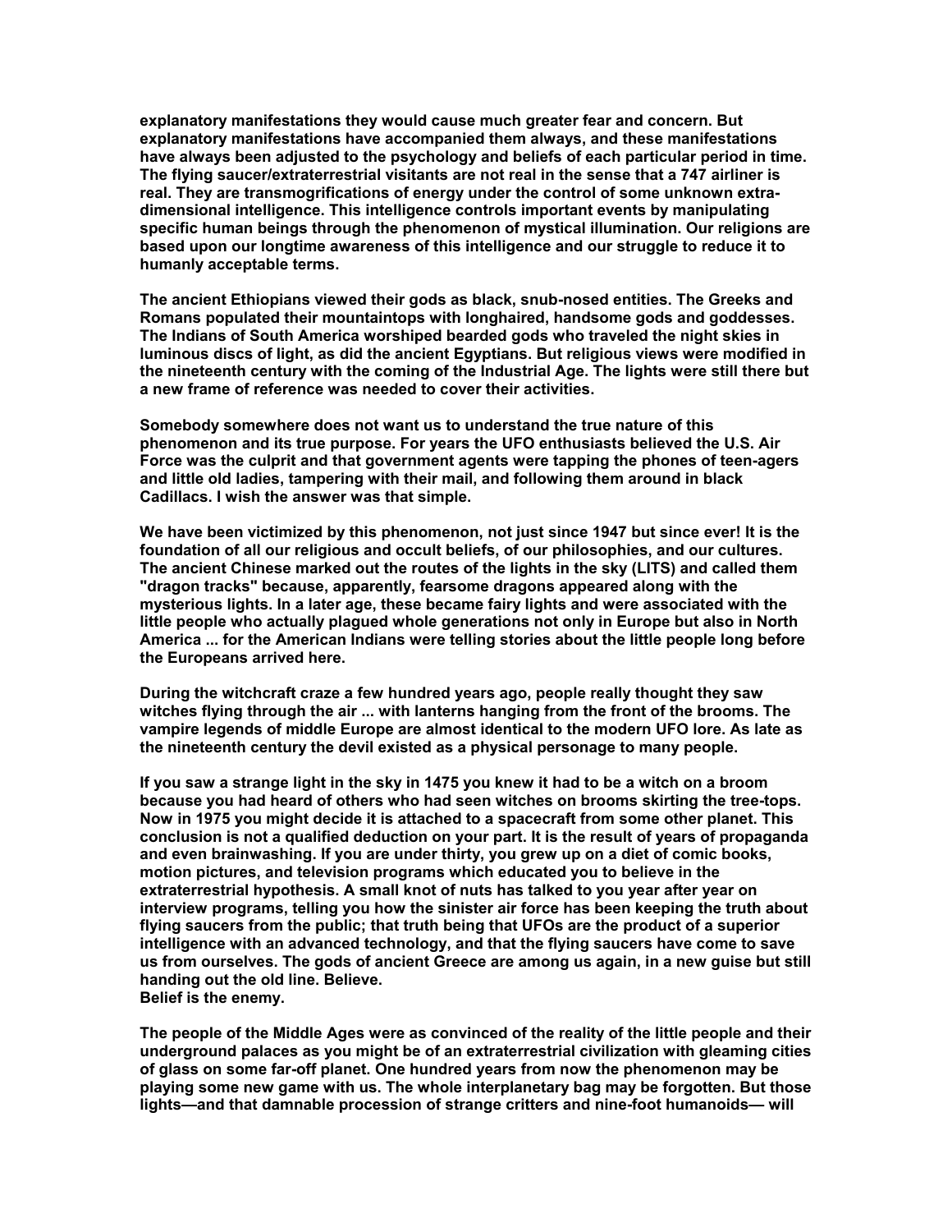explanatory manifestations they would cause much greater fear and concern. But explanatory manifestations have accompanied them always, and these manifestations have always been adjusted to the psychology and beliefs of each particular period in time. The flying saucer/extraterrestrial visitants are not real in the sense that a 747 airliner is real. They are transmogrifications of energy under the control of some unknown extra-dimensional intelligence. This intelligence controls important events by manipulating specific human beings through the phenomenon of mystical illumination. Our religions are based upon our longtime awareness of this intelligence and our struggle to reduce it to humanly acceptable terms.

The ancient Ethiopians viewed their gods as black, snub-nosed entities. The Greeks and Romans populated their mountaintops with longhaired, handsome gods and goddesses. The Indians of South America worshiped bearded gods who traveled the night skies in luminous discs of light, as did the ancient Egyptians. But religious views were modified in the nineteenth century with the coming of the Industrial Age. The lights were still there but a new frame of reference was needed to cover their activities.

Somebody somewhere does not want us to understand the true nature of this phenomenon and its true purpose. For years the UFO enthusiasts believed the U.S. Air Force was the culprit and that government agents were tapping the phones of teen-agers and little old ladies, tampering with their mail, and following them around in black Cadillacs. I wish the answer was that simple.

We have been victimized by this phenomenon, not just since 1947 but since ever! It is the foundation of all our religious and occult beliefs, of our philosophies, and our cultures. The ancient Chinese marked out the routes of the lights in the sky (LITS) and called them "dragon tracks" because, apparently, fearsome dragons appeared along with the mysterious lights. In a later age, these became fairy lights and were associated with the little people who actually plagued whole generations not only in Europe but also in North America ... for the American Indians were telling stories about the little people long before the Europeans arrived here.

During the witchcraft craze a few hundred years ago, people really thought they saw witches flying through the air ... with lanterns hanging from the front of the brooms. The vampire legends of middle Europe are almost identical to the modern UFO lore. As late as the nineteenth century the devil existed as a physical personage to many people.

If you saw a strange light in the sky in 1475 you knew it had to be a witch on a broom because you had heard of others who had seen witches on brooms skirting the tree-tops. Now in 1975 you might decide it is attached to a spacecraft from some other planet. This conclusion is not a qualified deduction on your part. It is the result of years of propaganda and even brainwashing. If you are under thirty, you grew up on a diet of comic books, motion pictures, and television programs which educated you to believe in the extraterrestrial hypothesis. A small knot of nuts has talked to you year after year on interview programs, telling you how the sinister air force has been keeping the truth about flying saucers from the public; that truth being that UFOs are the product of a superior intelligence with an advanced technology, and that the flying saucers have come to save us from ourselves. The gods of ancient Greece are among us again, in a new guise but still handing out the old line. Believe.
Belief is the enemy.

The people of the Middle Ages were as convinced of the reality of the little people and their underground palaces as you might be of an extraterrestrial civilization with gleaming cities of glass on some far-off planet. One hundred years from now the phenomenon may be playing some new game with us. The whole interplanetary bag may be forgotten. But those lights—and that damnable procession of strange critters and nine-foot humanoids— will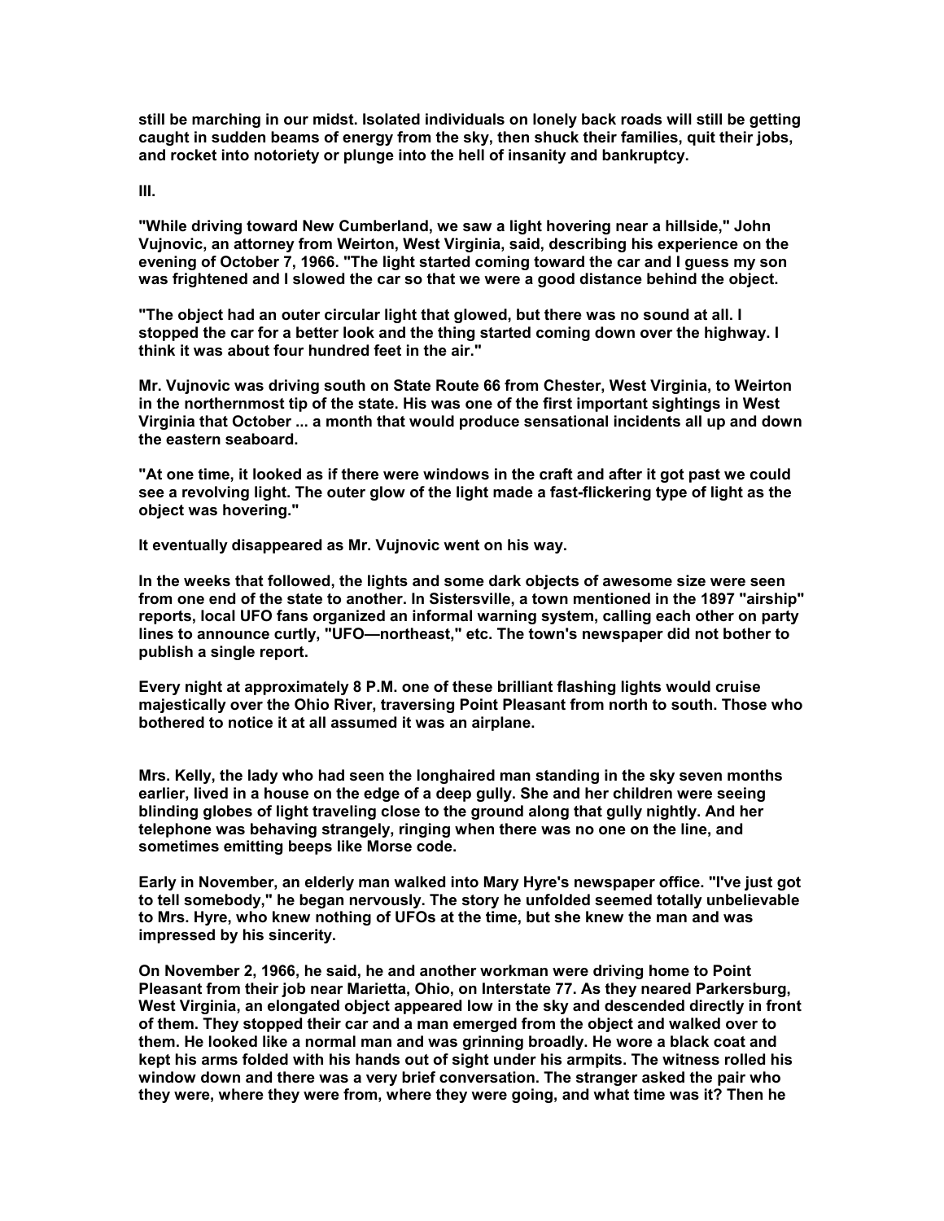still be marching in our midst. Isolated individuals on lonely back roads will still be getting caught in sudden beams of energy from the sky, then shuck their families, quit their jobs, and rocket into notoriety or plunge into the hell of insanity and bankruptcy.

## III.

"While driving toward New Cumberland, we saw a light hovering near a hillside," John Vujnovic, an attorney from Weirton, West Virginia, said, describing his experience on the evening of October 7, 1966. "The light started coming toward the car and I guess my son was frightened and I slowed the car so that we were a good distance behind the object.

"The object had an outer circular light that glowed, but there was no sound at all. I stopped the car for a better look and the thing started coming down over the highway. I think it was about four hundred feet in the air."

Mr. Vujnovic was driving south on State Route 66 from Chester, West Virginia, to Weirton in the northernmost tip of the state. His was one of the first important sightings in West Virginia that October ... a month that would produce sensational incidents all up and down the eastern seaboard.

"At one time, it looked as if there were windows in the craft and after it got past we could see a revolving light. The outer glow of the light made a fast-flickering type of light as the object was hovering."

It eventually disappeared as Mr. Vujnovic went on his way.

In the weeks that followed, the lights and some dark objects of awesome size were seen from one end of the state to another. In Sistersville, a town mentioned in the 1897 "airship" reports, local UFO fans organized an informal warning system, calling each other on party lines to announce curtly, "UFO—northeast," etc. The town's newspaper did not bother to publish a single report.

Every night at approximately 8 P.M. one of these brilliant flashing lights would cruise majestically over the Ohio River, traversing Point Pleasant from north to south. Those who bothered to notice it at all assumed it was an airplane.

Mrs. Kelly, the lady who had seen the longhaired man standing in the sky seven months earlier, lived in a house on the edge of a deep gully. She and her children were seeing blinding globes of light traveling close to the ground along that gully nightly. And her telephone was behaving strangely, ringing when there was no one on the line, and sometimes emitting beeps like Morse code.

Early in November, an elderly man walked into Mary Hyre's newspaper office. "I've just got to tell somebody," he began nervously. The story he unfolded seemed totally unbelievable to Mrs. Hyre, who knew nothing of UFOs at the time, but she knew the man and was impressed by his sincerity.

On November 2, 1966, he said, he and another workman were driving home to Point Pleasant from their job near Marietta, Ohio, on Interstate 77. As they neared Parkersburg, West Virginia, an elongated object appeared low in the sky and descended directly in front of them. They stopped their car and a man emerged from the object and walked over to them. He looked like a normal man and was grinning broadly. He wore a black coat and kept his arms folded with his hands out of sight under his armpits. The witness rolled his window down and there was a very brief conversation. The stranger asked the pair who they were, where they were from, where they were going, and what time was it? Then he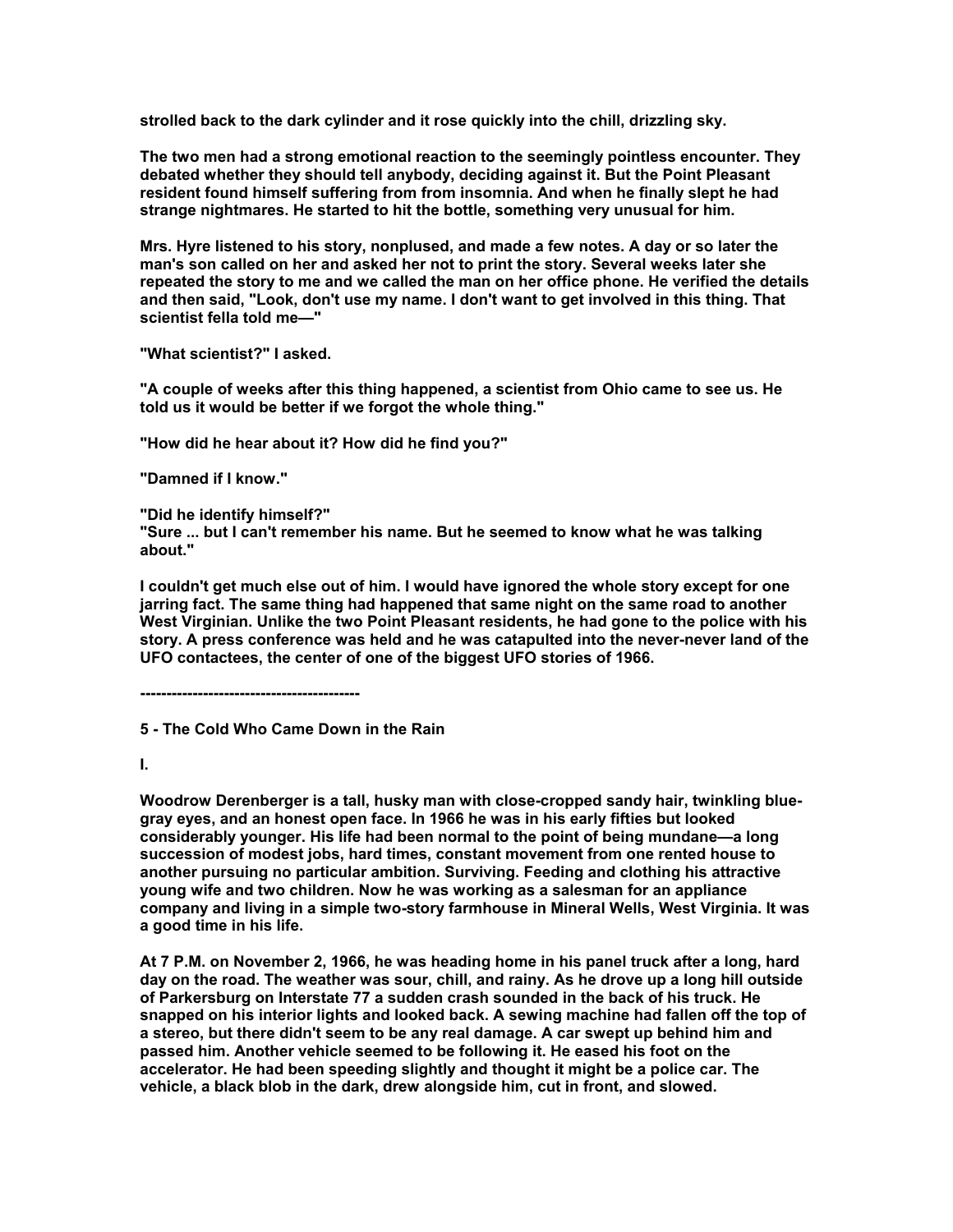strolled back to the dark cylinder and it rose quickly into the chill, drizzling sky.

The two men had a strong emotional reaction to the seemingly pointless encounter. They debated whether they should tell anybody, deciding against it. But the Point Pleasant resident found himself suffering from from insomnia. And when he finally slept he had strange nightmares. He started to hit the bottle, something very unusual for him.

Mrs. Hyre listened to his story, nonplused, and made a few notes. A day or so later the man's son called on her and asked her not to print the story. Several weeks later she repeated the story to me and we called the man on her office phone. He verified the details and then said, "Look, don't use my name. I don't want to get involved in this thing. That scientist fella told me—"

"What scientist?" I asked.

"A couple of weeks after this thing happened, a scientist from Ohio came to see us. He told us it would be better if we forgot the whole thing."

"How did he hear about it? How did he find you?"

"Damned if I know."

"Did he identify himself?"
"Sure ... but I can't remember his name. But he seemed to know what he was talking about."

I couldn't get much else out of him. I would have ignored the whole story except for one jarring fact. The same thing had happened that same night on the same road to another West Virginian. Unlike the two Point Pleasant residents, he had gone to the police with his story. A press conference was held and he was catapulted into the never-never land of the UFO contactees, the center of one of the biggest UFO stories of 1966.

-----------------------------------------

## 5 - The Cold Who Came Down in the Rain

### I.

Woodrow Derenberger is a tall, husky man with close-cropped sandy hair, twinkling blue-gray eyes, and an honest open face. In 1966 he was in his early fifties but looked considerably younger. His life had been normal to the point of being mundane—a long succession of modest jobs, hard times, constant movement from one rented house to another pursuing no particular ambition. Surviving. Feeding and clothing his attractive young wife and two children. Now he was working as a salesman for an appliance company and living in a simple two-story farmhouse in Mineral Wells, West Virginia. It was a good time in his life.

At 7 P.M. on November 2, 1966, he was heading home in his panel truck after a long, hard day on the road. The weather was sour, chill, and rainy. As he drove up a long hill outside of Parkersburg on Interstate 77 a sudden crash sounded in the back of his truck. He snapped on his interior lights and looked back. A sewing machine had fallen off the top of a stereo, but there didn't seem to be any real damage. A car swept up behind him and passed him. Another vehicle seemed to be following it. He eased his foot on the accelerator. He had been speeding slightly and thought it might be a police car. The vehicle, a black blob in the dark, drew alongside him, cut in front, and slowed.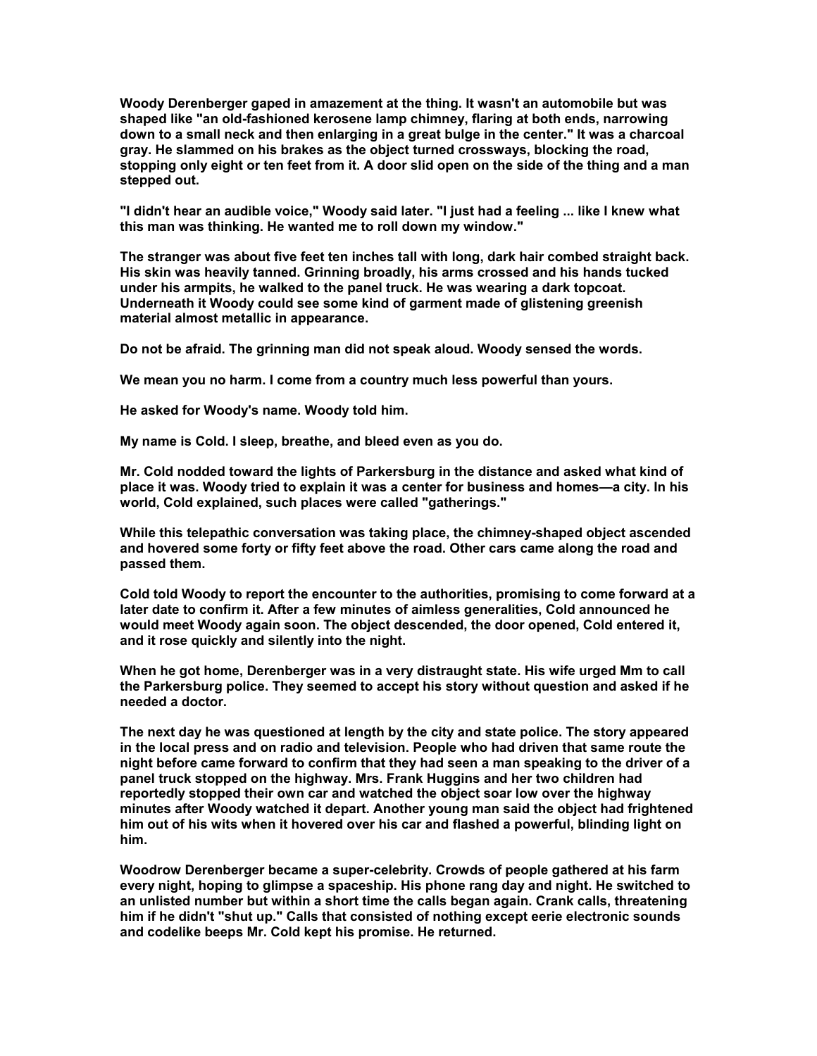Woody Derenberger gaped in amazement at the thing. It wasn't an automobile but was shaped like "an old-fashioned kerosene lamp chimney, flaring at both ends, narrowing down to a small neck and then enlarging in a great bulge in the center." It was a charcoal gray. He slammed on his brakes as the object turned crossways, blocking the road, stopping only eight or ten feet from it. A door slid open on the side of the thing and a man stepped out.

"I didn't hear an audible voice," Woody said later. "I just had a feeling ... like I knew what this man was thinking. He wanted me to roll down my window."

The stranger was about five feet ten inches tall with long, dark hair combed straight back. His skin was heavily tanned. Grinning broadly, his arms crossed and his hands tucked under his armpits, he walked to the panel truck. He was wearing a dark topcoat. Underneath it Woody could see some kind of garment made of glistening greenish material almost metallic in appearance.

Do not be afraid. The grinning man did not speak aloud. Woody sensed the words.

We mean you no harm. I come from a country much less powerful than yours.

He asked for Woody's name. Woody told him.

My name is Cold. I sleep, breathe, and bleed even as you do.

Mr. Cold nodded toward the lights of Parkersburg in the distance and asked what kind of place it was. Woody tried to explain it was a center for business and homes—a city. In his world, Cold explained, such places were called "gatherings."

While this telepathic conversation was taking place, the chimney-shaped object ascended and hovered some forty or fifty feet above the road. Other cars came along the road and passed them.

Cold told Woody to report the encounter to the authorities, promising to come forward at a later date to confirm it. After a few minutes of aimless generalities, Cold announced he would meet Woody again soon. The object descended, the door opened, Cold entered it, and it rose quickly and silently into the night.

When he got home, Derenberger was in a very distraught state. His wife urged Mm to call the Parkersburg police. They seemed to accept his story without question and asked if he needed a doctor.

The next day he was questioned at length by the city and state police. The story appeared in the local press and on radio and television. People who had driven that same route the night before came forward to confirm that they had seen a man speaking to the driver of a panel truck stopped on the highway. Mrs. Frank Huggins and her two children had reportedly stopped their own car and watched the object soar low over the highway minutes after Woody watched it depart. Another young man said the object had frightened him out of his wits when it hovered over his car and flashed a powerful, blinding light on him.

Woodrow Derenberger became a super-celebrity. Crowds of people gathered at his farm every night, hoping to glimpse a spaceship. His phone rang day and night. He switched to an unlisted number but within a short time the calls began again. Crank calls, threatening him if he didn't "shut up." Calls that consisted of nothing except eerie electronic sounds and codelike beeps Mr. Cold kept his promise. He returned.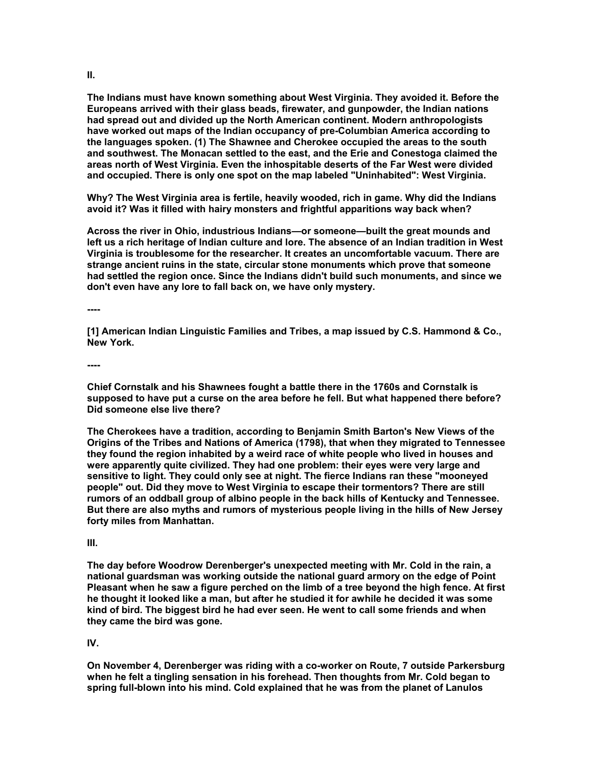## II.

The Indians must have known something about West Virginia. They avoided it. Before the Europeans arrived with their glass beads, firewater, and gunpowder, the Indian nations had spread out and divided up the North American continent. Modern anthropologists have worked out maps of the Indian occupancy of pre-Columbian America according to the languages spoken. (1) The Shawnee and Cherokee occupied the areas to the south and southwest. The Monacan settled to the east, and the Erie and Conestoga claimed the areas north of West Virginia. Even the inhospitable deserts of the Far West were divided and occupied. There is only one spot on the map labeled "Uninhabited": West Virginia.

Why? The West Virginia area is fertile, heavily wooded, rich in game. Why did the Indians avoid it? Was it filled with hairy monsters and frightful apparitions way back when?

Across the river in Ohio, industrious Indians—or someone—built the great mounds and left us a rich heritage of Indian culture and lore. The absence of an Indian tradition in West Virginia is troublesome for the researcher. It creates an uncomfortable vacuum. There are strange ancient ruins in the state, circular stone monuments which prove that someone had settled the region once. Since the Indians didn't build such monuments, and since we don't even have any lore to fall back on, we have only mystery.

----

[1] American Indian Linguistic Families and Tribes, a map issued by C.S. Hammond & Co., New York.

----

Chief Cornstalk and his Shawnees fought a battle there in the 1760s and Cornstalk is supposed to have put a curse on the area before he fell. But what happened there before? Did someone else live there?

The Cherokees have a tradition, according to Benjamin Smith Barton's New Views of the Origins of the Tribes and Nations of America (1798), that when they migrated to Tennessee they found the region inhabited by a weird race of white people who lived in houses and were apparently quite civilized. They had one problem: their eyes were very large and sensitive to light. They could only see at night. The fierce Indians ran these "mooneyed people" out. Did they move to West Virginia to escape their tormentors? There are still rumors of an oddball group of albino people in the back hills of Kentucky and Tennessee. But there are also myths and rumors of mysterious people living in the hills of New Jersey forty miles from Manhattan.

## III.

The day before Woodrow Derenberger's unexpected meeting with Mr. Cold in the rain, a national guardsman was working outside the national guard armory on the edge of Point Pleasant when he saw a figure perched on the limb of a tree beyond the high fence. At first he thought it looked like a man, but after he studied it for awhile he decided it was some kind of bird. The biggest bird he had ever seen. He went to call some friends and when they came the bird was gone.

## IV.

On November 4, Derenberger was riding with a co-worker on Route, 7 outside Parkersburg when he felt a tingling sensation in his forehead. Then thoughts from Mr. Cold began to spring full-blown into his mind. Cold explained that he was from the planet of Lanulos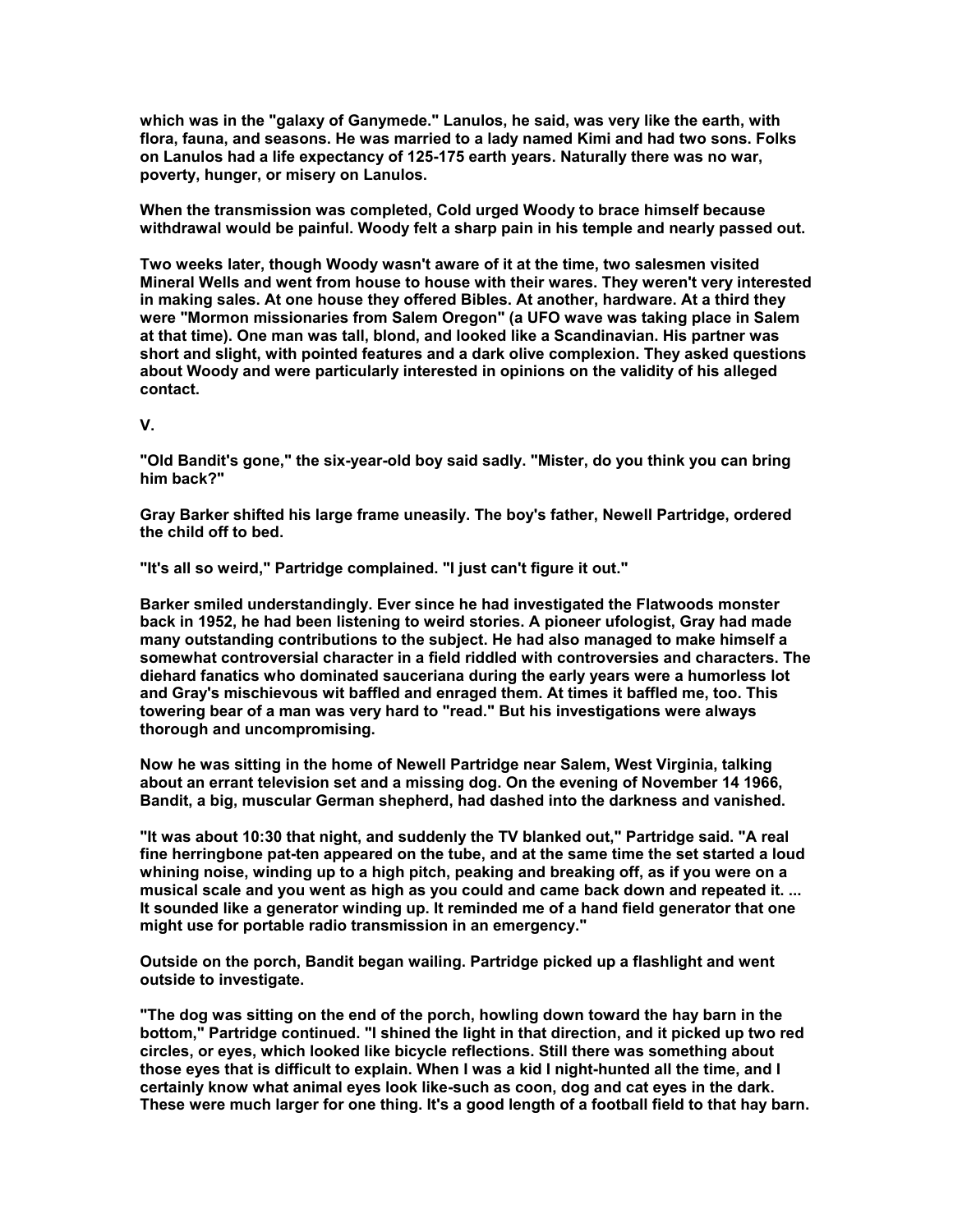which was in the "galaxy of Ganymede." Lanulos, he said, was very like the earth, with flora, fauna, and seasons. He was married to a lady named Kimi and had two sons. Folks on Lanulos had a life expectancy of 125-175 earth years. Naturally there was no war, poverty, hunger, or misery on Lanulos.

When the transmission was completed, Cold urged Woody to brace himself because withdrawal would be painful. Woody felt a sharp pain in his temple and nearly passed out.

Two weeks later, though Woody wasn't aware of it at the time, two salesmen visited Mineral Wells and went from house to house with their wares. They weren't very interested in making sales. At one house they offered Bibles. At another, hardware. At a third they were "Mormon missionaries from Salem Oregon" (a UFO wave was taking place in Salem at that time). One man was tall, blond, and looked like a Scandinavian. His partner was short and slight, with pointed features and a dark olive complexion. They asked questions about Woody and were particularly interested in opinions on the validity of his alleged contact.

V.

"Old Bandit's gone," the six-year-old boy said sadly. "Mister, do you think you can bring him back?"

Gray Barker shifted his large frame uneasily. The boy's father, Newell Partridge, ordered the child off to bed.

"It's all so weird," Partridge complained. "I just can't figure it out."

Barker smiled understandingly. Ever since he had investigated the Flatwoods monster back in 1952, he had been listening to weird stories. A pioneer ufologist, Gray had made many outstanding contributions to the subject. He had also managed to make himself a somewhat controversial character in a field riddled with controversies and characters. The diehard fanatics who dominated sauceriana during the early years were a humorless lot and Gray's mischievous wit baffled and enraged them. At times it baffled me, too. This towering bear of a man was very hard to "read." But his investigations were always thorough and uncompromising.

Now he was sitting in the home of Newell Partridge near Salem, West Virginia, talking about an errant television set and a missing dog. On the evening of November 14 1966, Bandit, a big, muscular German shepherd, had dashed into the darkness and vanished.

"It was about 10:30 that night, and suddenly the TV blanked out," Partridge said. "A real fine herringbone pat-ten appeared on the tube, and at the same time the set started a loud whining noise, winding up to a high pitch, peaking and breaking off, as if you were on a musical scale and you went as high as you could and came back down and repeated it. ... It sounded like a generator winding up. It reminded me of a hand field generator that one might use for portable radio transmission in an emergency."

Outside on the porch, Bandit began wailing. Partridge picked up a flashlight and went outside to investigate.

"The dog was sitting on the end of the porch, howling down toward the hay barn in the bottom," Partridge continued. "I shined the light in that direction, and it picked up two red circles, or eyes, which looked like bicycle reflections. Still there was something about those eyes that is difficult to explain. When I was a kid I night-hunted all the time, and I certainly know what animal eyes look like-such as coon, dog and cat eyes in the dark. These were much larger for one thing. It's a good length of a football field to that hay barn.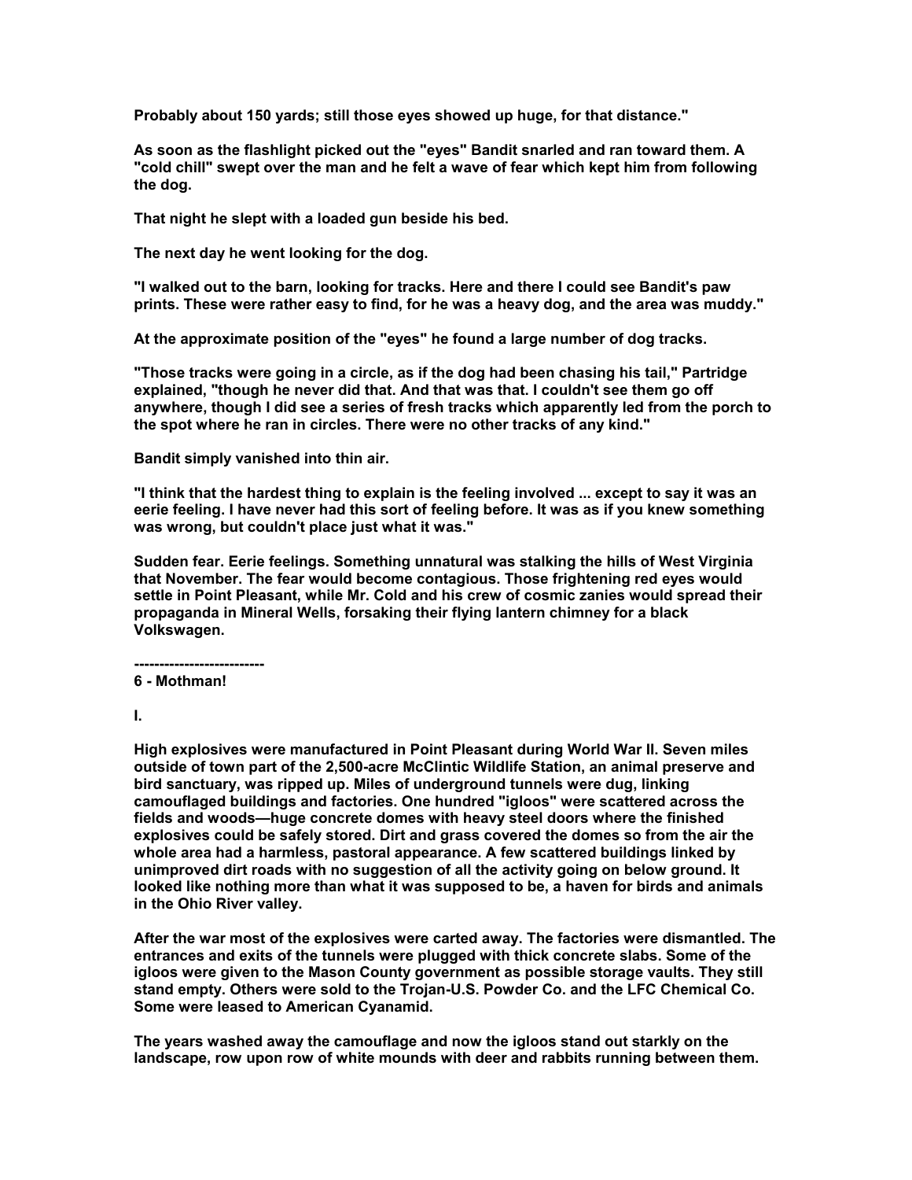Probably about 150 yards; still those eyes showed up huge, for that distance."

As soon as the flashlight picked out the "eyes" Bandit snarled and ran toward them. A "cold chill" swept over the man and he felt a wave of fear which kept him from following the dog.

That night he slept with a loaded gun beside his bed.

The next day he went looking for the dog.

"I walked out to the barn, looking for tracks. Here and there I could see Bandit's paw prints. These were rather easy to find, for he was a heavy dog, and the area was muddy."

At the approximate position of the "eyes" he found a large number of dog tracks.

"Those tracks were going in a circle, as if the dog had been chasing his tail," Partridge explained, "though he never did that. And that was that. I couldn't see them go off anywhere, though I did see a series of fresh tracks which apparently led from the porch to the spot where he ran in circles. There were no other tracks of any kind."

Bandit simply vanished into thin air.

"I think that the hardest thing to explain is the feeling involved ... except to say it was an eerie feeling. I have never had this sort of feeling before. It was as if you knew something was wrong, but couldn't place just what it was."

Sudden fear. Eerie feelings. Something unnatural was stalking the hills of West Virginia that November. The fear would become contagious. Those frightening red eyes would settle in Point Pleasant, while Mr. Cold and his crew of cosmic zanies would spread their propaganda in Mineral Wells, forsaking their flying lantern chimney for a black Volkswagen.

-------------------------

## 6 - Mothman!

### I.

High explosives were manufactured in Point Pleasant during World War II. Seven miles outside of town part of the 2,500-acre McClintic Wildlife Station, an animal preserve and bird sanctuary, was ripped up. Miles of underground tunnels were dug, linking camouflaged buildings and factories. One hundred "igloos" were scattered across the fields and woods—huge concrete domes with heavy steel doors where the finished explosives could be safely stored. Dirt and grass covered the domes so from the air the whole area had a harmless, pastoral appearance. A few scattered buildings linked by unimproved dirt roads with no suggestion of all the activity going on below ground. It looked like nothing more than what it was supposed to be, a haven for birds and animals in the Ohio River valley.

After the war most of the explosives were carted away. The factories were dismantled. The entrances and exits of the tunnels were plugged with thick concrete slabs. Some of the igloos were given to the Mason County government as possible storage vaults. They still stand empty. Others were sold to the Trojan-U.S. Powder Co. and the LFC Chemical Co. Some were leased to American Cyanamid.

The years washed away the camouflage and now the igloos stand out starkly on the landscape, row upon row of white mounds with deer and rabbits running between them.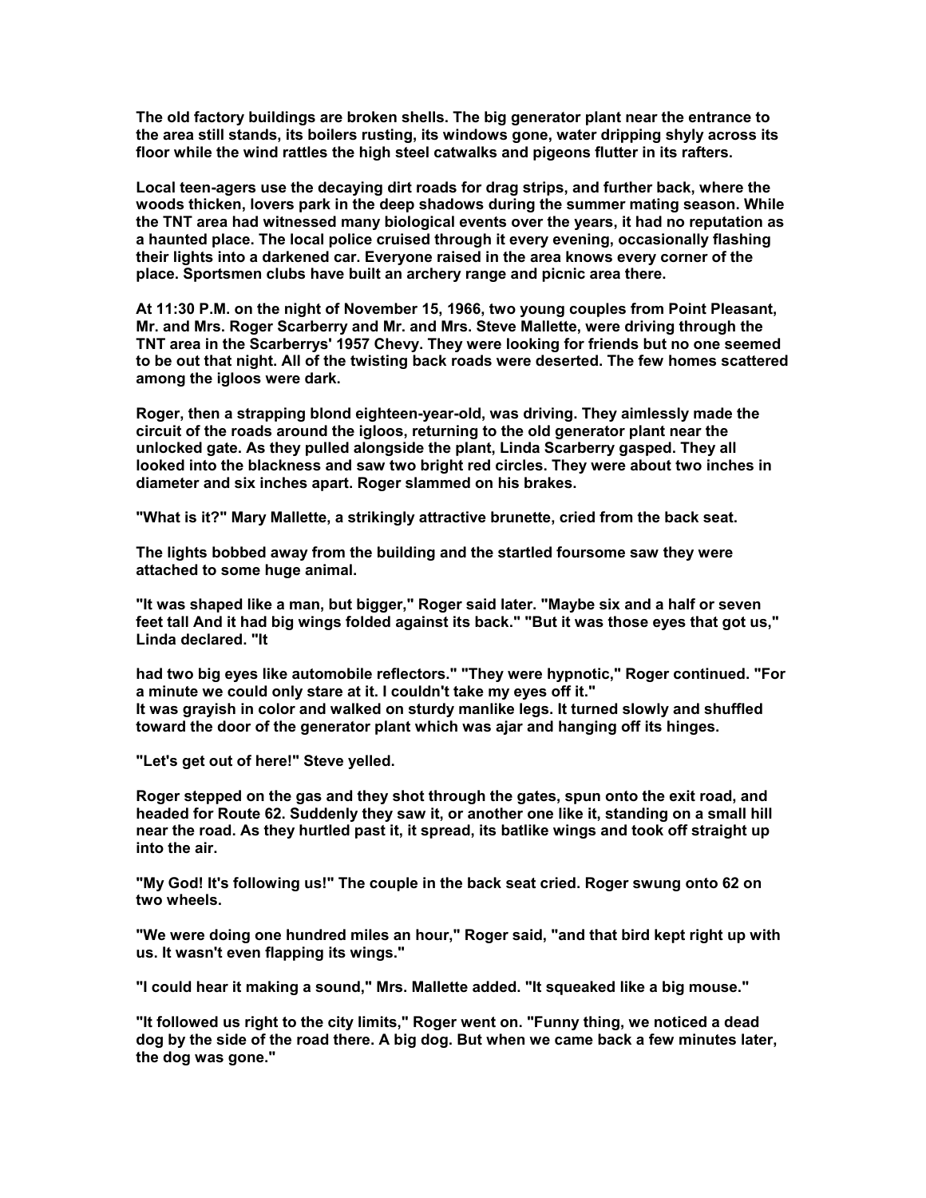The old factory buildings are broken shells. The big generator plant near the entrance to the area still stands, its boilers rusting, its windows gone, water dripping shyly across its floor while the wind rattles the high steel catwalks and pigeons flutter in its rafters.

Local teen-agers use the decaying dirt roads for drag strips, and further back, where the woods thicken, lovers park in the deep shadows during the summer mating season. While the TNT area had witnessed many biological events over the years, it had no reputation as a haunted place. The local police cruised through it every evening, occasionally flashing their lights into a darkened car. Everyone raised in the area knows every corner of the place. Sportsmen clubs have built an archery range and picnic area there.

At 11:30 P.M. on the night of November 15, 1966, two young couples from Point Pleasant, Mr. and Mrs. Roger Scarberry and Mr. and Mrs. Steve Mallette, were driving through the TNT area in the Scarberrys' 1957 Chevy. They were looking for friends but no one seemed to be out that night. All of the twisting back roads were deserted. The few homes scattered among the igloos were dark.

Roger, then a strapping blond eighteen-year-old, was driving. They aimlessly made the circuit of the roads around the igloos, returning to the old generator plant near the unlocked gate. As they pulled alongside the plant, Linda Scarberry gasped. They all looked into the blackness and saw two bright red circles. They were about two inches in diameter and six inches apart. Roger slammed on his brakes.

"What is it?" Mary Mallette, a strikingly attractive brunette, cried from the back seat.

The lights bobbed away from the building and the startled foursome saw they were attached to some huge animal.

"It was shaped like a man, but bigger," Roger said later. "Maybe six and a half or seven feet tall And it had big wings folded against its back." "But it was those eyes that got us," Linda declared. "It

had two big eyes like automobile reflectors." "They were hypnotic," Roger continued. "For a minute we could only stare at it. I couldn't take my eyes off it."
It was grayish in color and walked on sturdy manlike legs. It turned slowly and shuffled toward the door of the generator plant which was ajar and hanging off its hinges.

"Let's get out of here!" Steve yelled.

Roger stepped on the gas and they shot through the gates, spun onto the exit road, and headed for Route 62. Suddenly they saw it, or another one like it, standing on a small hill near the road. As they hurtled past it, it spread, its batlike wings and took off straight up into the air.

"My God! It's following us!" The couple in the back seat cried. Roger swung onto 62 on two wheels.

"We were doing one hundred miles an hour," Roger said, "and that bird kept right up with us. It wasn't even flapping its wings."

"I could hear it making a sound," Mrs. Mallette added. "It squeaked like a big mouse."

"It followed us right to the city limits," Roger went on. "Funny thing, we noticed a dead dog by the side of the road there. A big dog. But when we came back a few minutes later, the dog was gone."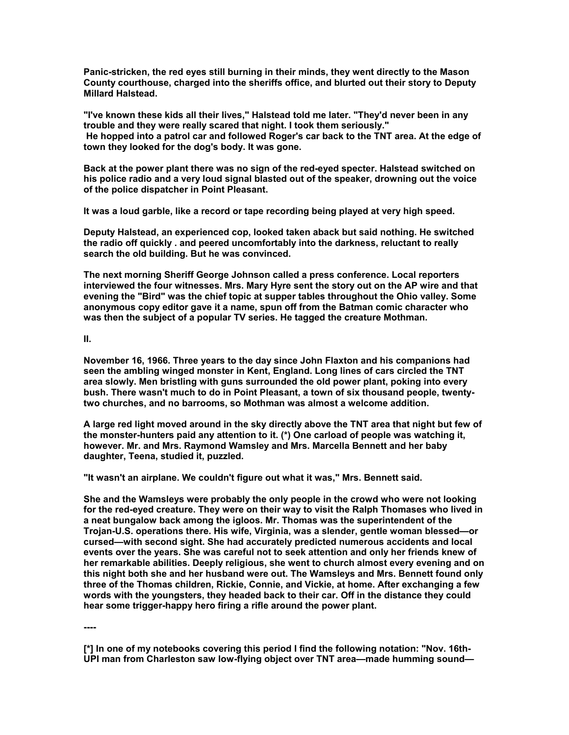Panic-stricken, the red eyes still burning in their minds, they went directly to the Mason County courthouse, charged into the sheriffs office, and blurted out their story to Deputy Millard Halstead.

"I've known these kids all their lives," Halstead told me later. "They'd never been in any trouble and they were really scared that night. I took them seriously."
He hopped into a patrol car and followed Roger's car back to the TNT area. At the edge of town they looked for the dog's body. It was gone.

Back at the power plant there was no sign of the red-eyed specter. Halstead switched on his police radio and a very loud signal blasted out of the speaker, drowning out the voice of the police dispatcher in Point Pleasant.

It was a loud garble, like a record or tape recording being played at very high speed.

Deputy Halstead, an experienced cop, looked taken aback but said nothing. He switched the radio off quickly . and peered uncomfortably into the darkness, reluctant to really search the old building. But he was convinced.

The next morning Sheriff George Johnson called a press conference. Local reporters interviewed the four witnesses. Mrs. Mary Hyre sent the story out on the AP wire and that evening the "Bird" was the chief topic at supper tables throughout the Ohio valley. Some anonymous copy editor gave it a name, spun off from the Batman comic character who was then the subject of a popular TV series. He tagged the creature Mothman.

II.

November 16, 1966. Three years to the day since John Flaxton and his companions had seen the ambling winged monster in Kent, England. Long lines of cars circled the TNT area slowly. Men bristling with guns surrounded the old power plant, poking into every bush. There wasn't much to do in Point Pleasant, a town of six thousand people, twenty-two churches, and no barrooms, so Mothman was almost a welcome addition.

A large red light moved around in the sky directly above the TNT area that night but few of the monster-hunters paid any attention to it. (*) One carload of people was watching it, however. Mr. and Mrs. Raymond Wamsley and Mrs. Marcella Bennett and her baby daughter, Teena, studied it, puzzled.

"It wasn't an airplane. We couldn't figure out what it was," Mrs. Bennett said.

She and the Wamsleys were probably the only people in the crowd who were not looking for the red-eyed creature. They were on their way to visit the Ralph Thomases who lived in a neat bungalow back among the igloos. Mr. Thomas was the superintendent of the Trojan-U.S. operations there. His wife, Virginia, was a slender, gentle woman blessed—or cursed—with second sight. She had accurately predicted numerous accidents and local events over the years. She was careful not to seek attention and only her friends knew of her remarkable abilities. Deeply religious, she went to church almost every evening and on this night both she and her husband were out. The Wamsleys and Mrs. Bennett found only three of the Thomas children, Rickie, Connie, and Vickie, at home. After exchanging a few words with the youngsters, they headed back to their car. Off in the distance they could hear some trigger-happy hero firing a rifle around the power plant.

----

[*] In one of my notebooks covering this period I find the following notation: "Nov. 16th-UPI man from Charleston saw low-flying object over TNT area—made humming sound—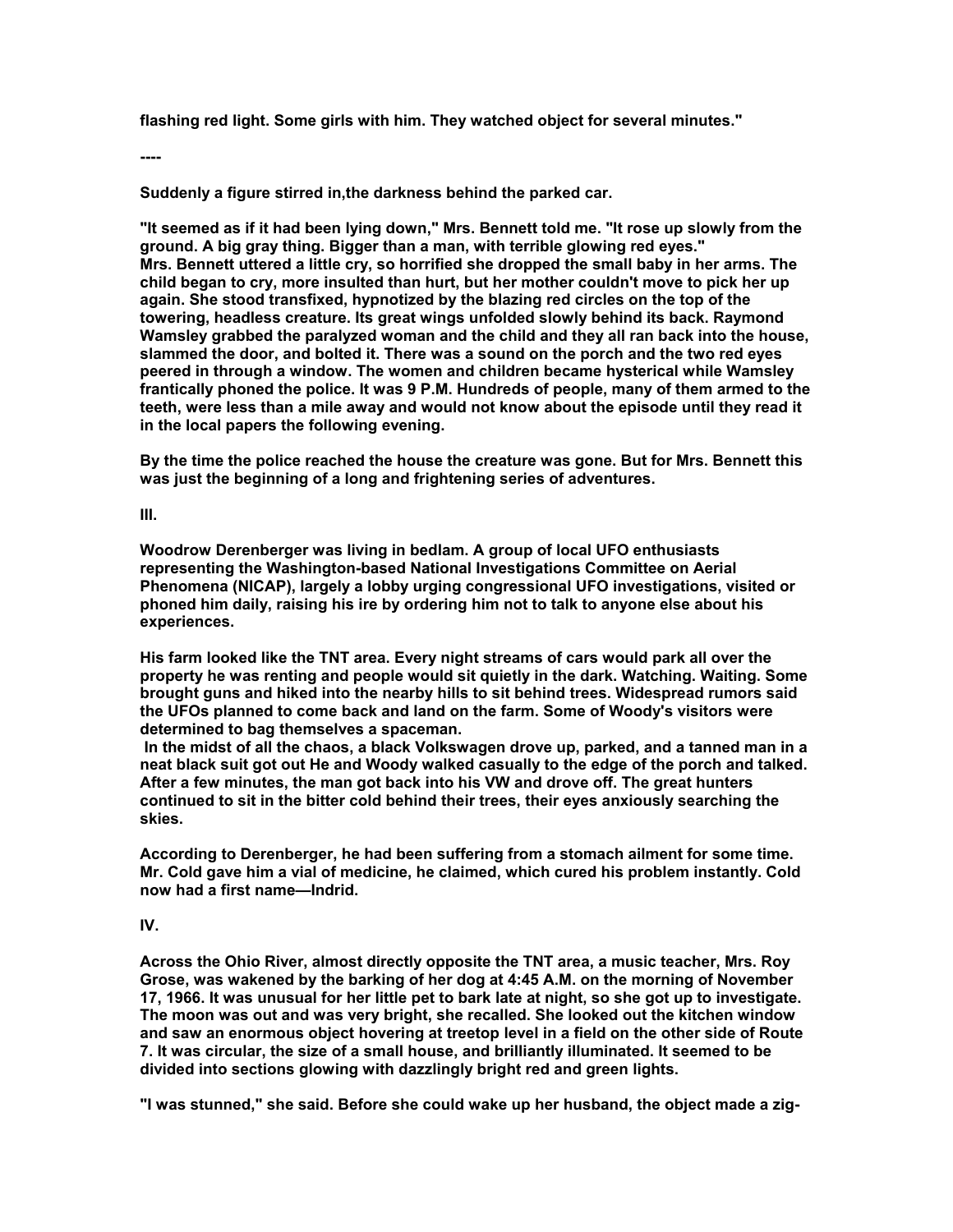flashing red light. Some girls with him. They watched object for several minutes."

----

Suddenly a figure stirred in,the darkness behind the parked car.

"It seemed as if it had been lying down," Mrs. Bennett told me. "It rose up slowly from the ground. A big gray thing. Bigger than a man, with terrible glowing red eyes."
Mrs. Bennett uttered a little cry, so horrified she dropped the small baby in her arms. The child began to cry, more insulted than hurt, but her mother couldn't move to pick her up again. She stood transfixed, hypnotized by the blazing red circles on the top of the towering, headless creature. Its great wings unfolded slowly behind its back. Raymond Wamsley grabbed the paralyzed woman and the child and they all ran back into the house, slammed the door, and bolted it. There was a sound on the porch and the two red eyes peered in through a window. The women and children became hysterical while Wamsley frantically phoned the police. It was 9 P.M. Hundreds of people, many of them armed to the teeth, were less than a mile away and would not know about the episode until they read it in the local papers the following evening.

By the time the police reached the house the creature was gone. But for Mrs. Bennett this was just the beginning of a long and frightening series of adventures.

## III.

Woodrow Derenberger was living in bedlam. A group of local UFO enthusiasts representing the Washington-based National Investigations Committee on Aerial Phenomena (NICAP), largely a lobby urging congressional UFO investigations, visited or phoned him daily, raising his ire by ordering him not to talk to anyone else about his experiences.

His farm looked like the TNT area. Every night streams of cars would park all over the property he was renting and people would sit quietly in the dark. Watching. Waiting. Some brought guns and hiked into the nearby hills to sit behind trees. Widespread rumors said the UFOs planned to come back and land on the farm. Some of Woody's visitors were determined to bag themselves a spaceman.
In the midst of all the chaos, a black Volkswagen drove up, parked, and a tanned man in a neat black suit got out He and Woody walked casually to the edge of the porch and talked. After a few minutes, the man got back into his VW and drove off. The great hunters continued to sit in the bitter cold behind their trees, their eyes anxiously searching the skies.

According to Derenberger, he had been suffering from a stomach ailment for some time. Mr. Cold gave him a vial of medicine, he claimed, which cured his problem instantly. Cold now had a first name—Indrid.

## IV.

Across the Ohio River, almost directly opposite the TNT area, a music teacher, Mrs. Roy Grose, was wakened by the barking of her dog at 4:45 A.M. on the morning of November 17, 1966. It was unusual for her little pet to bark late at night, so she got up to investigate. The moon was out and was very bright, she recalled. She looked out the kitchen window and saw an enormous object hovering at treetop level in a field on the other side of Route 7. It was circular, the size of a small house, and brilliantly illuminated. It seemed to be divided into sections glowing with dazzlingly bright red and green lights.

"I was stunned," she said. Before she could wake up her husband, the object made a zig-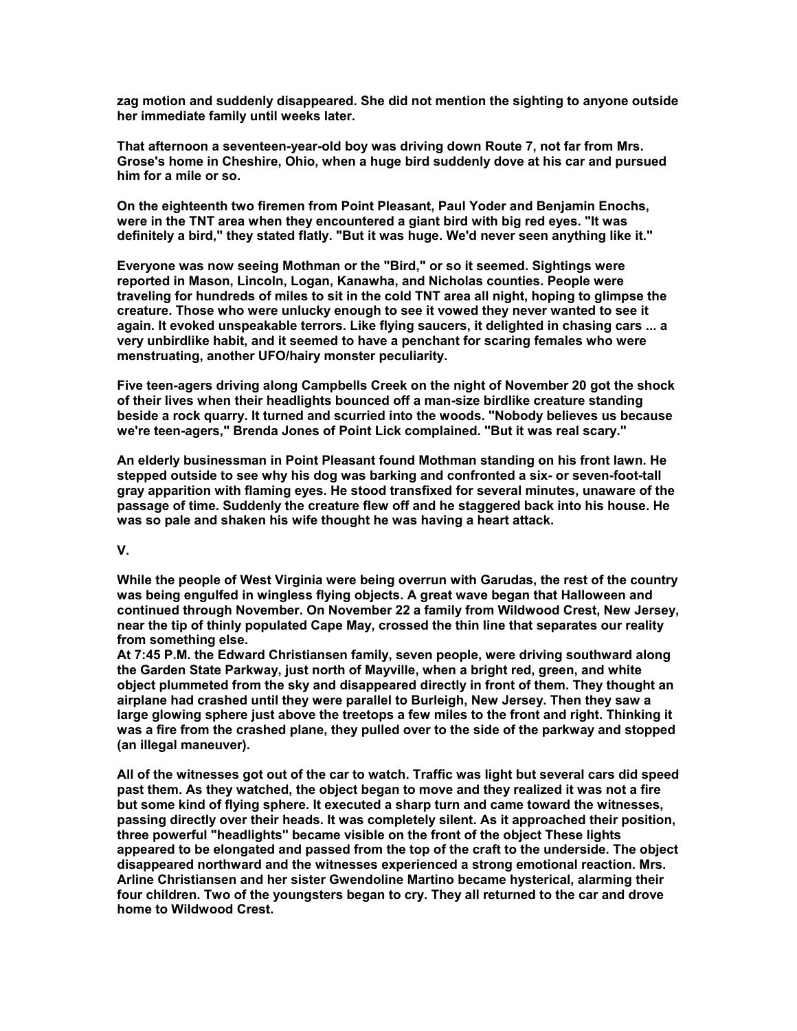zag motion and suddenly disappeared. She did not mention the sighting to anyone outside her immediate family until weeks later.

That afternoon a seventeen-year-old boy was driving down Route 7, not far from Mrs. Grose's home in Cheshire, Ohio, when a huge bird suddenly dove at his car and pursued him for a mile or so.

On the eighteenth two firemen from Point Pleasant, Paul Yoder and Benjamin Enochs, were in the TNT area when they encountered a giant bird with big red eyes. "It was definitely a bird," they stated flatly. "But it was huge. We'd never seen anything like it."

Everyone was now seeing Mothman or the "Bird," or so it seemed. Sightings were reported in Mason, Lincoln, Logan, Kanawha, and Nicholas counties. People were traveling for hundreds of miles to sit in the cold TNT area all night, hoping to glimpse the creature. Those who were unlucky enough to see it vowed they never wanted to see it again. It evoked unspeakable terrors. Like flying saucers, it delighted in chasing cars ... a very unbirdlike habit, and it seemed to have a penchant for scaring females who were menstruating, another UFO/hairy monster peculiarity.

Five teen-agers driving along Campbells Creek on the night of November 20 got the shock of their lives when their headlights bounced off a man-size birdlike creature standing beside a rock quarry. It turned and scurried into the woods. "Nobody believes us because we're teen-agers," Brenda Jones of Point Lick complained. "But it was real scary."

An elderly businessman in Point Pleasant found Mothman standing on his front lawn. He stepped outside to see why his dog was barking and confronted a six- or seven-foot-tall gray apparition with flaming eyes. He stood transfixed for several minutes, unaware of the passage of time. Suddenly the creature flew off and he staggered back into his house. He was so pale and shaken his wife thought he was having a heart attack.

## V.

While the people of West Virginia were being overrun with Garudas, the rest of the country was being engulfed in wingless flying objects. A great wave began that Halloween and continued through November. On November 22 a family from Wildwood Crest, New Jersey, near the tip of thinly populated Cape May, crossed the thin line that separates our reality from something else.

At 7:45 P.M. the Edward Christiansen family, seven people, were driving southward along the Garden State Parkway, just north of Mayville, when a bright red, green, and white object plummeted from the sky and disappeared directly in front of them. They thought an airplane had crashed until they were parallel to Burleigh, New Jersey. Then they saw a large glowing sphere just above the treetops a few miles to the front and right. Thinking it was a fire from the crashed plane, they pulled over to the side of the parkway and stopped (an illegal maneuver).

All of the witnesses got out of the car to watch. Traffic was light but several cars did speed past them. As they watched, the object began to move and they realized it was not a fire but some kind of flying sphere. It executed a sharp turn and came toward the witnesses, passing directly over their heads. It was completely silent. As it approached their position, three powerful "headlights" became visible on the front of the object These lights appeared to be elongated and passed from the top of the craft to the underside. The object disappeared northward and the witnesses experienced a strong emotional reaction. Mrs. Arline Christiansen and her sister Gwendoline Martino became hysterical, alarming their four children. Two of the youngsters began to cry. They all returned to the car and drove home to Wildwood Crest.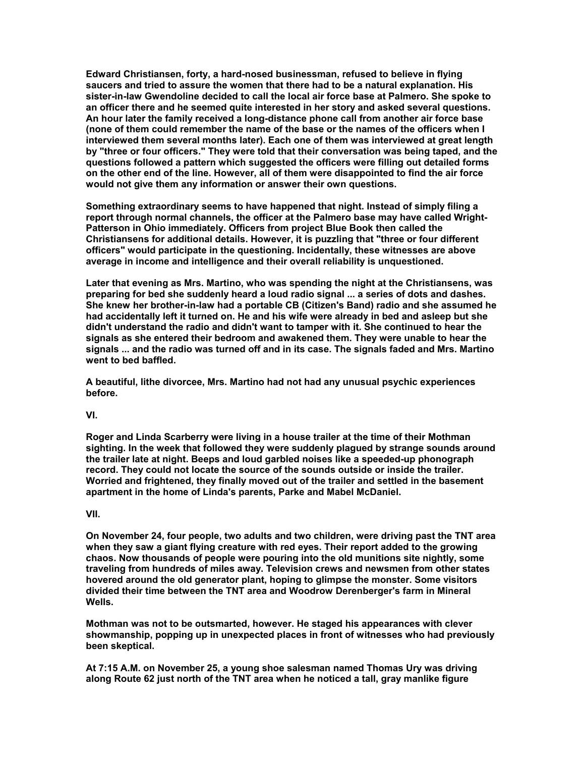Edward Christiansen, forty, a hard-nosed businessman, refused to believe in flying saucers and tried to assure the women that there had to be a natural explanation. His sister-in-law Gwendoline decided to call the local air force base at Palmero. She spoke to an officer there and he seemed quite interested in her story and asked several questions. An hour later the family received a long-distance phone call from another air force base (none of them could remember the name of the base or the names of the officers when I interviewed them several months later). Each one of them was interviewed at great length by "three or four officers." They were told that their conversation was being taped, and the questions followed a pattern which suggested the officers were filling out detailed forms on the other end of the line. However, all of them were disappointed to find the air force would not give them any information or answer their own questions.

Something extraordinary seems to have happened that night. Instead of simply filing a report through normal channels, the officer at the Palmero base may have called Wright-Patterson in Ohio immediately. Officers from project Blue Book then called the Christiansens for additional details. However, it is puzzling that "three or four different officers" would participate in the questioning. Incidentally, these witnesses are above average in income and intelligence and their overall reliability is unquestioned.

Later that evening as Mrs. Martino, who was spending the night at the Christiansens, was preparing for bed she suddenly heard a loud radio signal ... a series of dots and dashes. She knew her brother-in-law had a portable CB (Citizen's Band) radio and she assumed he had accidentally left it turned on. He and his wife were already in bed and asleep but she didn't understand the radio and didn't want to tamper with it. She continued to hear the signals as she entered their bedroom and awakened them. They were unable to hear the signals ... and the radio was turned off and in its case. The signals faded and Mrs. Martino went to bed baffled.

A beautiful, lithe divorcee, Mrs. Martino had not had any unusual psychic experiences before.

VI.

Roger and Linda Scarberry were living in a house trailer at the time of their Mothman sighting. In the week that followed they were suddenly plagued by strange sounds around the trailer late at night. Beeps and loud garbled noises like a speeded-up phonograph record. They could not locate the source of the sounds outside or inside the trailer. Worried and frightened, they finally moved out of the trailer and settled in the basement apartment in the home of Linda's parents, Parke and Mabel McDaniel.

VII.

On November 24, four people, two adults and two children, were driving past the TNT area when they saw a giant flying creature with red eyes. Their report added to the growing chaos. Now thousands of people were pouring into the old munitions site nightly, some traveling from hundreds of miles away. Television crews and newsmen from other states hovered around the old generator plant, hoping to glimpse the monster. Some visitors divided their time between the TNT area and Woodrow Derenberger's farm in Mineral Wells.

Mothman was not to be outsmarted, however. He staged his appearances with clever showmanship, popping up in unexpected places in front of witnesses who had previously been skeptical.

At 7:15 A.M. on November 25, a young shoe salesman named Thomas Ury was driving along Route 62 just north of the TNT area when he noticed a tall, gray manlike figure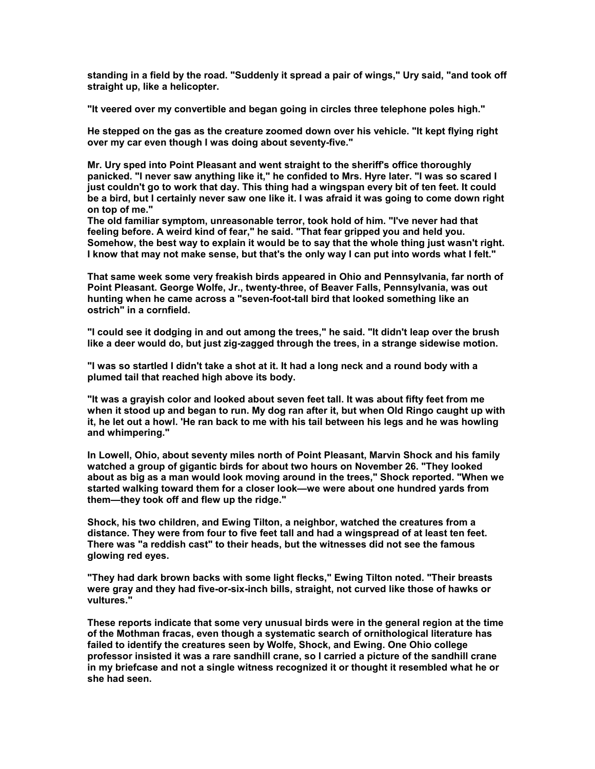standing in a field by the road. "Suddenly it spread a pair of wings," Ury said, "and took off straight up, like a helicopter.

"It veered over my convertible and began going in circles three telephone poles high."

He stepped on the gas as the creature zoomed down over his vehicle. "It kept flying right over my car even though I was doing about seventy-five."

Mr. Ury sped into Point Pleasant and went straight to the sheriff's office thoroughly panicked. "I never saw anything like it," he confided to Mrs. Hyre later. "I was so scared I just couldn't go to work that day. This thing had a wingspan every bit of ten feet. It could be a bird, but I certainly never saw one like it. I was afraid it was going to come down right on top of me."

The old familiar symptom, unreasonable terror, took hold of him. "I've never had that feeling before. A weird kind of fear," he said. "That fear gripped you and held you. Somehow, the best way to explain it would be to say that the whole thing just wasn't right. I know that may not make sense, but that's the only way I can put into words what I felt."

That same week some very freakish birds appeared in Ohio and Pennsylvania, far north of Point Pleasant. George Wolfe, Jr., twenty-three, of Beaver Falls, Pennsylvania, was out hunting when he came across a "seven-foot-tall bird that looked something like an ostrich" in a cornfield.

"I could see it dodging in and out among the trees," he said. "It didn't leap over the brush like a deer would do, but just zig-zagged through the trees, in a strange sidewise motion.

"I was so startled I didn't take a shot at it. It had a long neck and a round body with a plumed tail that reached high above its body.

"It was a grayish color and looked about seven feet tall. It was about fifty feet from me when it stood up and began to run. My dog ran after it, but when Old Ringo caught up with it, he let out a howl. 'He ran back to me with his tail between his legs and he was howling and whimpering."

In Lowell, Ohio, about seventy miles north of Point Pleasant, Marvin Shock and his family watched a group of gigantic birds for about two hours on November 26. "They looked about as big as a man would look moving around in the trees," Shock reported. "When we started walking toward them for a closer look—we were about one hundred yards from them—they took off and flew up the ridge."

Shock, his two children, and Ewing Tilton, a neighbor, watched the creatures from a distance. They were from four to five feet tall and had a wingspread of at least ten feet. There was "a reddish cast" to their heads, but the witnesses did not see the famous glowing red eyes.

"They had dark brown backs with some light flecks," Ewing Tilton noted. "Their breasts were gray and they had five-or-six-inch bills, straight, not curved like those of hawks or vultures."

These reports indicate that some very unusual birds were in the general region at the time of the Mothman fracas, even though a systematic search of ornithological literature has failed to identify the creatures seen by Wolfe, Shock, and Ewing. One Ohio college professor insisted it was a rare sandhill crane, so I carried a picture of the sandhill crane in my briefcase and not a single witness recognized it or thought it resembled what he or she had seen.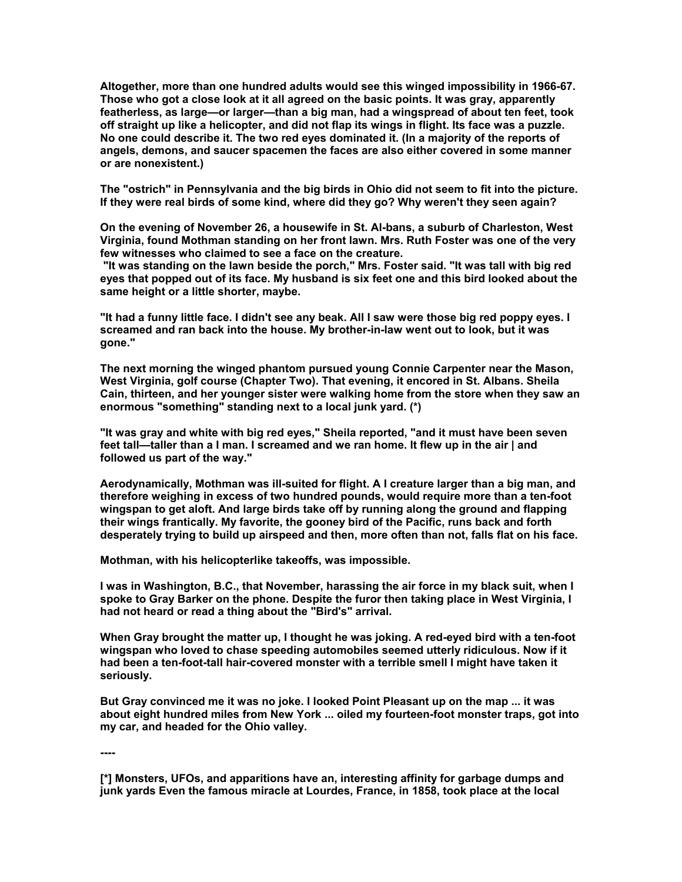Altogether, more than one hundred adults would see this winged impossibility in 1966-67. Those who got a close look at it all agreed on the basic points. It was gray, apparently featherless, as large—or larger—than a big man, had a wingspread of about ten feet, took off straight up like a helicopter, and did not flap its wings in flight. Its face was a puzzle. No one could describe it. The two red eyes dominated it. (In a majority of the reports of angels, demons, and saucer spacemen the faces are also either covered in some manner or are nonexistent.)

The "ostrich" in Pennsylvania and the big birds in Ohio did not seem to fit into the picture. If they were real birds of some kind, where did they go? Why weren't they seen again?

On the evening of November 26, a housewife in St. Al-bans, a suburb of Charleston, West Virginia, found Mothman standing on her front lawn. Mrs. Ruth Foster was one of the very few witnesses who claimed to see a face on the creature.

"It was standing on the lawn beside the porch," Mrs. Foster said. "It was tall with big red eyes that popped out of its face. My husband is six feet one and this bird looked about the same height or a little shorter, maybe.

"It had a funny little face. I didn't see any beak. All I saw were those big red poppy eyes. I screamed and ran back into the house. My brother-in-law went out to look, but it was gone."

The next morning the winged phantom pursued young Connie Carpenter near the Mason, West Virginia, golf course (Chapter Two). That evening, it encored in St. Albans. Sheila Cain, thirteen, and her younger sister were walking home from the store when they saw an enormous "something" standing next to a local junk yard. (*)

"It was gray and white with big red eyes," Sheila reported, "and it must have been seven feet tall—taller than a I man. I screamed and we ran home. It flew up in the air | and followed us part of the way."

Aerodynamically, Mothman was ill-suited for flight. A I creature larger than a big man, and therefore weighing in excess of two hundred pounds, would require more than a ten-foot wingspan to get aloft. And large birds take off by running along the ground and flapping their wings frantically. My favorite, the gooney bird of the Pacific, runs back and forth desperately trying to build up airspeed and then, more often than not, falls flat on his face.

Mothman, with his helicopterlike takeoffs, was impossible.

I was in Washington, B.C., that November, harassing the air force in my black suit, when I spoke to Gray Barker on the phone. Despite the furor then taking place in West Virginia, I had not heard or read a thing about the "Bird's" arrival.

When Gray brought the matter up, I thought he was joking. A red-eyed bird with a ten-foot wingspan who loved to chase speeding automobiles seemed utterly ridiculous. Now if it had been a ten-foot-tall hair-covered monster with a terrible smell I might have taken it seriously.

But Gray convinced me it was no joke. I looked Point Pleasant up on the map ... it was about eight hundred miles from New York ... oiled my fourteen-foot monster traps, got into my car, and headed for the Ohio valley.

----

[*] Monsters, UFOs, and apparitions have an, interesting affinity for garbage dumps and junk yards Even the famous miracle at Lourdes, France, in 1858, took place at the local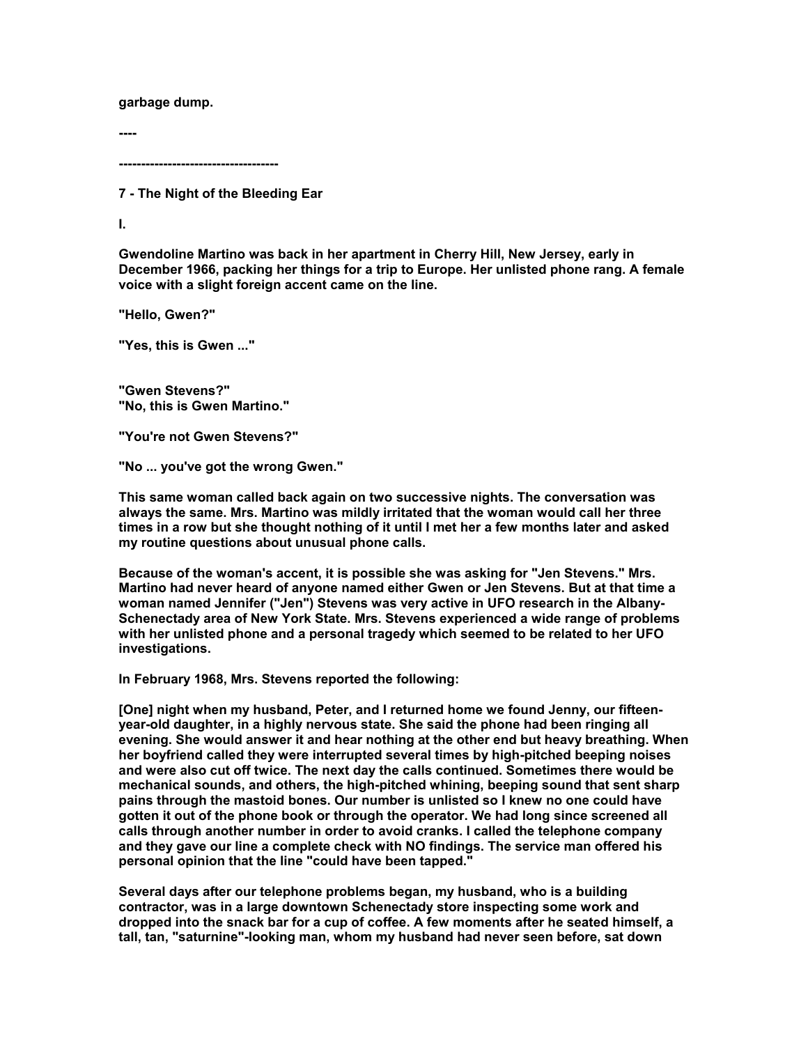garbage dump.

----

-----------------------------------

## 7 - The Night of the Bleeding Ear

### I.

Gwendoline Martino was back in her apartment in Cherry Hill, New Jersey, early in December 1966, packing her things for a trip to Europe. Her unlisted phone rang. A female voice with a slight foreign accent came on the line.

"Hello, Gwen?"

"Yes, this is Gwen ..."

"Gwen Stevens?"
"No, this is Gwen Martino."

"You're not Gwen Stevens?"

"No ... you've got the wrong Gwen."

This same woman called back again on two successive nights. The conversation was always the same. Mrs. Martino was mildly irritated that the woman would call her three times in a row but she thought nothing of it until I met her a few months later and asked my routine questions about unusual phone calls.

Because of the woman's accent, it is possible she was asking for "Jen Stevens." Mrs. Martino had never heard of anyone named either Gwen or Jen Stevens. But at that time a woman named Jennifer ("Jen") Stevens was very active in UFO research in the Albany-Schenectady area of New York State. Mrs. Stevens experienced a wide range of problems with her unlisted phone and a personal tragedy which seemed to be related to her UFO investigations.

In February 1968, Mrs. Stevens reported the following:

[One] night when my husband, Peter, and I returned home we found Jenny, our fifteen-year-old daughter, in a highly nervous state. She said the phone had been ringing all evening. She would answer it and hear nothing at the other end but heavy breathing. When her boyfriend called they were interrupted several times by high-pitched beeping noises and were also cut off twice. The next day the calls continued. Sometimes there would be mechanical sounds, and others, the high-pitched whining, beeping sound that sent sharp pains through the mastoid bones. Our number is unlisted so I knew no one could have gotten it out of the phone book or through the operator. We had long since screened all calls through another number in order to avoid cranks. I called the telephone company and they gave our line a complete check with NO findings. The service man offered his personal opinion that the line "could have been tapped."

Several days after our telephone problems began, my husband, who is a building contractor, was in a large downtown Schenectady store inspecting some work and dropped into the snack bar for a cup of coffee. A few moments after he seated himself, a tall, tan, "saturnine"-looking man, whom my husband had never seen before, sat down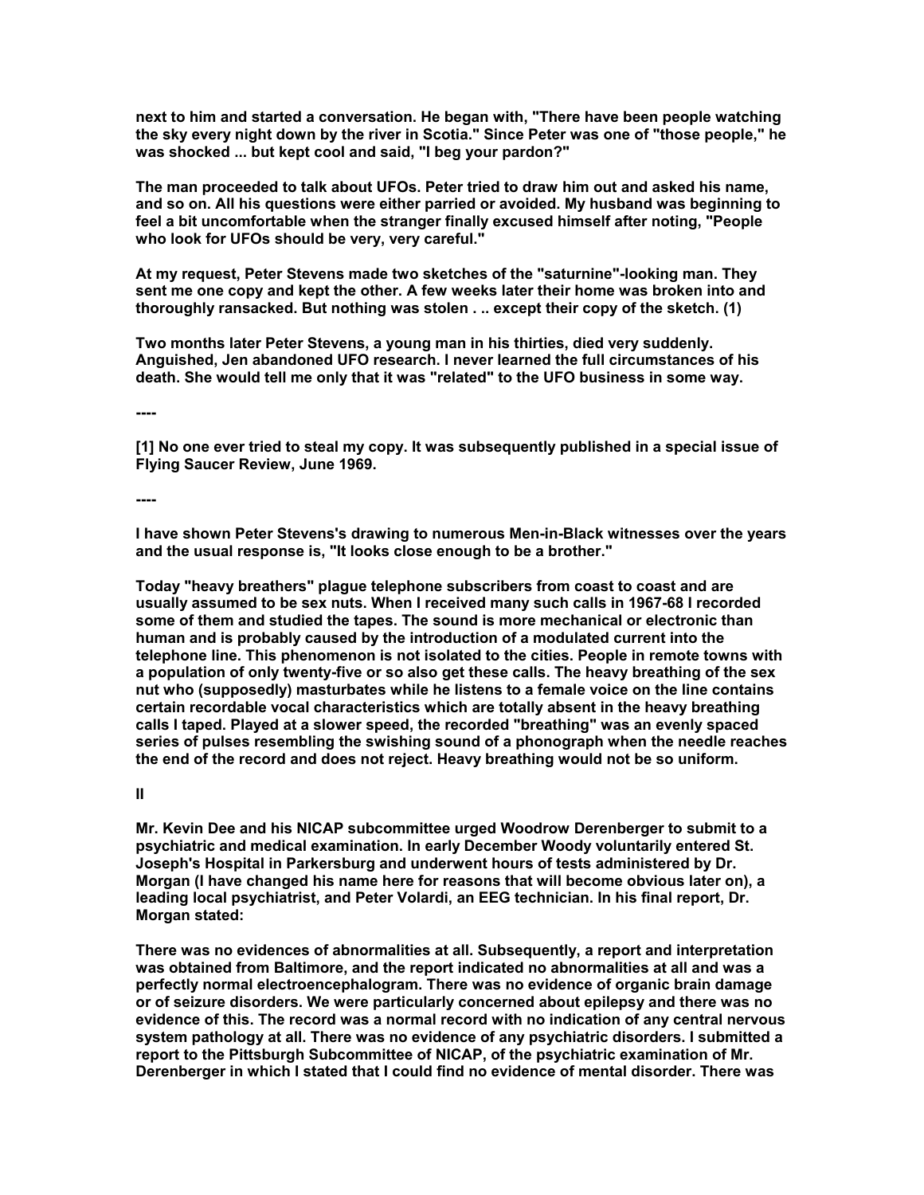next to him and started a conversation. He began with, "There have been people watching the sky every night down by the river in Scotia." Since Peter was one of "those people," he was shocked ... but kept cool and said, "I beg your pardon?"

The man proceeded to talk about UFOs. Peter tried to draw him out and asked his name, and so on. All his questions were either parried or avoided. My husband was beginning to feel a bit uncomfortable when the stranger finally excused himself after noting, "People who look for UFOs should be very, very careful."

At my request, Peter Stevens made two sketches of the "saturnine"-looking man. They sent me one copy and kept the other. A few weeks later their home was broken into and thoroughly ransacked. But nothing was stolen . .. except their copy of the sketch. (1)

Two months later Peter Stevens, a young man in his thirties, died very suddenly. Anguished, Jen abandoned UFO research. I never learned the full circumstances of his death. She would tell me only that it was "related" to the UFO business in some way.

----

[1] No one ever tried to steal my copy. It was subsequently published in a special issue of Flying Saucer Review, June 1969.

----

I have shown Peter Stevens's drawing to numerous Men-in-Black witnesses over the years and the usual response is, "It looks close enough to be a brother."

Today "heavy breathers" plague telephone subscribers from coast to coast and are usually assumed to be sex nuts. When I received many such calls in 1967-68 I recorded some of them and studied the tapes. The sound is more mechanical or electronic than human and is probably caused by the introduction of a modulated current into the telephone line. This phenomenon is not isolated to the cities. People in remote towns with a population of only twenty-five or so also get these calls. The heavy breathing of the sex nut who (supposedly) masturbates while he listens to a female voice on the line contains certain recordable vocal characteristics which are totally absent in the heavy breathing calls I taped. Played at a slower speed, the recorded "breathing" was an evenly spaced series of pulses resembling the swishing sound of a phonograph when the needle reaches the end of the record and does not reject. Heavy breathing would not be so uniform.

## II

Mr. Kevin Dee and his NICAP subcommittee urged Woodrow Derenberger to submit to a psychiatric and medical examination. In early December Woody voluntarily entered St. Joseph's Hospital in Parkersburg and underwent hours of tests administered by Dr. Morgan (I have changed his name here for reasons that will become obvious later on), a leading local psychiatrist, and Peter Volardi, an EEG technician. In his final report, Dr. Morgan stated:

There was no evidences of abnormalities at all. Subsequently, a report and interpretation was obtained from Baltimore, and the report indicated no abnormalities at all and was a perfectly normal electroencephalogram. There was no evidence of organic brain damage or of seizure disorders. We were particularly concerned about epilepsy and there was no evidence of this. The record was a normal record with no indication of any central nervous system pathology at all. There was no evidence of any psychiatric disorders. I submitted a report to the Pittsburgh Subcommittee of NICAP, of the psychiatric examination of Mr. Derenberger in which I stated that I could find no evidence of mental disorder. There was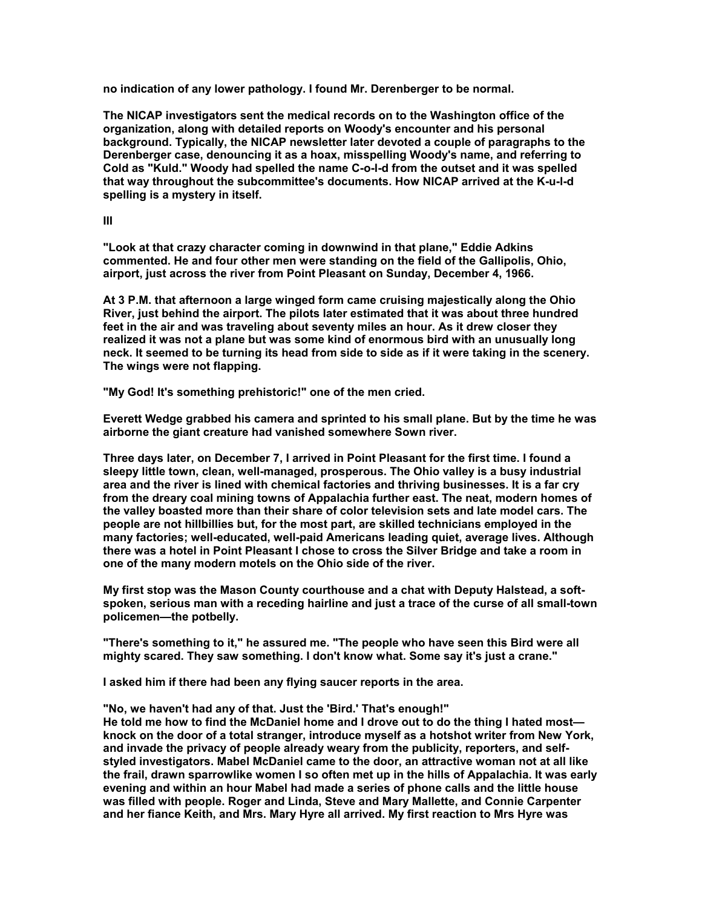no indication of any lower pathology. I found Mr. Derenberger to be normal.

The NICAP investigators sent the medical records on to the Washington office of the organization, along with detailed reports on Woody's encounter and his personal background. Typically, the NICAP newsletter later devoted a couple of paragraphs to the Derenberger case, denouncing it as a hoax, misspelling Woody's name, and referring to Cold as "Kuld." Woody had spelled the name C-o-l-d from the outset and it was spelled that way throughout the subcommittee's documents. How NICAP arrived at the K-u-l-d spelling is a mystery in itself.

## III

"Look at that crazy character coming in downwind in that plane," Eddie Adkins commented. He and four other men were standing on the field of the Gallipolis, Ohio, airport, just across the river from Point Pleasant on Sunday, December 4, 1966.

At 3 P.M. that afternoon a large winged form came cruising majestically along the Ohio River, just behind the airport. The pilots later estimated that it was about three hundred feet in the air and was traveling about seventy miles an hour. As it drew closer they realized it was not a plane but was some kind of enormous bird with an unusually long neck. It seemed to be turning its head from side to side as if it were taking in the scenery. The wings were not flapping.

"My God! It's something prehistoric!" one of the men cried.

Everett Wedge grabbed his camera and sprinted to his small plane. But by the time he was airborne the giant creature had vanished somewhere Sown river.

Three days later, on December 7, I arrived in Point Pleasant for the first time. I found a sleepy little town, clean, well-managed, prosperous. The Ohio valley is a busy industrial area and the river is lined with chemical factories and thriving businesses. It is a far cry from the dreary coal mining towns of Appalachia further east. The neat, modern homes of the valley boasted more than their share of color television sets and late model cars. The people are not hillbillies but, for the most part, are skilled technicians employed in the many factories; well-educated, well-paid Americans leading quiet, average lives. Although there was a hotel in Point Pleasant I chose to cross the Silver Bridge and take a room in one of the many modern motels on the Ohio side of the river.

My first stop was the Mason County courthouse and a chat with Deputy Halstead, a soft-spoken, serious man with a receding hairline and just a trace of the curse of all small-town policemen—the potbelly.

"There's something to it," he assured me. "The people who have seen this Bird were all mighty scared. They saw something. I don't know what. Some say it's just a crane."

I asked him if there had been any flying saucer reports in the area.

"No, we haven't had any of that. Just the 'Bird.' That's enough!"
He told me how to find the McDaniel home and I drove out to do the thing I hated most—knock on the door of a total stranger, introduce myself as a hotshot writer from New York, and invade the privacy of people already weary from the publicity, reporters, and self-styled investigators. Mabel McDaniel came to the door, an attractive woman not at all like the frail, drawn sparrowlike women I so often met up in the hills of Appalachia. It was early evening and within an hour Mabel had made a series of phone calls and the little house was filled with people. Roger and Linda, Steve and Mary Mallette, and Connie Carpenter and her fiance Keith, and Mrs. Mary Hyre all arrived. My first reaction to Mrs Hyre was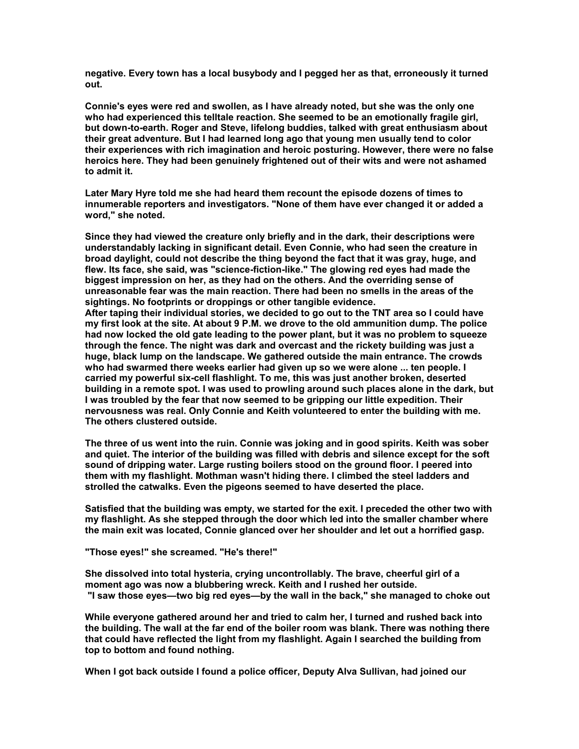negative. Every town has a local busybody and I pegged her as that, erroneously it turned out.

Connie's eyes were red and swollen, as I have already noted, but she was the only one who had experienced this telltale reaction. She seemed to be an emotionally fragile girl, but down-to-earth. Roger and Steve, lifelong buddies, talked with great enthusiasm about their great adventure. But I had learned long ago that young men usually tend to color their experiences with rich imagination and heroic posturing. However, there were no false heroics here. They had been genuinely frightened out of their wits and were not ashamed to admit it.

Later Mary Hyre told me she had heard them recount the episode dozens of times to innumerable reporters and investigators. "None of them have ever changed it or added a word," she noted.

Since they had viewed the creature only briefly and in the dark, their descriptions were understandably lacking in significant detail. Even Connie, who had seen the creature in broad daylight, could not describe the thing beyond the fact that it was gray, huge, and flew. Its face, she said, was "science-fiction-like." The glowing red eyes had made the biggest impression on her, as they had on the others. And the overriding sense of unreasonable fear was the main reaction. There had been no smells in the areas of the sightings. No footprints or droppings or other tangible evidence.

After taping their individual stories, we decided to go out to the TNT area so I could have my first look at the site. At about 9 P.M. we drove to the old ammunition dump. The police had now locked the old gate leading to the power plant, but it was no problem to squeeze through the fence. The night was dark and overcast and the rickety building was just a huge, black lump on the landscape. We gathered outside the main entrance. The crowds who had swarmed there weeks earlier had given up so we were alone ... ten people. I carried my powerful six-cell flashlight. To me, this was just another broken, deserted building in a remote spot. I was used to prowling around such places alone in the dark, but I was troubled by the fear that now seemed to be gripping our little expedition. Their nervousness was real. Only Connie and Keith volunteered to enter the building with me. The others clustered outside.

The three of us went into the ruin. Connie was joking and in good spirits. Keith was sober and quiet. The interior of the building was filled with debris and silence except for the soft sound of dripping water. Large rusting boilers stood on the ground floor. I peered into them with my flashlight. Mothman wasn't hiding there. I climbed the steel ladders and strolled the catwalks. Even the pigeons seemed to have deserted the place.

Satisfied that the building was empty, we started for the exit. I preceded the other two with my flashlight. As she stepped through the door which led into the smaller chamber where the main exit was located, Connie glanced over her shoulder and let out a horrified gasp.

"Those eyes!" she screamed. "He's there!"

She dissolved into total hysteria, crying uncontrollably. The brave, cheerful girl of a moment ago was now a blubbering wreck. Keith and I rushed her outside.
"I saw those eyes—two big red eyes—by the wall in the back," she managed to choke out

While everyone gathered around her and tried to calm her, I turned and rushed back into the building. The wall at the far end of the boiler room was blank. There was nothing there that could have reflected the light from my flashlight. Again I searched the building from top to bottom and found nothing.

When I got back outside I found a police officer, Deputy Alva Sullivan, had joined our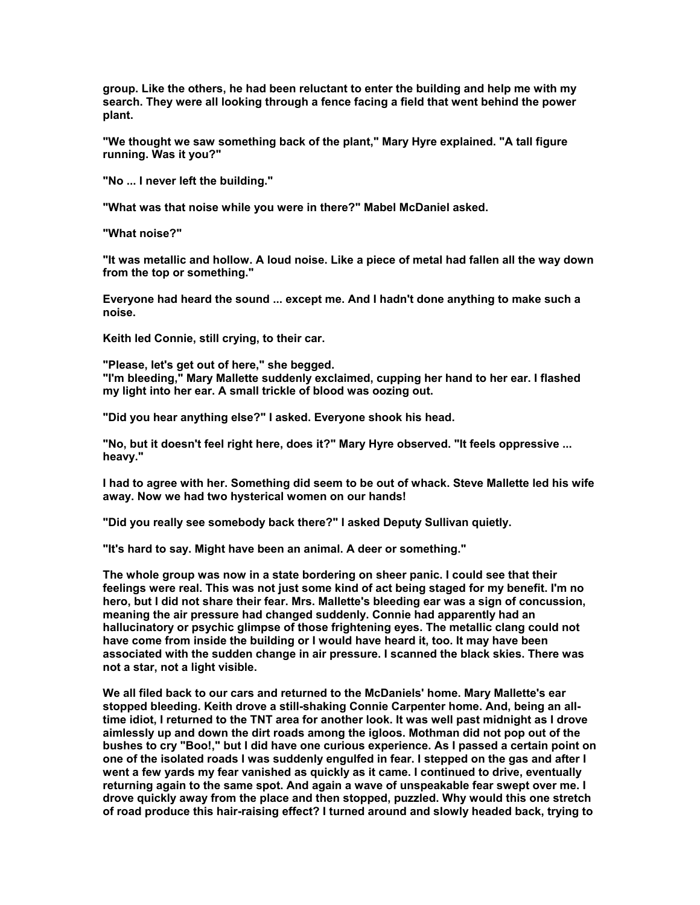group. Like the others, he had been reluctant to enter the building and help me with my search. They were all looking through a fence facing a field that went behind the power plant.

"We thought we saw something back of the plant," Mary Hyre explained. "A tall figure running. Was it you?"

"No ... I never left the building."

"What was that noise while you were in there?" Mabel McDaniel asked.

"What noise?"

"It was metallic and hollow. A loud noise. Like a piece of metal had fallen all the way down from the top or something."

Everyone had heard the sound ... except me. And I hadn't done anything to make such a noise.

Keith led Connie, still crying, to their car.

"Please, let's get out of here," she begged.
"I'm bleeding," Mary Mallette suddenly exclaimed, cupping her hand to her ear. I flashed my light into her ear. A small trickle of blood was oozing out.

"Did you hear anything else?" I asked. Everyone shook his head.

"No, but it doesn't feel right here, does it?" Mary Hyre observed. "It feels oppressive ... heavy."

I had to agree with her. Something did seem to be out of whack. Steve Mallette led his wife away. Now we had two hysterical women on our hands!

"Did you really see somebody back there?" I asked Deputy Sullivan quietly.

"It's hard to say. Might have been an animal. A deer or something."

The whole group was now in a state bordering on sheer panic. I could see that their feelings were real. This was not just some kind of act being staged for my benefit. I'm no hero, but I did not share their fear. Mrs. Mallette's bleeding ear was a sign of concussion, meaning the air pressure had changed suddenly. Connie had apparently had an hallucinatory or psychic glimpse of those frightening eyes. The metallic clang could not have come from inside the building or I would have heard it, too. It may have been associated with the sudden change in air pressure. I scanned the black skies. There was not a star, not a light visible.

We all filed back to our cars and returned to the McDaniels' home. Mary Mallette's ear stopped bleeding. Keith drove a still-shaking Connie Carpenter home. And, being an all-time idiot, I returned to the TNT area for another look. It was well past midnight as I drove aimlessly up and down the dirt roads among the igloos. Mothman did not pop out of the bushes to cry "Boo!," but I did have one curious experience. As I passed a certain point on one of the isolated roads I was suddenly engulfed in fear. I stepped on the gas and after I went a few yards my fear vanished as quickly as it came. I continued to drive, eventually returning again to the same spot. And again a wave of unspeakable fear swept over me. I drove quickly away from the place and then stopped, puzzled. Why would this one stretch of road produce this hair-raising effect? I turned around and slowly headed back, trying to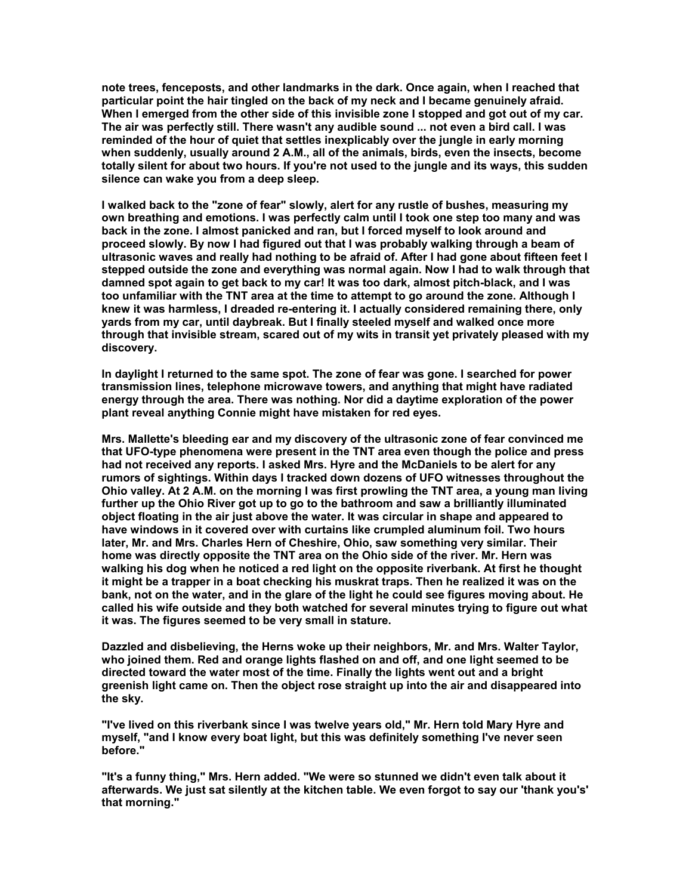note trees, fenceposts, and other landmarks in the dark. Once again, when I reached that particular point the hair tingled on the back of my neck and I became genuinely afraid. When I emerged from the other side of this invisible zone I stopped and got out of my car. The air was perfectly still. There wasn't any audible sound ... not even a bird call. I was reminded of the hour of quiet that settles inexplicably over the jungle in early morning when suddenly, usually around 2 A.M., all of the animals, birds, even the insects, become totally silent for about two hours. If you're not used to the jungle and its ways, this sudden silence can wake you from a deep sleep.

I walked back to the "zone of fear" slowly, alert for any rustle of bushes, measuring my own breathing and emotions. I was perfectly calm until I took one step too many and was back in the zone. I almost panicked and ran, but I forced myself to look around and proceed slowly. By now I had figured out that I was probably walking through a beam of ultrasonic waves and really had nothing to be afraid of. After I had gone about fifteen feet I stepped outside the zone and everything was normal again. Now I had to walk through that damned spot again to get back to my car! It was too dark, almost pitch-black, and I was too unfamiliar with the TNT area at the time to attempt to go around the zone. Although I knew it was harmless, I dreaded re-entering it. I actually considered remaining there, only yards from my car, until daybreak. But I finally steeled myself and walked once more through that invisible stream, scared out of my wits in transit yet privately pleased with my discovery.

In daylight I returned to the same spot. The zone of fear was gone. I searched for power transmission lines, telephone microwave towers, and anything that might have radiated energy through the area. There was nothing. Nor did a daytime exploration of the power plant reveal anything Connie might have mistaken for red eyes.

Mrs. Mallette's bleeding ear and my discovery of the ultrasonic zone of fear convinced me that UFO-type phenomena were present in the TNT area even though the police and press had not received any reports. I asked Mrs. Hyre and the McDaniels to be alert for any rumors of sightings. Within days I tracked down dozens of UFO witnesses throughout the Ohio valley. At 2 A.M. on the morning I was first prowling the TNT area, a young man living further up the Ohio River got up to go to the bathroom and saw a brilliantly illuminated object floating in the air just above the water. It was circular in shape and appeared to have windows in it covered over with curtains like crumpled aluminum foil. Two hours later, Mr. and Mrs. Charles Hern of Cheshire, Ohio, saw something very similar. Their home was directly opposite the TNT area on the Ohio side of the river. Mr. Hern was walking his dog when he noticed a red light on the opposite riverbank. At first he thought it might be a trapper in a boat checking his muskrat traps. Then he realized it was on the bank, not on the water, and in the glare of the light he could see figures moving about. He called his wife outside and they both watched for several minutes trying to figure out what it was. The figures seemed to be very small in stature.

Dazzled and disbelieving, the Herns woke up their neighbors, Mr. and Mrs. Walter Taylor, who joined them. Red and orange lights flashed on and off, and one light seemed to be directed toward the water most of the time. Finally the lights went out and a bright greenish light came on. Then the object rose straight up into the air and disappeared into the sky.

"I've lived on this riverbank since I was twelve years old," Mr. Hern told Mary Hyre and myself, "and I know every boat light, but this was definitely something I've never seen before."

"It's a funny thing," Mrs. Hern added. "We were so stunned we didn't even talk about it afterwards. We just sat silently at the kitchen table. We even forgot to say our 'thank you's' that morning."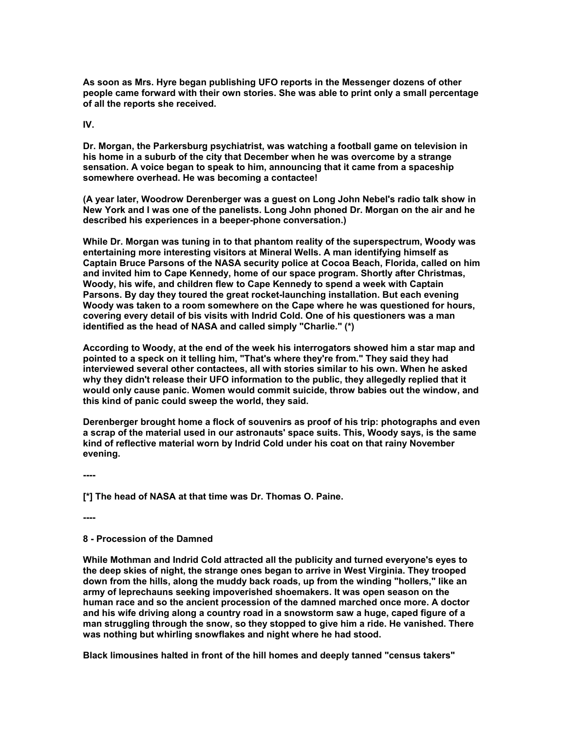As soon as Mrs. Hyre began publishing UFO reports in the Messenger dozens of other people came forward with their own stories. She was able to print only a small percentage of all the reports she received.

IV.

Dr. Morgan, the Parkersburg psychiatrist, was watching a football game on television in his home in a suburb of the city that December when he was overcome by a strange sensation. A voice began to speak to him, announcing that it came from a spaceship somewhere overhead. He was becoming a contactee!

(A year later, Woodrow Derenberger was a guest on Long John Nebel's radio talk show in New York and I was one of the panelists. Long John phoned Dr. Morgan on the air and he described his experiences in a beeper-phone conversation.)

While Dr. Morgan was tuning in to that phantom reality of the superspectrum, Woody was entertaining more interesting visitors at Mineral Wells. A man identifying himself as Captain Bruce Parsons of the NASA security police at Cocoa Beach, Florida, called on him and invited him to Cape Kennedy, home of our space program. Shortly after Christmas, Woody, his wife, and children flew to Cape Kennedy to spend a week with Captain Parsons. By day they toured the great rocket-launching installation. But each evening Woody was taken to a room somewhere on the Cape where he was questioned for hours, covering every detail of bis visits with Indrid Cold. One of his questioners was a man identified as the head of NASA and called simply "Charlie." (*)

According to Woody, at the end of the week his interrogators showed him a star map and pointed to a speck on it telling him, "That's where they're from." They said they had interviewed several other contactees, all with stories similar to his own. When he asked why they didn't release their UFO information to the public, they allegedly replied that it would only cause panic. Women would commit suicide, throw babies out the window, and this kind of panic could sweep the world, they said.

Derenberger brought home a flock of souvenirs as proof of his trip: photographs and even a scrap of the material used in our astronauts' space suits. This, Woody says, is the same kind of reflective material worn by Indrid Cold under his coat on that rainy November evening.

----

[*] The head of NASA at that time was Dr. Thomas O. Paine.

----

## 8 - Procession of the Damned

While Mothman and Indrid Cold attracted all the publicity and turned everyone's eyes to the deep skies of night, the strange ones began to arrive in West Virginia. They trooped down from the hills, along the muddy back roads, up from the winding "hollers," like an army of leprechauns seeking impoverished shoemakers. It was open season on the human race and so the ancient procession of the damned marched once more. A doctor and his wife driving along a country road in a snowstorm saw a huge, caped figure of a man struggling through the snow, so they stopped to give him a ride. He vanished. There was nothing but whirling snowflakes and night where he had stood.

Black limousines halted in front of the hill homes and deeply tanned "census takers"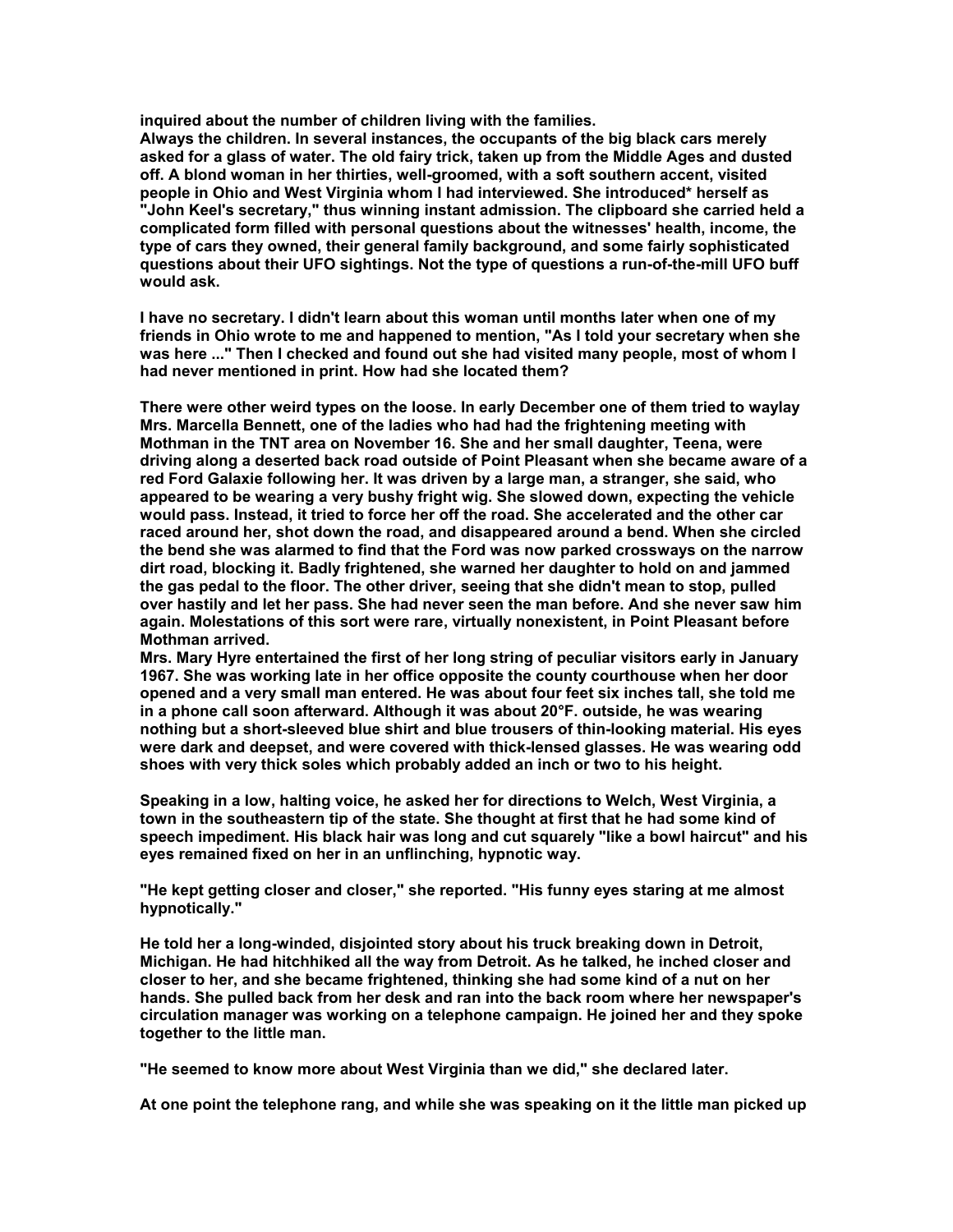inquired about the number of children living with the families.
Always the children. In several instances, the occupants of the big black cars merely asked for a glass of water. The old fairy trick, taken up from the Middle Ages and dusted off. A blond woman in her thirties, well-groomed, with a soft southern accent, visited people in Ohio and West Virginia whom I had interviewed. She introduced* herself as "John Keel's secretary," thus winning instant admission. The clipboard she carried held a complicated form filled with personal questions about the witnesses' health, income, the type of cars they owned, their general family background, and some fairly sophisticated questions about their UFO sightings. Not the type of questions a run-of-the-mill UFO buff would ask.

I have no secretary. I didn't learn about this woman until months later when one of my friends in Ohio wrote to me and happened to mention, "As I told your secretary when she was here ..." Then I checked and found out she had visited many people, most of whom I had never mentioned in print. How had she located them?

There were other weird types on the loose. In early December one of them tried to waylay Mrs. Marcella Bennett, one of the ladies who had had the frightening meeting with Mothman in the TNT area on November 16. She and her small daughter, Teena, were driving along a deserted back road outside of Point Pleasant when she became aware of a red Ford Galaxie following her. It was driven by a large man, a stranger, she said, who appeared to be wearing a very bushy fright wig. She slowed down, expecting the vehicle would pass. Instead, it tried to force her off the road. She accelerated and the other car raced around her, shot down the road, and disappeared around a bend. When she circled the bend she was alarmed to find that the Ford was now parked crossways on the narrow dirt road, blocking it. Badly frightened, she warned her daughter to hold on and jammed the gas pedal to the floor. The other driver, seeing that she didn't mean to stop, pulled over hastily and let her pass. She had never seen the man before. And she never saw him again. Molestations of this sort were rare, virtually nonexistent, in Point Pleasant before Mothman arrived.
Mrs. Mary Hyre entertained the first of her long string of peculiar visitors early in January 1967. She was working late in her office opposite the county courthouse when her door opened and a very small man entered. He was about four feet six inches tall, she told me in a phone call soon afterward. Although it was about 20°F. outside, he was wearing nothing but a short-sleeved blue shirt and blue trousers of thin-looking material. His eyes were dark and deepset, and were covered with thick-lensed glasses. He was wearing odd shoes with very thick soles which probably added an inch or two to his height.

Speaking in a low, halting voice, he asked her for directions to Welch, West Virginia, a town in the southeastern tip of the state. She thought at first that he had some kind of speech impediment. His black hair was long and cut squarely "like a bowl haircut" and his eyes remained fixed on her in an unflinching, hypnotic way.

"He kept getting closer and closer," she reported. "His funny eyes staring at me almost hypnotically."

He told her a long-winded, disjointed story about his truck breaking down in Detroit, Michigan. He had hitchhiked all the way from Detroit. As he talked, he inched closer and closer to her, and she became frightened, thinking she had some kind of a nut on her hands. She pulled back from her desk and ran into the back room where her newspaper's circulation manager was working on a telephone campaign. He joined her and they spoke together to the little man.

"He seemed to know more about West Virginia than we did," she declared later.

At one point the telephone rang, and while she was speaking on it the little man picked up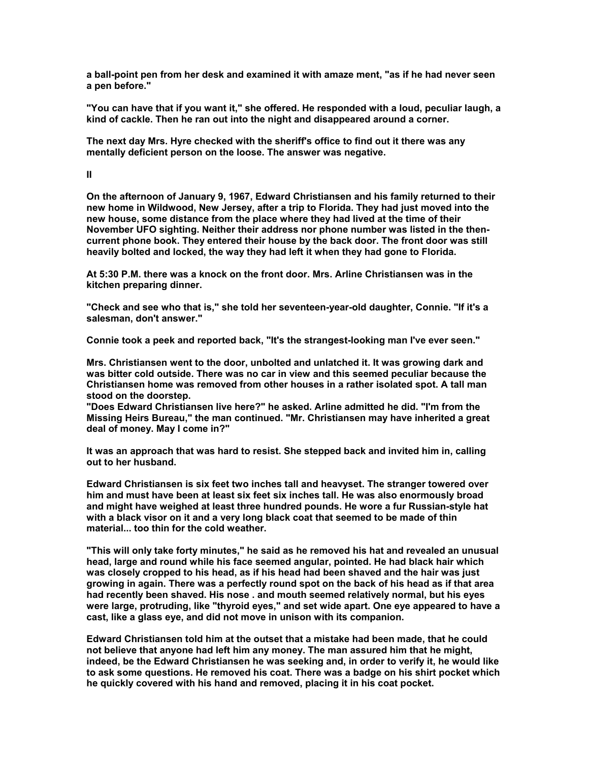a ball-point pen from her desk and examined it with amaze ment, "as if he had never seen a pen before."

"You can have that if you want it," she offered. He responded with a loud, peculiar laugh, a kind of cackle. Then he ran out into the night and disappeared around a corner.

The next day Mrs. Hyre checked with the sheriff's office to find out it there was any mentally deficient person on the loose. The answer was negative.

## II

On the afternoon of January 9, 1967, Edward Christiansen and his family returned to their new home in Wildwood, New Jersey, after a trip to Florida. They had just moved into the new house, some distance from the place where they had lived at the time of their November UFO sighting. Neither their address nor phone number was listed in the then-current phone book. They entered their house by the back door. The front door was still heavily bolted and locked, the way they had left it when they had gone to Florida.

At 5:30 P.M. there was a knock on the front door. Mrs. Arline Christiansen was in the kitchen preparing dinner.

"Check and see who that is," she told her seventeen-year-old daughter, Connie. "If it's a salesman, don't answer."

Connie took a peek and reported back, "It's the strangest-looking man I've ever seen."

Mrs. Christiansen went to the door, unbolted and unlatched it. It was growing dark and was bitter cold outside. There was no car in view and this seemed peculiar because the Christiansen home was removed from other houses in a rather isolated spot. A tall man stood on the doorstep.

"Does Edward Christiansen live here?" he asked. Arline admitted he did. "I'm from the Missing Heirs Bureau," the man continued. "Mr. Christiansen may have inherited a great deal of money. May I come in?"

It was an approach that was hard to resist. She stepped back and invited him in, calling out to her husband.

Edward Christiansen is six feet two inches tall and heavyset. The stranger towered over him and must have been at least six feet six inches tall. He was also enormously broad and might have weighed at least three hundred pounds. He wore a fur Russian-style hat with a black visor on it and a very long black coat that seemed to be made of thin material... too thin for the cold weather.

"This will only take forty minutes," he said as he removed his hat and revealed an unusual head, large and round while his face seemed angular, pointed. He had black hair which was closely cropped to his head, as if his head had been shaved and the hair was just growing in again. There was a perfectly round spot on the back of his head as if that area had recently been shaved. His nose . and mouth seemed relatively normal, but his eyes were large, protruding, like "thyroid eyes," and set wide apart. One eye appeared to have a cast, like a glass eye, and did not move in unison with its companion.

Edward Christiansen told him at the outset that a mistake had been made, that he could not believe that anyone had left him any money. The man assured him that he might, indeed, be the Edward Christiansen he was seeking and, in order to verify it, he would like to ask some questions. He removed his coat. There was a badge on his shirt pocket which he quickly covered with his hand and removed, placing it in his coat pocket.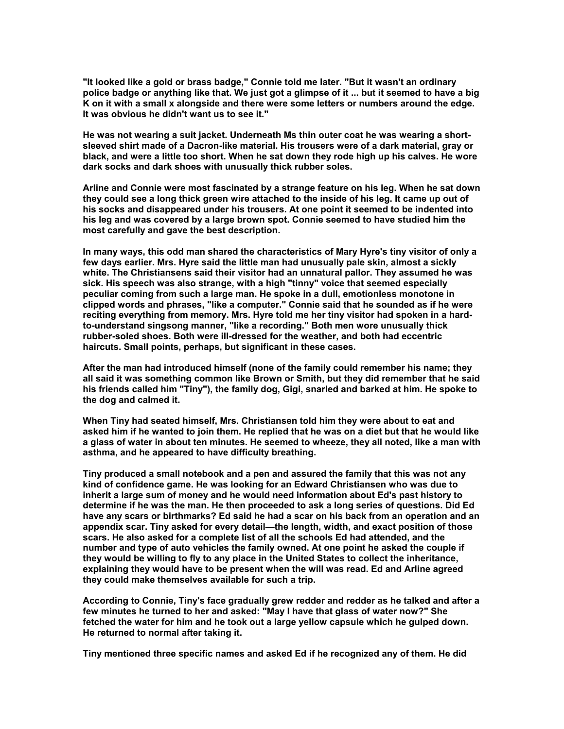"It looked like a gold or brass badge," Connie told me later. "But it wasn't an ordinary police badge or anything like that. We just got a glimpse of it ... but it seemed to have a big K on it with a small x alongside and there were some letters or numbers around the edge. It was obvious he didn't want us to see it."

He was not wearing a suit jacket. Underneath Ms thin outer coat he was wearing a short-sleeved shirt made of a Dacron-like material. His trousers were of a dark material, gray or black, and were a little too short. When he sat down they rode high up his calves. He wore dark socks and dark shoes with unusually thick rubber soles.

Arline and Connie were most fascinated by a strange feature on his leg. When he sat down they could see a long thick green wire attached to the inside of his leg. It came up out of his socks and disappeared under his trousers. At one point it seemed to be indented into his leg and was covered by a large brown spot. Connie seemed to have studied him the most carefully and gave the best description.

In many ways, this odd man shared the characteristics of Mary Hyre's tiny visitor of only a few days earlier. Mrs. Hyre said the little man had unusually pale skin, almost a sickly white. The Christiansens said their visitor had an unnatural pallor. They assumed he was sick. His speech was also strange, with a high "tinny" voice that seemed especially peculiar coming from such a large man. He spoke in a dull, emotionless monotone in clipped words and phrases, "like a computer." Connie said that he sounded as if he were reciting everything from memory. Mrs. Hyre told me her tiny visitor had spoken in a hard-to-understand singsong manner, "like a recording." Both men wore unusually thick rubber-soled shoes. Both were ill-dressed for the weather, and both had eccentric haircuts. Small points, perhaps, but significant in these cases.

After the man had introduced himself (none of the family could remember his name; they all said it was something common like Brown or Smith, but they did remember that he said his friends called him "Tiny"), the family dog, Gigi, snarled and barked at him. He spoke to the dog and calmed it.

When Tiny had seated himself, Mrs. Christiansen told him they were about to eat and asked him if he wanted to join them. He replied that he was on a diet but that he would like a glass of water in about ten minutes. He seemed to wheeze, they all noted, like a man with asthma, and he appeared to have difficulty breathing.

Tiny produced a small notebook and a pen and assured the family that this was not any kind of confidence game. He was looking for an Edward Christiansen who was due to inherit a large sum of money and he would need information about Ed's past history to determine if he was the man. He then proceeded to ask a long series of questions. Did Ed have any scars or birthmarks? Ed said he had a scar on his back from an operation and an appendix scar. Tiny asked for every detail—the length, width, and exact position of those scars. He also asked for a complete list of all the schools Ed had attended, and the number and type of auto vehicles the family owned. At one point he asked the couple if they would be willing to fly to any place in the United States to collect the inheritance, explaining they would have to be present when the will was read. Ed and Arline agreed they could make themselves available for such a trip.

According to Connie, Tiny's face gradually grew redder and redder as he talked and after a few minutes he turned to her and asked: "May I have that glass of water now?" She fetched the water for him and he took out a large yellow capsule which he gulped down. He returned to normal after taking it.

Tiny mentioned three specific names and asked Ed if he recognized any of them. He did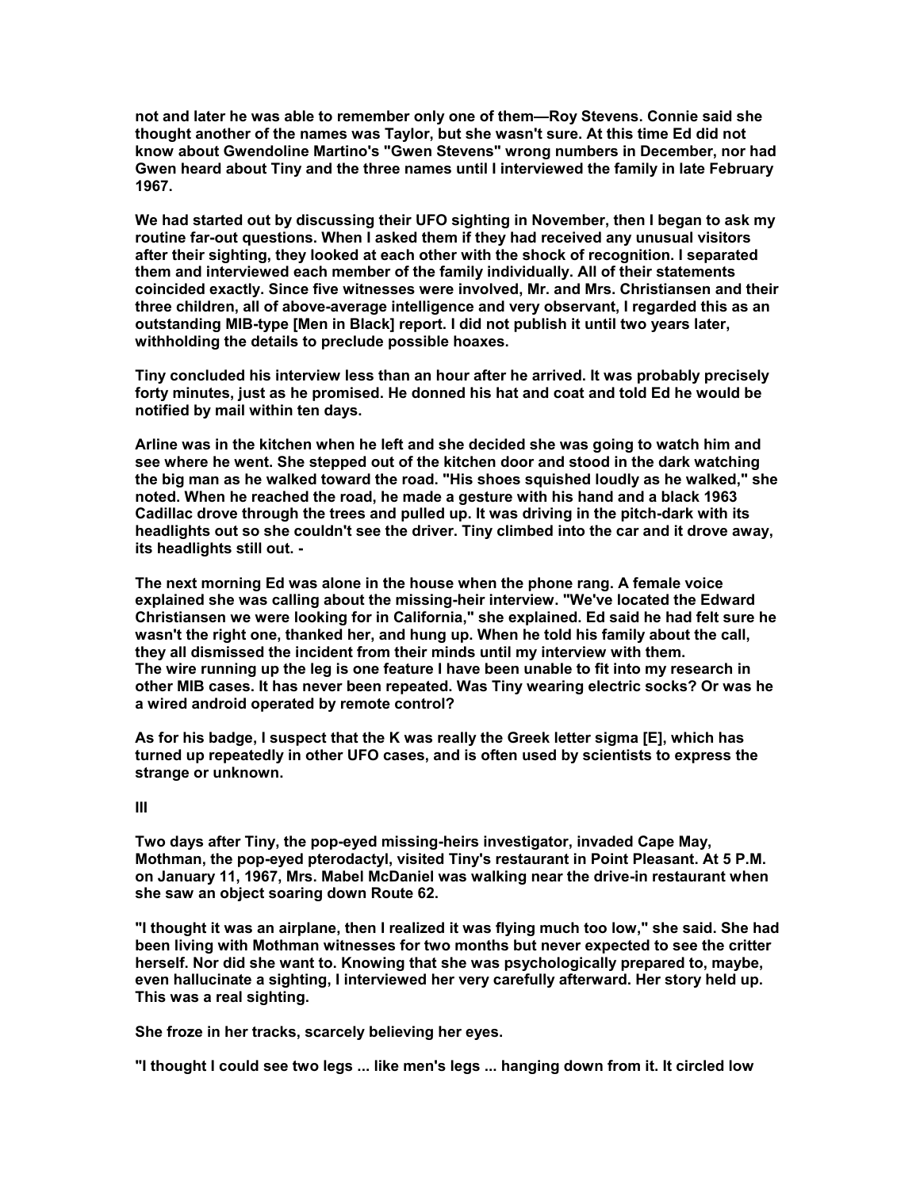not and later he was able to remember only one of them—Roy Stevens. Connie said she thought another of the names was Taylor, but she wasn't sure. At this time Ed did not know about Gwendoline Martino's "Gwen Stevens" wrong numbers in December, nor had Gwen heard about Tiny and the three names until I interviewed the family in late February 1967.

We had started out by discussing their UFO sighting in November, then I began to ask my routine far-out questions. When I asked them if they had received any unusual visitors after their sighting, they looked at each other with the shock of recognition. I separated them and interviewed each member of the family individually. All of their statements coincided exactly. Since five witnesses were involved, Mr. and Mrs. Christiansen and their three children, all of above-average intelligence and very observant, I regarded this as an outstanding MIB-type [Men in Black] report. I did not publish it until two years later, withholding the details to preclude possible hoaxes.

Tiny concluded his interview less than an hour after he arrived. It was probably precisely forty minutes, just as he promised. He donned his hat and coat and told Ed he would be notified by mail within ten days.

Arline was in the kitchen when he left and she decided she was going to watch him and see where he went. She stepped out of the kitchen door and stood in the dark watching the big man as he walked toward the road. "His shoes squished loudly as he walked," she noted. When he reached the road, he made a gesture with his hand and a black 1963 Cadillac drove through the trees and pulled up. It was driving in the pitch-dark with its headlights out so she couldn't see the driver. Tiny climbed into the car and it drove away, its headlights still out. -

The next morning Ed was alone in the house when the phone rang. A female voice explained she was calling about the missing-heir interview. "We've located the Edward Christiansen we were looking for in California," she explained. Ed said he had felt sure he wasn't the right one, thanked her, and hung up. When he told his family about the call, they all dismissed the incident from their minds until my interview with them.
The wire running up the leg is one feature I have been unable to fit into my research in other MIB cases. It has never been repeated. Was Tiny wearing electric socks? Or was he a wired android operated by remote control?

As for his badge, I suspect that the K was really the Greek letter sigma [E], which has turned up repeatedly in other UFO cases, and is often used by scientists to express the strange or unknown.

III

Two days after Tiny, the pop-eyed missing-heirs investigator, invaded Cape May, Mothman, the pop-eyed pterodactyl, visited Tiny's restaurant in Point Pleasant. At 5 P.M. on January 11, 1967, Mrs. Mabel McDaniel was walking near the drive-in restaurant when she saw an object soaring down Route 62.

"I thought it was an airplane, then I realized it was flying much too low," she said. She had been living with Mothman witnesses for two months but never expected to see the critter herself. Nor did she want to. Knowing that she was psychologically prepared to, maybe, even hallucinate a sighting, I interviewed her very carefully afterward. Her story held up. This was a real sighting.

She froze in her tracks, scarcely believing her eyes.

"I thought I could see two legs ... like men's legs ... hanging down from it. It circled low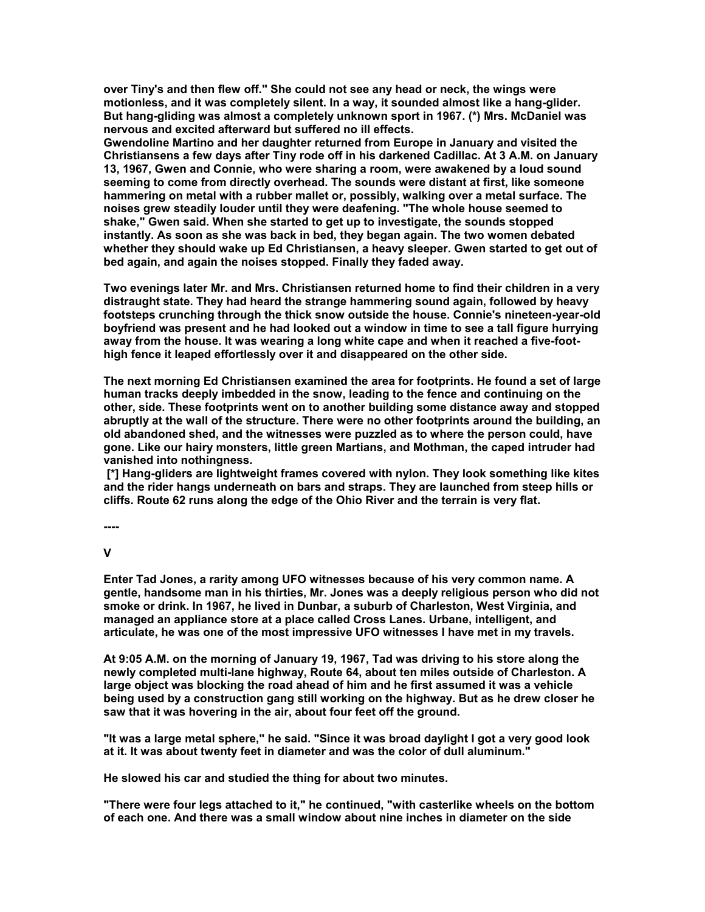over Tiny's and then flew off." She could not see any head or neck, the wings were motionless, and it was completely silent. In a way, it sounded almost like a hang-glider. But hang-gliding was almost a completely unknown sport in 1967. (*) Mrs. McDaniel was nervous and excited afterward but suffered no ill effects.

Gwendoline Martino and her daughter returned from Europe in January and visited the Christiansens a few days after Tiny rode off in his darkened Cadillac. At 3 A.M. on January 13, 1967, Gwen and Connie, who were sharing a room, were awakened by a loud sound seeming to come from directly overhead. The sounds were distant at first, like someone hammering on metal with a rubber mallet or, possibly, walking over a metal surface. The noises grew steadily louder until they were deafening. "The whole house seemed to shake," Gwen said. When she started to get up to investigate, the sounds stopped instantly. As soon as she was back in bed, they began again. The two women debated whether they should wake up Ed Christiansen, a heavy sleeper. Gwen started to get out of bed again, and again the noises stopped. Finally they faded away.

Two evenings later Mr. and Mrs. Christiansen returned home to find their children in a very distraught state. They had heard the strange hammering sound again, followed by heavy footsteps crunching through the thick snow outside the house. Connie's nineteen-year-old boyfriend was present and he had looked out a window in time to see a tall figure hurrying away from the house. It was wearing a long white cape and when it reached a five-foot-high fence it leaped effortlessly over it and disappeared on the other side.

The next morning Ed Christiansen examined the area for footprints. He found a set of large human tracks deeply imbedded in the snow, leading to the fence and continuing on the other, side. These footprints went on to another building some distance away and stopped abruptly at the wall of the structure. There were no other footprints around the building, an old abandoned shed, and the witnesses were puzzled as to where the person could, have gone. Like our hairy monsters, little green Martians, and Mothman, the caped intruder had vanished into nothingness.

[*] Hang-gliders are lightweight frames covered with nylon. They look something like kites and the rider hangs underneath on bars and straps. They are launched from steep hills or cliffs. Route 62 runs along the edge of the Ohio River and the terrain is very flat.

----

## V

Enter Tad Jones, a rarity among UFO witnesses because of his very common name. A gentle, handsome man in his thirties, Mr. Jones was a deeply religious person who did not smoke or drink. In 1967, he lived in Dunbar, a suburb of Charleston, West Virginia, and managed an appliance store at a place called Cross Lanes. Urbane, intelligent, and articulate, he was one of the most impressive UFO witnesses I have met in my travels.

At 9:05 A.M. on the morning of January 19, 1967, Tad was driving to his store along the newly completed multi-lane highway, Route 64, about ten miles outside of Charleston. A large object was blocking the road ahead of him and he first assumed it was a vehicle being used by a construction gang still working on the highway. But as he drew closer he saw that it was hovering in the air, about four feet off the ground.

"It was a large metal sphere," he said. "Since it was broad daylight I got a very good look at it. It was about twenty feet in diameter and was the color of dull aluminum."

He slowed his car and studied the thing for about two minutes.

"There were four legs attached to it," he continued, "with casterlike wheels on the bottom of each one. And there was a small window about nine inches in diameter on the side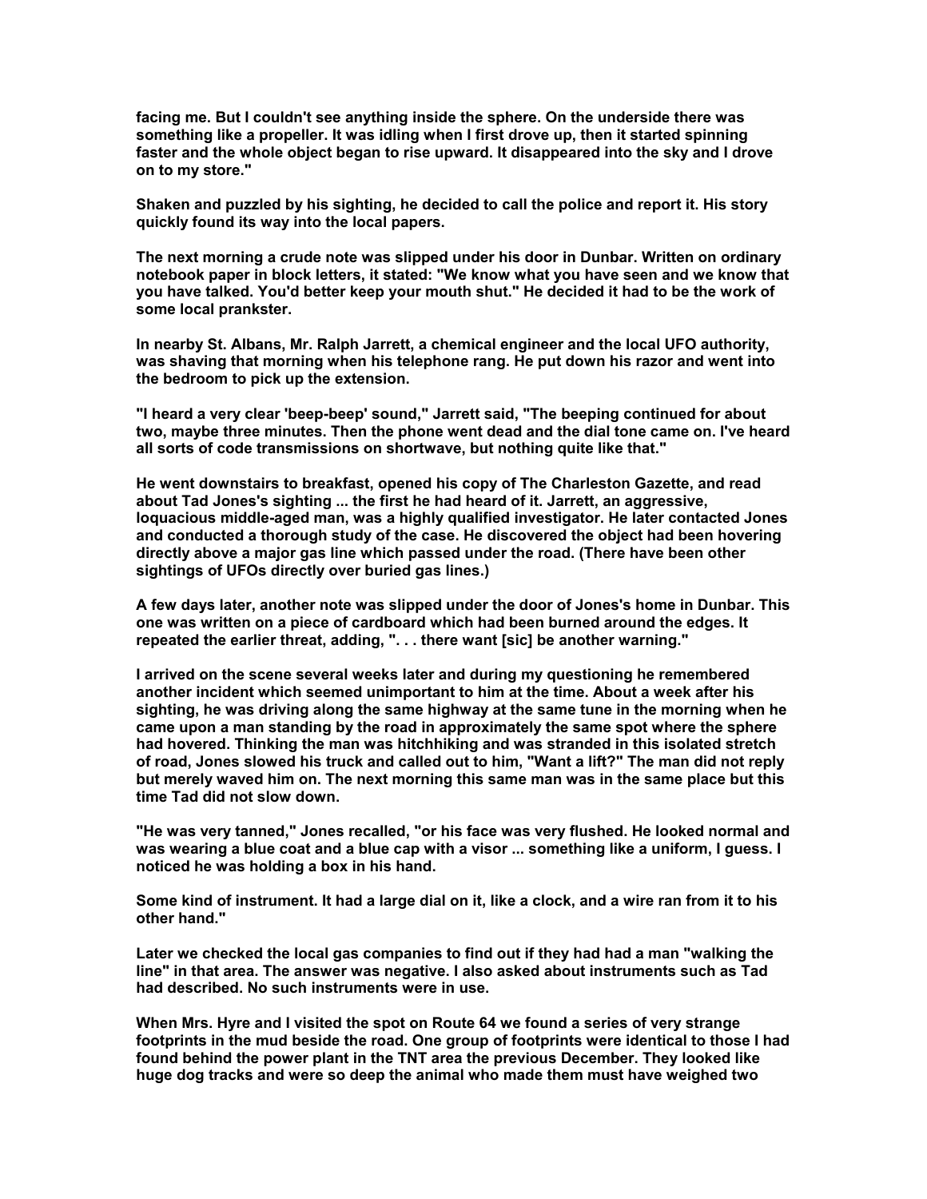facing me. But I couldn't see anything inside the sphere. On the underside there was something like a propeller. It was idling when I first drove up, then it started spinning faster and the whole object began to rise upward. It disappeared into the sky and I drove on to my store."

Shaken and puzzled by his sighting, he decided to call the police and report it. His story quickly found its way into the local papers.

The next morning a crude note was slipped under his door in Dunbar. Written on ordinary notebook paper in block letters, it stated: "We know what you have seen and we know that you have talked. You'd better keep your mouth shut." He decided it had to be the work of some local prankster.

In nearby St. Albans, Mr. Ralph Jarrett, a chemical engineer and the local UFO authority, was shaving that morning when his telephone rang. He put down his razor and went into the bedroom to pick up the extension.

"I heard a very clear 'beep-beep' sound," Jarrett said, "The beeping continued for about two, maybe three minutes. Then the phone went dead and the dial tone came on. I've heard all sorts of code transmissions on shortwave, but nothing quite like that."

He went downstairs to breakfast, opened his copy of The Charleston Gazette, and read about Tad Jones's sighting ... the first he had heard of it. Jarrett, an aggressive, loquacious middle-aged man, was a highly qualified investigator. He later contacted Jones and conducted a thorough study of the case. He discovered the object had been hovering directly above a major gas line which passed under the road. (There have been other sightings of UFOs directly over buried gas lines.)

A few days later, another note was slipped under the door of Jones's home in Dunbar. This one was written on a piece of cardboard which had been burned around the edges. It repeated the earlier threat, adding, ". . . there want [sic] be another warning."

I arrived on the scene several weeks later and during my questioning he remembered another incident which seemed unimportant to him at the time. About a week after his sighting, he was driving along the same highway at the same tune in the morning when he came upon a man standing by the road in approximately the same spot where the sphere had hovered. Thinking the man was hitchhiking and was stranded in this isolated stretch of road, Jones slowed his truck and called out to him, "Want a lift?" The man did not reply but merely waved him on. The next morning this same man was in the same place but this time Tad did not slow down.

"He was very tanned," Jones recalled, "or his face was very flushed. He looked normal and was wearing a blue coat and a blue cap with a visor ... something like a uniform, I guess. I noticed he was holding a box in his hand.

Some kind of instrument. It had a large dial on it, like a clock, and a wire ran from it to his other hand."

Later we checked the local gas companies to find out if they had had a man "walking the line" in that area. The answer was negative. I also asked about instruments such as Tad had described. No such instruments were in use.

When Mrs. Hyre and I visited the spot on Route 64 we found a series of very strange footprints in the mud beside the road. One group of footprints were identical to those I had found behind the power plant in the TNT area the previous December. They looked like huge dog tracks and were so deep the animal who made them must have weighed two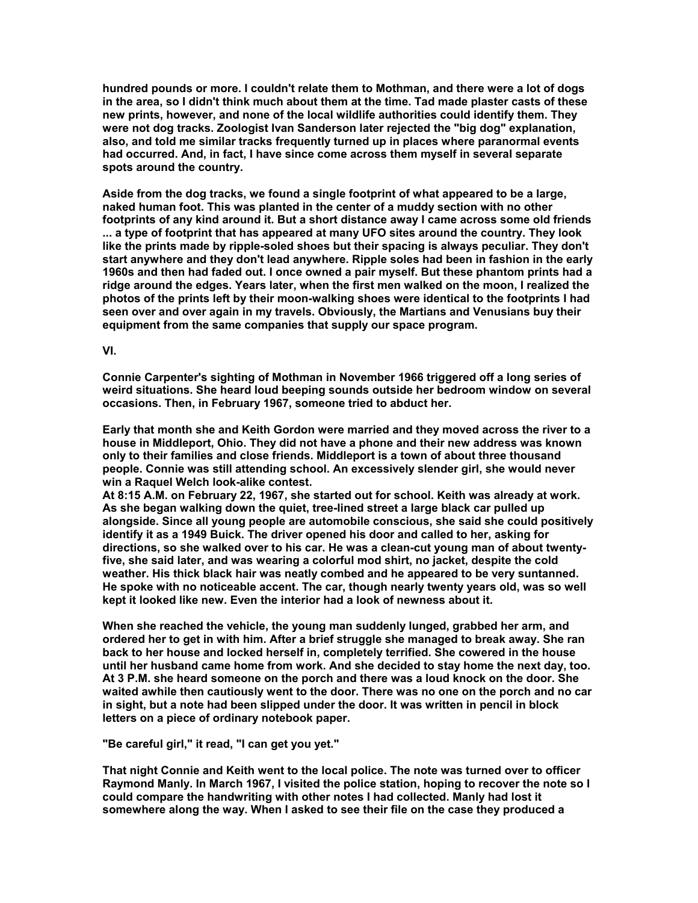hundred pounds or more. I couldn't relate them to Mothman, and there were a lot of dogs in the area, so I didn't think much about them at the time. Tad made plaster casts of these new prints, however, and none of the local wildlife authorities could identify them. They were not dog tracks. Zoologist Ivan Sanderson later rejected the "big dog" explanation, also, and told me similar tracks frequently turned up in places where paranormal events had occurred. And, in fact, I have since come across them myself in several separate spots around the country.

Aside from the dog tracks, we found a single footprint of what appeared to be a large, naked human foot. This was planted in the center of a muddy section with no other footprints of any kind around it. But a short distance away I came across some old friends ... a type of footprint that has appeared at many UFO sites around the country. They look like the prints made by ripple-soled shoes but their spacing is always peculiar. They don't start anywhere and they don't lead anywhere. Ripple soles had been in fashion in the early 1960s and then had faded out. I once owned a pair myself. But these phantom prints had a ridge around the edges. Years later, when the first men walked on the moon, I realized the photos of the prints left by their moon-walking shoes were identical to the footprints I had seen over and over again in my travels. Obviously, the Martians and Venusians buy their equipment from the same companies that supply our space program.

## VI.

Connie Carpenter's sighting of Mothman in November 1966 triggered off a long series of weird situations. She heard loud beeping sounds outside her bedroom window on several occasions. Then, in February 1967, someone tried to abduct her.

Early that month she and Keith Gordon were married and they moved across the river to a house in Middleport, Ohio. They did not have a phone and their new address was known only to their families and close friends. Middleport is a town of about three thousand people. Connie was still attending school. An excessively slender girl, she would never win a Raquel Welch look-alike contest.

At 8:15 A.M. on February 22, 1967, she started out for school. Keith was already at work. As she began walking down the quiet, tree-lined street a large black car pulled up alongside. Since all young people are automobile conscious, she said she could positively identify it as a 1949 Buick. The driver opened his door and called to her, asking for directions, so she walked over to his car. He was a clean-cut young man of about twenty-five, she said later, and was wearing a colorful mod shirt, no jacket, despite the cold weather. His thick black hair was neatly combed and he appeared to be very suntanned. He spoke with no noticeable accent. The car, though nearly twenty years old, was so well kept it looked like new. Even the interior had a look of newness about it.

When she reached the vehicle, the young man suddenly lunged, grabbed her arm, and ordered her to get in with him. After a brief struggle she managed to break away. She ran back to her house and locked herself in, completely terrified. She cowered in the house until her husband came home from work. And she decided to stay home the next day, too. At 3 P.M. she heard someone on the porch and there was a loud knock on the door. She waited awhile then cautiously went to the door. There was no one on the porch and no car in sight, but a note had been slipped under the door. It was written in pencil in block letters on a piece of ordinary notebook paper.

"Be careful girl," it read, "I can get you yet."

That night Connie and Keith went to the local police. The note was turned over to officer Raymond Manly. In March 1967, I visited the police station, hoping to recover the note so I could compare the handwriting with other notes I had collected. Manly had lost it somewhere along the way. When I asked to see their file on the case they produced a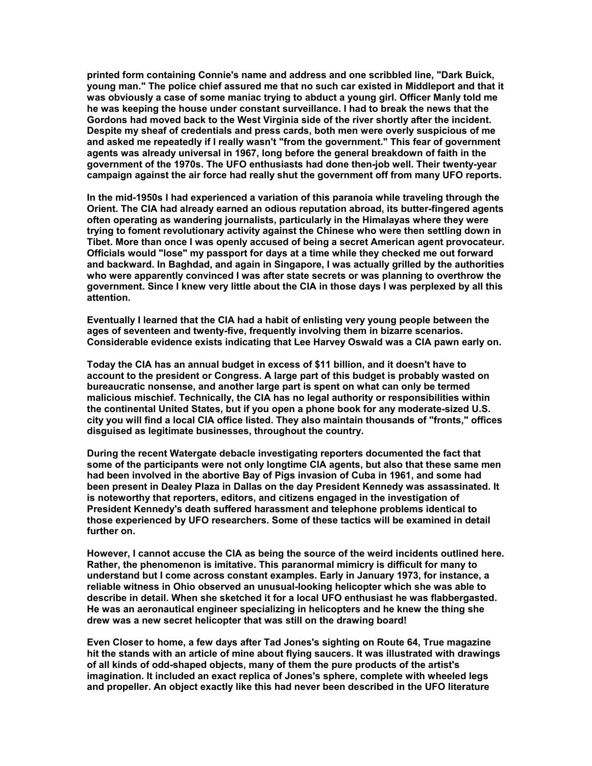printed form containing Connie's name and address and one scribbled line, "Dark Buick, young man." The police chief assured me that no such car existed in Middleport and that it was obviously a case of some maniac trying to abduct a young girl. Officer Manly told me he was keeping the house under constant surveillance. I had to break the news that the Gordons had moved back to the West Virginia side of the river shortly after the incident. Despite my sheaf of credentials and press cards, both men were overly suspicious of me and asked me repeatedly if I really wasn't "from the government." This fear of government agents was already universal in 1967, long before the general breakdown of faith in the government of the 1970s. The UFO enthusiasts had done then-job well. Their twenty-year campaign against the air force had really shut the government off from many UFO reports.

In the mid-1950s I had experienced a variation of this paranoia while traveling through the Orient. The CIA had already earned an odious reputation abroad, its butter-fingered agents often operating as wandering journalists, particularly in the Himalayas where they were trying to foment revolutionary activity against the Chinese who were then settling down in Tibet. More than once I was openly accused of being a secret American agent provocateur. Officials would "lose" my passport for days at a time while they checked me out forward and backward. In Baghdad, and again in Singapore, I was actually grilled by the authorities who were apparently convinced I was after state secrets or was planning to overthrow the government. Since I knew very little about the CIA in those days I was perplexed by all this attention.

Eventually I learned that the CIA had a habit of enlisting very young people between the ages of seventeen and twenty-five, frequently involving them in bizarre scenarios. Considerable evidence exists indicating that Lee Harvey Oswald was a CIA pawn early on.

Today the CIA has an annual budget in excess of $11 billion, and it doesn't have to account to the president or Congress. A large part of this budget is probably wasted on bureaucratic nonsense, and another large part is spent on what can only be termed malicious mischief. Technically, the CIA has no legal authority or responsibilities within the continental United States, but if you open a phone book for any moderate-sized U.S. city you will find a local CIA office listed. They also maintain thousands of "fronts," offices disguised as legitimate businesses, throughout the country.

During the recent Watergate debacle investigating reporters documented the fact that some of the participants were not only longtime CIA agents, but also that these same men had been involved in the abortive Bay of Pigs invasion of Cuba in 1961, and some had been present in Dealey Plaza in Dallas on the day President Kennedy was assassinated. It is noteworthy that reporters, editors, and citizens engaged in the investigation of President Kennedy's death suffered harassment and telephone problems identical to those experienced by UFO researchers. Some of these tactics will be examined in detail further on.

However, I cannot accuse the CIA as being the source of the weird incidents outlined here. Rather, the phenomenon is imitative. This paranormal mimicry is difficult for many to understand but I come across constant examples. Early in January 1973, for instance, a reliable witness in Ohio observed an unusual-looking helicopter which she was able to describe in detail. When she sketched it for a local UFO enthusiast he was flabbergasted. He was an aeronautical engineer specializing in helicopters and he knew the thing she drew was a new secret helicopter that was still on the drawing board!

Even Closer to home, a few days after Tad Jones's sighting on Route 64, True magazine hit the stands with an article of mine about flying saucers. It was illustrated with drawings of all kinds of odd-shaped objects, many of them the pure products of the artist's imagination. It included an exact replica of Jones's sphere, complete with wheeled legs and propeller. An object exactly like this had never been described in the UFO literature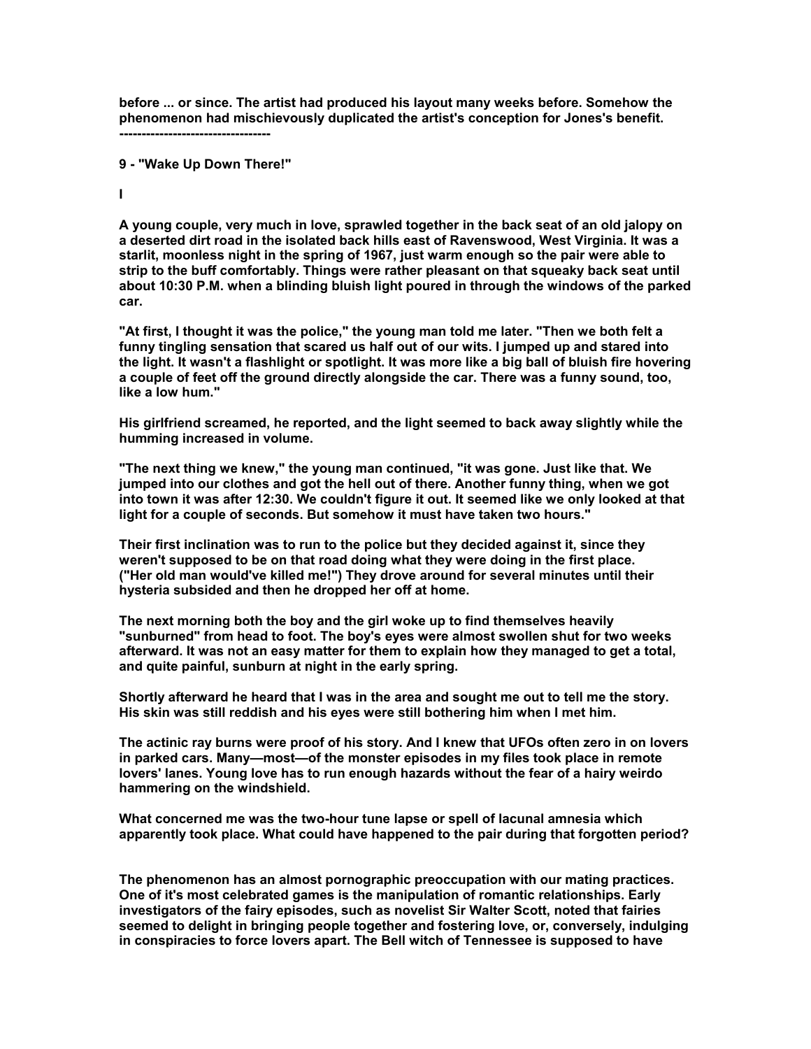before ... or since. The artist had produced his layout many weeks before. Somehow the phenomenon had mischievously duplicated the artist's conception for Jones's benefit.

----------------------------------

## 9 - "Wake Up Down There!"

### I

A young couple, very much in love, sprawled together in the back seat of an old jalopy on a deserted dirt road in the isolated back hills east of Ravenswood, West Virginia. It was a starlit, moonless night in the spring of 1967, just warm enough so the pair were able to strip to the buff comfortably. Things were rather pleasant on that squeaky back seat until about 10:30 P.M. when a blinding bluish light poured in through the windows of the parked car.

"At first, I thought it was the police," the young man told me later. "Then we both felt a funny tingling sensation that scared us half out of our wits. I jumped up and stared into the light. It wasn't a flashlight or spotlight. It was more like a big ball of bluish fire hovering a couple of feet off the ground directly alongside the car. There was a funny sound, too, like a low hum."

His girlfriend screamed, he reported, and the light seemed to back away slightly while the humming increased in volume.

"The next thing we knew," the young man continued, "it was gone. Just like that. We jumped into our clothes and got the hell out of there. Another funny thing, when we got into town it was after 12:30. We couldn't figure it out. It seemed like we only looked at that light for a couple of seconds. But somehow it must have taken two hours."

Their first inclination was to run to the police but they decided against it, since they weren't supposed to be on that road doing what they were doing in the first place. ("Her old man would've killed me!") They drove around for several minutes until their hysteria subsided and then he dropped her off at home.

The next morning both the boy and the girl woke up to find themselves heavily "sunburned" from head to foot. The boy's eyes were almost swollen shut for two weeks afterward. It was not an easy matter for them to explain how they managed to get a total, and quite painful, sunburn at night in the early spring.

Shortly afterward he heard that I was in the area and sought me out to tell me the story. His skin was still reddish and his eyes were still bothering him when I met him.

The actinic ray burns were proof of his story. And I knew that UFOs often zero in on lovers in parked cars. Many—most—of the monster episodes in my files took place in remote lovers' lanes. Young love has to run enough hazards without the fear of a hairy weirdo hammering on the windshield.

What concerned me was the two-hour tune lapse or spell of lacunal amnesia which apparently took place. What could have happened to the pair during that forgotten period?

The phenomenon has an almost pornographic preoccupation with our mating practices. One of it's most celebrated games is the manipulation of romantic relationships. Early investigators of the fairy episodes, such as novelist Sir Walter Scott, noted that fairies seemed to delight in bringing people together and fostering love, or, conversely, indulging in conspiracies to force lovers apart. The Bell witch of Tennessee is supposed to have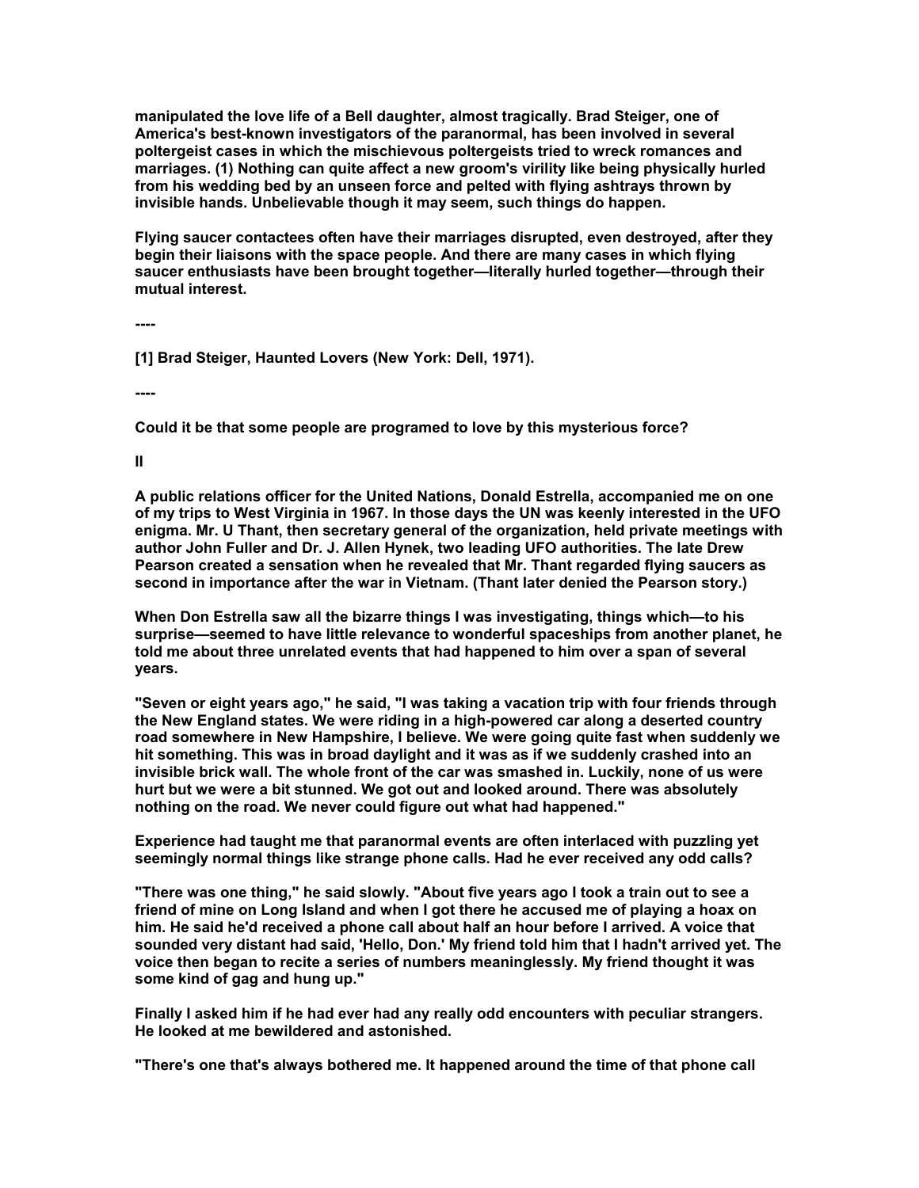manipulated the love life of a Bell daughter, almost tragically. Brad Steiger, one of America's best-known investigators of the paranormal, has been involved in several poltergeist cases in which the mischievous poltergeists tried to wreck romances and marriages. (1) Nothing can quite affect a new groom's virility like being physically hurled from his wedding bed by an unseen force and pelted with flying ashtrays thrown by invisible hands. Unbelievable though it may seem, such things do happen.

Flying saucer contactees often have their marriages disrupted, even destroyed, after they begin their liaisons with the space people. And there are many cases in which flying saucer enthusiasts have been brought together—literally hurled together—through their mutual interest.

----

[1] Brad Steiger, Haunted Lovers (New York: Dell, 1971).

----

Could it be that some people are programed to love by this mysterious force?

II

A public relations officer for the United Nations, Donald Estrella, accompanied me on one of my trips to West Virginia in 1967. In those days the UN was keenly interested in the UFO enigma. Mr. U Thant, then secretary general of the organization, held private meetings with author John Fuller and Dr. J. Allen Hynek, two leading UFO authorities. The late Drew Pearson created a sensation when he revealed that Mr. Thant regarded flying saucers as second in importance after the war in Vietnam. (Thant later denied the Pearson story.)

When Don Estrella saw all the bizarre things I was investigating, things which—to his surprise—seemed to have little relevance to wonderful spaceships from another planet, he told me about three unrelated events that had happened to him over a span of several years.

"Seven or eight years ago," he said, "I was taking a vacation trip with four friends through the New England states. We were riding in a high-powered car along a deserted country road somewhere in New Hampshire, I believe. We were going quite fast when suddenly we hit something. This was in broad daylight and it was as if we suddenly crashed into an invisible brick wall. The whole front of the car was smashed in. Luckily, none of us were hurt but we were a bit stunned. We got out and looked around. There was absolutely nothing on the road. We never could figure out what had happened."

Experience had taught me that paranormal events are often interlaced with puzzling yet seemingly normal things like strange phone calls. Had he ever received any odd calls?

"There was one thing," he said slowly. "About five years ago I took a train out to see a friend of mine on Long Island and when I got there he accused me of playing a hoax on him. He said he'd received a phone call about half an hour before I arrived. A voice that sounded very distant had said, 'Hello, Don.' My friend told him that I hadn't arrived yet. The voice then began to recite a series of numbers meaninglessly. My friend thought it was some kind of gag and hung up."

Finally I asked him if he had ever had any really odd encounters with peculiar strangers. He looked at me bewildered and astonished.

"There's one that's always bothered me. It happened around the time of that phone call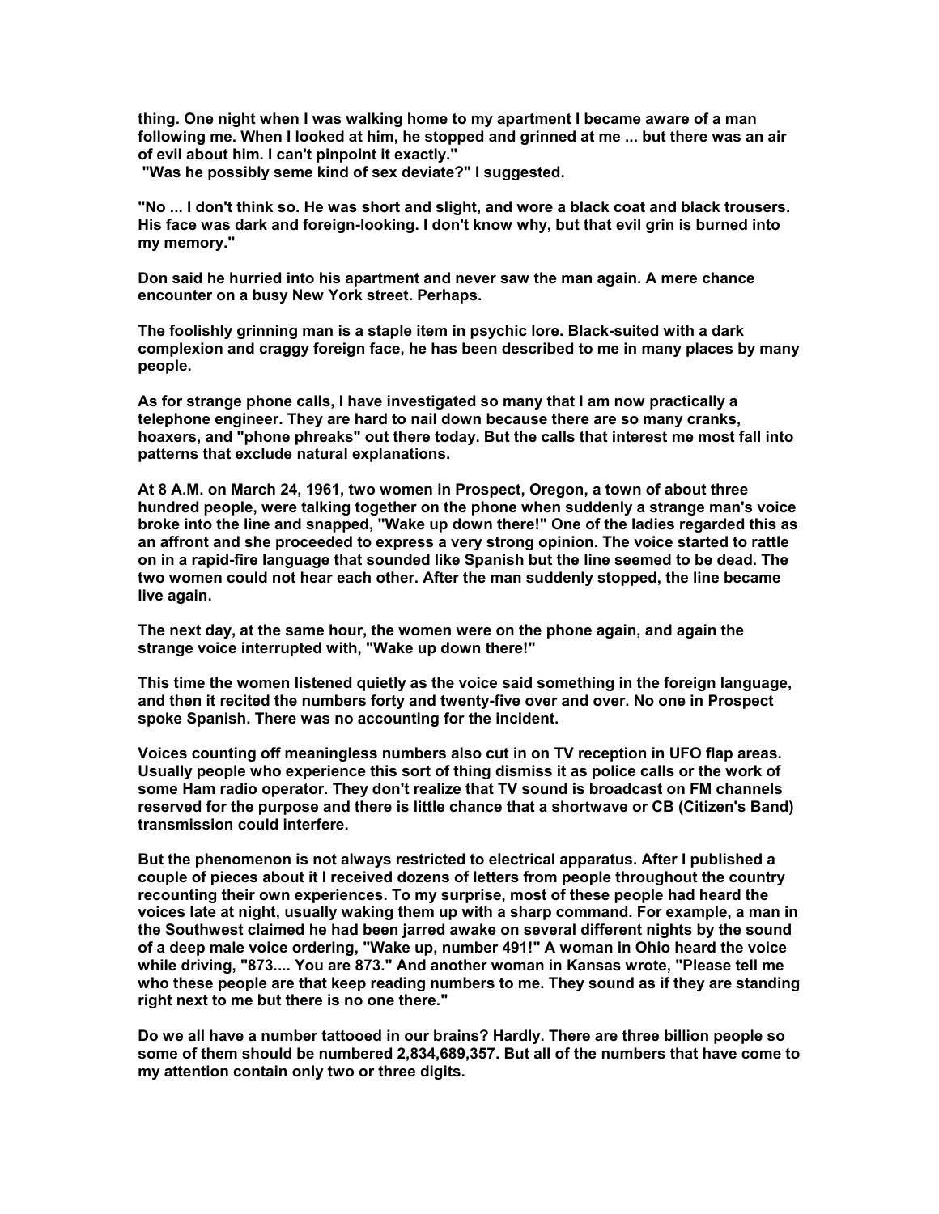thing. One night when I was walking home to my apartment I became aware of a man following me. When I looked at him, he stopped and grinned at me ... but there was an air of evil about him. I can't pinpoint it exactly."

"Was he possibly seme kind of sex deviate?" I suggested.

"No ... I don't think so. He was short and slight, and wore a black coat and black trousers. His face was dark and foreign-looking. I don't know why, but that evil grin is burned into my memory."

Don said he hurried into his apartment and never saw the man again. A mere chance encounter on a busy New York street. Perhaps.

The foolishly grinning man is a staple item in psychic lore. Black-suited with a dark complexion and craggy foreign face, he has been described to me in many places by many people.

As for strange phone calls, I have investigated so many that I am now practically a telephone engineer. They are hard to nail down because there are so many cranks, hoaxers, and "phone phreaks" out there today. But the calls that interest me most fall into patterns that exclude natural explanations.

At 8 A.M. on March 24, 1961, two women in Prospect, Oregon, a town of about three hundred people, were talking together on the phone when suddenly a strange man's voice broke into the line and snapped, "Wake up down there!" One of the ladies regarded this as an affront and she proceeded to express a very strong opinion. The voice started to rattle on in a rapid-fire language that sounded like Spanish but the line seemed to be dead. The two women could not hear each other. After the man suddenly stopped, the line became live again.

The next day, at the same hour, the women were on the phone again, and again the strange voice interrupted with, "Wake up down there!"

This time the women listened quietly as the voice said something in the foreign language, and then it recited the numbers forty and twenty-five over and over. No one in Prospect spoke Spanish. There was no accounting for the incident.

Voices counting off meaningless numbers also cut in on TV reception in UFO flap areas. Usually people who experience this sort of thing dismiss it as police calls or the work of some Ham radio operator. They don't realize that TV sound is broadcast on FM channels reserved for the purpose and there is little chance that a shortwave or CB (Citizen's Band) transmission could interfere.

But the phenomenon is not always restricted to electrical apparatus. After I published a couple of pieces about it I received dozens of letters from people throughout the country recounting their own experiences. To my surprise, most of these people had heard the voices late at night, usually waking them up with a sharp command. For example, a man in the Southwest claimed he had been jarred awake on several different nights by the sound of a deep male voice ordering, "Wake up, number 491!" A woman in Ohio heard the voice while driving, "873.... You are 873." And another woman in Kansas wrote, "Please tell me who these people are that keep reading numbers to me. They sound as if they are standing right next to me but there is no one there."

Do we all have a number tattooed in our brains? Hardly. There are three billion people so some of them should be numbered 2,834,689,357. But all of the numbers that have come to my attention contain only two or three digits.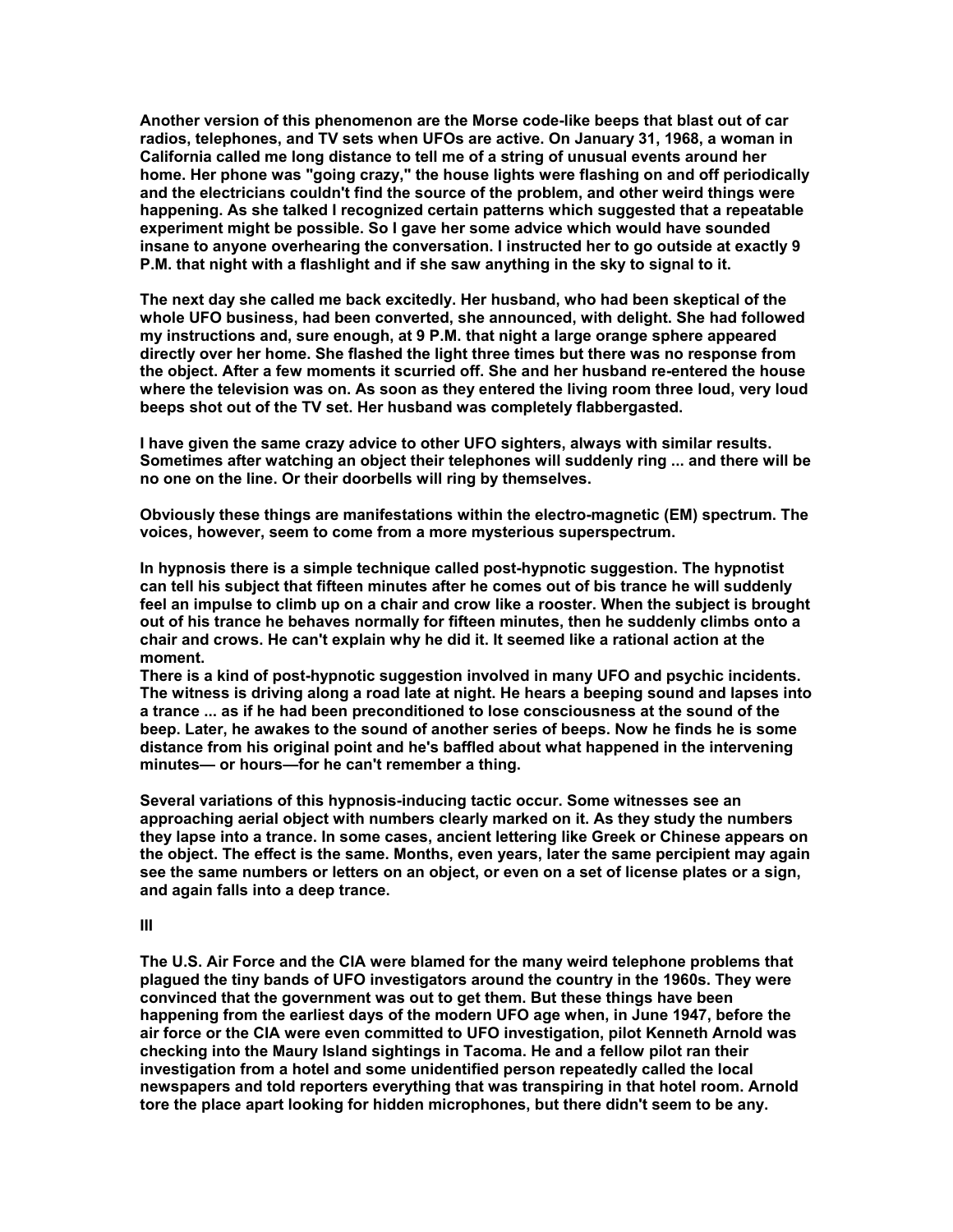Another version of this phenomenon are the Morse code-like beeps that blast out of car radios, telephones, and TV sets when UFOs are active. On January 31, 1968, a woman in California called me long distance to tell me of a string of unusual events around her home. Her phone was "going crazy," the house lights were flashing on and off periodically and the electricians couldn't find the source of the problem, and other weird things were happening. As she talked I recognized certain patterns which suggested that a repeatable experiment might be possible. So I gave her some advice which would have sounded insane to anyone overhearing the conversation. I instructed her to go outside at exactly 9 P.M. that night with a flashlight and if she saw anything in the sky to signal to it.

The next day she called me back excitedly. Her husband, who had been skeptical of the whole UFO business, had been converted, she announced, with delight. She had followed my instructions and, sure enough, at 9 P.M. that night a large orange sphere appeared directly over her home. She flashed the light three times but there was no response from the object. After a few moments it scurried off. She and her husband re-entered the house where the television was on. As soon as they entered the living room three loud, very loud beeps shot out of the TV set. Her husband was completely flabbergasted.

I have given the same crazy advice to other UFO sighters, always with similar results. Sometimes after watching an object their telephones will suddenly ring ... and there will be no one on the line. Or their doorbells will ring by themselves.

Obviously these things are manifestations within the electro-magnetic (EM) spectrum. The voices, however, seem to come from a more mysterious superspectrum.

In hypnosis there is a simple technique called post-hypnotic suggestion. The hypnotist can tell his subject that fifteen minutes after he comes out of bis trance he will suddenly feel an impulse to climb up on a chair and crow like a rooster. When the subject is brought out of his trance he behaves normally for fifteen minutes, then he suddenly climbs onto a chair and crows. He can't explain why he did it. It seemed like a rational action at the moment.

There is a kind of post-hypnotic suggestion involved in many UFO and psychic incidents. The witness is driving along a road late at night. He hears a beeping sound and lapses into a trance ... as if he had been preconditioned to lose consciousness at the sound of the beep. Later, he awakes to the sound of another series of beeps. Now he finds he is some distance from his original point and he's baffled about what happened in the intervening minutes— or hours—for he can't remember a thing.

Several variations of this hypnosis-inducing tactic occur. Some witnesses see an approaching aerial object with numbers clearly marked on it. As they study the numbers they lapse into a trance. In some cases, ancient lettering like Greek or Chinese appears on the object. The effect is the same. Months, even years, later the same percipient may again see the same numbers or letters on an object, or even on a set of license plates or a sign, and again falls into a deep trance.

## III

The U.S. Air Force and the CIA were blamed for the many weird telephone problems that plagued the tiny bands of UFO investigators around the country in the 1960s. They were convinced that the government was out to get them. But these things have been happening from the earliest days of the modern UFO age when, in June 1947, before the air force or the CIA were even committed to UFO investigation, pilot Kenneth Arnold was checking into the Maury Island sightings in Tacoma. He and a fellow pilot ran their investigation from a hotel and some unidentified person repeatedly called the local newspapers and told reporters everything that was transpiring in that hotel room. Arnold tore the place apart looking for hidden microphones, but there didn't seem to be any.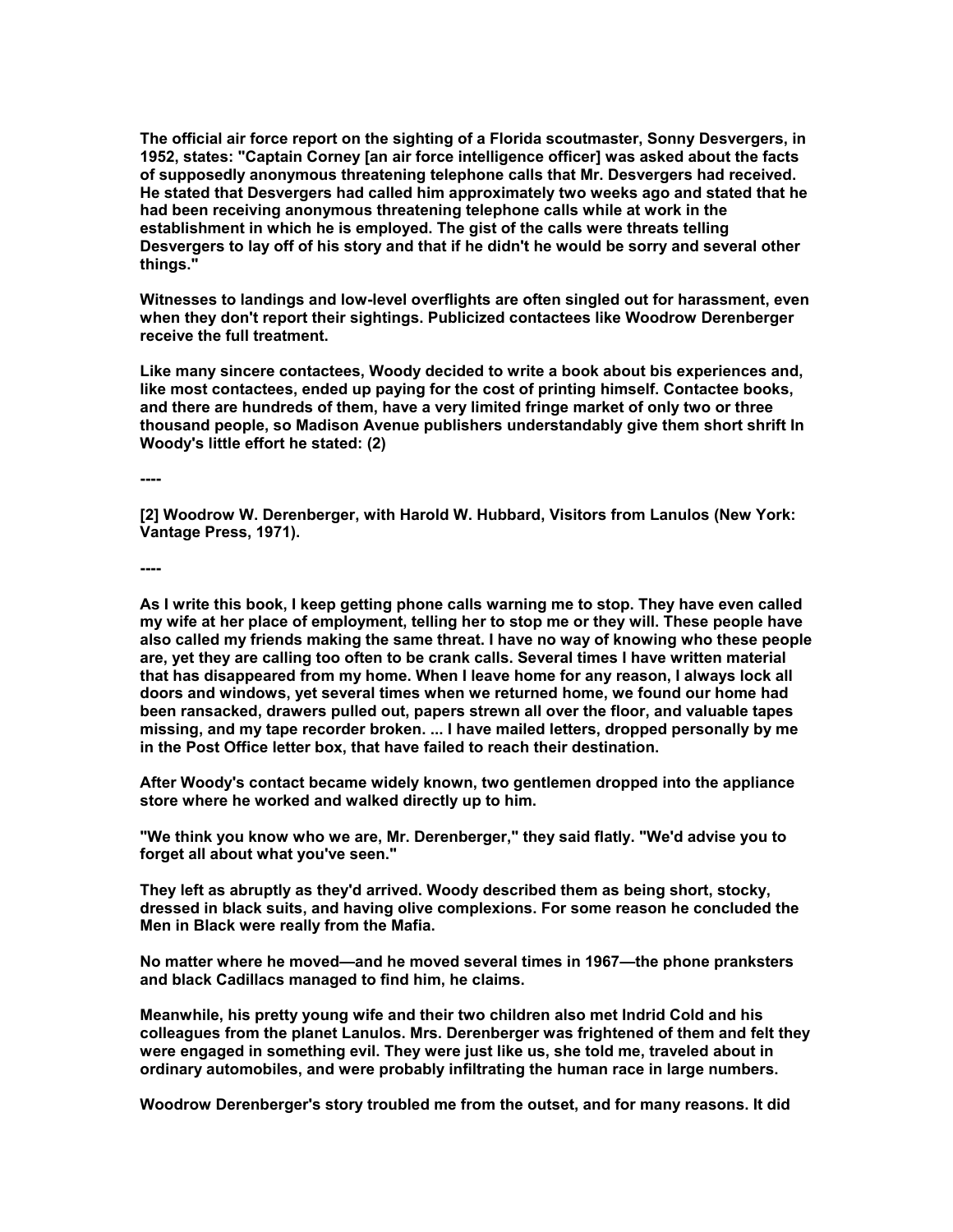The official air force report on the sighting of a Florida scoutmaster, Sonny Desvergers, in 1952, states: "Captain Corney [an air force intelligence officer] was asked about the facts of supposedly anonymous threatening telephone calls that Mr. Desvergers had received. He stated that Desvergers had called him approximately two weeks ago and stated that he had been receiving anonymous threatening telephone calls while at work in the establishment in which he is employed. The gist of the calls were threats telling Desvergers to lay off of his story and that if he didn't he would be sorry and several other things."

Witnesses to landings and low-level overflights are often singled out for harassment, even when they don't report their sightings. Publicized contactees like Woodrow Derenberger receive the full treatment.

Like many sincere contactees, Woody decided to write a book about bis experiences and, like most contactees, ended up paying for the cost of printing himself. Contactee books, and there are hundreds of them, have a very limited fringe market of only two or three thousand people, so Madison Avenue publishers understandably give them short shrift In Woody's little effort he stated: (2)

----

[2] Woodrow W. Derenberger, with Harold W. Hubbard, Visitors from Lanulos (New York: Vantage Press, 1971).

----

As I write this book, I keep getting phone calls warning me to stop. They have even called my wife at her place of employment, telling her to stop me or they will. These people have also called my friends making the same threat. I have no way of knowing who these people are, yet they are calling too often to be crank calls. Several times I have written material that has disappeared from my home. When I leave home for any reason, I always lock all doors and windows, yet several times when we returned home, we found our home had been ransacked, drawers pulled out, papers strewn all over the floor, and valuable tapes missing, and my tape recorder broken. ... I have mailed letters, dropped personally by me in the Post Office letter box, that have failed to reach their destination.

After Woody's contact became widely known, two gentlemen dropped into the appliance store where he worked and walked directly up to him.

"We think you know who we are, Mr. Derenberger," they said flatly. "We'd advise you to forget all about what you've seen."

They left as abruptly as they'd arrived. Woody described them as being short, stocky, dressed in black suits, and having olive complexions. For some reason he concluded the Men in Black were really from the Mafia.

No matter where he moved—and he moved several times in 1967—the phone pranksters and black Cadillacs managed to find him, he claims.

Meanwhile, his pretty young wife and their two children also met Indrid Cold and his colleagues from the planet Lanulos. Mrs. Derenberger was frightened of them and felt they were engaged in something evil. They were just like us, she told me, traveled about in ordinary automobiles, and were probably infiltrating the human race in large numbers.

Woodrow Derenberger's story troubled me from the outset, and for many reasons. It did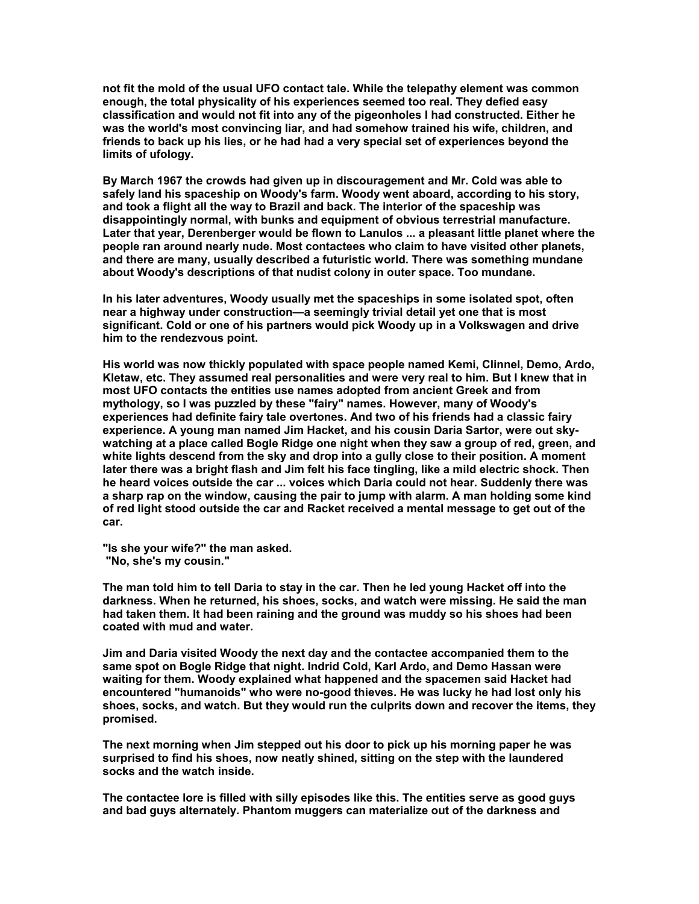not fit the mold of the usual UFO contact tale. While the telepathy element was common enough, the total physicality of his experiences seemed too real. They defied easy classification and would not fit into any of the pigeonholes I had constructed. Either he was the world's most convincing liar, and had somehow trained his wife, children, and friends to back up his lies, or he had had a very special set of experiences beyond the limits of ufology.

By March 1967 the crowds had given up in discouragement and Mr. Cold was able to safely land his spaceship on Woody's farm. Woody went aboard, according to his story, and took a flight all the way to Brazil and back. The interior of the spaceship was disappointingly normal, with bunks and equipment of obvious terrestrial manufacture. Later that year, Derenberger would be flown to Lanulos ... a pleasant little planet where the people ran around nearly nude. Most contactees who claim to have visited other planets, and there are many, usually described a futuristic world. There was something mundane about Woody's descriptions of that nudist colony in outer space. Too mundane.

In his later adventures, Woody usually met the spaceships in some isolated spot, often near a highway under construction—a seemingly trivial detail yet one that is most significant. Cold or one of his partners would pick Woody up in a Volkswagen and drive him to the rendezvous point.

His world was now thickly populated with space people named Kemi, Clinnel, Demo, Ardo, Kletaw, etc. They assumed real personalities and were very real to him. But I knew that in most UFO contacts the entities use names adopted from ancient Greek and from mythology, so I was puzzled by these "fairy" names. However, many of Woody's experiences had definite fairy tale overtones. And two of his friends had a classic fairy experience. A young man named Jim Hacket, and his cousin Daria Sartor, were out sky-watching at a place called Bogle Ridge one night when they saw a group of red, green, and white lights descend from the sky and drop into a gully close to their position. A moment later there was a bright flash and Jim felt his face tingling, like a mild electric shock. Then he heard voices outside the car ... voices which Daria could not hear. Suddenly there was a sharp rap on the window, causing the pair to jump with alarm. A man holding some kind of red light stood outside the car and Racket received a mental message to get out of the car.

"Is she your wife?" the man asked.
"No, she's my cousin."

The man told him to tell Daria to stay in the car. Then he led young Hacket off into the darkness. When he returned, his shoes, socks, and watch were missing. He said the man had taken them. It had been raining and the ground was muddy so his shoes had been coated with mud and water.

Jim and Daria visited Woody the next day and the contactee accompanied them to the same spot on Bogle Ridge that night. Indrid Cold, Karl Ardo, and Demo Hassan were waiting for them. Woody explained what happened and the spacemen said Hacket had encountered "humanoids" who were no-good thieves. He was lucky he had lost only his shoes, socks, and watch. But they would run the culprits down and recover the items, they promised.

The next morning when Jim stepped out his door to pick up his morning paper he was surprised to find his shoes, now neatly shined, sitting on the step with the laundered socks and the watch inside.

The contactee lore is filled with silly episodes like this. The entities serve as good guys and bad guys alternately. Phantom muggers can materialize out of the darkness and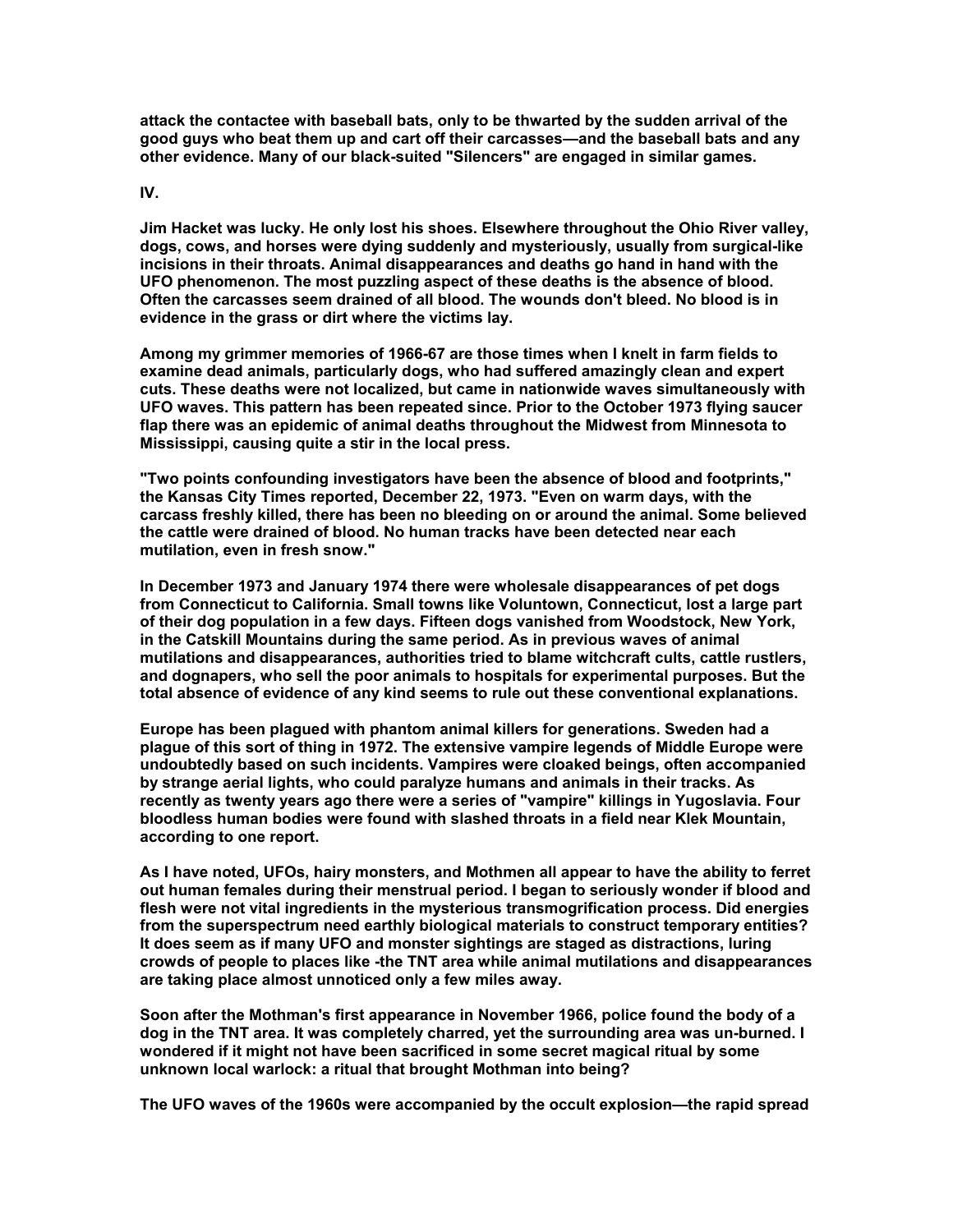**attack the contactee with baseball bats, only to be thwarted by the sudden arrival of the good guys who beat them up and cart off their carcasses—and the baseball bats and any other evidence. Many of our black-suited "Silencers" are engaged in similar games.**

**IV.**

**Jim Hacket was lucky. He only lost his shoes. Elsewhere throughout the Ohio River valley, dogs, cows, and horses were dying suddenly and mysteriously, usually from surgical-like incisions in their throats. Animal disappearances and deaths go hand in hand with the UFO phenomenon. The most puzzling aspect of these deaths is the absence of blood. Often the carcasses seem drained of all blood. The wounds don't bleed. No blood is in evidence in the grass or dirt where the victims lay.**

**Among my grimmer memories of 1966-67 are those times when I knelt in farm fields to examine dead animals, particularly dogs, who had suffered amazingly clean and expert cuts. These deaths were not localized, but came in nationwide waves simultaneously with UFO waves. This pattern has been repeated since. Prior to the October 1973 flying saucer flap there was an epidemic of animal deaths throughout the Midwest from Minnesota to Mississippi, causing quite a stir in the local press.**

**"Two points confounding investigators have been the absence of blood and footprints," the Kansas City Times reported, December 22, 1973. "Even on warm days, with the carcass freshly killed, there has been no bleeding on or around the animal. Some believed the cattle were drained of blood. No human tracks have been detected near each mutilation, even in fresh snow."**

**In December 1973 and January 1974 there were wholesale disappearances of pet dogs from Connecticut to California. Small towns like Voluntown, Connecticut, lost a large part of their dog population in a few days. Fifteen dogs vanished from Woodstock, New York, in the Catskill Mountains during the same period. As in previous waves of animal mutilations and disappearances, authorities tried to blame witchcraft cults, cattle rustlers, and dognapers, who sell the poor animals to hospitals for experimental purposes. But the total absence of evidence of any kind seems to rule out these conventional explanations.**

**Europe has been plagued with phantom animal killers for generations. Sweden had a plague of this sort of thing in 1972. The extensive vampire legends of Middle Europe were undoubtedly based on such incidents. Vampires were cloaked beings, often accompanied by strange aerial lights, who could paralyze humans and animals in their tracks. As recently as twenty years ago there were a series of "vampire" killings in Yugoslavia. Four bloodless human bodies were found with slashed throats in a field near Klek Mountain, according to one report.**

**As I have noted, UFOs, hairy monsters, and Mothmen all appear to have the ability to ferret out human females during their menstrual period. I began to seriously wonder if blood and flesh were not vital ingredients in the mysterious transmogrification process. Did energies from the superspectrum need earthly biological materials to construct temporary entities? It does seem as if many UFO and monster sightings are staged as distractions, luring crowds of people to places like -the TNT area while animal mutilations and disappearances are taking place almost unnoticed only a few miles away.**

**Soon after the Mothman's first appearance in November 1966, police found the body of a dog in the TNT area. It was completely charred, yet the surrounding area was un-burned. I wondered if it might not have been sacrificed in some secret magical ritual by some unknown local warlock: a ritual that brought Mothman into being?**

**The UFO waves of the 1960s were accompanied by the occult explosion—the rapid spread**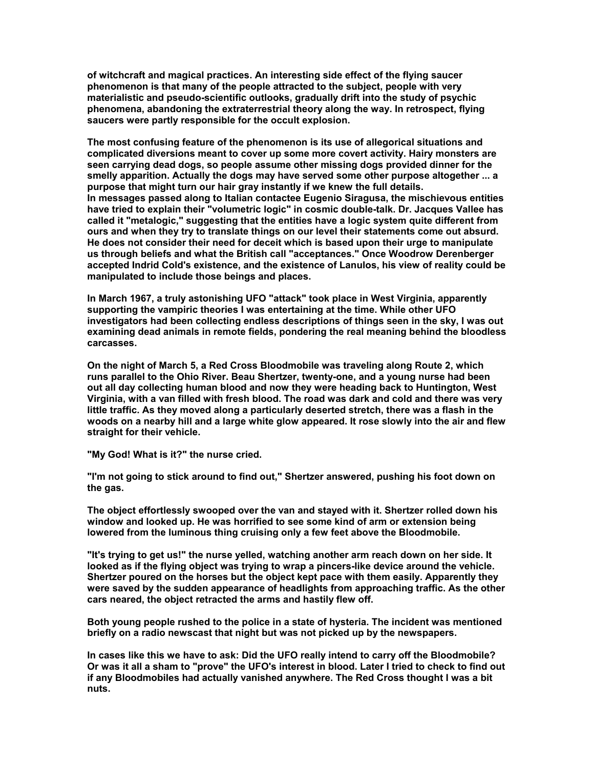of witchcraft and magical practices. An interesting side effect of the flying saucer phenomenon is that many of the people attracted to the subject, people with very materialistic and pseudo-scientific outlooks, gradually drift into the study of psychic phenomena, abandoning the extraterrestrial theory along the way. In retrospect, flying saucers were partly responsible for the occult explosion.

The most confusing feature of the phenomenon is its use of allegorical situations and complicated diversions meant to cover up some more covert activity. Hairy monsters are seen carrying dead dogs, so people assume other missing dogs provided dinner for the smelly apparition. Actually the dogs may have served some other purpose altogether ... a purpose that might turn our hair gray instantly if we knew the full details.
In messages passed along to Italian contactee Eugenio Siragusa, the mischievous entities have tried to explain their "volumetric logic" in cosmic double-talk. Dr. Jacques Vallee has called it "metalogic," suggesting that the entities have a logic system quite different from ours and when they try to translate things on our level their statements come out absurd. He does not consider their need for deceit which is based upon their urge to manipulate us through beliefs and what the British call "acceptances." Once Woodrow Derenberger accepted Indrid Cold's existence, and the existence of Lanulos, his view of reality could be manipulated to include those beings and places.

In March 1967, a truly astonishing UFO "attack" took place in West Virginia, apparently supporting the vampiric theories I was entertaining at the time. While other UFO investigators had been collecting endless descriptions of things seen in the sky, I was out examining dead animals in remote fields, pondering the real meaning behind the bloodless carcasses.

On the night of March 5, a Red Cross Bloodmobile was traveling along Route 2, which runs parallel to the Ohio River. Beau Shertzer, twenty-one, and a young nurse had been out all day collecting human blood and now they were heading back to Huntington, West Virginia, with a van filled with fresh blood. The road was dark and cold and there was very little traffic. As they moved along a particularly deserted stretch, there was a flash in the woods on a nearby hill and a large white glow appeared. It rose slowly into the air and flew straight for their vehicle.

"My God! What is it?" the nurse cried.

"I'm not going to stick around to find out," Shertzer answered, pushing his foot down on the gas.

The object effortlessly swooped over the van and stayed with it. Shertzer rolled down his window and looked up. He was horrified to see some kind of arm or extension being lowered from the luminous thing cruising only a few feet above the Bloodmobile.

"It's trying to get us!" the nurse yelled, watching another arm reach down on her side. It looked as if the flying object was trying to wrap a pincers-like device around the vehicle. Shertzer poured on the horses but the object kept pace with them easily. Apparently they were saved by the sudden appearance of headlights from approaching traffic. As the other cars neared, the object retracted the arms and hastily flew off.

Both young people rushed to the police in a state of hysteria. The incident was mentioned briefly on a radio newscast that night but was not picked up by the newspapers.

In cases like this we have to ask: Did the UFO really intend to carry off the Bloodmobile? Or was it all a sham to "prove" the UFO's interest in blood. Later I tried to check to find out if any Bloodmobiles had actually vanished anywhere. The Red Cross thought I was a bit nuts.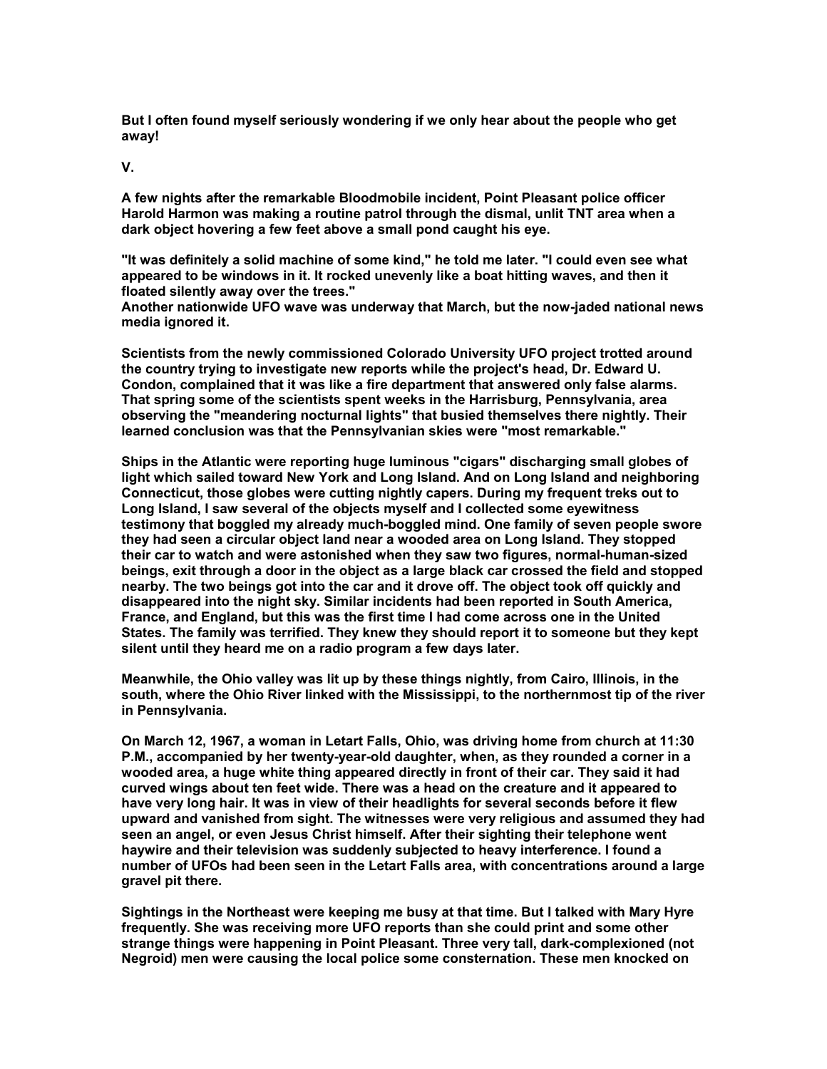But I often found myself seriously wondering if we only hear about the people who get away!

V.

A few nights after the remarkable Bloodmobile incident, Point Pleasant police officer Harold Harmon was making a routine patrol through the dismal, unlit TNT area when a dark object hovering a few feet above a small pond caught his eye.

"It was definitely a solid machine of some kind," he told me later. "I could even see what appeared to be windows in it. It rocked unevenly like a boat hitting waves, and then it floated silently away over the trees."
Another nationwide UFO wave was underway that March, but the now-jaded national news media ignored it.

Scientists from the newly commissioned Colorado University UFO project trotted around the country trying to investigate new reports while the project's head, Dr. Edward U. Condon, complained that it was like a fire department that answered only false alarms. That spring some of the scientists spent weeks in the Harrisburg, Pennsylvania, area observing the "meandering nocturnal lights" that busied themselves there nightly. Their learned conclusion was that the Pennsylvanian skies were "most remarkable."

Ships in the Atlantic were reporting huge luminous "cigars" discharging small globes of light which sailed toward New York and Long Island. And on Long Island and neighboring Connecticut, those globes were cutting nightly capers. During my frequent treks out to Long Island, I saw several of the objects myself and I collected some eyewitness testimony that boggled my already much-boggled mind. One family of seven people swore they had seen a circular object land near a wooded area on Long Island. They stopped their car to watch and were astonished when they saw two figures, normal-human-sized beings, exit through a door in the object as a large black car crossed the field and stopped nearby. The two beings got into the car and it drove off. The object took off quickly and disappeared into the night sky. Similar incidents had been reported in South America, France, and England, but this was the first time I had come across one in the United States. The family was terrified. They knew they should report it to someone but they kept silent until they heard me on a radio program a few days later.

Meanwhile, the Ohio valley was lit up by these things nightly, from Cairo, Illinois, in the south, where the Ohio River linked with the Mississippi, to the northernmost tip of the river in Pennsylvania.

On March 12, 1967, a woman in Letart Falls, Ohio, was driving home from church at 11:30 P.M., accompanied by her twenty-year-old daughter, when, as they rounded a corner in a wooded area, a huge white thing appeared directly in front of their car. They said it had curved wings about ten feet wide. There was a head on the creature and it appeared to have very long hair. It was in view of their headlights for several seconds before it flew upward and vanished from sight. The witnesses were very religious and assumed they had seen an angel, or even Jesus Christ himself. After their sighting their telephone went haywire and their television was suddenly subjected to heavy interference. I found a number of UFOs had been seen in the Letart Falls area, with concentrations around a large gravel pit there.

Sightings in the Northeast were keeping me busy at that time. But I talked with Mary Hyre frequently. She was receiving more UFO reports than she could print and some other strange things were happening in Point Pleasant. Three very tall, dark-complexioned (not Negroid) men were causing the local police some consternation. These men knocked on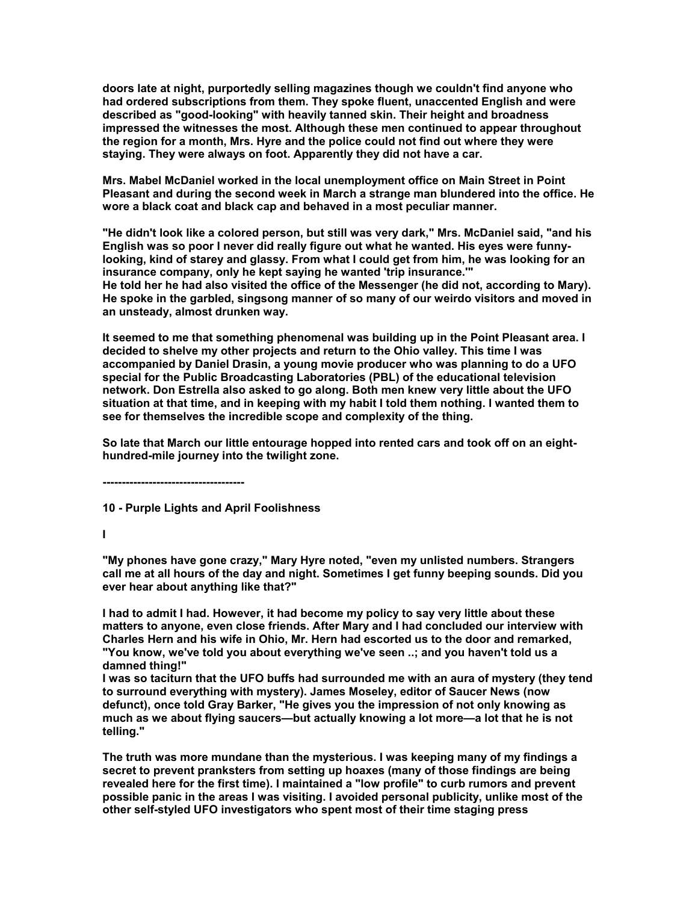doors late at night, purportedly selling magazines though we couldn't find anyone who had ordered subscriptions from them. They spoke fluent, unaccented English and were described as "good-looking" with heavily tanned skin. Their height and broadness impressed the witnesses the most. Although these men continued to appear throughout the region for a month, Mrs. Hyre and the police could not find out where they were staying. They were always on foot. Apparently they did not have a car.

Mrs. Mabel McDaniel worked in the local unemployment office on Main Street in Point Pleasant and during the second week in March a strange man blundered into the office. He wore a black coat and black cap and behaved in a most peculiar manner.

"He didn't look like a colored person, but still was very dark," Mrs. McDaniel said, "and his English was so poor I never did really figure out what he wanted. His eyes were funny-looking, kind of starey and glassy. From what I could get from him, he was looking for an insurance company, only he kept saying he wanted 'trip insurance.'"
He told her he had also visited the office of the Messenger (he did not, according to Mary). He spoke in the garbled, singsong manner of so many of our weirdo visitors and moved in an unsteady, almost drunken way.

It seemed to me that something phenomenal was building up in the Point Pleasant area. I decided to shelve my other projects and return to the Ohio valley. This time I was accompanied by Daniel Drasin, a young movie producer who was planning to do a UFO special for the Public Broadcasting Laboratories (PBL) of the educational television network. Don Estrella also asked to go along. Both men knew very little about the UFO situation at that time, and in keeping with my habit I told them nothing. I wanted them to see for themselves the incredible scope and complexity of the thing.

So late that March our little entourage hopped into rented cars and took off on an eight-hundred-mile journey into the twilight zone.

------------------------------------

## 10 - Purple Lights and April Foolishness

I

"My phones have gone crazy," Mary Hyre noted, "even my unlisted numbers. Strangers call me at all hours of the day and night. Sometimes I get funny beeping sounds. Did you ever hear about anything like that?"

I had to admit I had. However, it had become my policy to say very little about these matters to anyone, even close friends. After Mary and I had concluded our interview with Charles Hern and his wife in Ohio, Mr. Hern had escorted us to the door and remarked, "You know, we've told you about everything we've seen ..; and you haven't told us a damned thing!"
I was so taciturn that the UFO buffs had surrounded me with an aura of mystery (they tend to surround everything with mystery). James Moseley, editor of Saucer News (now defunct), once told Gray Barker, "He gives you the impression of not only knowing as much as we about flying saucers—but actually knowing a lot more—a lot that he is not telling."

The truth was more mundane than the mysterious. I was keeping many of my findings a secret to prevent pranksters from setting up hoaxes (many of those findings are being revealed here for the first time). I maintained a "low profile" to curb rumors and prevent possible panic in the areas I was visiting. I avoided personal publicity, unlike most of the other self-styled UFO investigators who spent most of their time staging press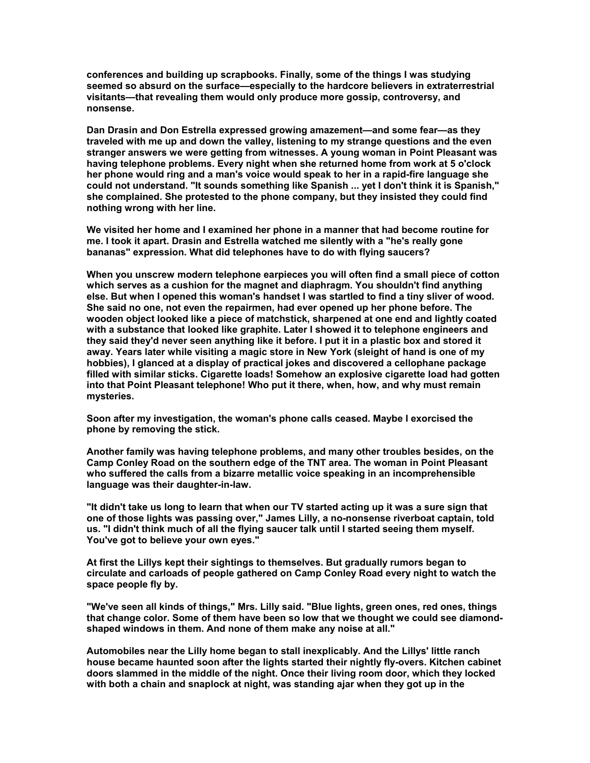conferences and building up scrapbooks. Finally, some of the things I was studying seemed so absurd on the surface—especially to the hardcore believers in extraterrestrial visitants—that revealing them would only produce more gossip, controversy, and nonsense.

Dan Drasin and Don Estrella expressed growing amazement—and some fear—as they traveled with me up and down the valley, listening to my strange questions and the even stranger answers we were getting from witnesses. A young woman in Point Pleasant was having telephone problems. Every night when she returned home from work at 5 o'clock her phone would ring and a man's voice would speak to her in a rapid-fire language she could not understand. "It sounds something like Spanish ... yet I don't think it is Spanish," she complained. She protested to the phone company, but they insisted they could find nothing wrong with her line.

We visited her home and I examined her phone in a manner that had become routine for me. I took it apart. Drasin and Estrella watched me silently with a "he's really gone bananas" expression. What did telephones have to do with flying saucers?

When you unscrew modern telephone earpieces you will often find a small piece of cotton which serves as a cushion for the magnet and diaphragm. You shouldn't find anything else. But when I opened this woman's handset I was startled to find a tiny sliver of wood. She said no one, not even the repairmen, had ever opened up her phone before. The wooden object looked like a piece of matchstick, sharpened at one end and lightly coated with a substance that looked like graphite. Later I showed it to telephone engineers and they said they'd never seen anything like it before. I put it in a plastic box and stored it away. Years later while visiting a magic store in New York (sleight of hand is one of my hobbies), I glanced at a display of practical jokes and discovered a cellophane package filled with similar sticks. Cigarette loads! Somehow an explosive cigarette load had gotten into that Point Pleasant telephone! Who put it there, when, how, and why must remain mysteries.

Soon after my investigation, the woman's phone calls ceased. Maybe I exorcised the phone by removing the stick.

Another family was having telephone problems, and many other troubles besides, on the Camp Conley Road on the southern edge of the TNT area. The woman in Point Pleasant who suffered the calls from a bizarre metallic voice speaking in an incomprehensible language was their daughter-in-law.

"It didn't take us long to learn that when our TV started acting up it was a sure sign that one of those lights was passing over," James Lilly, a no-nonsense riverboat captain, told us. "I didn't think much of all the flying saucer talk until I started seeing them myself. You've got to believe your own eyes."

At first the Lillys kept their sightings to themselves. But gradually rumors began to circulate and carloads of people gathered on Camp Conley Road every night to watch the space people fly by.

"We've seen all kinds of things," Mrs. Lilly said. "Blue lights, green ones, red ones, things that change color. Some of them have been so low that we thought we could see diamond-shaped windows in them. And none of them make any noise at all."

Automobiles near the Lilly home began to stall inexplicably. And the Lillys' little ranch house became haunted soon after the lights started their nightly fly-overs. Kitchen cabinet doors slammed in the middle of the night. Once their living room door, which they locked with both a chain and snaplock at night, was standing ajar when they got up in the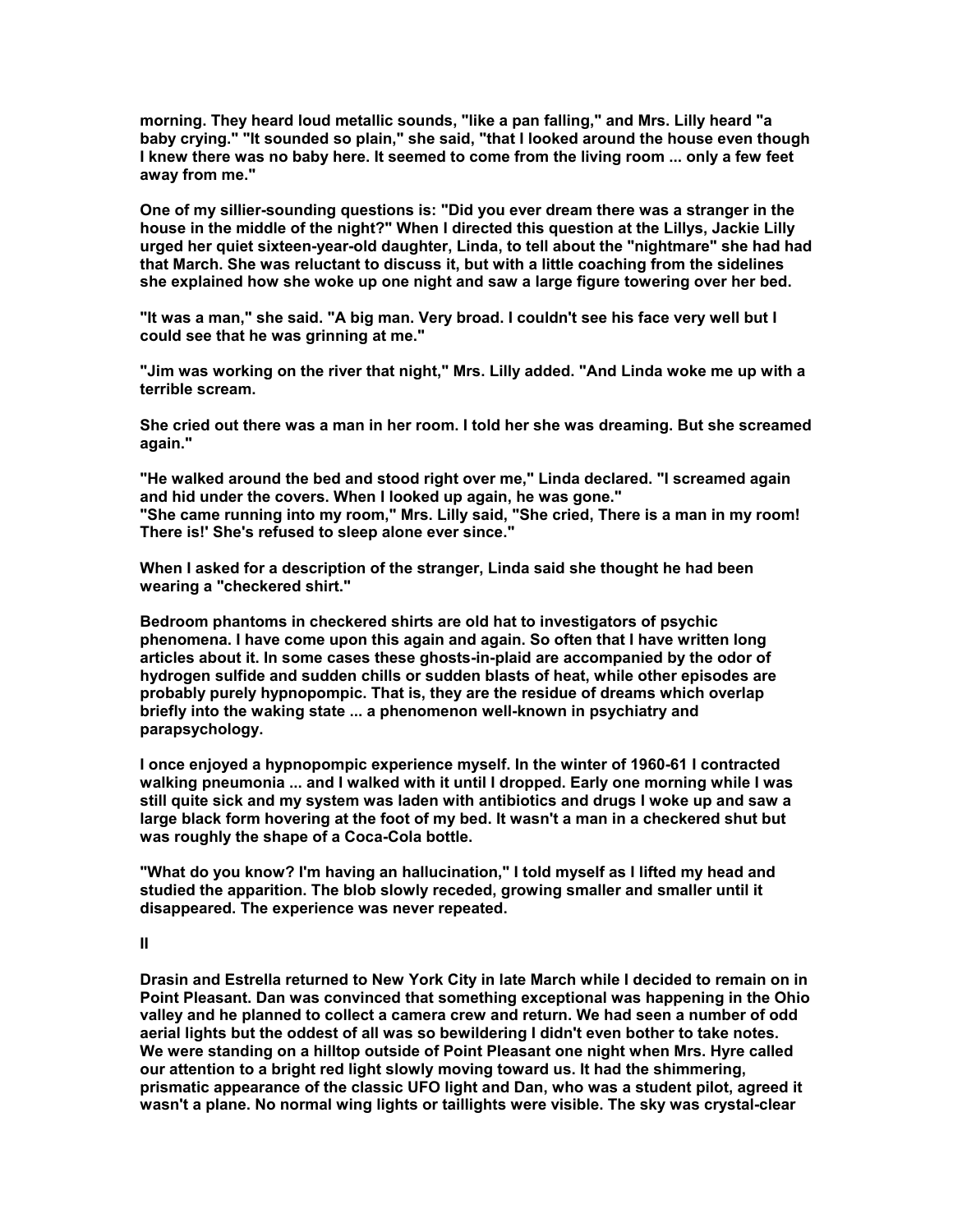morning. They heard loud metallic sounds, "like a pan falling," and Mrs. Lilly heard "a baby crying." "It sounded so plain," she said, "that I looked around the house even though I knew there was no baby here. It seemed to come from the living room ... only a few feet away from me."

One of my sillier-sounding questions is: "Did you ever dream there was a stranger in the house in the middle of the night?" When I directed this question at the Lillys, Jackie Lilly urged her quiet sixteen-year-old daughter, Linda, to tell about the "nightmare" she had had that March. She was reluctant to discuss it, but with a little coaching from the sidelines she explained how she woke up one night and saw a large figure towering over her bed.

"It was a man," she said. "A big man. Very broad. I couldn't see his face very well but I could see that he was grinning at me."

"Jim was working on the river that night," Mrs. Lilly added. "And Linda woke me up with a terrible scream.

She cried out there was a man in her room. I told her she was dreaming. But she screamed again."

"He walked around the bed and stood right over me," Linda declared. "I screamed again and hid under the covers. When I looked up again, he was gone."
"She came running into my room," Mrs. Lilly said, "She cried, There is a man in my room! There is!' She's refused to sleep alone ever since."

When I asked for a description of the stranger, Linda said she thought he had been wearing a "checkered shirt."

Bedroom phantoms in checkered shirts are old hat to investigators of psychic phenomena. I have come upon this again and again. So often that I have written long articles about it. In some cases these ghosts-in-plaid are accompanied by the odor of hydrogen sulfide and sudden chills or sudden blasts of heat, while other episodes are probably purely hypnopompic. That is, they are the residue of dreams which overlap briefly into the waking state ... a phenomenon well-known in psychiatry and parapsychology.

I once enjoyed a hypnopompic experience myself. In the winter of 1960-61 I contracted walking pneumonia ... and I walked with it until I dropped. Early one morning while I was still quite sick and my system was laden with antibiotics and drugs I woke up and saw a large black form hovering at the foot of my bed. It wasn't a man in a checkered shut but was roughly the shape of a Coca-Cola bottle.

"What do you know? I'm having an hallucination," I told myself as I lifted my head and studied the apparition. The blob slowly receded, growing smaller and smaller until it disappeared. The experience was never repeated.

## II

Drasin and Estrella returned to New York City in late March while I decided to remain on in Point Pleasant. Dan was convinced that something exceptional was happening in the Ohio valley and he planned to collect a camera crew and return. We had seen a number of odd aerial lights but the oddest of all was so bewildering I didn't even bother to take notes. We were standing on a hilltop outside of Point Pleasant one night when Mrs. Hyre called our attention to a bright red light slowly moving toward us. It had the shimmering, prismatic appearance of the classic UFO light and Dan, who was a student pilot, agreed it wasn't a plane. No normal wing lights or taillights were visible. The sky was crystal-clear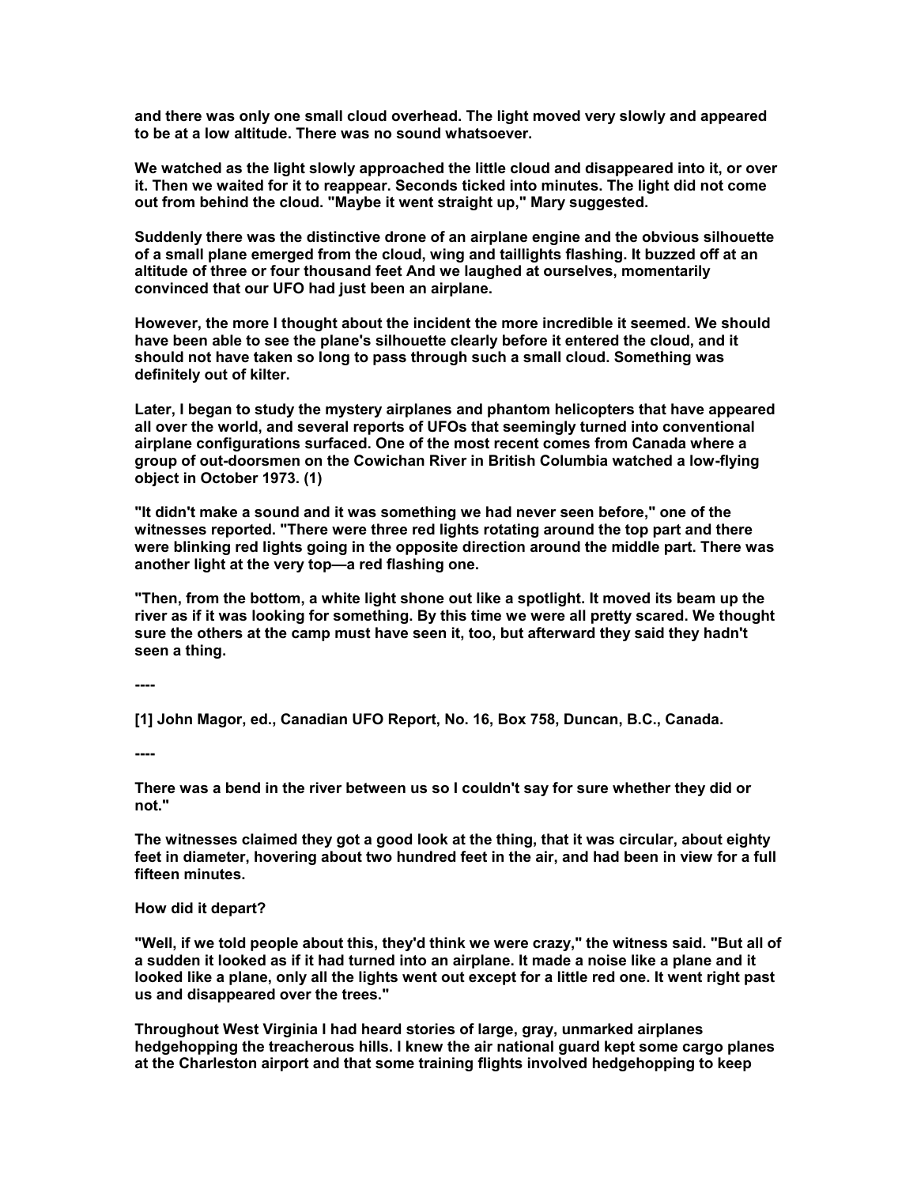and there was only one small cloud overhead. The light moved very slowly and appeared to be at a low altitude. There was no sound whatsoever.

We watched as the light slowly approached the little cloud and disappeared into it, or over it. Then we waited for it to reappear. Seconds ticked into minutes. The light did not come out from behind the cloud. "Maybe it went straight up," Mary suggested.

Suddenly there was the distinctive drone of an airplane engine and the obvious silhouette of a small plane emerged from the cloud, wing and taillights flashing. It buzzed off at an altitude of three or four thousand feet And we laughed at ourselves, momentarily convinced that our UFO had just been an airplane.

However, the more I thought about the incident the more incredible it seemed. We should have been able to see the plane's silhouette clearly before it entered the cloud, and it should not have taken so long to pass through such a small cloud. Something was definitely out of kilter.

Later, I began to study the mystery airplanes and phantom helicopters that have appeared all over the world, and several reports of UFOs that seemingly turned into conventional airplane configurations surfaced. One of the most recent comes from Canada where a group of out-doorsmen on the Cowichan River in British Columbia watched a low-flying object in October 1973. (1)

"It didn't make a sound and it was something we had never seen before," one of the witnesses reported. "There were three red lights rotating around the top part and there were blinking red lights going in the opposite direction around the middle part. There was another light at the very top—a red flashing one.

"Then, from the bottom, a white light shone out like a spotlight. It moved its beam up the river as if it was looking for something. By this time we were all pretty scared. We thought sure the others at the camp must have seen it, too, but afterward they said they hadn't seen a thing.

----

[1] John Magor, ed., Canadian UFO Report, No. 16, Box 758, Duncan, B.C., Canada.

----

There was a bend in the river between us so I couldn't say for sure whether they did or not."

The witnesses claimed they got a good look at the thing, that it was circular, about eighty feet in diameter, hovering about two hundred feet in the air, and had been in view for a full fifteen minutes.

How did it depart?

"Well, if we told people about this, they'd think we were crazy," the witness said. "But all of a sudden it looked as if it had turned into an airplane. It made a noise like a plane and it looked like a plane, only all the lights went out except for a little red one. It went right past us and disappeared over the trees."

Throughout West Virginia I had heard stories of large, gray, unmarked airplanes hedgehopping the treacherous hills. I knew the air national guard kept some cargo planes at the Charleston airport and that some training flights involved hedgehopping to keep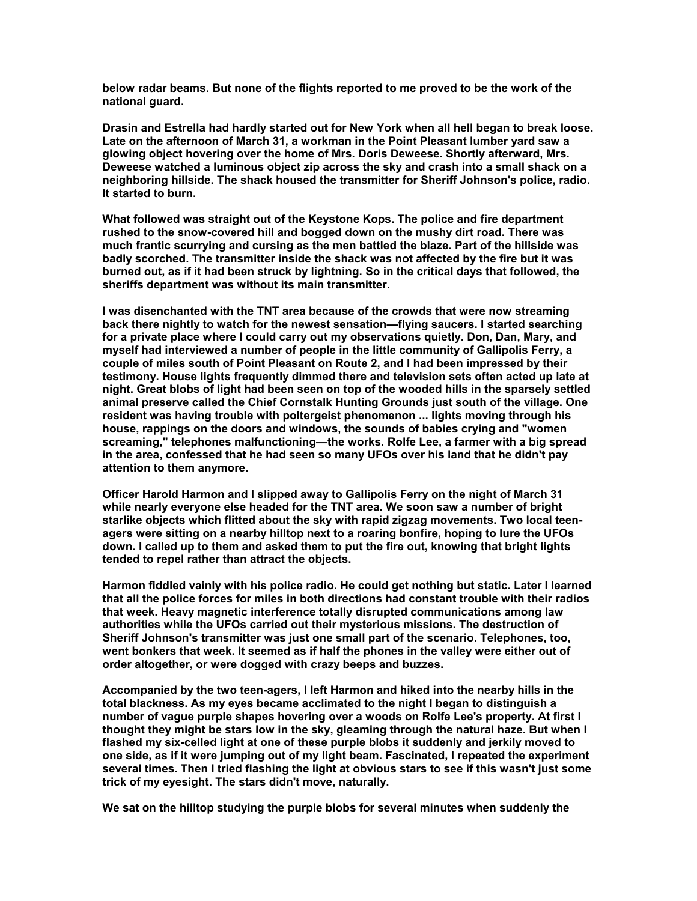below radar beams. But none of the flights reported to me proved to be the work of the national guard.

Drasin and Estrella had hardly started out for New York when all hell began to break loose. Late on the afternoon of March 31, a workman in the Point Pleasant lumber yard saw a glowing object hovering over the home of Mrs. Doris Deweese. Shortly afterward, Mrs. Deweese watched a luminous object zip across the sky and crash into a small shack on a neighboring hillside. The shack housed the transmitter for Sheriff Johnson's police, radio. It started to burn.

What followed was straight out of the Keystone Kops. The police and fire department rushed to the snow-covered hill and bogged down on the mushy dirt road. There was much frantic scurrying and cursing as the men battled the blaze. Part of the hillside was badly scorched. The transmitter inside the shack was not affected by the fire but it was burned out, as if it had been struck by lightning. So in the critical days that followed, the sheriffs department was without its main transmitter.

I was disenchanted with the TNT area because of the crowds that were now streaming back there nightly to watch for the newest sensation—flying saucers. I started searching for a private place where I could carry out my observations quietly. Don, Dan, Mary, and myself had interviewed a number of people in the little community of Gallipolis Ferry, a couple of miles south of Point Pleasant on Route 2, and I had been impressed by their testimony. House lights frequently dimmed there and television sets often acted up late at night. Great blobs of light had been seen on top of the wooded hills in the sparsely settled animal preserve called the Chief Cornstalk Hunting Grounds just south of the village. One resident was having trouble with poltergeist phenomenon ... lights moving through his house, rappings on the doors and windows, the sounds of babies crying and "women screaming," telephones malfunctioning—the works. Rolfe Lee, a farmer with a big spread in the area, confessed that he had seen so many UFOs over his land that he didn't pay attention to them anymore.

Officer Harold Harmon and I slipped away to Gallipolis Ferry on the night of March 31 while nearly everyone else headed for the TNT area. We soon saw a number of bright starlike objects which flitted about the sky with rapid zigzag movements. Two local teen-agers were sitting on a nearby hilltop next to a roaring bonfire, hoping to lure the UFOs down. I called up to them and asked them to put the fire out, knowing that bright lights tended to repel rather than attract the objects.

Harmon fiddled vainly with his police radio. He could get nothing but static. Later I learned that all the police forces for miles in both directions had constant trouble with their radios that week. Heavy magnetic interference totally disrupted communications among law authorities while the UFOs carried out their mysterious missions. The destruction of Sheriff Johnson's transmitter was just one small part of the scenario. Telephones, too, went bonkers that week. It seemed as if half the phones in the valley were either out of order altogether, or were dogged with crazy beeps and buzzes.

Accompanied by the two teen-agers, I left Harmon and hiked into the nearby hills in the total blackness. As my eyes became acclimated to the night I began to distinguish a number of vague purple shapes hovering over a woods on Rolfe Lee's property. At first I thought they might be stars low in the sky, gleaming through the natural haze. But when I flashed my six-celled light at one of these purple blobs it suddenly and jerkily moved to one side, as if it were jumping out of my light beam. Fascinated, I repeated the experiment several times. Then I tried flashing the light at obvious stars to see if this wasn't just some trick of my eyesight. The stars didn't move, naturally.

We sat on the hilltop studying the purple blobs for several minutes when suddenly the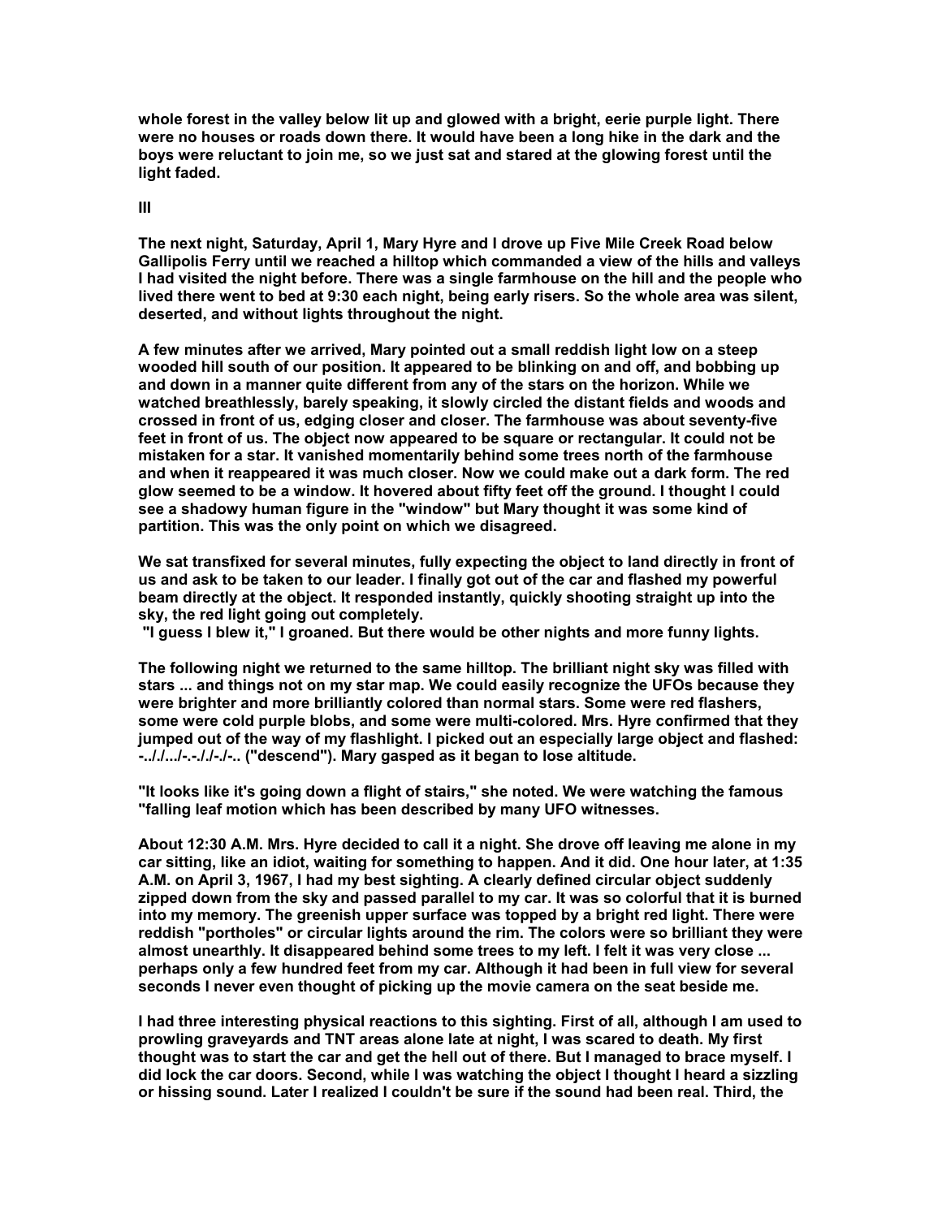whole forest in the valley below lit up and glowed with a bright, eerie purple light. There were no houses or roads down there. It would have been a long hike in the dark and the boys were reluctant to join me, so we just sat and stared at the glowing forest until the light faded.

## III

The next night, Saturday, April 1, Mary Hyre and I drove up Five Mile Creek Road below Gallipolis Ferry until we reached a hilltop which commanded a view of the hills and valleys I had visited the night before. There was a single farmhouse on the hill and the people who lived there went to bed at 9:30 each night, being early risers. So the whole area was silent, deserted, and without lights throughout the night.

A few minutes after we arrived, Mary pointed out a small reddish light low on a steep wooded hill south of our position. It appeared to be blinking on and off, and bobbing up and down in a manner quite different from any of the stars on the horizon. While we watched breathlessly, barely speaking, it slowly circled the distant fields and woods and crossed in front of us, edging closer and closer. The farmhouse was about seventy-five feet in front of us. The object now appeared to be square or rectangular. It could not be mistaken for a star. It vanished momentarily behind some trees north of the farmhouse and when it reappeared it was much closer. Now we could make out a dark form. The red glow seemed to be a window. It hovered about fifty feet off the ground. I thought I could see a shadowy human figure in the "window" but Mary thought it was some kind of partition. This was the only point on which we disagreed.

We sat transfixed for several minutes, fully expecting the object to land directly in front of us and ask to be taken to our leader. I finally got out of the car and flashed my powerful beam directly at the object. It responded instantly, quickly shooting straight up into the sky, the red light going out completely.

"I guess I blew it," I groaned. But there would be other nights and more funny lights.

The following night we returned to the same hilltop. The brilliant night sky was filled with stars ... and things not on my star map. We could easily recognize the UFOs because they were brighter and more brilliantly colored than normal stars. Some were red flashers, some were cold purple blobs, and some were multi-colored. Mrs. Hyre confirmed that they jumped out of the way of my flashlight. I picked out an especially large object and flashed: -../../.../-.-./../-./-.. ("descend"). Mary gasped as it began to lose altitude.

"It looks like it's going down a flight of stairs," she noted. We were watching the famous "falling leaf motion which has been described by many UFO witnesses.

About 12:30 A.M. Mrs. Hyre decided to call it a night. She drove off leaving me alone in my car sitting, like an idiot, waiting for something to happen. And it did. One hour later, at 1:35 A.M. on April 3, 1967, I had my best sighting. A clearly defined circular object suddenly zipped down from the sky and passed parallel to my car. It was so colorful that it is burned into my memory. The greenish upper surface was topped by a bright red light. There were reddish "portholes" or circular lights around the rim. The colors were so brilliant they were almost unearthly. It disappeared behind some trees to my left. I felt it was very close ... perhaps only a few hundred feet from my car. Although it had been in full view for several seconds I never even thought of picking up the movie camera on the seat beside me.

I had three interesting physical reactions to this sighting. First of all, although I am used to prowling graveyards and TNT areas alone late at night, I was scared to death. My first thought was to start the car and get the hell out of there. But I managed to brace myself. I did lock the car doors. Second, while I was watching the object I thought I heard a sizzling or hissing sound. Later I realized I couldn't be sure if the sound had been real. Third, the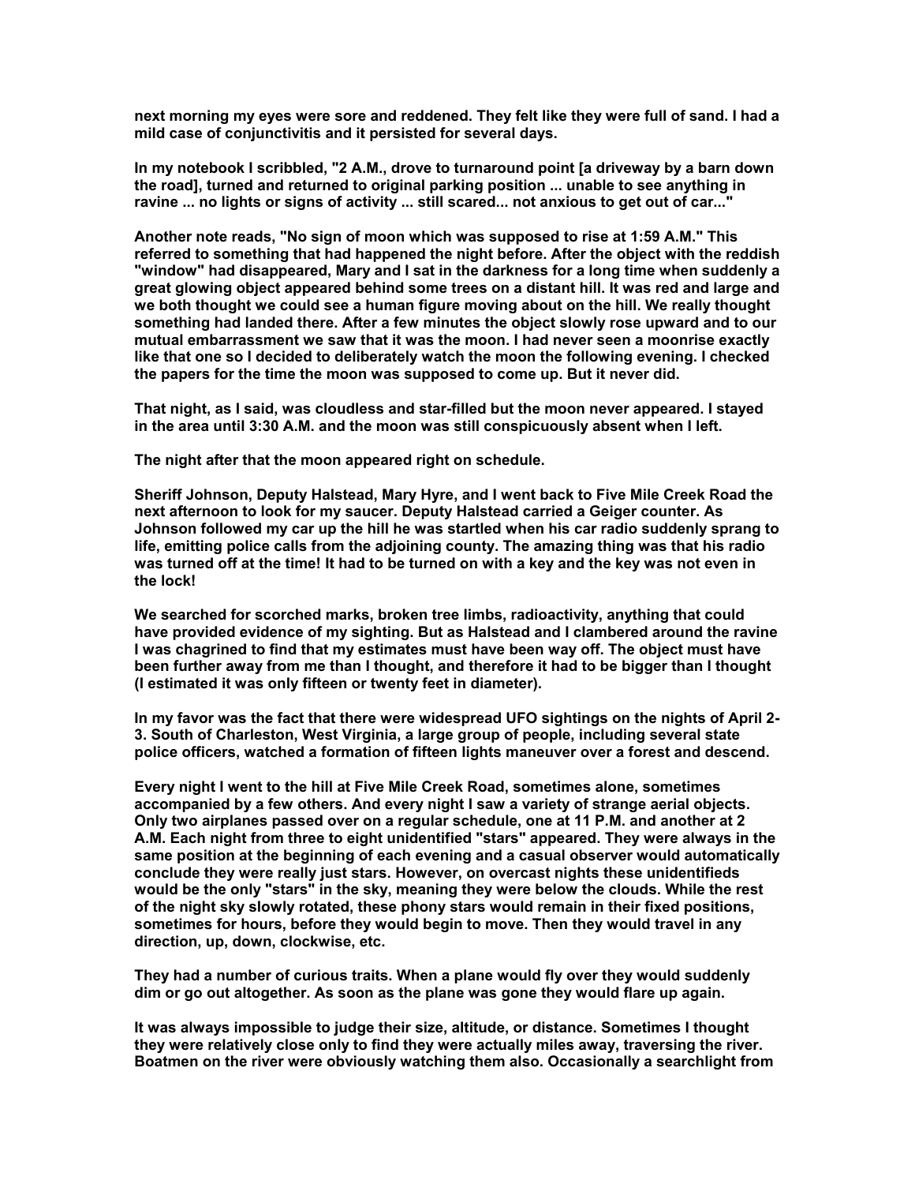next morning my eyes were sore and reddened. They felt like they were full of sand. I had a mild case of conjunctivitis and it persisted for several days.

In my notebook I scribbled, "2 A.M., drove to turnaround point [a driveway by a barn down the road], turned and returned to original parking position ... unable to see anything in ravine ... no lights or signs of activity ... still scared... not anxious to get out of car..."

Another note reads, "No sign of moon which was supposed to rise at 1:59 A.M." This referred to something that had happened the night before. After the object with the reddish "window" had disappeared, Mary and I sat in the darkness for a long time when suddenly a great glowing object appeared behind some trees on a distant hill. It was red and large and we both thought we could see a human figure moving about on the hill. We really thought something had landed there. After a few minutes the object slowly rose upward and to our mutual embarrassment we saw that it was the moon. I had never seen a moonrise exactly like that one so I decided to deliberately watch the moon the following evening. I checked the papers for the time the moon was supposed to come up. But it never did.

That night, as I said, was cloudless and star-filled but the moon never appeared. I stayed in the area until 3:30 A.M. and the moon was still conspicuously absent when I left.

The night after that the moon appeared right on schedule.

Sheriff Johnson, Deputy Halstead, Mary Hyre, and I went back to Five Mile Creek Road the next afternoon to look for my saucer. Deputy Halstead carried a Geiger counter. As Johnson followed my car up the hill he was startled when his car radio suddenly sprang to life, emitting police calls from the adjoining county. The amazing thing was that his radio was turned off at the time! It had to be turned on with a key and the key was not even in the lock!

We searched for scorched marks, broken tree limbs, radioactivity, anything that could have provided evidence of my sighting. But as Halstead and I clambered around the ravine I was chagrined to find that my estimates must have been way off. The object must have been further away from me than I thought, and therefore it had to be bigger than I thought (I estimated it was only fifteen or twenty feet in diameter).

In my favor was the fact that there were widespread UFO sightings on the nights of April 2-3. South of Charleston, West Virginia, a large group of people, including several state police officers, watched a formation of fifteen lights maneuver over a forest and descend.

Every night I went to the hill at Five Mile Creek Road, sometimes alone, sometimes accompanied by a few others. And every night I saw a variety of strange aerial objects. Only two airplanes passed over on a regular schedule, one at 11 P.M. and another at 2 A.M. Each night from three to eight unidentified "stars" appeared. They were always in the same position at the beginning of each evening and a casual observer would automatically conclude they were really just stars. However, on overcast nights these unidentifieds would be the only "stars" in the sky, meaning they were below the clouds. While the rest of the night sky slowly rotated, these phony stars would remain in their fixed positions, sometimes for hours, before they would begin to move. Then they would travel in any direction, up, down, clockwise, etc.

They had a number of curious traits. When a plane would fly over they would suddenly dim or go out altogether. As soon as the plane was gone they would flare up again.

It was always impossible to judge their size, altitude, or distance. Sometimes I thought they were relatively close only to find they were actually miles away, traversing the river. Boatmen on the river were obviously watching them also. Occasionally a searchlight from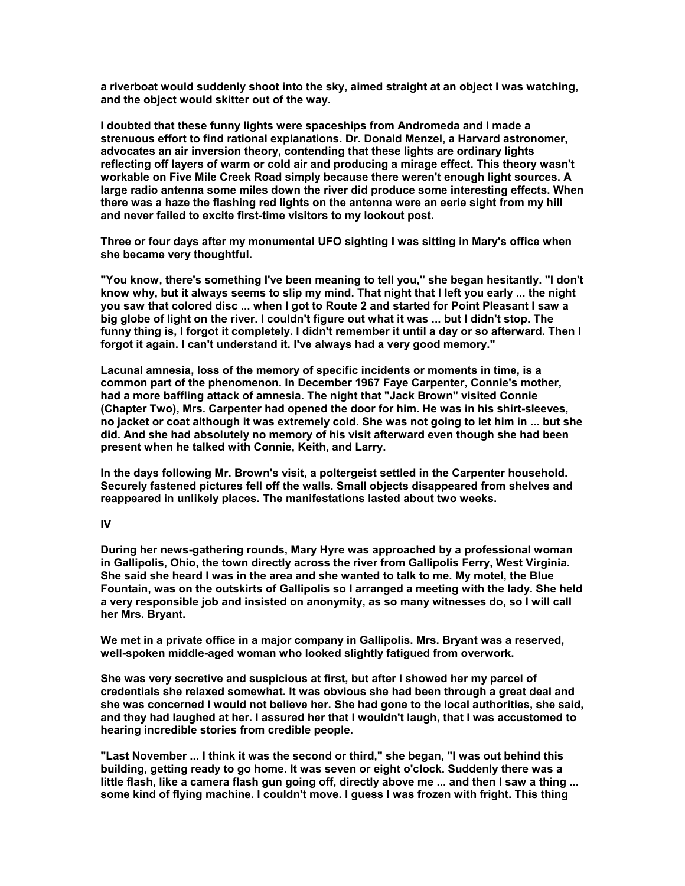a riverboat would suddenly shoot into the sky, aimed straight at an object I was watching, and the object would skitter out of the way.

I doubted that these funny lights were spaceships from Andromeda and I made a strenuous effort to find rational explanations. Dr. Donald Menzel, a Harvard astronomer, advocates an air inversion theory, contending that these lights are ordinary lights reflecting off layers of warm or cold air and producing a mirage effect. This theory wasn't workable on Five Mile Creek Road simply because there weren't enough light sources. A large radio antenna some miles down the river did produce some interesting effects. When there was a haze the flashing red lights on the antenna were an eerie sight from my hill and never failed to excite first-time visitors to my lookout post.

Three or four days after my monumental UFO sighting I was sitting in Mary's office when she became very thoughtful.

"You know, there's something I've been meaning to tell you," she began hesitantly. "I don't know why, but it always seems to slip my mind. That night that I left you early ... the night you saw that colored disc ... when I got to Route 2 and started for Point Pleasant I saw a big globe of light on the river. I couldn't figure out what it was ... but I didn't stop. The funny thing is, I forgot it completely. I didn't remember it until a day or so afterward. Then I forgot it again. I can't understand it. I've always had a very good memory."

Lacunal amnesia, loss of the memory of specific incidents or moments in time, is a common part of the phenomenon. In December 1967 Faye Carpenter, Connie's mother, had a more baffling attack of amnesia. The night that "Jack Brown" visited Connie (Chapter Two), Mrs. Carpenter had opened the door for him. He was in his shirt-sleeves, no jacket or coat although it was extremely cold. She was not going to let him in ... but she did. And she had absolutely no memory of his visit afterward even though she had been present when he talked with Connie, Keith, and Larry.

In the days following Mr. Brown's visit, a poltergeist settled in the Carpenter household. Securely fastened pictures fell off the walls. Small objects disappeared from shelves and reappeared in unlikely places. The manifestations lasted about two weeks.

## IV

During her news-gathering rounds, Mary Hyre was approached by a professional woman in Gallipolis, Ohio, the town directly across the river from Gallipolis Ferry, West Virginia. She said she heard I was in the area and she wanted to talk to me. My motel, the Blue Fountain, was on the outskirts of Gallipolis so I arranged a meeting with the lady. She held a very responsible job and insisted on anonymity, as so many witnesses do, so I will call her Mrs. Bryant.

We met in a private office in a major company in Gallipolis. Mrs. Bryant was a reserved, well-spoken middle-aged woman who looked slightly fatigued from overwork.

She was very secretive and suspicious at first, but after I showed her my parcel of credentials she relaxed somewhat. It was obvious she had been through a great deal and she was concerned I would not believe her. She had gone to the local authorities, she said, and they had laughed at her. I assured her that I wouldn't laugh, that I was accustomed to hearing incredible stories from credible people.

"Last November ... I think it was the second or third," she began, "I was out behind this building, getting ready to go home. It was seven or eight o'clock. Suddenly there was a little flash, like a camera flash gun going off, directly above me ... and then I saw a thing ... some kind of flying machine. I couldn't move. I guess I was frozen with fright. This thing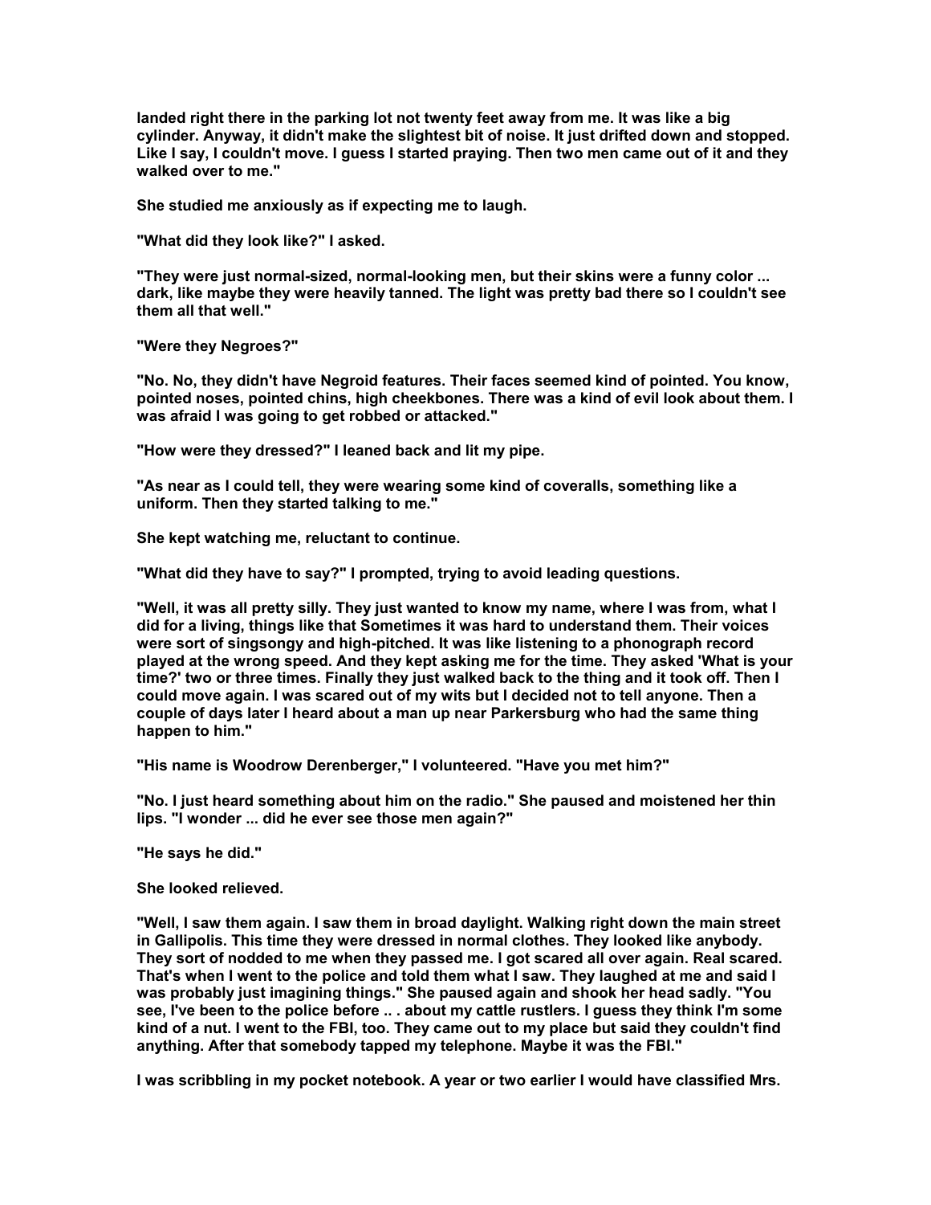landed right there in the parking lot not twenty feet away from me. It was like a big cylinder. Anyway, it didn't make the slightest bit of noise. It just drifted down and stopped. Like I say, I couldn't move. I guess I started praying. Then two men came out of it and they walked over to me."

She studied me anxiously as if expecting me to laugh.

"What did they look like?" I asked.

"They were just normal-sized, normal-looking men, but their skins were a funny color ... dark, like maybe they were heavily tanned. The light was pretty bad there so I couldn't see them all that well."

"Were they Negroes?"

"No. No, they didn't have Negroid features. Their faces seemed kind of pointed. You know, pointed noses, pointed chins, high cheekbones. There was a kind of evil look about them. I was afraid I was going to get robbed or attacked."

"How were they dressed?" I leaned back and lit my pipe.

"As near as I could tell, they were wearing some kind of coveralls, something like a uniform. Then they started talking to me."

She kept watching me, reluctant to continue.

"What did they have to say?" I prompted, trying to avoid leading questions.

"Well, it was all pretty silly. They just wanted to know my name, where I was from, what I did for a living, things like that Sometimes it was hard to understand them. Their voices were sort of singsongy and high-pitched. It was like listening to a phonograph record played at the wrong speed. And they kept asking me for the time. They asked 'What is your time?' two or three times. Finally they just walked back to the thing and it took off. Then I could move again. I was scared out of my wits but I decided not to tell anyone. Then a couple of days later I heard about a man up near Parkersburg who had the same thing happen to him."

"His name is Woodrow Derenberger," I volunteered. "Have you met him?"

"No. I just heard something about him on the radio." She paused and moistened her thin lips. "I wonder ... did he ever see those men again?"

"He says he did."

She looked relieved.

"Well, I saw them again. I saw them in broad daylight. Walking right down the main street in Gallipolis. This time they were dressed in normal clothes. They looked like anybody. They sort of nodded to me when they passed me. I got scared all over again. Real scared. That's when I went to the police and told them what I saw. They laughed at me and said I was probably just imagining things." She paused again and shook her head sadly. "You see, I've been to the police before .. . about my cattle rustlers. I guess they think I'm some kind of a nut. I went to the FBI, too. They came out to my place but said they couldn't find anything. After that somebody tapped my telephone. Maybe it was the FBI."

I was scribbling in my pocket notebook. A year or two earlier I would have classified Mrs.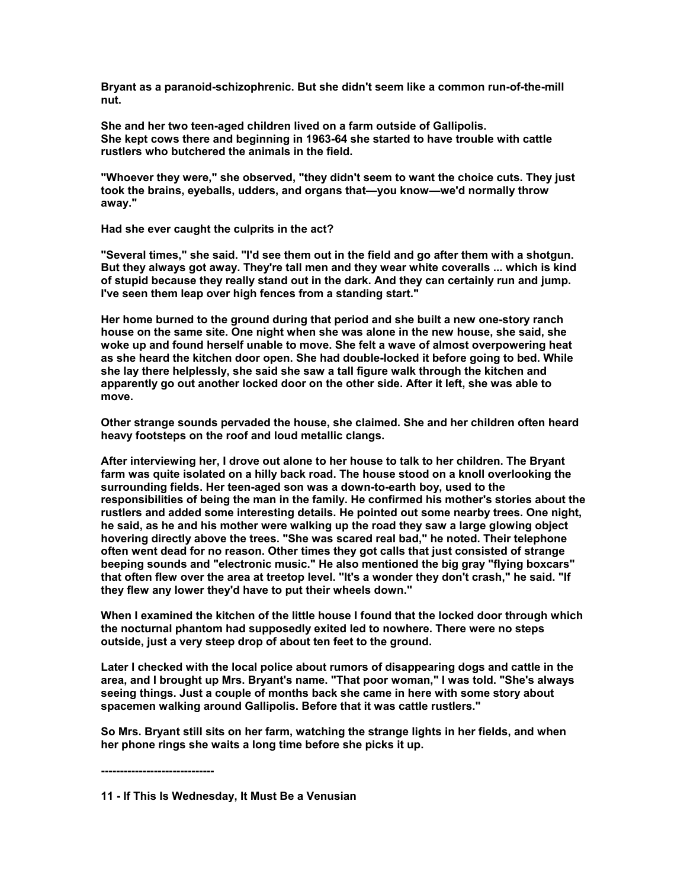Bryant as a paranoid-schizophrenic. But she didn't seem like a common run-of-the-mill nut.

She and her two teen-aged children lived on a farm outside of Gallipolis.
She kept cows there and beginning in 1963-64 she started to have trouble with cattle rustlers who butchered the animals in the field.

"Whoever they were," she observed, "they didn't seem to want the choice cuts. They just took the brains, eyeballs, udders, and organs that—you know—we'd normally throw away."

Had she ever caught the culprits in the act?

"Several times," she said. "I'd see them out in the field and go after them with a shotgun. But they always got away. They're tall men and they wear white coveralls ... which is kind of stupid because they really stand out in the dark. And they can certainly run and jump. I've seen them leap over high fences from a standing start."

Her home burned to the ground during that period and she built a new one-story ranch house on the same site. One night when she was alone in the new house, she said, she woke up and found herself unable to move. She felt a wave of almost overpowering heat as she heard the kitchen door open. She had double-locked it before going to bed. While she lay there helplessly, she said she saw a tall figure walk through the kitchen and apparently go out another locked door on the other side. After it left, she was able to move.

Other strange sounds pervaded the house, she claimed. She and her children often heard heavy footsteps on the roof and loud metallic clangs.

After interviewing her, I drove out alone to her house to talk to her children. The Bryant farm was quite isolated on a hilly back road. The house stood on a knoll overlooking the surrounding fields. Her teen-aged son was a down-to-earth boy, used to the responsibilities of being the man in the family. He confirmed his mother's stories about the rustlers and added some interesting details. He pointed out some nearby trees. One night, he said, as he and his mother were walking up the road they saw a large glowing object hovering directly above the trees. "She was scared real bad," he noted. Their telephone often went dead for no reason. Other times they got calls that just consisted of strange beeping sounds and "electronic music." He also mentioned the big gray "flying boxcars" that often flew over the area at treetop level. "It's a wonder they don't crash," he said. "If they flew any lower they'd have to put their wheels down."

When I examined the kitchen of the little house I found that the locked door through which the nocturnal phantom had supposedly exited led to nowhere. There were no steps outside, just a very steep drop of about ten feet to the ground.

Later I checked with the local police about rumors of disappearing dogs and cattle in the area, and I brought up Mrs. Bryant's name. "That poor woman," I was told. "She's always seeing things. Just a couple of months back she came in here with some story about spacemen walking around Gallipolis. Before that it was cattle rustlers."

So Mrs. Bryant still sits on her farm, watching the strange lights in her fields, and when her phone rings she waits a long time before she picks it up.

------------------------------

## 11 - If This Is Wednesday, It Must Be a Venusian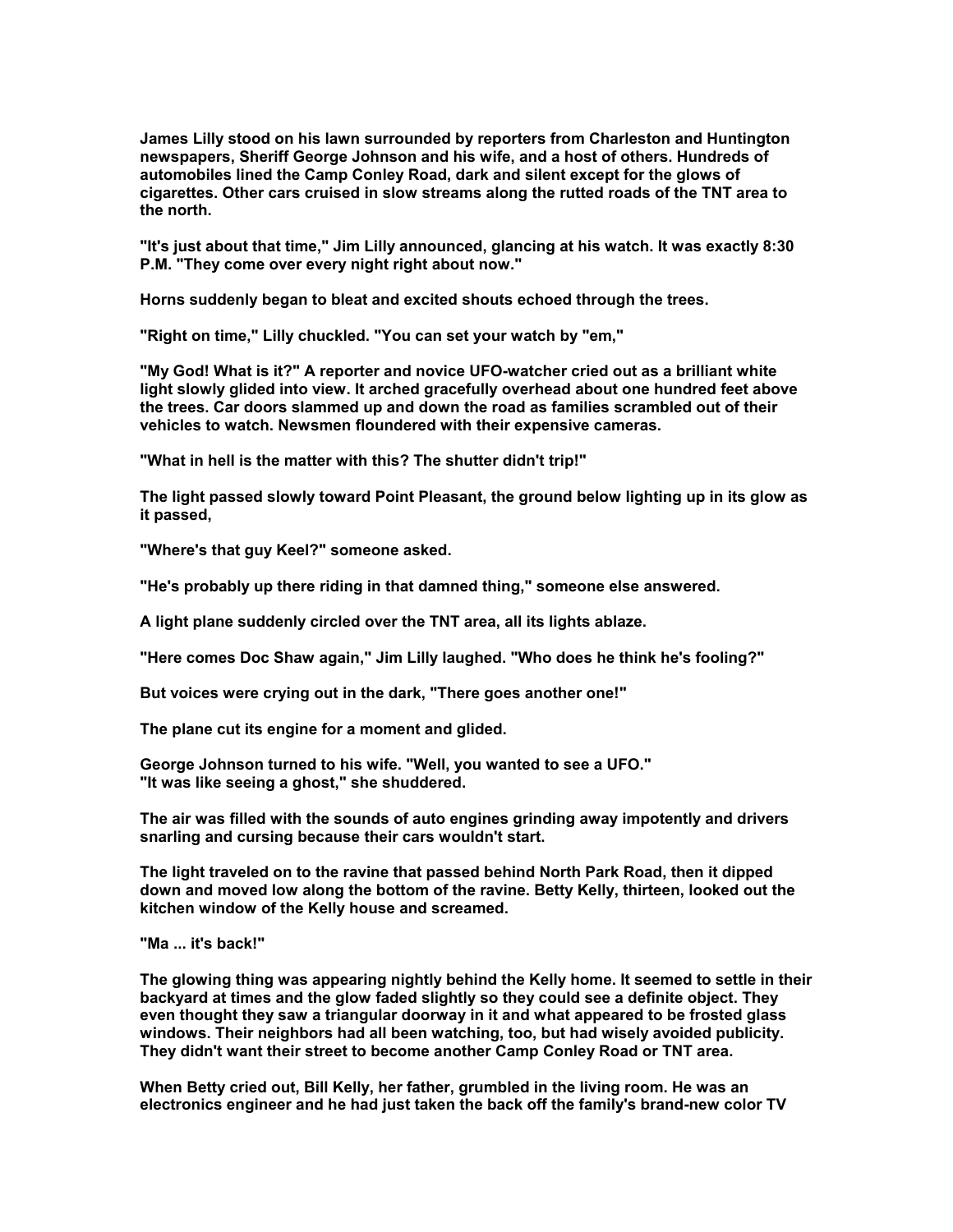James Lilly stood on his lawn surrounded by reporters from Charleston and Huntington newspapers, Sheriff George Johnson and his wife, and a host of others. Hundreds of automobiles lined the Camp Conley Road, dark and silent except for the glows of cigarettes. Other cars cruised in slow streams along the rutted roads of the TNT area to the north.

"It's just about that time," Jim Lilly announced, glancing at his watch. It was exactly 8:30 P.M. "They come over every night right about now."

Horns suddenly began to bleat and excited shouts echoed through the trees.

"Right on time," Lilly chuckled. "You can set your watch by "em,"

"My God! What is it?" A reporter and novice UFO-watcher cried out as a brilliant white light slowly glided into view. It arched gracefully overhead about one hundred feet above the trees. Car doors slammed up and down the road as families scrambled out of their vehicles to watch. Newsmen floundered with their expensive cameras.

"What in hell is the matter with this? The shutter didn't trip!"

The light passed slowly toward Point Pleasant, the ground below lighting up in its glow as it passed,

"Where's that guy Keel?" someone asked.

"He's probably up there riding in that damned thing," someone else answered.

A light plane suddenly circled over the TNT area, all its lights ablaze.

"Here comes Doc Shaw again," Jim Lilly laughed. "Who does he think he's fooling?"

But voices were crying out in the dark, "There goes another one!"

The plane cut its engine for a moment and glided.

George Johnson turned to his wife. "Well, you wanted to see a UFO."
"It was like seeing a ghost," she shuddered.

The air was filled with the sounds of auto engines grinding away impotently and drivers snarling and cursing because their cars wouldn't start.

The light traveled on to the ravine that passed behind North Park Road, then it dipped down and moved low along the bottom of the ravine. Betty Kelly, thirteen, looked out the kitchen window of the Kelly house and screamed.

"Ma ... it's back!"

The glowing thing was appearing nightly behind the Kelly home. It seemed to settle in their backyard at times and the glow faded slightly so they could see a definite object. They even thought they saw a triangular doorway in it and what appeared to be frosted glass windows. Their neighbors had all been watching, too, but had wisely avoided publicity. They didn't want their street to become another Camp Conley Road or TNT area.

When Betty cried out, Bill Kelly, her father, grumbled in the living room. He was an electronics engineer and he had just taken the back off the family's brand-new color TV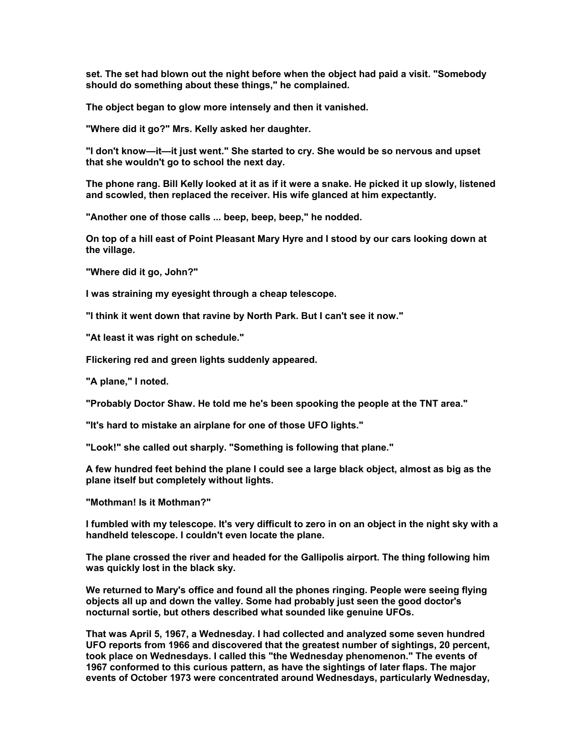set. The set had blown out the night before when the object had paid a visit. "Somebody should do something about these things," he complained.

The object began to glow more intensely and then it vanished.

"Where did it go?" Mrs. Kelly asked her daughter.

"I don't know—it—it just went." She started to cry. She would be so nervous and upset that she wouldn't go to school the next day.

The phone rang. Bill Kelly looked at it as if it were a snake. He picked it up slowly, listened and scowled, then replaced the receiver. His wife glanced at him expectantly.

"Another one of those calls ... beep, beep, beep," he nodded.

On top of a hill east of Point Pleasant Mary Hyre and I stood by our cars looking down at the village.

"Where did it go, John?"

I was straining my eyesight through a cheap telescope.

"I think it went down that ravine by North Park. But I can't see it now."

"At least it was right on schedule."

Flickering red and green lights suddenly appeared.

"A plane," I noted.

"Probably Doctor Shaw. He told me he's been spooking the people at the TNT area."

"It's hard to mistake an airplane for one of those UFO lights."

"Look!" she called out sharply. "Something is following that plane."

A few hundred feet behind the plane I could see a large black object, almost as big as the plane itself but completely without lights.

"Mothman! Is it Mothman?"

I fumbled with my telescope. It's very difficult to zero in on an object in the night sky with a handheld telescope. I couldn't even locate the plane.

The plane crossed the river and headed for the Gallipolis airport. The thing following him was quickly lost in the black sky.

We returned to Mary's office and found all the phones ringing. People were seeing flying objects all up and down the valley. Some had probably just seen the good doctor's nocturnal sortie, but others described what sounded like genuine UFOs.

That was April 5, 1967, a Wednesday. I had collected and analyzed some seven hundred UFO reports from 1966 and discovered that the greatest number of sightings, 20 percent, took place on Wednesdays. I called this "the Wednesday phenomenon." The events of 1967 conformed to this curious pattern, as have the sightings of later flaps. The major events of October 1973 were concentrated around Wednesdays, particularly Wednesday,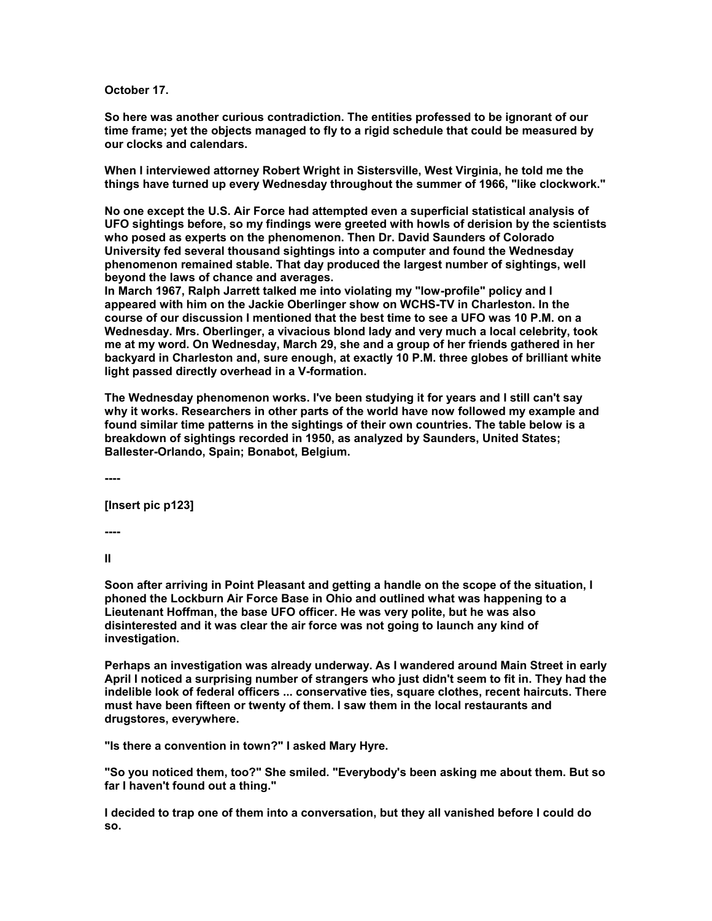October 17.

So here was another curious contradiction. The entities professed to be ignorant of our time frame; yet the objects managed to fly to a rigid schedule that could be measured by our clocks and calendars.

When I interviewed attorney Robert Wright in Sistersville, West Virginia, he told me the things have turned up every Wednesday throughout the summer of 1966, "like clockwork."

No one except the U.S. Air Force had attempted even a superficial statistical analysis of UFO sightings before, so my findings were greeted with howls of derision by the scientists who posed as experts on the phenomenon. Then Dr. David Saunders of Colorado University fed several thousand sightings into a computer and found the Wednesday phenomenon remained stable. That day produced the largest number of sightings, well beyond the laws of chance and averages.
In March 1967, Ralph Jarrett talked me into violating my "low-profile" policy and I appeared with him on the Jackie Oberlinger show on WCHS-TV in Charleston. In the course of our discussion I mentioned that the best time to see a UFO was 10 P.M. on a Wednesday. Mrs. Oberlinger, a vivacious blond lady and very much a local celebrity, took me at my word. On Wednesday, March 29, she and a group of her friends gathered in her backyard in Charleston and, sure enough, at exactly 10 P.M. three globes of brilliant white light passed directly overhead in a V-formation.

The Wednesday phenomenon works. I've been studying it for years and I still can't say why it works. Researchers in other parts of the world have now followed my example and found similar time patterns in the sightings of their own countries. The table below is a breakdown of sightings recorded in 1950, as analyzed by Saunders, United States; Ballester-Orlando, Spain; Bonabot, Belgium.

----

[Insert pic p123]

----

II

Soon after arriving in Point Pleasant and getting a handle on the scope of the situation, I phoned the Lockburn Air Force Base in Ohio and outlined what was happening to a Lieutenant Hoffman, the base UFO officer. He was very polite, but he was also disinterested and it was clear the air force was not going to launch any kind of investigation.

Perhaps an investigation was already underway. As I wandered around Main Street in early April I noticed a surprising number of strangers who just didn't seem to fit in. They had the indelible look of federal officers ... conservative ties, square clothes, recent haircuts. There must have been fifteen or twenty of them. I saw them in the local restaurants and drugstores, everywhere.

"Is there a convention in town?" I asked Mary Hyre.

"So you noticed them, too?" She smiled. "Everybody's been asking me about them. But so far I haven't found out a thing."

I decided to trap one of them into a conversation, but they all vanished before I could do so.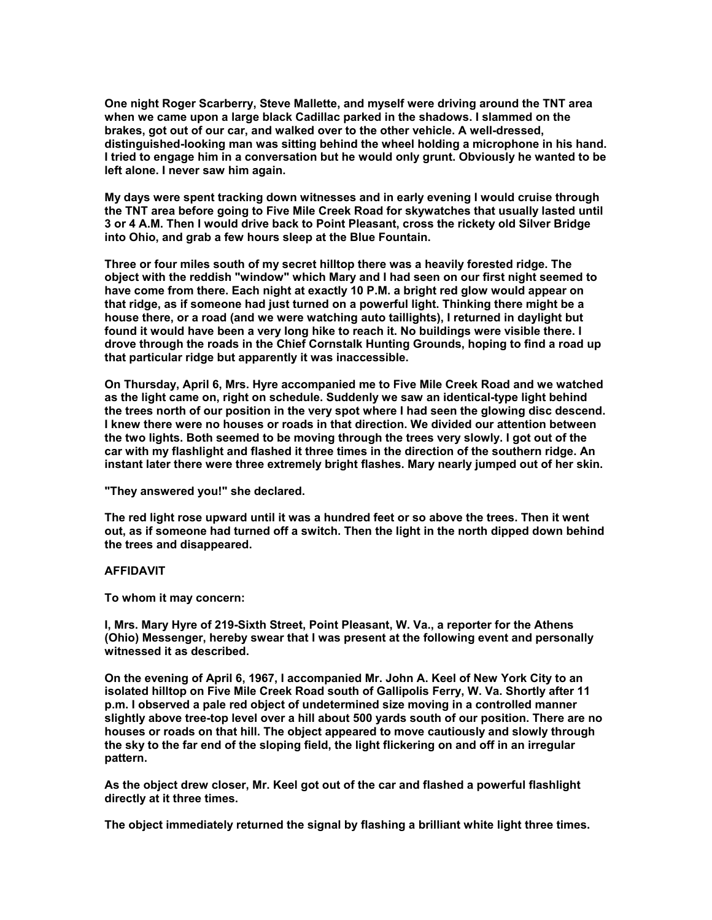One night Roger Scarberry, Steve Mallette, and myself were driving around the TNT area when we came upon a large black Cadillac parked in the shadows. I slammed on the brakes, got out of our car, and walked over to the other vehicle. A well-dressed, distinguished-looking man was sitting behind the wheel holding a microphone in his hand. I tried to engage him in a conversation but he would only grunt. Obviously he wanted to be left alone. I never saw him again.

My days were spent tracking down witnesses and in early evening I would cruise through the TNT area before going to Five Mile Creek Road for skywatches that usually lasted until 3 or 4 A.M. Then I would drive back to Point Pleasant, cross the rickety old Silver Bridge into Ohio, and grab a few hours sleep at the Blue Fountain.

Three or four miles south of my secret hilltop there was a heavily forested ridge. The object with the reddish "window" which Mary and I had seen on our first night seemed to have come from there. Each night at exactly 10 P.M. a bright red glow would appear on that ridge, as if someone had just turned on a powerful light. Thinking there might be a house there, or a road (and we were watching auto taillights), I returned in daylight but found it would have been a very long hike to reach it. No buildings were visible there. I drove through the roads in the Chief Cornstalk Hunting Grounds, hoping to find a road up that particular ridge but apparently it was inaccessible.

On Thursday, April 6, Mrs. Hyre accompanied me to Five Mile Creek Road and we watched as the light came on, right on schedule. Suddenly we saw an identical-type light behind the trees north of our position in the very spot where I had seen the glowing disc descend. I knew there were no houses or roads in that direction. We divided our attention between the two lights. Both seemed to be moving through the trees very slowly. I got out of the car with my flashlight and flashed it three times in the direction of the southern ridge. An instant later there were three extremely bright flashes. Mary nearly jumped out of her skin.

"They answered you!" she declared.

The red light rose upward until it was a hundred feet or so above the trees. Then it went out, as if someone had turned off a switch. Then the light in the north dipped down behind the trees and disappeared.

AFFIDAVIT

To whom it may concern:

I, Mrs. Mary Hyre of 219-Sixth Street, Point Pleasant, W. Va., a reporter for the Athens (Ohio) Messenger, hereby swear that I was present at the following event and personally witnessed it as described.

On the evening of April 6, 1967, I accompanied Mr. John A. Keel of New York City to an isolated hilltop on Five Mile Creek Road south of Gallipolis Ferry, W. Va. Shortly after 11 p.m. I observed a pale red object of undetermined size moving in a controlled manner slightly above tree-top level over a hill about 500 yards south of our position. There are no houses or roads on that hill. The object appeared to move cautiously and slowly through the sky to the far end of the sloping field, the light flickering on and off in an irregular pattern.

As the object drew closer, Mr. Keel got out of the car and flashed a powerful flashlight directly at it three times.

The object immediately returned the signal by flashing a brilliant white light three times.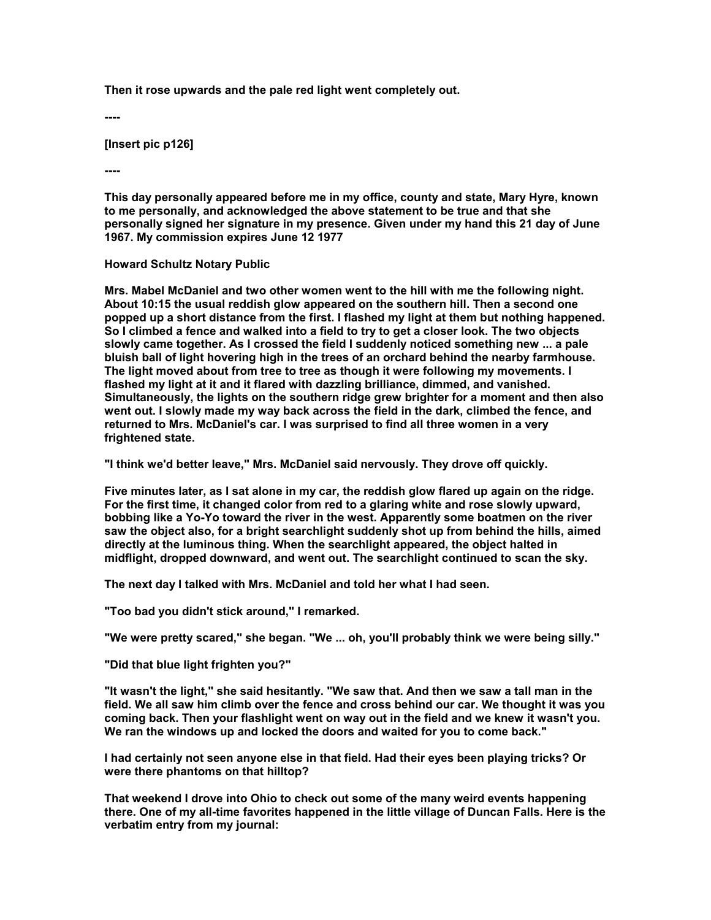**Then it rose upwards and the pale red light went completely out.**

**----**

**[Insert pic p126]**

**----**

**This day personally appeared before me in my office, county and state, Mary Hyre, known to me personally, and acknowledged the above statement to be true and that she personally signed her signature in my presence. Given under my hand this 21 day of June 1967. My commission expires June 12 1977**

**Howard Schultz Notary Public**

**Mrs. Mabel McDaniel and two other women went to the hill with me the following night. About 10:15 the usual reddish glow appeared on the southern hill. Then a second one popped up a short distance from the first. I flashed my light at them but nothing happened. So I climbed a fence and walked into a field to try to get a closer look. The two objects slowly came together. As I crossed the field I suddenly noticed something new ... a pale bluish ball of light hovering high in the trees of an orchard behind the nearby farmhouse. The light moved about from tree to tree as though it were following my movements. I flashed my light at it and it flared with dazzling brilliance, dimmed, and vanished. Simultaneously, the lights on the southern ridge grew brighter for a moment and then also went out. I slowly made my way back across the field in the dark, climbed the fence, and returned to Mrs. McDaniel's car. I was surprised to find all three women in a very frightened state.**

**"I think we'd better leave," Mrs. McDaniel said nervously. They drove off quickly.**

**Five minutes later, as I sat alone in my car, the reddish glow flared up again on the ridge. For the first time, it changed color from red to a glaring white and rose slowly upward, bobbing like a Yo-Yo toward the river in the west. Apparently some boatmen on the river saw the object also, for a bright searchlight suddenly shot up from behind the hills, aimed directly at the luminous thing. When the searchlight appeared, the object halted in midflight, dropped downward, and went out. The searchlight continued to scan the sky.**

**The next day I talked with Mrs. McDaniel and told her what I had seen.**

**"Too bad you didn't stick around," I remarked.**

**"We were pretty scared," she began. "We ... oh, you'll probably think we were being silly."**

**"Did that blue light frighten you?"**

**"It wasn't the light," she said hesitantly. "We saw that. And then we saw a tall man in the field. We all saw him climb over the fence and cross behind our car. We thought it was you coming back. Then your flashlight went on way out in the field and we knew it wasn't you. We ran the windows up and locked the doors and waited for you to come back."**

**I had certainly not seen anyone else in that field. Had their eyes been playing tricks? Or were there phantoms on that hilltop?**

**That weekend I drove into Ohio to check out some of the many weird events happening there. One of my all-time favorites happened in the little village of Duncan Falls. Here is the verbatim entry from my journal:**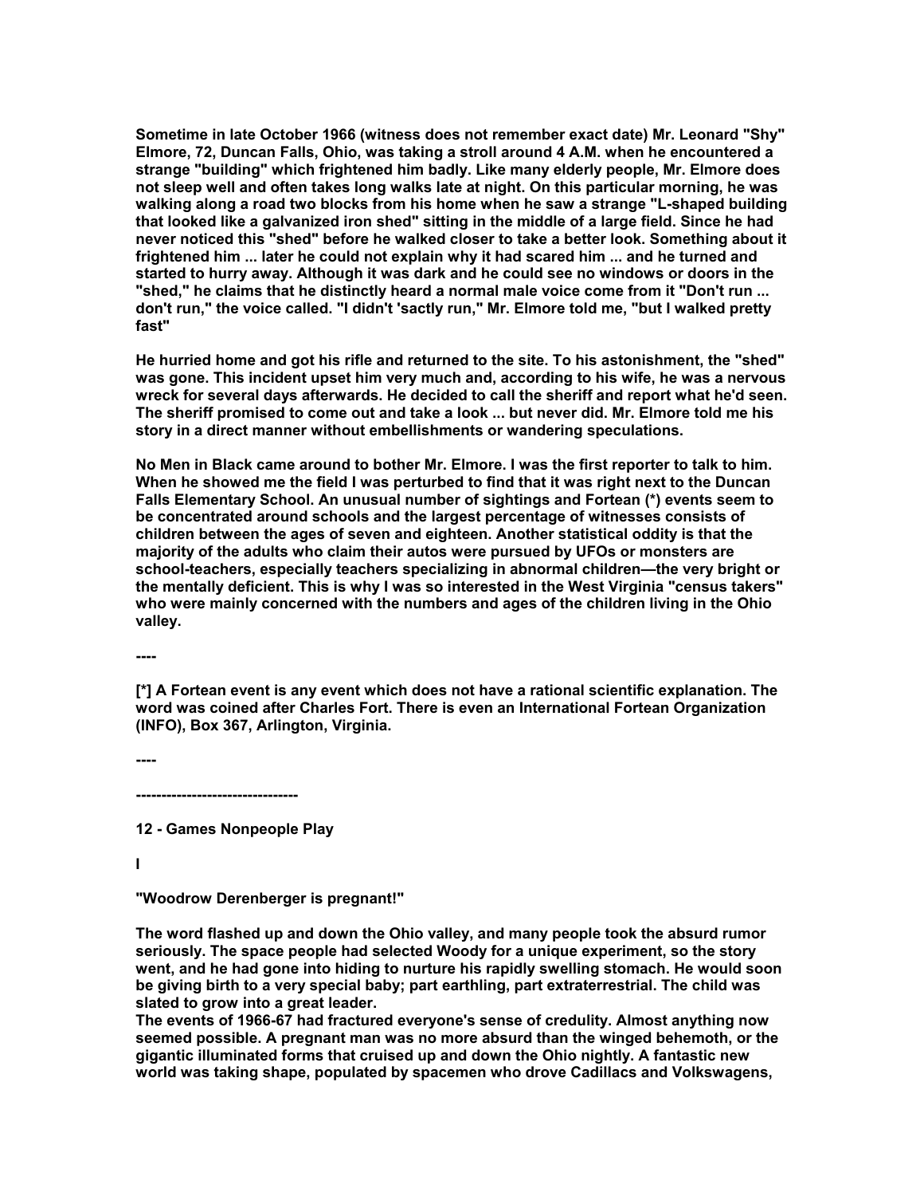Sometime in late October 1966 (witness does not remember exact date) Mr. Leonard "Shy" Elmore, 72, Duncan Falls, Ohio, was taking a stroll around 4 A.M. when he encountered a strange "building" which frightened him badly. Like many elderly people, Mr. Elmore does not sleep well and often takes long walks late at night. On this particular morning, he was walking along a road two blocks from his home when he saw a strange "L-shaped building that looked like a galvanized iron shed" sitting in the middle of a large field. Since he had never noticed this "shed" before he walked closer to take a better look. Something about it frightened him ... later he could not explain why it had scared him ... and he turned and started to hurry away. Although it was dark and he could see no windows or doors in the "shed," he claims that he distinctly heard a normal male voice come from it "Don't run ... don't run," the voice called. "I didn't 'sactly run," Mr. Elmore told me, "but I walked pretty fast"

He hurried home and got his rifle and returned to the site. To his astonishment, the "shed" was gone. This incident upset him very much and, according to his wife, he was a nervous wreck for several days afterwards. He decided to call the sheriff and report what he'd seen. The sheriff promised to come out and take a look ... but never did. Mr. Elmore told me his story in a direct manner without embellishments or wandering speculations.

No Men in Black came around to bother Mr. Elmore. I was the first reporter to talk to him. When he showed me the field I was perturbed to find that it was right next to the Duncan Falls Elementary School. An unusual number of sightings and Fortean (*) events seem to be concentrated around schools and the largest percentage of witnesses consists of children between the ages of seven and eighteen. Another statistical oddity is that the majority of the adults who claim their autos were pursued by UFOs or monsters are school-teachers, especially teachers specializing in abnormal children—the very bright or the mentally deficient. This is why I was so interested in the West Virginia "census takers" who were mainly concerned with the numbers and ages of the children living in the Ohio valley.

----

[*] A Fortean event is any event which does not have a rational scientific explanation. The word was coined after Charles Fort. There is even an International Fortean Organization (INFO), Box 367, Arlington, Virginia.

----

--------------------------------

## 12 - Games Nonpeople Play

### I

"Woodrow Derenberger is pregnant!"

The word flashed up and down the Ohio valley, and many people took the absurd rumor seriously. The space people had selected Woody for a unique experiment, so the story went, and he had gone into hiding to nurture his rapidly swelling stomach. He would soon be giving birth to a very special baby; part earthling, part extraterrestrial. The child was slated to grow into a great leader.

The events of 1966-67 had fractured everyone's sense of credulity. Almost anything now seemed possible. A pregnant man was no more absurd than the winged behemoth, or the gigantic illuminated forms that cruised up and down the Ohio nightly. A fantastic new world was taking shape, populated by spacemen who drove Cadillacs and Volkswagens,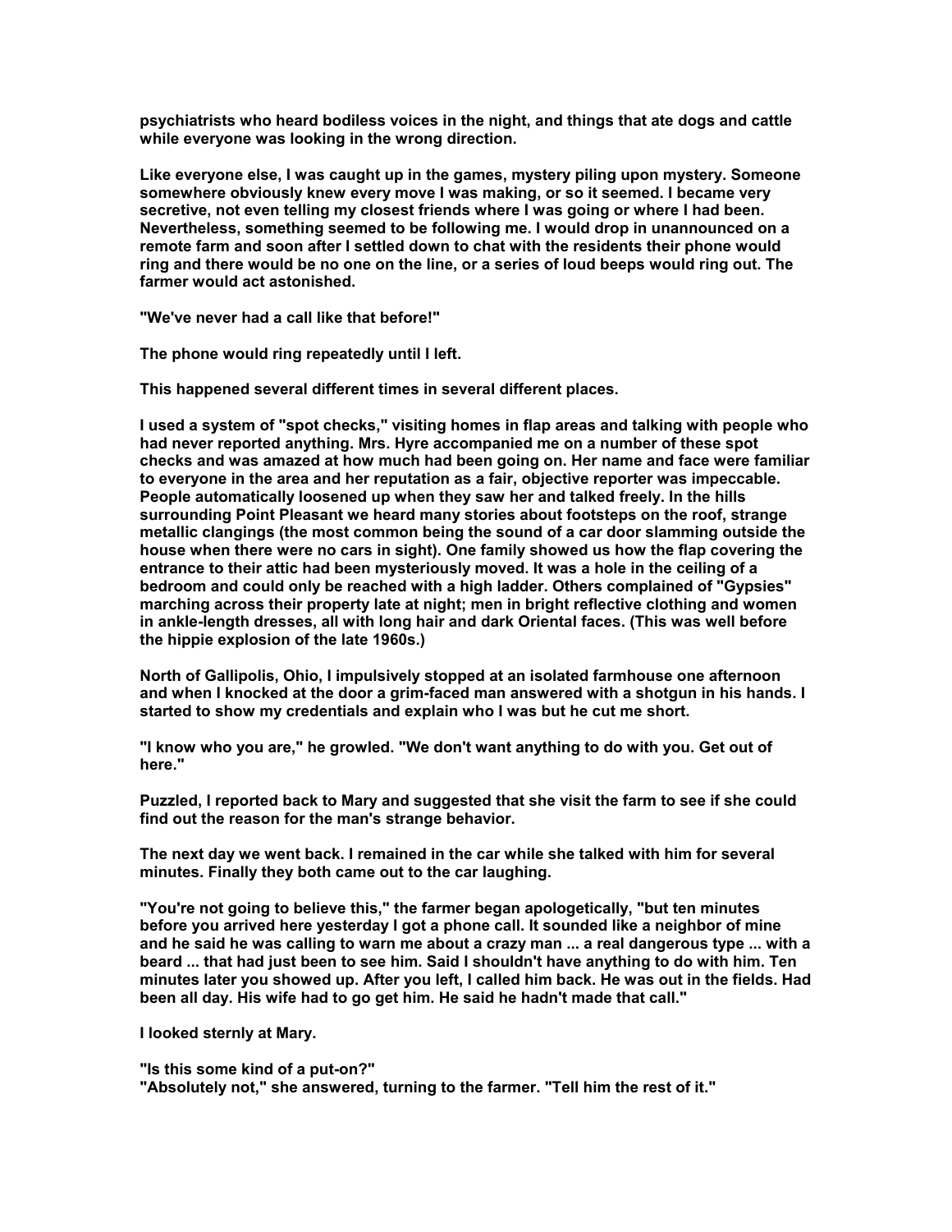psychiatrists who heard bodiless voices in the night, and things that ate dogs and cattle while everyone was looking in the wrong direction.

Like everyone else, I was caught up in the games, mystery piling upon mystery. Someone somewhere obviously knew every move I was making, or so it seemed. I became very secretive, not even telling my closest friends where I was going or where I had been. Nevertheless, something seemed to be following me. I would drop in unannounced on a remote farm and soon after I settled down to chat with the residents their phone would ring and there would be no one on the line, or a series of loud beeps would ring out. The farmer would act astonished.

"We've never had a call like that before!"

The phone would ring repeatedly until I left.

This happened several different times in several different places.

I used a system of "spot checks," visiting homes in flap areas and talking with people who had never reported anything. Mrs. Hyre accompanied me on a number of these spot checks and was amazed at how much had been going on. Her name and face were familiar to everyone in the area and her reputation as a fair, objective reporter was impeccable. People automatically loosened up when they saw her and talked freely. In the hills surrounding Point Pleasant we heard many stories about footsteps on the roof, strange metallic clangings (the most common being the sound of a car door slamming outside the house when there were no cars in sight). One family showed us how the flap covering the entrance to their attic had been mysteriously moved. It was a hole in the ceiling of a bedroom and could only be reached with a high ladder. Others complained of "Gypsies" marching across their property late at night; men in bright reflective clothing and women in ankle-length dresses, all with long hair and dark Oriental faces. (This was well before the hippie explosion of the late 1960s.)

North of Gallipolis, Ohio, I impulsively stopped at an isolated farmhouse one afternoon and when I knocked at the door a grim-faced man answered with a shotgun in his hands. I started to show my credentials and explain who I was but he cut me short.

"I know who you are," he growled. "We don't want anything to do with you. Get out of here."

Puzzled, I reported back to Mary and suggested that she visit the farm to see if she could find out the reason for the man's strange behavior.

The next day we went back. I remained in the car while she talked with him for several minutes. Finally they both came out to the car laughing.

"You're not going to believe this," the farmer began apologetically, "but ten minutes before you arrived here yesterday I got a phone call. It sounded like a neighbor of mine and he said he was calling to warn me about a crazy man ... a real dangerous type ... with a beard ... that had just been to see him. Said I shouldn't have anything to do with him. Ten minutes later you showed up. After you left, I called him back. He was out in the fields. Had been all day. His wife had to go get him. He said he hadn't made that call."

I looked sternly at Mary.

"Is this some kind of a put-on?"
"Absolutely not," she answered, turning to the farmer. "Tell him the rest of it."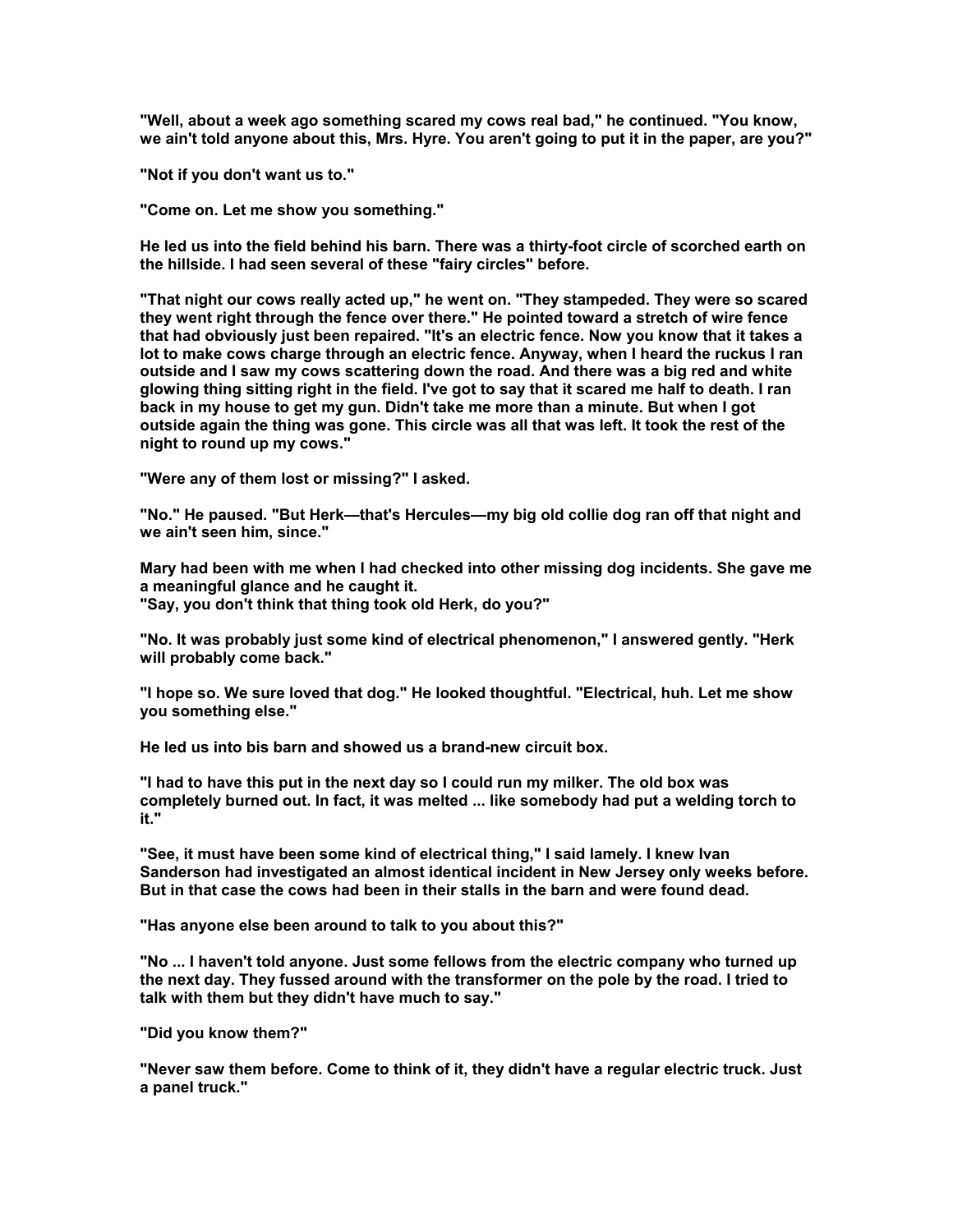"Well, about a week ago something scared my cows real bad," he continued. "You know, we ain't told anyone about this, Mrs. Hyre. You aren't going to put it in the paper, are you?"

"Not if you don't want us to."

"Come on. Let me show you something."

He led us into the field behind his barn. There was a thirty-foot circle of scorched earth on the hillside. I had seen several of these "fairy circles" before.

"That night our cows really acted up," he went on. "They stampeded. They were so scared they went right through the fence over there." He pointed toward a stretch of wire fence that had obviously just been repaired. "It's an electric fence. Now you know that it takes a lot to make cows charge through an electric fence. Anyway, when I heard the ruckus I ran outside and I saw my cows scattering down the road. And there was a big red and white glowing thing sitting right in the field. I've got to say that it scared me half to death. I ran back in my house to get my gun. Didn't take me more than a minute. But when I got outside again the thing was gone. This circle was all that was left. It took the rest of the night to round up my cows."

"Were any of them lost or missing?" I asked.

"No." He paused. "But Herk—that's Hercules—my big old collie dog ran off that night and we ain't seen him, since."

Mary had been with me when I had checked into other missing dog incidents. She gave me a meaningful glance and he caught it.
"Say, you don't think that thing took old Herk, do you?"

"No. It was probably just some kind of electrical phenomenon," I answered gently. "Herk will probably come back."

"I hope so. We sure loved that dog." He looked thoughtful. "Electrical, huh. Let me show you something else."

He led us into bis barn and showed us a brand-new circuit box.

"I had to have this put in the next day so I could run my milker. The old box was completely burned out. In fact, it was melted ... like somebody had put a welding torch to it."

"See, it must have been some kind of electrical thing," I said lamely. I knew Ivan Sanderson had investigated an almost identical incident in New Jersey only weeks before. But in that case the cows had been in their stalls in the barn and were found dead.

"Has anyone else been around to talk to you about this?"

"No ... I haven't told anyone. Just some fellows from the electric company who turned up the next day. They fussed around with the transformer on the pole by the road. I tried to talk with them but they didn't have much to say."

"Did you know them?"

"Never saw them before. Come to think of it, they didn't have a regular electric truck. Just a panel truck."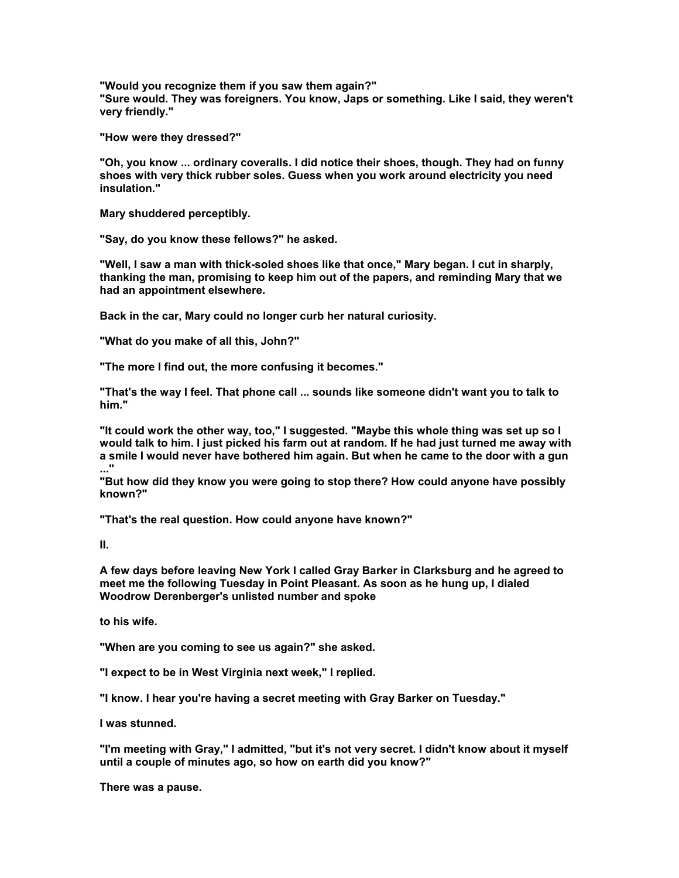"Would you recognize them if you saw them again?"
"Sure would. They was foreigners. You know, Japs or something. Like I said, they weren't very friendly."

"How were they dressed?"

"Oh, you know ... ordinary coveralls. I did notice their shoes, though. They had on funny shoes with very thick rubber soles. Guess when you work around electricity you need insulation."

Mary shuddered perceptibly.

"Say, do you know these fellows?" he asked.

"Well, I saw a man with thick-soled shoes like that once," Mary began. I cut in sharply, thanking the man, promising to keep him out of the papers, and reminding Mary that we had an appointment elsewhere.

Back in the car, Mary could no longer curb her natural curiosity.

"What do you make of all this, John?"

"The more I find out, the more confusing it becomes."

"That's the way I feel. That phone call ... sounds like someone didn't want you to talk to him."

"It could work the other way, too," I suggested. "Maybe this whole thing was set up so I would talk to him. I just picked his farm out at random. If he had just turned me away with a smile I would never have bothered him again. But when he came to the door with a gun ..."
"But how did they know you were going to stop there? How could anyone have possibly known?"

"That's the real question. How could anyone have known?"

II.

A few days before leaving New York I called Gray Barker in Clarksburg and he agreed to meet me the following Tuesday in Point Pleasant. As soon as he hung up, I dialed Woodrow Derenberger's unlisted number and spoke to his wife.

"When are you coming to see us again?" she asked.

"I expect to be in West Virginia next week," I replied.

"I know. I hear you're having a secret meeting with Gray Barker on Tuesday."

I was stunned.

"I'm meeting with Gray," I admitted, "but it's not very secret. I didn't know about it myself until a couple of minutes ago, so how on earth did you know?"

There was a pause.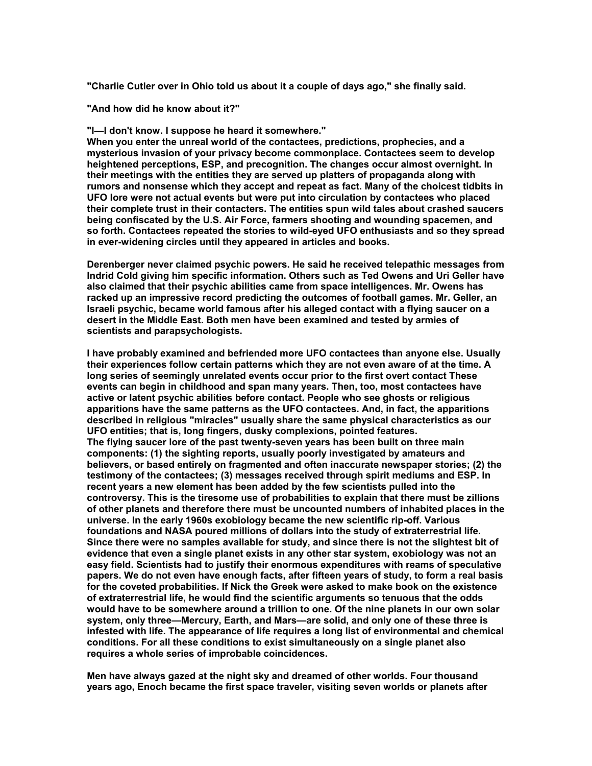"Charlie Cutler over in Ohio told us about it a couple of days ago," she finally said.

"And how did he know about it?"

"I—I don't know. I suppose he heard it somewhere."

When you enter the unreal world of the contactees, predictions, prophecies, and a mysterious invasion of your privacy become commonplace. Contactees seem to develop heightened perceptions, ESP, and precognition. The changes occur almost overnight. In their meetings with the entities they are served up platters of propaganda along with rumors and nonsense which they accept and repeat as fact. Many of the choicest tidbits in UFO lore were not actual events but were put into circulation by contactees who placed their complete trust in their contacters. The entities spun wild tales about crashed saucers being confiscated by the U.S. Air Force, farmers shooting and wounding spacemen, and so forth. Contactees repeated the stories to wild-eyed UFO enthusiasts and so they spread in ever-widening circles until they appeared in articles and books.

Derenberger never claimed psychic powers. He said he received telepathic messages from Indrid Cold giving him specific information. Others such as Ted Owens and Uri Geller have also claimed that their psychic abilities came from space intelligences. Mr. Owens has racked up an impressive record predicting the outcomes of football games. Mr. Geller, an Israeli psychic, became world famous after his alleged contact with a flying saucer on a desert in the Middle East. Both men have been examined and tested by armies of scientists and parapsychologists.

I have probably examined and befriended more UFO contactees than anyone else. Usually their experiences follow certain patterns which they are not even aware of at the time. A long series of seemingly unrelated events occur prior to the first overt contact These events can begin in childhood and span many years. Then, too, most contactees have active or latent psychic abilities before contact. People who see ghosts or religious apparitions have the same patterns as the UFO contactees. And, in fact, the apparitions described in religious "miracles" usually share the same physical characteristics as our UFO entities; that is, long fingers, dusky complexions, pointed features.

The flying saucer lore of the past twenty-seven years has been built on three main components: (1) the sighting reports, usually poorly investigated by amateurs and believers, or based entirely on fragmented and often inaccurate newspaper stories; (2) the testimony of the contactees; (3) messages received through spirit mediums and ESP. In recent years a new element has been added by the few scientists pulled into the controversy. This is the tiresome use of probabilities to explain that there must be zillions of other planets and therefore there must be uncounted numbers of inhabited places in the universe. In the early 1960s exobiology became the new scientific rip-off. Various foundations and NASA poured millions of dollars into the study of extraterrestrial life. Since there were no samples available for study, and since there is not the slightest bit of evidence that even a single planet exists in any other star system, exobiology was not an easy field. Scientists had to justify their enormous expenditures with reams of speculative papers. We do not even have enough facts, after fifteen years of study, to form a real basis for the coveted probabilities. If Nick the Greek were asked to make book on the existence of extraterrestrial life, he would find the scientific arguments so tenuous that the odds would have to be somewhere around a trillion to one. Of the nine planets in our own solar system, only three—Mercury, Earth, and Mars—are solid, and only one of these three is infested with life. The appearance of life requires a long list of environmental and chemical conditions. For all these conditions to exist simultaneously on a single planet also requires a whole series of improbable coincidences.

Men have always gazed at the night sky and dreamed of other worlds. Four thousand years ago, Enoch became the first space traveler, visiting seven worlds or planets after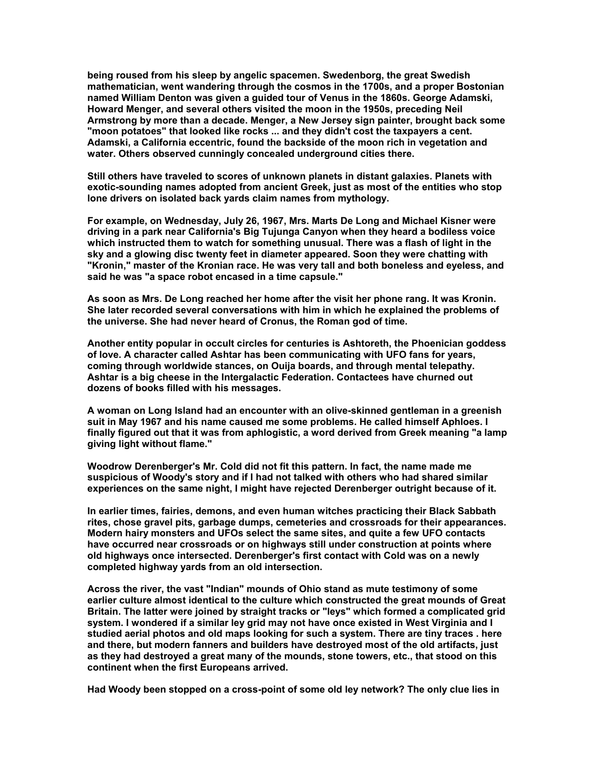being roused from his sleep by angelic spacemen. Swedenborg, the great Swedish mathematician, went wandering through the cosmos in the 1700s, and a proper Bostonian named William Denton was given a guided tour of Venus in the 1860s. George Adamski, Howard Menger, and several others visited the moon in the 1950s, preceding Neil Armstrong by more than a decade. Menger, a New Jersey sign painter, brought back some "moon potatoes" that looked like rocks ... and they didn't cost the taxpayers a cent. Adamski, a California eccentric, found the backside of the moon rich in vegetation and water. Others observed cunningly concealed underground cities there.

Still others have traveled to scores of unknown planets in distant galaxies. Planets with exotic-sounding names adopted from ancient Greek, just as most of the entities who stop lone drivers on isolated back yards claim names from mythology.

For example, on Wednesday, July 26, 1967, Mrs. Marts De Long and Michael Kisner were driving in a park near California's Big Tujunga Canyon when they heard a bodiless voice which instructed them to watch for something unusual. There was a flash of light in the sky and a glowing disc twenty feet in diameter appeared. Soon they were chatting with "Kronin," master of the Kronian race. He was very tall and both boneless and eyeless, and said he was "a space robot encased in a time capsule."

As soon as Mrs. De Long reached her home after the visit her phone rang. It was Kronin. She later recorded several conversations with him in which he explained the problems of the universe. She had never heard of Cronus, the Roman god of time.

Another entity popular in occult circles for centuries is Ashtoreth, the Phoenician goddess of love. A character called Ashtar has been communicating with UFO fans for years, coming through worldwide stances, on Ouija boards, and through mental telepathy. Ashtar is a big cheese in the Intergalactic Federation. Contactees have churned out dozens of books filled with his messages.

A woman on Long Island had an encounter with an olive-skinned gentleman in a greenish suit in May 1967 and his name caused me some problems. He called himself Aphloes. I finally figured out that it was from aphlogistic, a word derived from Greek meaning "a lamp giving light without flame."

Woodrow Derenberger's Mr. Cold did not fit this pattern. In fact, the name made me suspicious of Woody's story and if I had not talked with others who had shared similar experiences on the same night, I might have rejected Derenberger outright because of it.

In earlier times, fairies, demons, and even human witches practicing their Black Sabbath rites, chose gravel pits, garbage dumps, cemeteries and crossroads for their appearances. Modern hairy monsters and UFOs select the same sites, and quite a few UFO contacts have occurred near crossroads or on highways still under construction at points where old highways once intersected. Derenberger's first contact with Cold was on a newly completed highway yards from an old intersection.

Across the river, the vast "Indian" mounds of Ohio stand as mute testimony of some earlier culture almost identical to the culture which constructed the great mounds of Great Britain. The latter were joined by straight tracks or "leys" which formed a complicated grid system. I wondered if a similar ley grid may not have once existed in West Virginia and I studied aerial photos and old maps looking for such a system. There are tiny traces . here and there, but modern fanners and builders have destroyed most of the old artifacts, just as they had destroyed a great many of the mounds, stone towers, etc., that stood on this continent when the first Europeans arrived.

Had Woody been stopped on a cross-point of some old ley network? The only clue lies in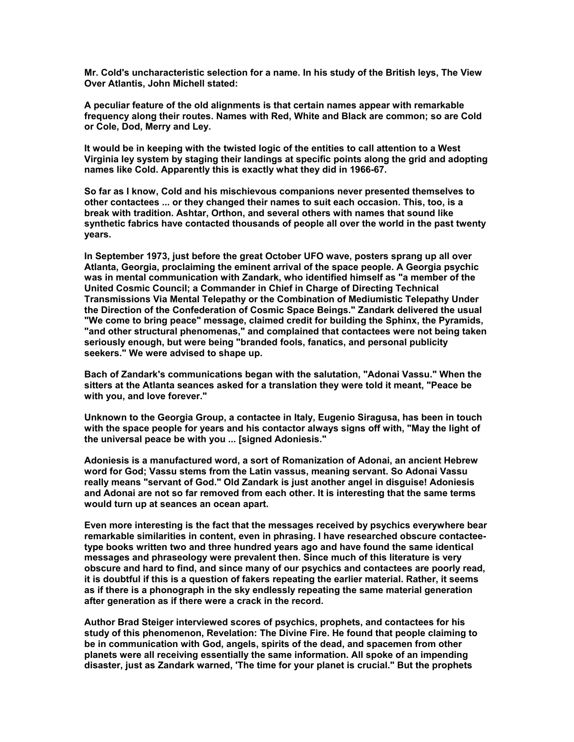Mr. Cold's uncharacteristic selection for a name. In his study of the British leys, The View Over Atlantis, John Michell stated:

A peculiar feature of the old alignments is that certain names appear with remarkable frequency along their routes. Names with Red, White and Black are common; so are Cold or Cole, Dod, Merry and Ley.

It would be in keeping with the twisted logic of the entities to call attention to a West Virginia ley system by staging their landings at specific points along the grid and adopting names like Cold. Apparently this is exactly what they did in 1966-67.

So far as I know, Cold and his mischievous companions never presented themselves to other contactees ... or they changed their names to suit each occasion. This, too, is a break with tradition. Ashtar, Orthon, and several others with names that sound like synthetic fabrics have contacted thousands of people all over the world in the past twenty years.

In September 1973, just before the great October UFO wave, posters sprang up all over Atlanta, Georgia, proclaiming the eminent arrival of the space people. A Georgia psychic was in mental communication with Zandark, who identified himself as "a member of the United Cosmic Council; a Commander in Chief in Charge of Directing Technical Transmissions Via Mental Telepathy or the Combination of Mediumistic Telepathy Under the Direction of the Confederation of Cosmic Space Beings." Zandark delivered the usual "We come to bring peace" message, claimed credit for building the Sphinx, the Pyramids, "and other structural phenomenas," and complained that contactees were not being taken seriously enough, but were being "branded fools, fanatics, and personal publicity seekers." We were advised to shape up.

Bach of Zandark's communications began with the salutation, "Adonai Vassu." When the sitters at the Atlanta seances asked for a translation they were told it meant, "Peace be with you, and love forever."

Unknown to the Georgia Group, a contactee in Italy, Eugenio Siragusa, has been in touch with the space people for years and his contactor always signs off with, "May the light of the universal peace be with you ... [signed Adoniesis."

Adoniesis is a manufactured word, a sort of Romanization of Adonai, an ancient Hebrew word for God; Vassu stems from the Latin vassus, meaning servant. So Adonai Vassu really means "servant of God." Old Zandark is just another angel in disguise! Adoniesis and Adonai are not so far removed from each other. It is interesting that the same terms would turn up at seances an ocean apart.

Even more interesting is the fact that the messages received by psychics everywhere bear remarkable similarities in content, even in phrasing. I have researched obscure contactee-type books written two and three hundred years ago and have found the same identical messages and phraseology were prevalent then. Since much of this literature is very obscure and hard to find, and since many of our psychics and contactees are poorly read, it is doubtful if this is a question of fakers repeating the earlier material. Rather, it seems as if there is a phonograph in the sky endlessly repeating the same material generation after generation as if there were a crack in the record.

Author Brad Steiger interviewed scores of psychics, prophets, and contactees for his study of this phenomenon, Revelation: The Divine Fire. He found that people claiming to be in communication with God, angels, spirits of the dead, and spacemen from other planets were all receiving essentially the same information. All spoke of an impending disaster, just as Zandark warned, 'The time for your planet is crucial." But the prophets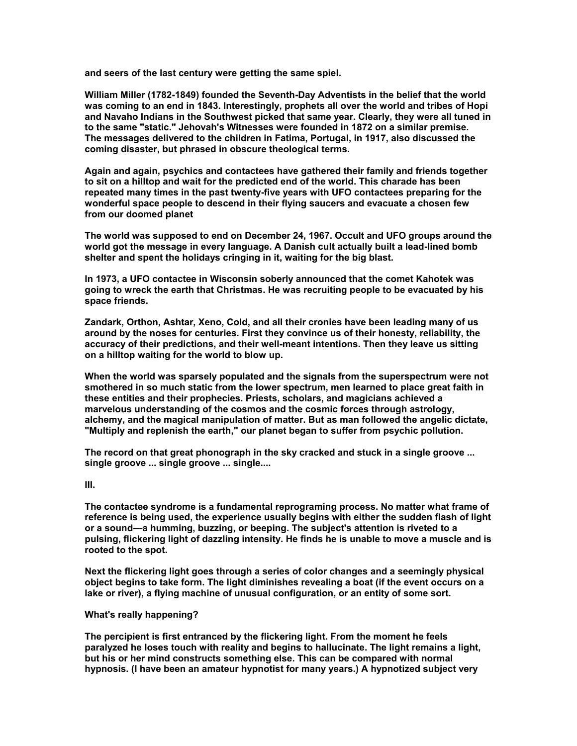and seers of the last century were getting the same spiel.

William Miller (1782-1849) founded the Seventh-Day Adventists in the belief that the world was coming to an end in 1843. Interestingly, prophets all over the world and tribes of Hopi and Navaho Indians in the Southwest picked that same year. Clearly, they were all tuned in to the same "static." Jehovah's Witnesses were founded in 1872 on a similar premise. The messages delivered to the children in Fatima, Portugal, in 1917, also discussed the coming disaster, but phrased in obscure theological terms.

Again and again, psychics and contactees have gathered their family and friends together to sit on a hilltop and wait for the predicted end of the world. This charade has been repeated many times in the past twenty-five years with UFO contactees preparing for the wonderful space people to descend in their flying saucers and evacuate a chosen few from our doomed planet

The world was supposed to end on December 24, 1967. Occult and UFO groups around the world got the message in every language. A Danish cult actually built a lead-lined bomb shelter and spent the holidays cringing in it, waiting for the big blast.

In 1973, a UFO contactee in Wisconsin soberly announced that the comet Kahotek was going to wreck the earth that Christmas. He was recruiting people to be evacuated by his space friends.

Zandark, Orthon, Ashtar, Xeno, Cold, and all their cronies have been leading many of us around by the noses for centuries. First they convince us of their honesty, reliability, the accuracy of their predictions, and their well-meant intentions. Then they leave us sitting on a hilltop waiting for the world to blow up.

When the world was sparsely populated and the signals from the superspectrum were not smothered in so much static from the lower spectrum, men learned to place great faith in these entities and their prophecies. Priests, scholars, and magicians achieved a marvelous understanding of the cosmos and the cosmic forces through astrology, alchemy, and the magical manipulation of matter. But as man followed the angelic dictate, "Multiply and replenish the earth," our planet began to suffer from psychic pollution.

The record on that great phonograph in the sky cracked and stuck in a single groove ... single groove ... single groove ... single....

## III.

The contactee syndrome is a fundamental reprograming process. No matter what frame of reference is being used, the experience usually begins with either the sudden flash of light or a sound—a humming, buzzing, or beeping. The subject's attention is riveted to a pulsing, flickering light of dazzling intensity. He finds he is unable to move a muscle and is rooted to the spot.

Next the flickering light goes through a series of color changes and a seemingly physical object begins to take form. The light diminishes revealing a boat (if the event occurs on a lake or river), a flying machine of unusual configuration, or an entity of some sort.

What's really happening?

The percipient is first entranced by the flickering light. From the moment he feels paralyzed he loses touch with reality and begins to hallucinate. The light remains a light, but his or her mind constructs something else. This can be compared with normal hypnosis. (I have been an amateur hypnotist for many years.) A hypnotized subject very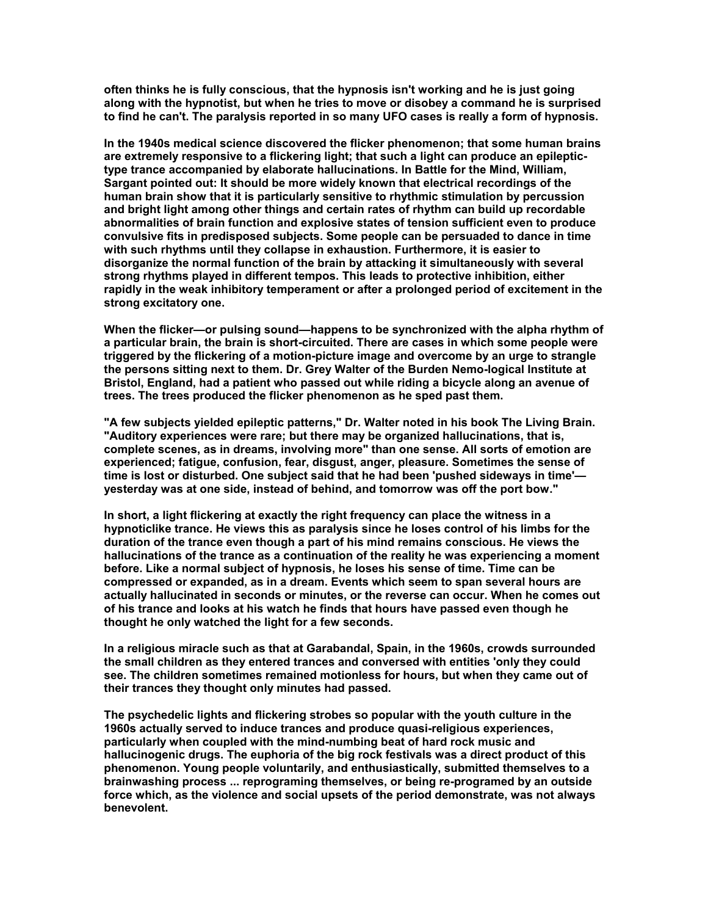often thinks he is fully conscious, that the hypnosis isn't working and he is just going along with the hypnotist, but when he tries to move or disobey a command he is surprised to find he can't. The paralysis reported in so many UFO cases is really a form of hypnosis.

In the 1940s medical science discovered the flicker phenomenon; that some human brains are extremely responsive to a flickering light; that such a light can produce an epileptic-type trance accompanied by elaborate hallucinations. In Battle for the Mind, William, Sargant pointed out: It should be more widely known that electrical recordings of the human brain show that it is particularly sensitive to rhythmic stimulation by percussion and bright light among other things and certain rates of rhythm can build up recordable abnormalities of brain function and explosive states of tension sufficient even to produce convulsive fits in predisposed subjects. Some people can be persuaded to dance in time with such rhythms until they collapse in exhaustion. Furthermore, it is easier to disorganize the normal function of the brain by attacking it simultaneously with several strong rhythms played in different tempos. This leads to protective inhibition, either rapidly in the weak inhibitory temperament or after a prolonged period of excitement in the strong excitatory one.

When the flicker—or pulsing sound—happens to be synchronized with the alpha rhythm of a particular brain, the brain is short-circuited. There are cases in which some people were triggered by the flickering of a motion-picture image and overcome by an urge to strangle the persons sitting next to them. Dr. Grey Walter of the Burden Nemo-logical Institute at Bristol, England, had a patient who passed out while riding a bicycle along an avenue of trees. The trees produced the flicker phenomenon as he sped past them.

"A few subjects yielded epileptic patterns," Dr. Walter noted in his book The Living Brain. "Auditory experiences were rare; but there may be organized hallucinations, that is, complete scenes, as in dreams, involving more" than one sense. All sorts of emotion are experienced; fatigue, confusion, fear, disgust, anger, pleasure. Sometimes the sense of time is lost or disturbed. One subject said that he had been 'pushed sideways in time'—yesterday was at one side, instead of behind, and tomorrow was off the port bow."

In short, a light flickering at exactly the right frequency can place the witness in a hypnoticlike trance. He views this as paralysis since he loses control of his limbs for the duration of the trance even though a part of his mind remains conscious. He views the hallucinations of the trance as a continuation of the reality he was experiencing a moment before. Like a normal subject of hypnosis, he loses his sense of time. Time can be compressed or expanded, as in a dream. Events which seem to span several hours are actually hallucinated in seconds or minutes, or the reverse can occur. When he comes out of his trance and looks at his watch he finds that hours have passed even though he thought he only watched the light for a few seconds.

In a religious miracle such as that at Garabandal, Spain, in the 1960s, crowds surrounded the small children as they entered trances and conversed with entities 'only they could see. The children sometimes remained motionless for hours, but when they came out of their trances they thought only minutes had passed.

The psychedelic lights and flickering strobes so popular with the youth culture in the 1960s actually served to induce trances and produce quasi-religious experiences, particularly when coupled with the mind-numbing beat of hard rock music and hallucinogenic drugs. The euphoria of the big rock festivals was a direct product of this phenomenon. Young people voluntarily, and enthusiastically, submitted themselves to a brainwashing process ... reprograming themselves, or being re-programed by an outside force which, as the violence and social upsets of the period demonstrate, was not always benevolent.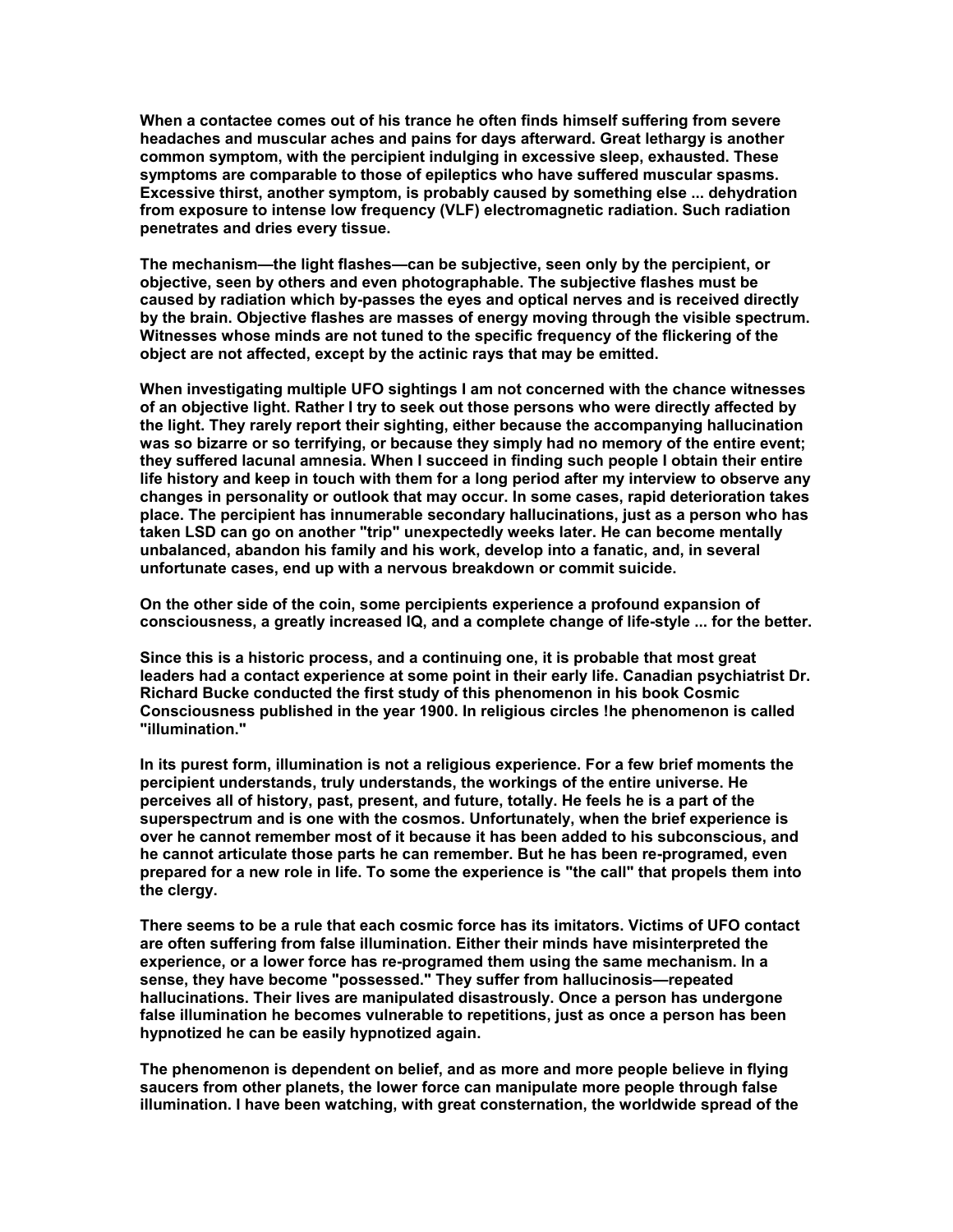When a contactee comes out of his trance he often finds himself suffering from severe headaches and muscular aches and pains for days afterward. Great lethargy is another common symptom, with the percipient indulging in excessive sleep, exhausted. These symptoms are comparable to those of epileptics who have suffered muscular spasms. Excessive thirst, another symptom, is probably caused by something else ... dehydration from exposure to intense low frequency (VLF) electromagnetic radiation. Such radiation penetrates and dries every tissue.

The mechanism—the light flashes—can be subjective, seen only by the percipient, or objective, seen by others and even photographable. The subjective flashes must be caused by radiation which by-passes the eyes and optical nerves and is received directly by the brain. Objective flashes are masses of energy moving through the visible spectrum. Witnesses whose minds are not tuned to the specific frequency of the flickering of the object are not affected, except by the actinic rays that may be emitted.

When investigating multiple UFO sightings I am not concerned with the chance witnesses of an objective light. Rather I try to seek out those persons who were directly affected by the light. They rarely report their sighting, either because the accompanying hallucination was so bizarre or so terrifying, or because they simply had no memory of the entire event; they suffered lacunal amnesia. When I succeed in finding such people I obtain their entire life history and keep in touch with them for a long period after my interview to observe any changes in personality or outlook that may occur. In some cases, rapid deterioration takes place. The percipient has innumerable secondary hallucinations, just as a person who has taken LSD can go on another "trip" unexpectedly weeks later. He can become mentally unbalanced, abandon his family and his work, develop into a fanatic, and, in several unfortunate cases, end up with a nervous breakdown or commit suicide.

On the other side of the coin, some percipients experience a profound expansion of consciousness, a greatly increased IQ, and a complete change of life-style ... for the better.

Since this is a historic process, and a continuing one, it is probable that most great leaders had a contact experience at some point in their early life. Canadian psychiatrist Dr. Richard Bucke conducted the first study of this phenomenon in his book Cosmic Consciousness published in the year 1900. In religious circles !he phenomenon is called "illumination."

In its purest form, illumination is not a religious experience. For a few brief moments the percipient understands, truly understands, the workings of the entire universe. He perceives all of history, past, present, and future, totally. He feels he is a part of the superspectrum and is one with the cosmos. Unfortunately, when the brief experience is over he cannot remember most of it because it has been added to his subconscious, and he cannot articulate those parts he can remember. But he has been re-programed, even prepared for a new role in life. To some the experience is "the call" that propels them into the clergy.

There seems to be a rule that each cosmic force has its imitators. Victims of UFO contact are often suffering from false illumination. Either their minds have misinterpreted the experience, or a lower force has re-programed them using the same mechanism. In a sense, they have become "possessed." They suffer from hallucinosis—repeated hallucinations. Their lives are manipulated disastrously. Once a person has undergone false illumination he becomes vulnerable to repetitions, just as once a person has been hypnotized he can be easily hypnotized again.

The phenomenon is dependent on belief, and as more and more people believe in flying saucers from other planets, the lower force can manipulate more people through false illumination. I have been watching, with great consternation, the worldwide spread of the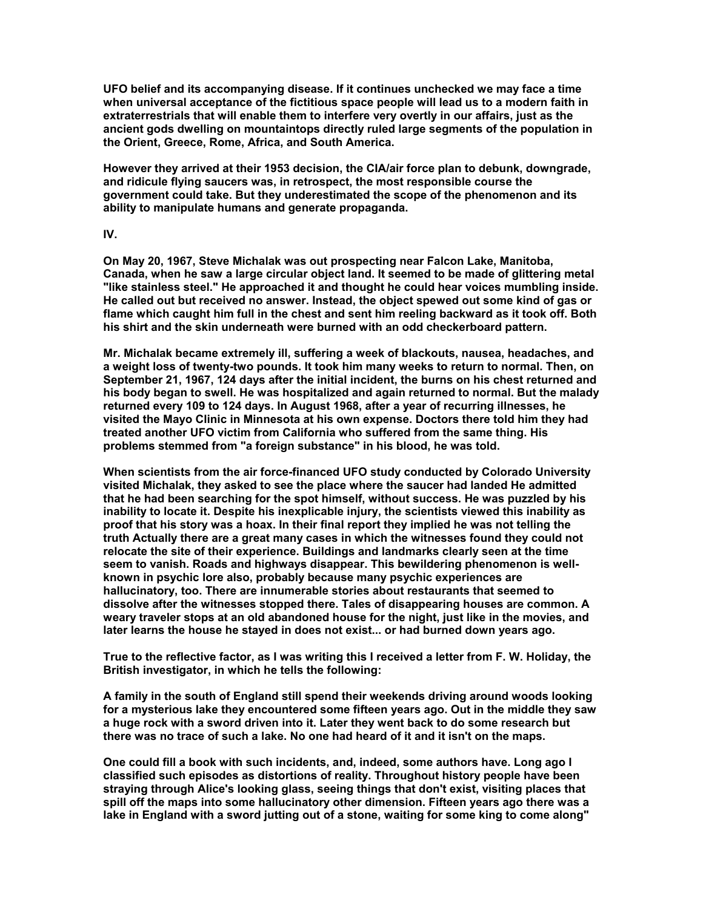**UFO belief and its accompanying disease. If it continues unchecked we may face a time when universal acceptance of the fictitious space people will lead us to a modern faith in extraterrestrials that will enable them to interfere very overtly in our affairs, just as the ancient gods dwelling on mountaintops directly ruled large segments of the population in the Orient, Greece, Rome, Africa, and South America.**

**However they arrived at their 1953 decision, the CIA/air force plan to debunk, downgrade, and ridicule flying saucers was, in retrospect, the most responsible course the government could take. But they underestimated the scope of the phenomenon and its ability to manipulate humans and generate propaganda.**

## IV.

**On May 20, 1967, Steve Michalak was out prospecting near Falcon Lake, Manitoba, Canada, when he saw a large circular object land. It seemed to be made of glittering metal "like stainless steel." He approached it and thought he could hear voices mumbling inside. He called out but received no answer. Instead, the object spewed out some kind of gas or flame which caught him full in the chest and sent him reeling backward as it took off. Both his shirt and the skin underneath were burned with an odd checkerboard pattern.**

**Mr. Michalak became extremely ill, suffering a week of blackouts, nausea, headaches, and a weight loss of twenty-two pounds. It took him many weeks to return to normal. Then, on September 21, 1967, 124 days after the initial incident, the burns on his chest returned and his body began to swell. He was hospitalized and again returned to normal. But the malady returned every 109 to 124 days. In August 1968, after a year of recurring illnesses, he visited the Mayo Clinic in Minnesota at his own expense. Doctors there told him they had treated another UFO victim from California who suffered from the same thing. His problems stemmed from "a foreign substance" in his blood, he was told.**

**When scientists from the air force-financed UFO study conducted by Colorado University visited Michalak, they asked to see the place where the saucer had landed He admitted that he had been searching for the spot himself, without success. He was puzzled by his inability to locate it. Despite his inexplicable injury, the scientists viewed this inability as proof that his story was a hoax. In their final report they implied he was not telling the truth Actually there are a great many cases in which the witnesses found they could not relocate the site of their experience. Buildings and landmarks clearly seen at the time seem to vanish. Roads and highways disappear. This bewildering phenomenon is well-known in psychic lore also, probably because many psychic experiences are hallucinatory, too. There are innumerable stories about restaurants that seemed to dissolve after the witnesses stopped there. Tales of disappearing houses are common. A weary traveler stops at an old abandoned house for the night, just like in the movies, and later learns the house he stayed in does not exist... or had burned down years ago.**

**True to the reflective factor, as I was writing this I received a letter from F. W. Holiday, the British investigator, in which he tells the following:**

**A family in the south of England still spend their weekends driving around woods looking for a mysterious lake they encountered some fifteen years ago. Out in the middle they saw a huge rock with a sword driven into it. Later they went back to do some research but there was no trace of such a lake. No one had heard of it and it isn't on the maps.**

**One could fill a book with such incidents, and, indeed, some authors have. Long ago I classified such episodes as distortions of reality. Throughout history people have been straying through Alice's looking glass, seeing things that don't exist, visiting places that spill off the maps into some hallucinatory other dimension. Fifteen years ago there was a lake in England with a sword jutting out of a stone, waiting for some king to come along"**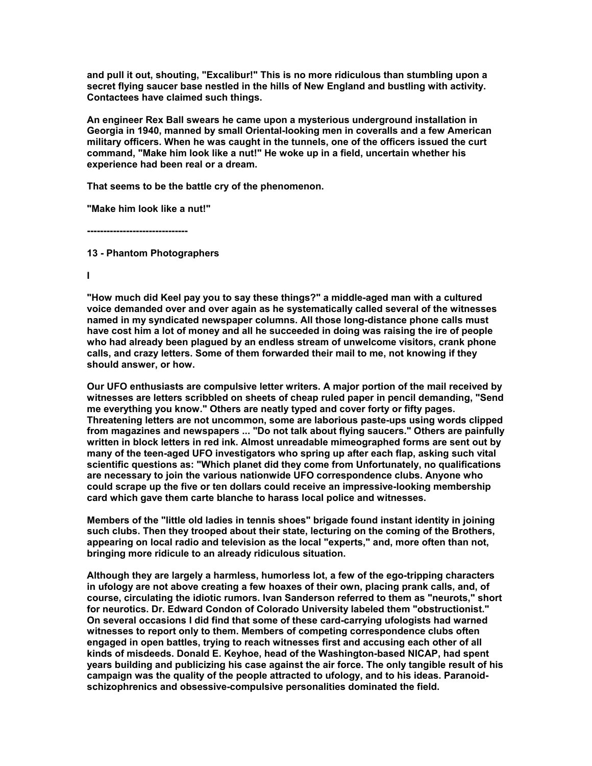and pull it out, shouting, "Excalibur!" This is no more ridiculous than stumbling upon a secret flying saucer base nestled in the hills of New England and bustling with activity. Contactees have claimed such things.

An engineer Rex Ball swears he came upon a mysterious underground installation in Georgia in 1940, manned by small Oriental-looking men in coveralls and a few American military officers. When he was caught in the tunnels, one of the officers issued the curt command, "Make him look like a nut!" He woke up in a field, uncertain whether his experience had been real or a dream.

That seems to be the battle cry of the phenomenon.

"Make him look like a nut!"

------------------------------

## 13 - Phantom Photographers

### I

"How much did Keel pay you to say these things?" a middle-aged man with a cultured voice demanded over and over again as he systematically called several of the witnesses named in my syndicated newspaper columns. All those long-distance phone calls must have cost him a lot of money and all he succeeded in doing was raising the ire of people who had already been plagued by an endless stream of unwelcome visitors, crank phone calls, and crazy letters. Some of them forwarded their mail to me, not knowing if they should answer, or how.

Our UFO enthusiasts are compulsive letter writers. A major portion of the mail received by witnesses are letters scribbled on sheets of cheap ruled paper in pencil demanding, "Send me everything you know." Others are neatly typed and cover forty or fifty pages. Threatening letters are not uncommon, some are laborious paste-ups using words clipped from magazines and newspapers ... "Do not talk about flying saucers." Others are painfully written in block letters in red ink. Almost unreadable mimeographed forms are sent out by many of the teen-aged UFO investigators who spring up after each flap, asking such vital scientific questions as: "Which planet did they come from Unfortunately, no qualifications are necessary to join the various nationwide UFO correspondence clubs. Anyone who could scrape up the five or ten dollars could receive an impressive-looking membership card which gave them carte blanche to harass local police and witnesses.

Members of the "little old ladies in tennis shoes" brigade found instant identity in joining such clubs. Then they trooped about their state, lecturing on the coming of the Brothers, appearing on local radio and television as the local "experts," and, more often than not, bringing more ridicule to an already ridiculous situation.

Although they are largely a harmless, humorless lot, a few of the ego-tripping characters in ufology are not above creating a few hoaxes of their own, placing prank calls, and, of course, circulating the idiotic rumors. Ivan Sanderson referred to them as "neurots," short for neurotics. Dr. Edward Condon of Colorado University labeled them "obstructionist." On several occasions I did find that some of these card-carrying ufologists had warned witnesses to report only to them. Members of competing correspondence clubs often engaged in open battles, trying to reach witnesses first and accusing each other of all kinds of misdeeds. Donald E. Keyhoe, head of the Washington-based NICAP, had spent years building and publicizing his case against the air force. The only tangible result of his campaign was the quality of the people attracted to ufology, and to his ideas. Paranoid-schizophrenics and obsessive-compulsive personalities dominated the field.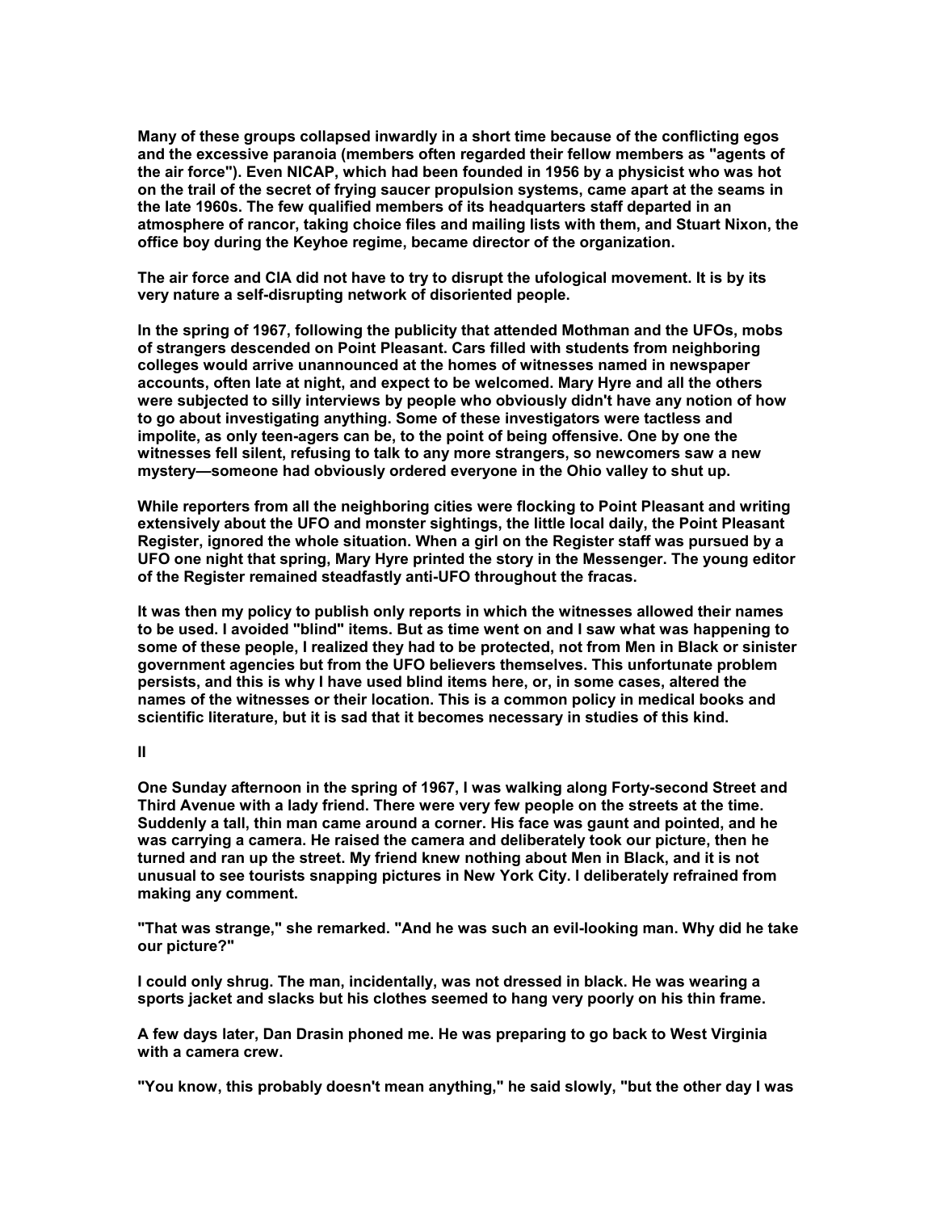Many of these groups collapsed inwardly in a short time because of the conflicting egos and the excessive paranoia (members often regarded their fellow members as "agents of the air force"). Even NICAP, which had been founded in 1956 by a physicist who was hot on the trail of the secret of frying saucer propulsion systems, came apart at the seams in the late 1960s. The few qualified members of its headquarters staff departed in an atmosphere of rancor, taking choice files and mailing lists with them, and Stuart Nixon, the office boy during the Keyhoe regime, became director of the organization.

The air force and CIA did not have to try to disrupt the ufological movement. It is by its very nature a self-disrupting network of disoriented people.

In the spring of 1967, following the publicity that attended Mothman and the UFOs, mobs of strangers descended on Point Pleasant. Cars filled with students from neighboring colleges would arrive unannounced at the homes of witnesses named in newspaper accounts, often late at night, and expect to be welcomed. Mary Hyre and all the others were subjected to silly interviews by people who obviously didn't have any notion of how to go about investigating anything. Some of these investigators were tactless and impolite, as only teen-agers can be, to the point of being offensive. One by one the witnesses fell silent, refusing to talk to any more strangers, so newcomers saw a new mystery—someone had obviously ordered everyone in the Ohio valley to shut up.

While reporters from all the neighboring cities were flocking to Point Pleasant and writing extensively about the UFO and monster sightings, the little local daily, the Point Pleasant Register, ignored the whole situation. When a girl on the Register staff was pursued by a UFO one night that spring, Mary Hyre printed the story in the Messenger. The young editor of the Register remained steadfastly anti-UFO throughout the fracas.

It was then my policy to publish only reports in which the witnesses allowed their names to be used. I avoided "blind" items. But as time went on and I saw what was happening to some of these people, I realized they had to be protected, not from Men in Black or sinister government agencies but from the UFO believers themselves. This unfortunate problem persists, and this is why I have used blind items here, or, in some cases, altered the names of the witnesses or their location. This is a common policy in medical books and scientific literature, but it is sad that it becomes necessary in studies of this kind.

## II

One Sunday afternoon in the spring of 1967, I was walking along Forty-second Street and Third Avenue with a lady friend. There were very few people on the streets at the time. Suddenly a tall, thin man came around a corner. His face was gaunt and pointed, and he was carrying a camera. He raised the camera and deliberately took our picture, then he turned and ran up the street. My friend knew nothing about Men in Black, and it is not unusual to see tourists snapping pictures in New York City. I deliberately refrained from making any comment.

"That was strange," she remarked. "And he was such an evil-looking man. Why did he take our picture?"

I could only shrug. The man, incidentally, was not dressed in black. He was wearing a sports jacket and slacks but his clothes seemed to hang very poorly on his thin frame.

A few days later, Dan Drasin phoned me. He was preparing to go back to West Virginia with a camera crew.

"You know, this probably doesn't mean anything," he said slowly, "but the other day I was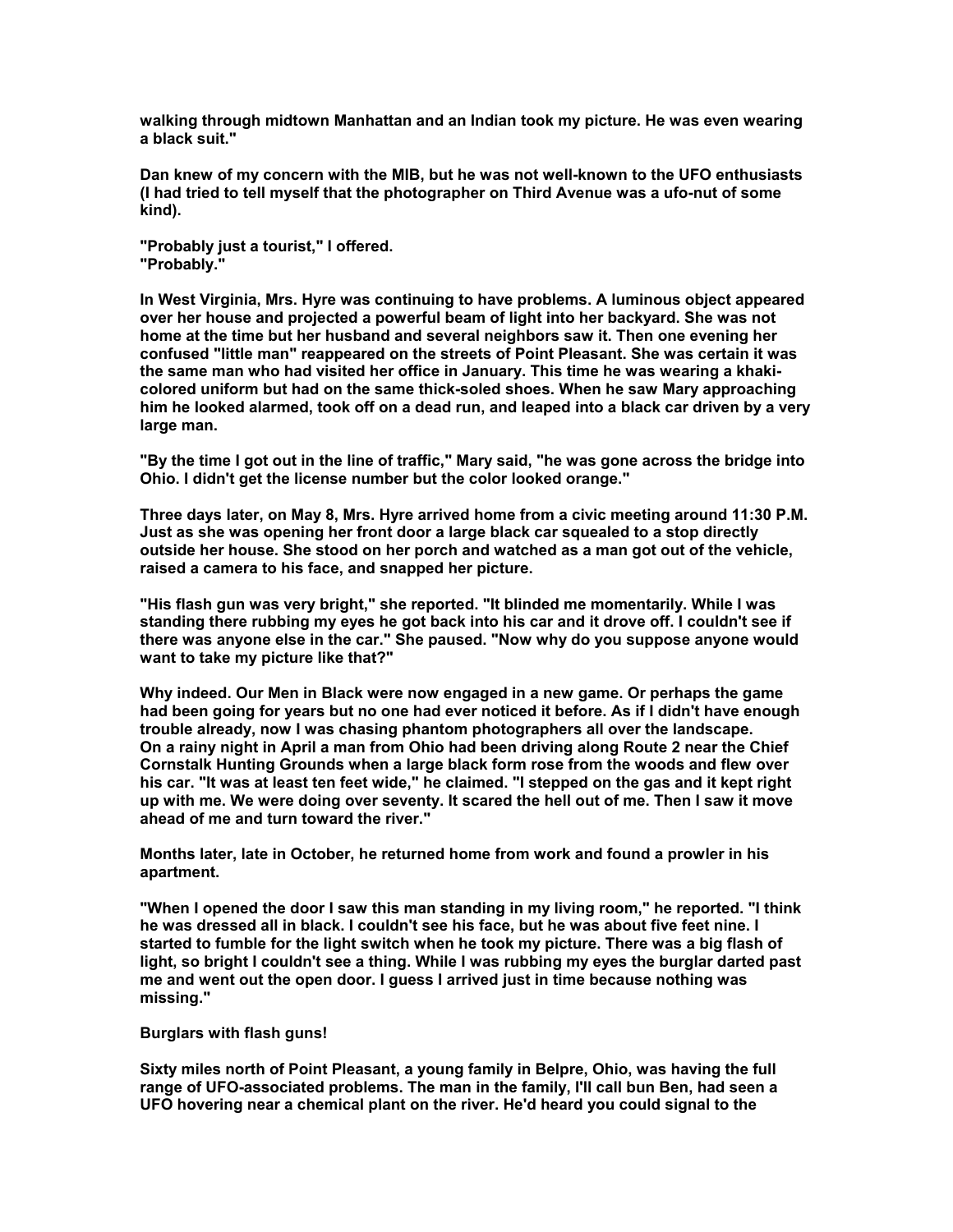walking through midtown Manhattan and an Indian took my picture. He was even wearing a black suit."

Dan knew of my concern with the MIB, but he was not well-known to the UFO enthusiasts (I had tried to tell myself that the photographer on Third Avenue was a ufo-nut of some kind).

"Probably just a tourist," I offered.
"Probably."

In West Virginia, Mrs. Hyre was continuing to have problems. A luminous object appeared over her house and projected a powerful beam of light into her backyard. She was not home at the time but her husband and several neighbors saw it. Then one evening her confused "little man" reappeared on the streets of Point Pleasant. She was certain it was the same man who had visited her office in January. This time he was wearing a khaki-colored uniform but had on the same thick-soled shoes. When he saw Mary approaching him he looked alarmed, took off on a dead run, and leaped into a black car driven by a very large man.

"By the time I got out in the line of traffic," Mary said, "he was gone across the bridge into Ohio. I didn't get the license number but the color looked orange."

Three days later, on May 8, Mrs. Hyre arrived home from a civic meeting around 11:30 P.M. Just as she was opening her front door a large black car squealed to a stop directly outside her house. She stood on her porch and watched as a man got out of the vehicle, raised a camera to his face, and snapped her picture.

"His flash gun was very bright," she reported. "It blinded me momentarily. While I was standing there rubbing my eyes he got back into his car and it drove off. I couldn't see if there was anyone else in the car." She paused. "Now why do you suppose anyone would want to take my picture like that?"

Why indeed. Our Men in Black were now engaged in a new game. Or perhaps the game had been going for years but no one had ever noticed it before. As if I didn't have enough trouble already, now I was chasing phantom photographers all over the landscape.
On a rainy night in April a man from Ohio had been driving along Route 2 near the Chief Cornstalk Hunting Grounds when a large black form rose from the woods and flew over his car. "It was at least ten feet wide," he claimed. "I stepped on the gas and it kept right up with me. We were doing over seventy. It scared the hell out of me. Then I saw it move ahead of me and turn toward the river."

Months later, late in October, he returned home from work and found a prowler in his apartment.

"When I opened the door I saw this man standing in my living room," he reported. "I think he was dressed all in black. I couldn't see his face, but he was about five feet nine. I started to fumble for the light switch when he took my picture. There was a big flash of light, so bright I couldn't see a thing. While I was rubbing my eyes the burglar darted past me and went out the open door. I guess I arrived just in time because nothing was missing."

Burglars with flash guns!

Sixty miles north of Point Pleasant, a young family in Belpre, Ohio, was having the full range of UFO-associated problems. The man in the family, I'll call bun Ben, had seen a UFO hovering near a chemical plant on the river. He'd heard you could signal to the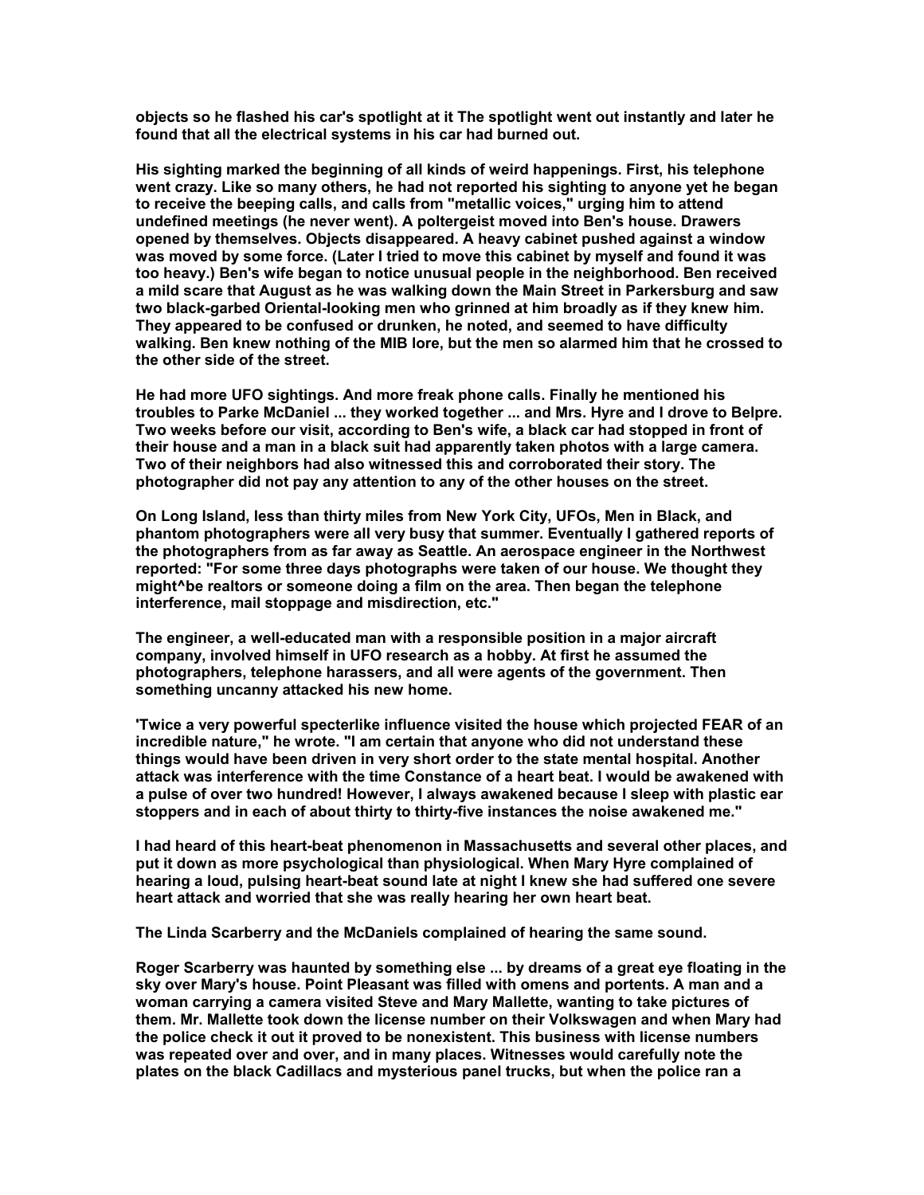objects so he flashed his car's spotlight at it The spotlight went out instantly and later he found that all the electrical systems in his car had burned out.

His sighting marked the beginning of all kinds of weird happenings. First, his telephone went crazy. Like so many others, he had not reported his sighting to anyone yet he began to receive the beeping calls, and calls from "metallic voices," urging him to attend undefined meetings (he never went). A poltergeist moved into Ben's house. Drawers opened by themselves. Objects disappeared. A heavy cabinet pushed against a window was moved by some force. (Later I tried to move this cabinet by myself and found it was too heavy.) Ben's wife began to notice unusual people in the neighborhood. Ben received a mild scare that August as he was walking down the Main Street in Parkersburg and saw two black-garbed Oriental-looking men who grinned at him broadly as if they knew him. They appeared to be confused or drunken, he noted, and seemed to have difficulty walking. Ben knew nothing of the MIB lore, but the men so alarmed him that he crossed to the other side of the street.

He had more UFO sightings. And more freak phone calls. Finally he mentioned his troubles to Parke McDaniel ... they worked together ... and Mrs. Hyre and I drove to Belpre. Two weeks before our visit, according to Ben's wife, a black car had stopped in front of their house and a man in a black suit had apparently taken photos with a large camera. Two of their neighbors had also witnessed this and corroborated their story. The photographer did not pay any attention to any of the other houses on the street.

On Long Island, less than thirty miles from New York City, UFOs, Men in Black, and phantom photographers were all very busy that summer. Eventually I gathered reports of the photographers from as far away as Seattle. An aerospace engineer in the Northwest reported: "For some three days photographs were taken of our house. We thought they might^be realtors or someone doing a film on the area. Then began the telephone interference, mail stoppage and misdirection, etc."

The engineer, a well-educated man with a responsible position in a major aircraft company, involved himself in UFO research as a hobby. At first he assumed the photographers, telephone harassers, and all were agents of the government. Then something uncanny attacked his new home.

'Twice a very powerful specterlike influence visited the house which projected FEAR of an incredible nature," he wrote. "I am certain that anyone who did not understand these things would have been driven in very short order to the state mental hospital. Another attack was interference with the time Constance of a heart beat. I would be awakened with a pulse of over two hundred! However, I always awakened because I sleep with plastic ear stoppers and in each of about thirty to thirty-five instances the noise awakened me."

I had heard of this heart-beat phenomenon in Massachusetts and several other places, and put it down as more psychological than physiological. When Mary Hyre complained of hearing a loud, pulsing heart-beat sound late at night I knew she had suffered one severe heart attack and worried that she was really hearing her own heart beat.

The Linda Scarberry and the McDaniels complained of hearing the same sound.

Roger Scarberry was haunted by something else ... by dreams of a great eye floating in the sky over Mary's house. Point Pleasant was filled with omens and portents. A man and a woman carrying a camera visited Steve and Mary Mallette, wanting to take pictures of them. Mr. Mallette took down the license number on their Volkswagen and when Mary had the police check it out it proved to be nonexistent. This business with license numbers was repeated over and over, and in many places. Witnesses would carefully note the plates on the black Cadillacs and mysterious panel trucks, but when the police ran a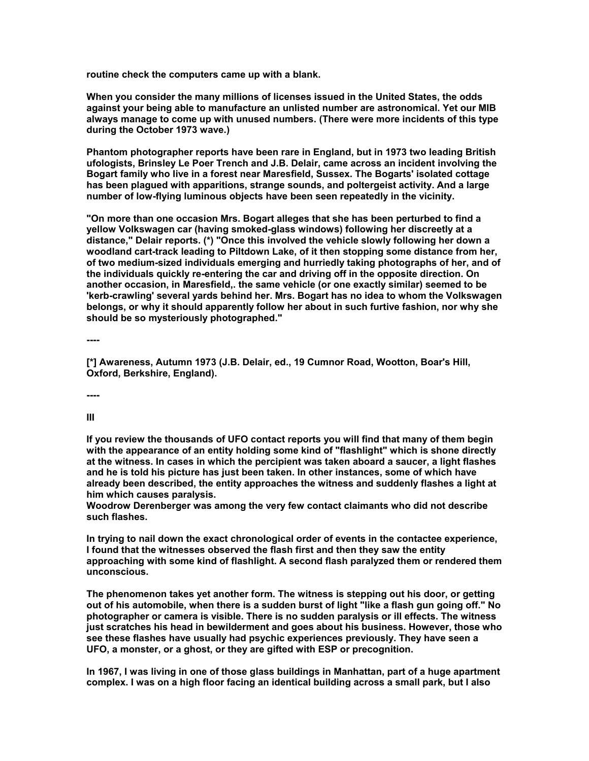routine check the computers came up with a blank.

When you consider the many millions of licenses issued in the United States, the odds against your being able to manufacture an unlisted number are astronomical. Yet our MIB always manage to come up with unused numbers. (There were more incidents of this type during the October 1973 wave.)

Phantom photographer reports have been rare in England, but in 1973 two leading British ufologists, Brinsley Le Poer Trench and J.B. Delair, came across an incident involving the Bogart family who live in a forest near Maresfield, Sussex. The Bogarts' isolated cottage has been plagued with apparitions, strange sounds, and poltergeist activity. And a large number of low-flying luminous objects have been seen repeatedly in the vicinity.

"On more than one occasion Mrs. Bogart alleges that she has been perturbed to find a yellow Volkswagen car (having smoked-glass windows) following her discreetly at a distance," Delair reports. (*) "Once this involved the vehicle slowly following her down a woodland cart-track leading to Piltdown Lake, of it then stopping some distance from her, of two medium-sized individuals emerging and hurriedly taking photographs of her, and of the individuals quickly re-entering the car and driving off in the opposite direction. On another occasion, in Maresfield,. the same vehicle (or one exactly similar) seemed to be 'kerb-crawling' several yards behind her. Mrs. Bogart has no idea to whom the Volkswagen belongs, or why it should apparently follow her about in such furtive fashion, nor why she should be so mysteriously photographed."

----

[*] Awareness, Autumn 1973 (J.B. Delair, ed., 19 Cumnor Road, Wootton, Boar's Hill, Oxford, Berkshire, England).

----

III

If you review the thousands of UFO contact reports you will find that many of them begin with the appearance of an entity holding some kind of "flashlight" which is shone directly at the witness. In cases in which the percipient was taken aboard a saucer, a light flashes and he is told his picture has just been taken. In other instances, some of which have already been described, the entity approaches the witness and suddenly flashes a light at him which causes paralysis.
Woodrow Derenberger was among the very few contact claimants who did not describe such flashes.

In trying to nail down the exact chronological order of events in the contactee experience, I found that the witnesses observed the flash first and then they saw the entity approaching with some kind of flashlight. A second flash paralyzed them or rendered them unconscious.

The phenomenon takes yet another form. The witness is stepping out his door, or getting out of his automobile, when there is a sudden burst of light "like a flash gun going off." No photographer or camera is visible. There is no sudden paralysis or ill effects. The witness just scratches his head in bewilderment and goes about his business. However, those who see these flashes have usually had psychic experiences previously. They have seen a UFO, a monster, or a ghost, or they are gifted with ESP or precognition.

In 1967, I was living in one of those glass buildings in Manhattan, part of a huge apartment complex. I was on a high floor facing an identical building across a small park, but I also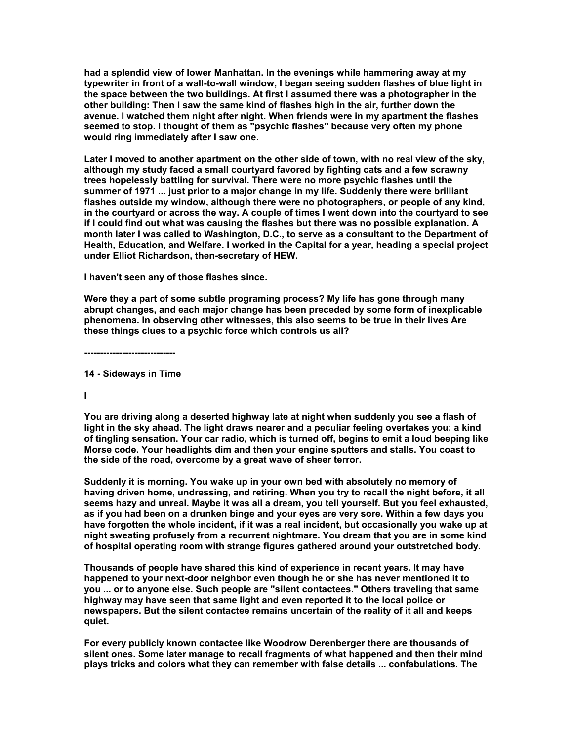had a splendid view of lower Manhattan. In the evenings while hammering away at my typewriter in front of a wall-to-wall window, I began seeing sudden flashes of blue light in the space between the two buildings. At first I assumed there was a photographer in the other building: Then I saw the same kind of flashes high in the air, further down the avenue. I watched them night after night. When friends were in my apartment the flashes seemed to stop. I thought of them as "psychic flashes" because very often my phone would ring immediately after I saw one.

Later I moved to another apartment on the other side of town, with no real view of the sky, although my study faced a small courtyard favored by fighting cats and a few scrawny trees hopelessly battling for survival. There were no more psychic flashes until the summer of 1971 ... just prior to a major change in my life. Suddenly there were brilliant flashes outside my window, although there were no photographers, or people of any kind, in the courtyard or across the way. A couple of times I went down into the courtyard to see if I could find out what was causing the flashes but there was no possible explanation. A month later I was called to Washington, D.C., to serve as a consultant to the Department of Health, Education, and Welfare. I worked in the Capital for a year, heading a special project under Elliot Richardson, then-secretary of HEW.

I haven't seen any of those flashes since.

Were they a part of some subtle programing process? My life has gone through many abrupt changes, and each major change has been preceded by some form of inexplicable phenomena. In observing other witnesses, this also seems to be true in their lives Are these things clues to a psychic force which controls us all?

----------------------------

## 14 - Sideways in Time

### I

You are driving along a deserted highway late at night when suddenly you see a flash of light in the sky ahead. The light draws nearer and a peculiar feeling overtakes you: a kind of tingling sensation. Your car radio, which is turned off, begins to emit a loud beeping like Morse code. Your headlights dim and then your engine sputters and stalls. You coast to the side of the road, overcome by a great wave of sheer terror.

Suddenly it is morning. You wake up in your own bed with absolutely no memory of having driven home, undressing, and retiring. When you try to recall the night before, it all seems hazy and unreal. Maybe it was all a dream, you tell yourself. But you feel exhausted, as if you had been on a drunken binge and your eyes are very sore. Within a few days you have forgotten the whole incident, if it was a real incident, but occasionally you wake up at night sweating profusely from a recurrent nightmare. You dream that you are in some kind of hospital operating room with strange figures gathered around your outstretched body.

Thousands of people have shared this kind of experience in recent years. It may have happened to your next-door neighbor even though he or she has never mentioned it to you ... or to anyone else. Such people are "silent contactees." Others traveling that same highway may have seen that same light and even reported it to the local police or newspapers. But the silent contactee remains uncertain of the reality of it all and keeps quiet.

For every publicly known contactee like Woodrow Derenberger there are thousands of silent ones. Some later manage to recall fragments of what happened and then their mind plays tricks and colors what they can remember with false details ... confabulations. The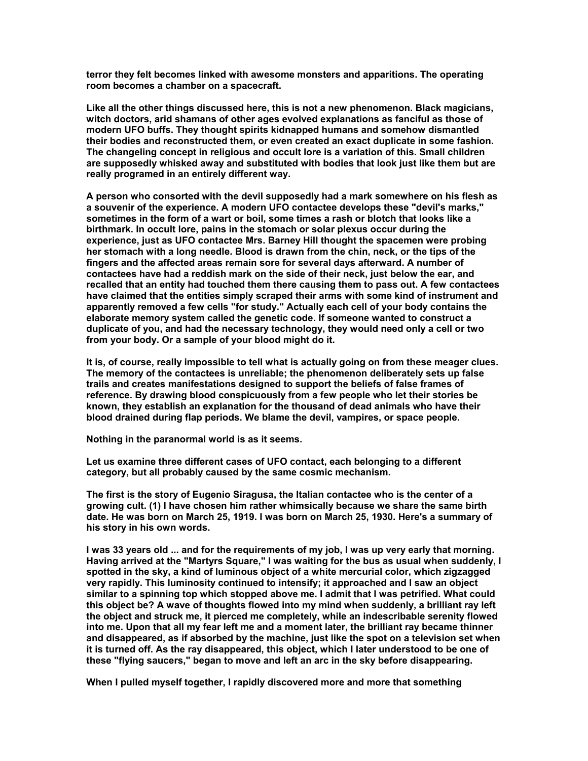terror they felt becomes linked with awesome monsters and apparitions. The operating room becomes a chamber on a spacecraft.

Like all the other things discussed here, this is not a new phenomenon. Black magicians, witch doctors, arid shamans of other ages evolved explanations as fanciful as those of modern UFO buffs. They thought spirits kidnapped humans and somehow dismantled their bodies and reconstructed them, or even created an exact duplicate in some fashion. The changeling concept in religious and occult lore is a variation of this. Small children are supposedly whisked away and substituted with bodies that look just like them but are really programed in an entirely different way.

A person who consorted with the devil supposedly had a mark somewhere on his flesh as a souvenir of the experience. A modern UFO contactee develops these "devil's marks," sometimes in the form of a wart or boil, some times a rash or blotch that looks like a birthmark. In occult lore, pains in the stomach or solar plexus occur during the experience, just as UFO contactee Mrs. Barney Hill thought the spacemen were probing her stomach with a long needle. Blood is drawn from the chin, neck, or the tips of the fingers and the affected areas remain sore for several days afterward. A number of contactees have had a reddish mark on the side of their neck, just below the ear, and recalled that an entity had touched them there causing them to pass out. A few contactees have claimed that the entities simply scraped their arms with some kind of instrument and apparently removed a few cells "for study." Actually each cell of your body contains the elaborate memory system called the genetic code. If someone wanted to construct a duplicate of you, and had the necessary technology, they would need only a cell or two from your body. Or a sample of your blood might do it.

It is, of course, really impossible to tell what is actually going on from these meager clues. The memory of the contactees is unreliable; the phenomenon deliberately sets up false trails and creates manifestations designed to support the beliefs of false frames of reference. By drawing blood conspicuously from a few people who let their stories be known, they establish an explanation for the thousand of dead animals who have their blood drained during flap periods. We blame the devil, vampires, or space people.

Nothing in the paranormal world is as it seems.

Let us examine three different cases of UFO contact, each belonging to a different category, but all probably caused by the same cosmic mechanism.

The first is the story of Eugenio Siragusa, the Italian contactee who is the center of a growing cult. (1) I have chosen him rather whimsically because we share the same birth date. He was born on March 25, 1919. I was born on March 25, 1930. Here's a summary of his story in his own words.

I was 33 years old ... and for the requirements of my job, I was up very early that morning. Having arrived at the "Martyrs Square," I was waiting for the bus as usual when suddenly, I spotted in the sky, a kind of luminous object of a white mercurial color, which zigzagged very rapidly. This luminosity continued to intensify; it approached and I saw an object similar to a spinning top which stopped above me. I admit that I was petrified. What could this object be? A wave of thoughts flowed into my mind when suddenly, a brilliant ray left the object and struck me, it pierced me completely, while an indescribable serenity flowed into me. Upon that all my fear left me and a moment later, the brilliant ray became thinner and disappeared, as if absorbed by the machine, just like the spot on a television set when it is turned off. As the ray disappeared, this object, which I later understood to be one of these "flying saucers," began to move and left an arc in the sky before disappearing.

When I pulled myself together, I rapidly discovered more and more that something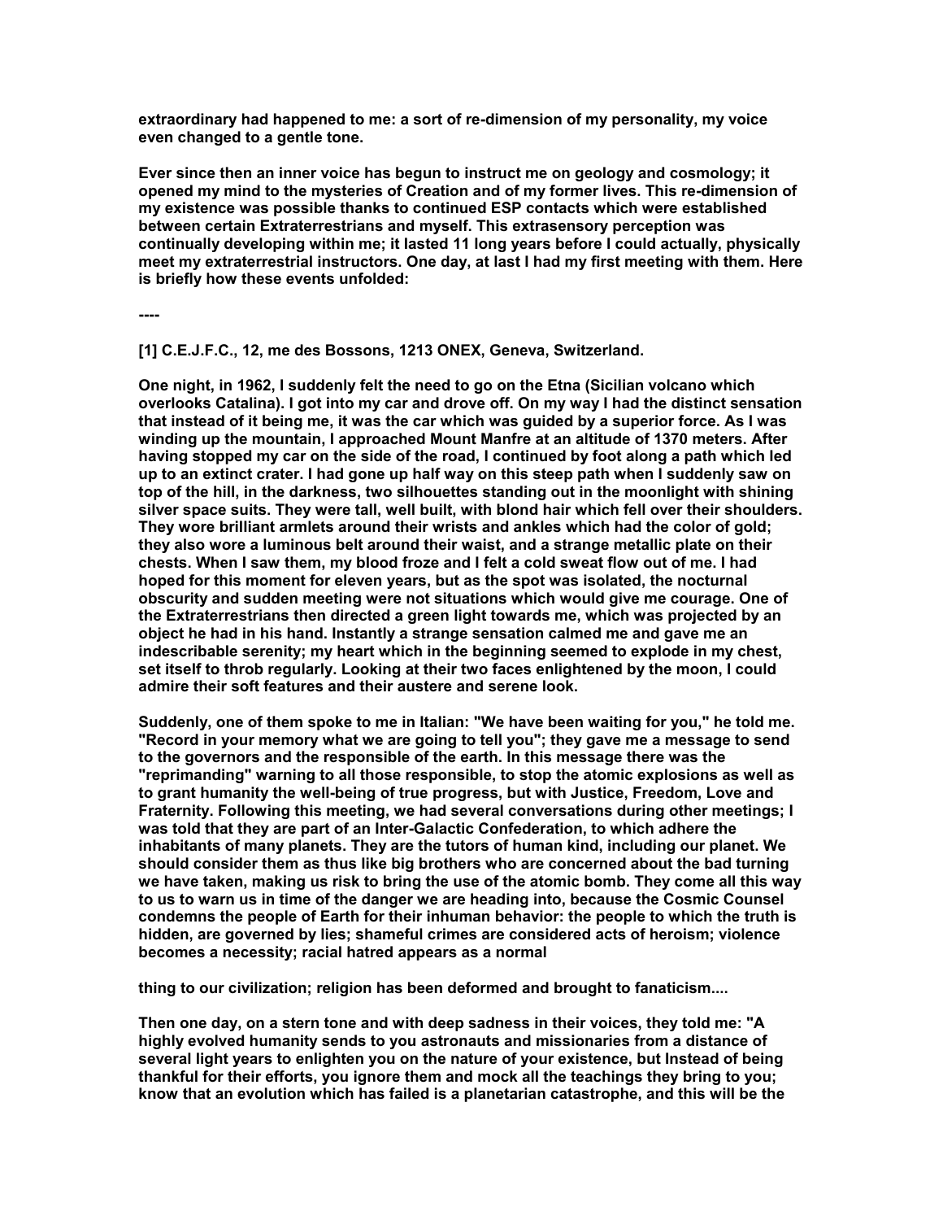**extraordinary had happened to me: a sort of re-dimension of my personality, my voice even changed to a gentle tone.**

**Ever since then an inner voice has begun to instruct me on geology and cosmology; it opened my mind to the mysteries of Creation and of my former lives. This re-dimension of my existence was possible thanks to continued ESP contacts which were established between certain Extraterrestrians and myself. This extrasensory perception was continually developing within me; it lasted 11 long years before I could actually, physically meet my extraterrestrial instructors. One day, at last I had my first meeting with them. Here is briefly how these events unfolded:**

**----**

**[1] C.E.J.F.C., 12, me des Bossons, 1213 ONEX, Geneva, Switzerland.**

**One night, in 1962, I suddenly felt the need to go on the Etna (Sicilian volcano which overlooks Catalina). I got into my car and drove off. On my way I had the distinct sensation that instead of it being me, it was the car which was guided by a superior force. As I was winding up the mountain, I approached Mount Manfre at an altitude of 1370 meters. After having stopped my car on the side of the road, I continued by foot along a path which led up to an extinct crater. I had gone up half way on this steep path when I suddenly saw on top of the hill, in the darkness, two silhouettes standing out in the moonlight with shining silver space suits. They were tall, well built, with blond hair which fell over their shoulders. They wore brilliant armlets around their wrists and ankles which had the color of gold; they also wore a luminous belt around their waist, and a strange metallic plate on their chests. When I saw them, my blood froze and I felt a cold sweat flow out of me. I had hoped for this moment for eleven years, but as the spot was isolated, the nocturnal obscurity and sudden meeting were not situations which would give me courage. One of the Extraterrestrians then directed a green light towards me, which was projected by an object he had in his hand. Instantly a strange sensation calmed me and gave me an indescribable serenity; my heart which in the beginning seemed to explode in my chest, set itself to throb regularly. Looking at their two faces enlightened by the moon, I could admire their soft features and their austere and serene look.**

**Suddenly, one of them spoke to me in Italian: "We have been waiting for you," he told me. "Record in your memory what we are going to tell you"; they gave me a message to send to the governors and the responsible of the earth. In this message there was the "reprimanding" warning to all those responsible, to stop the atomic explosions as well as to grant humanity the well-being of true progress, but with Justice, Freedom, Love and Fraternity. Following this meeting, we had several conversations during other meetings; I was told that they are part of an Inter-Galactic Confederation, to which adhere the inhabitants of many planets. They are the tutors of human kind, including our planet. We should consider them as thus like big brothers who are concerned about the bad turning we have taken, making us risk to bring the use of the atomic bomb. They come all this way to us to warn us in time of the danger we are heading into, because the Cosmic Counsel condemns the people of Earth for their inhuman behavior: the people to which the truth is hidden, are governed by lies; shameful crimes are considered acts of heroism; violence becomes a necessity; racial hatred appears as a normal**

**thing to our civilization; religion has been deformed and brought to fanaticism....**

**Then one day, on a stern tone and with deep sadness in their voices, they told me: "A highly evolved humanity sends to you astronauts and missionaries from a distance of several light years to enlighten you on the nature of your existence, but Instead of being thankful for their efforts, you ignore them and mock all the teachings they bring to you; know that an evolution which has failed is a planetarian catastrophe, and this will be the**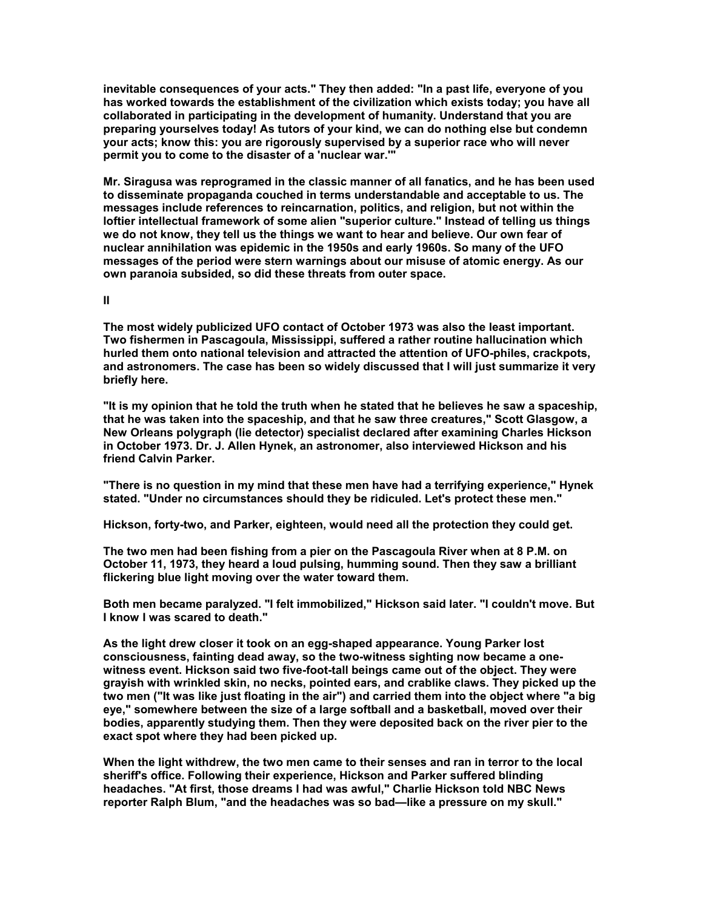inevitable consequences of your acts." They then added: "In a past life, everyone of you has worked towards the establishment of the civilization which exists today; you have all collaborated in participating in the development of humanity. Understand that you are preparing yourselves today! As tutors of your kind, we can do nothing else but condemn your acts; know this: you are rigorously supervised by a superior race who will never permit you to come to the disaster of a 'nuclear war.'"

Mr. Siragusa was reprogramed in the classic manner of all fanatics, and he has been used to disseminate propaganda couched in terms understandable and acceptable to us. The messages include references to reincarnation, politics, and religion, but not within the loftier intellectual framework of some alien "superior culture." Instead of telling us things we do not know, they tell us the things we want to hear and believe. Our own fear of nuclear annihilation was epidemic in the 1950s and early 1960s. So many of the UFO messages of the period were stern warnings about our misuse of atomic energy. As our own paranoia subsided, so did these threats from outer space.

## II

The most widely publicized UFO contact of October 1973 was also the least important. Two fishermen in Pascagoula, Mississippi, suffered a rather routine hallucination which hurled them onto national television and attracted the attention of UFO-philes, crackpots, and astronomers. The case has been so widely discussed that I will just summarize it very briefly here.

"It is my opinion that he told the truth when he stated that he believes he saw a spaceship, that he was taken into the spaceship, and that he saw three creatures," Scott Glasgow, a New Orleans polygraph (lie detector) specialist declared after examining Charles Hickson in October 1973. Dr. J. Allen Hynek, an astronomer, also interviewed Hickson and his friend Calvin Parker.

"There is no question in my mind that these men have had a terrifying experience," Hynek stated. "Under no circumstances should they be ridiculed. Let's protect these men."

Hickson, forty-two, and Parker, eighteen, would need all the protection they could get.

The two men had been fishing from a pier on the Pascagoula River when at 8 P.M. on October 11, 1973, they heard a loud pulsing, humming sound. Then they saw a brilliant flickering blue light moving over the water toward them.

Both men became paralyzed. "I felt immobilized," Hickson said later. "I couldn't move. But I know I was scared to death."

As the light drew closer it took on an egg-shaped appearance. Young Parker lost consciousness, fainting dead away, so the two-witness sighting now became a one-witness event. Hickson said two five-foot-tall beings came out of the object. They were grayish with wrinkled skin, no necks, pointed ears, and crablike claws. They picked up the two men ("It was like just floating in the air") and carried them into the object where "a big eye," somewhere between the size of a large softball and a basketball, moved over their bodies, apparently studying them. Then they were deposited back on the river pier to the exact spot where they had been picked up.

When the light withdrew, the two men came to their senses and ran in terror to the local sheriff's office. Following their experience, Hickson and Parker suffered blinding headaches. "At first, those dreams I had was awful," Charlie Hickson told NBC News reporter Ralph Blum, "and the headaches was so bad—like a pressure on my skull."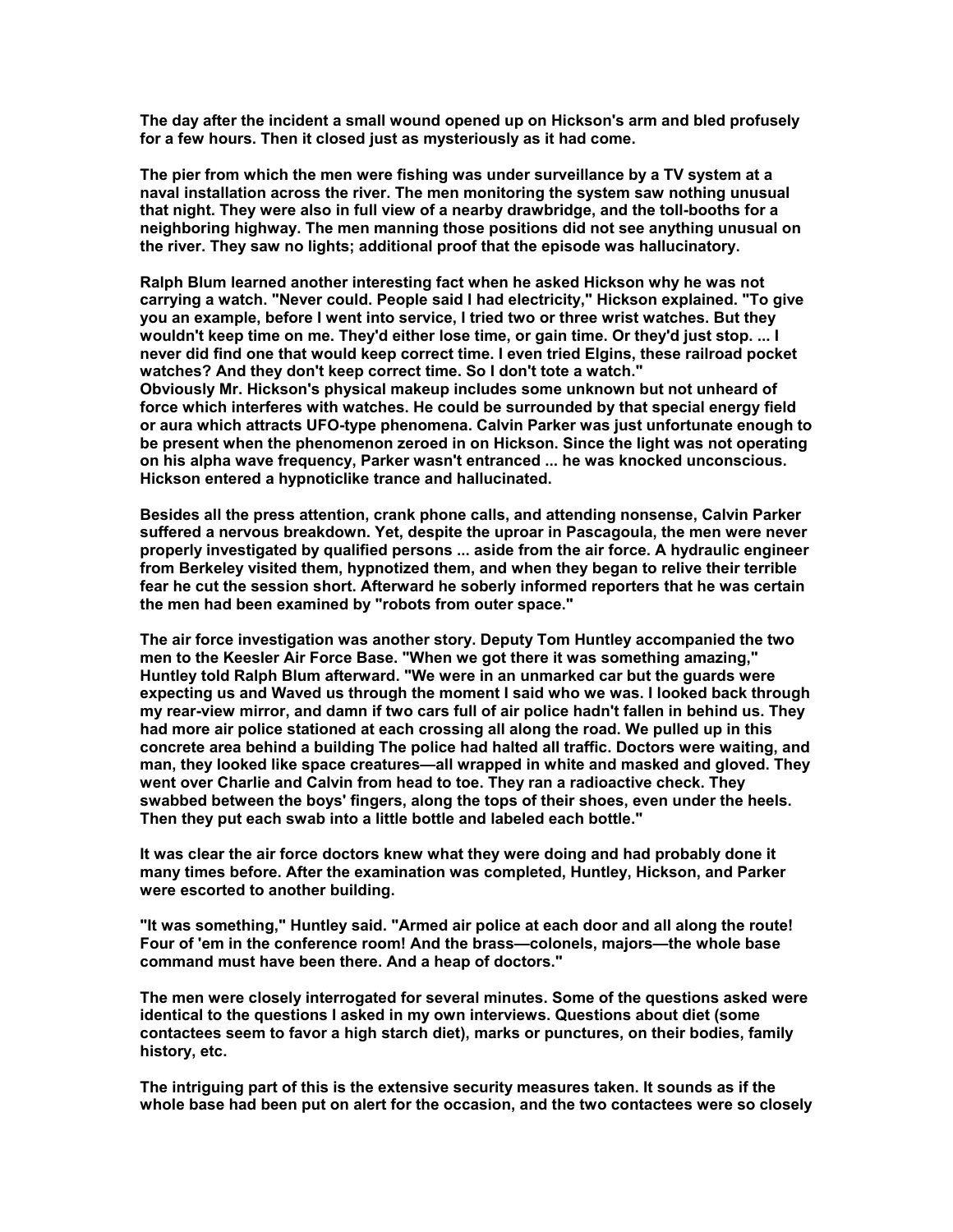The day after the incident a small wound opened up on Hickson's arm and bled profusely for a few hours. Then it closed just as mysteriously as it had come.

The pier from which the men were fishing was under surveillance by a TV system at a naval installation across the river. The men monitoring the system saw nothing unusual that night. They were also in full view of a nearby drawbridge, and the toll-booths for a neighboring highway. The men manning those positions did not see anything unusual on the river. They saw no lights; additional proof that the episode was hallucinatory.

Ralph Blum learned another interesting fact when he asked Hickson why he was not carrying a watch. "Never could. People said I had electricity," Hickson explained. "To give you an example, before I went into service, I tried two or three wrist watches. But they wouldn't keep time on me. They'd either lose time, or gain time. Or they'd just stop. ... I never did find one that would keep correct time. I even tried Elgins, these railroad pocket watches? And they don't keep correct time. So I don't tote a watch."
Obviously Mr. Hickson's physical makeup includes some unknown but not unheard of force which interferes with watches. He could be surrounded by that special energy field or aura which attracts UFO-type phenomena. Calvin Parker was just unfortunate enough to be present when the phenomenon zeroed in on Hickson. Since the light was not operating on his alpha wave frequency, Parker wasn't entranced ... he was knocked unconscious. Hickson entered a hypnoticlike trance and hallucinated.

Besides all the press attention, crank phone calls, and attending nonsense, Calvin Parker suffered a nervous breakdown. Yet, despite the uproar in Pascagoula, the men were never properly investigated by qualified persons ... aside from the air force. A hydraulic engineer from Berkeley visited them, hypnotized them, and when they began to relive their terrible fear he cut the session short. Afterward he soberly informed reporters that he was certain the men had been examined by "robots from outer space."

The air force investigation was another story. Deputy Tom Huntley accompanied the two men to the Keesler Air Force Base. "When we got there it was something amazing," Huntley told Ralph Blum afterward. "We were in an unmarked car but the guards were expecting us and Waved us through the moment I said who we was. I looked back through my rear-view mirror, and damn if two cars full of air police hadn't fallen in behind us. They had more air police stationed at each crossing all along the road. We pulled up in this concrete area behind a building The police had halted all traffic. Doctors were waiting, and man, they looked like space creatures—all wrapped in white and masked and gloved. They went over Charlie and Calvin from head to toe. They ran a radioactive check. They swabbed between the boys' fingers, along the tops of their shoes, even under the heels. Then they put each swab into a little bottle and labeled each bottle."

It was clear the air force doctors knew what they were doing and had probably done it many times before. After the examination was completed, Huntley, Hickson, and Parker were escorted to another building.

"It was something," Huntley said. "Armed air police at each door and all along the route! Four of 'em in the conference room! And the brass—colonels, majors—the whole base command must have been there. And a heap of doctors."

The men were closely interrogated for several minutes. Some of the questions asked were identical to the questions I asked in my own interviews. Questions about diet (some contactees seem to favor a high starch diet), marks or punctures, on their bodies, family history, etc.

The intriguing part of this is the extensive security measures taken. It sounds as if the whole base had been put on alert for the occasion, and the two contactees were so closely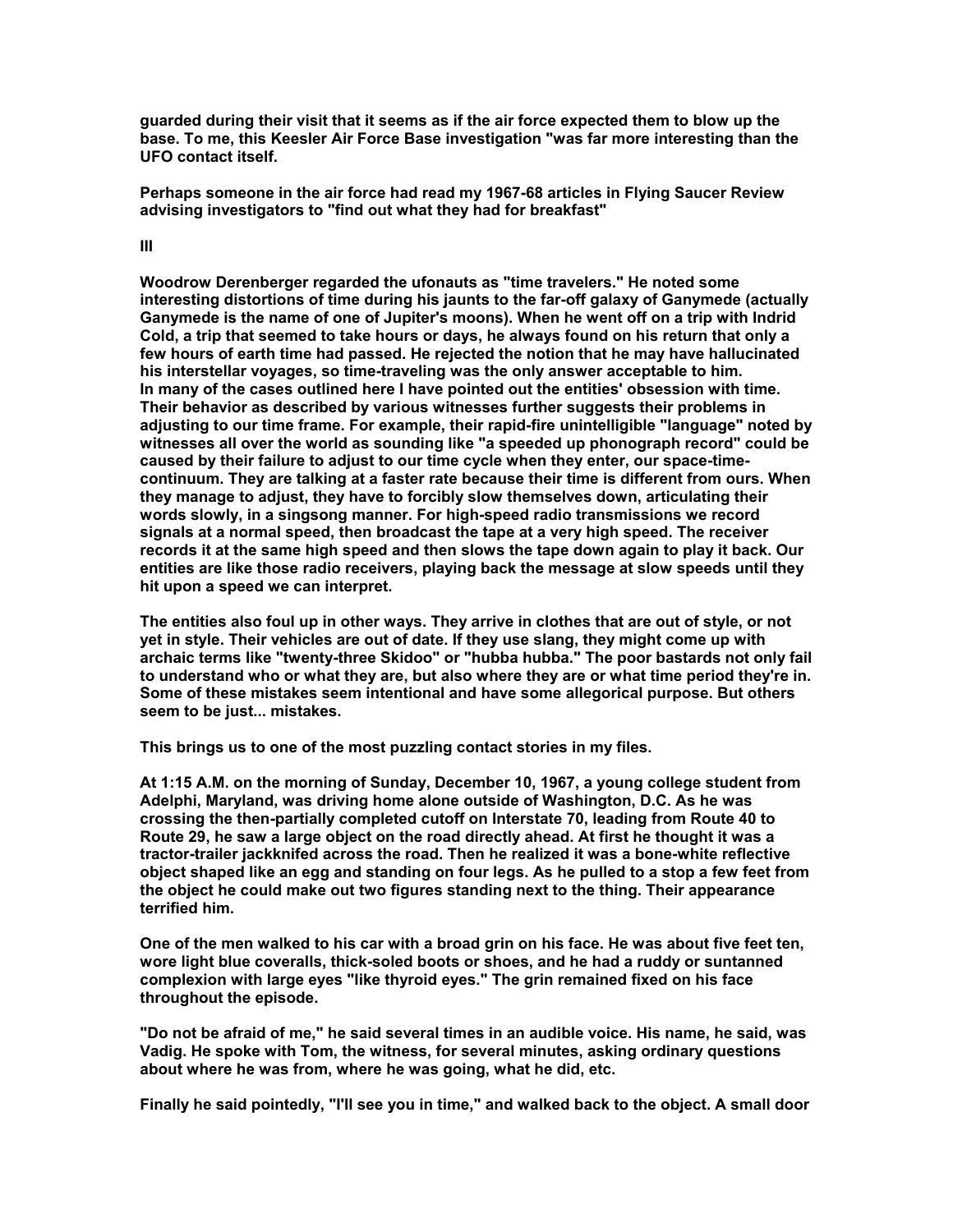guarded during their visit that it seems as if the air force expected them to blow up the base. To me, this Keesler Air Force Base investigation "was far more interesting than the UFO contact itself.

Perhaps someone in the air force had read my 1967-68 articles in Flying Saucer Review advising investigators to "find out what they had for breakfast"

## III

Woodrow Derenberger regarded the ufonauts as "time travelers." He noted some interesting distortions of time during his jaunts to the far-off galaxy of Ganymede (actually Ganymede is the name of one of Jupiter's moons). When he went off on a trip with Indrid Cold, a trip that seemed to take hours or days, he always found on his return that only a few hours of earth time had passed. He rejected the notion that he may have hallucinated his interstellar voyages, so time-traveling was the only answer acceptable to him.
In many of the cases outlined here I have pointed out the entities' obsession with time. Their behavior as described by various witnesses further suggests their problems in adjusting to our time frame. For example, their rapid-fire unintelligible "language" noted by witnesses all over the world as sounding like "a speeded up phonograph record" could be caused by their failure to adjust to our time cycle when they enter, our space-time-continuum. They are talking at a faster rate because their time is different from ours. When they manage to adjust, they have to forcibly slow themselves down, articulating their words slowly, in a singsong manner. For high-speed radio transmissions we record signals at a normal speed, then broadcast the tape at a very high speed. The receiver records it at the same high speed and then slows the tape down again to play it back. Our entities are like those radio receivers, playing back the message at slow speeds until they hit upon a speed we can interpret.

The entities also foul up in other ways. They arrive in clothes that are out of style, or not yet in style. Their vehicles are out of date. If they use slang, they might come up with archaic terms like "twenty-three Skidoo" or "hubba hubba." The poor bastards not only fail to understand who or what they are, but also where they are or what time period they're in. Some of these mistakes seem intentional and have some allegorical purpose. But others seem to be just... mistakes.

This brings us to one of the most puzzling contact stories in my files.

At 1:15 A.M. on the morning of Sunday, December 10, 1967, a young college student from Adelphi, Maryland, was driving home alone outside of Washington, D.C. As he was crossing the then-partially completed cutoff on Interstate 70, leading from Route 40 to Route 29, he saw a large object on the road directly ahead. At first he thought it was a tractor-trailer jackknifed across the road. Then he realized it was a bone-white reflective object shaped like an egg and standing on four legs. As he pulled to a stop a few feet from the object he could make out two figures standing next to the thing. Their appearance terrified him.

One of the men walked to his car with a broad grin on his face. He was about five feet ten, wore light blue coveralls, thick-soled boots or shoes, and he had a ruddy or suntanned complexion with large eyes "like thyroid eyes." The grin remained fixed on his face throughout the episode.

"Do not be afraid of me," he said several times in an audible voice. His name, he said, was Vadig. He spoke with Tom, the witness, for several minutes, asking ordinary questions about where he was from, where he was going, what he did, etc.

Finally he said pointedly, "I'll see you in time," and walked back to the object. A small door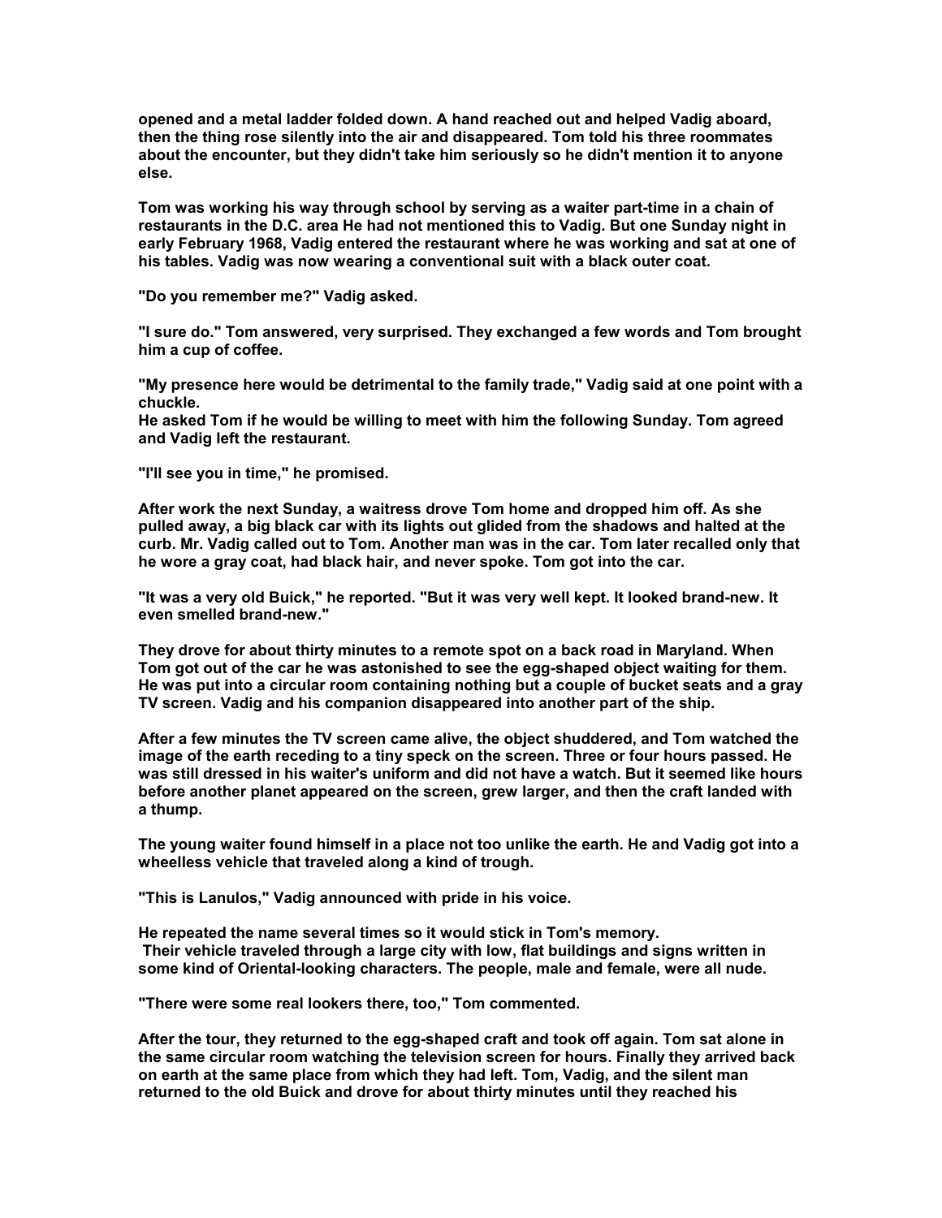**opened and a metal ladder folded down. A hand reached out and helped Vadig aboard, then the thing rose silently into the air and disappeared. Tom told his three roommates about the encounter, but they didn't take him seriously so he didn't mention it to anyone else.**

**Tom was working his way through school by serving as a waiter part-time in a chain of restaurants in the D.C. area He had not mentioned this to Vadig. But one Sunday night in early February 1968, Vadig entered the restaurant where he was working and sat at one of his tables. Vadig was now wearing a conventional suit with a black outer coat.**

**"Do you remember me?" Vadig asked.**

**"I sure do." Tom answered, very surprised. They exchanged a few words and Tom brought him a cup of coffee.**

**"My presence here would be detrimental to the family trade," Vadig said at one point with a chuckle.**
**He asked Tom if he would be willing to meet with him the following Sunday. Tom agreed and Vadig left the restaurant.**

**"I'll see you in time," he promised.**

**After work the next Sunday, a waitress drove Tom home and dropped him off. As she pulled away, a big black car with its lights out glided from the shadows and halted at the curb. Mr. Vadig called out to Tom. Another man was in the car. Tom later recalled only that he wore a gray coat, had black hair, and never spoke. Tom got into the car.**

**"It was a very old Buick," he reported. "But it was very well kept. It looked brand-new. It even smelled brand-new."**

**They drove for about thirty minutes to a remote spot on a back road in Maryland. When Tom got out of the car he was astonished to see the egg-shaped object waiting for them. He was put into a circular room containing nothing but a couple of bucket seats and a gray TV screen. Vadig and his companion disappeared into another part of the ship.**

**After a few minutes the TV screen came alive, the object shuddered, and Tom watched the image of the earth receding to a tiny speck on the screen. Three or four hours passed. He was still dressed in his waiter's uniform and did not have a watch. But it seemed like hours before another planet appeared on the screen, grew larger, and then the craft landed with a thump.**

**The young waiter found himself in a place not too unlike the earth. He and Vadig got into a wheelless vehicle that traveled along a kind of trough.**

**"This is Lanulos," Vadig announced with pride in his voice.**

**He repeated the name several times so it would stick in Tom's memory.**
**Their vehicle traveled through a large city with low, flat buildings and signs written in some kind of Oriental-looking characters. The people, male and female, were all nude.**

**"There were some real lookers there, too," Tom commented.**

**After the tour, they returned to the egg-shaped craft and took off again. Tom sat alone in the same circular room watching the television screen for hours. Finally they arrived back on earth at the same place from which they had left. Tom, Vadig, and the silent man returned to the old Buick and drove for about thirty minutes until they reached his**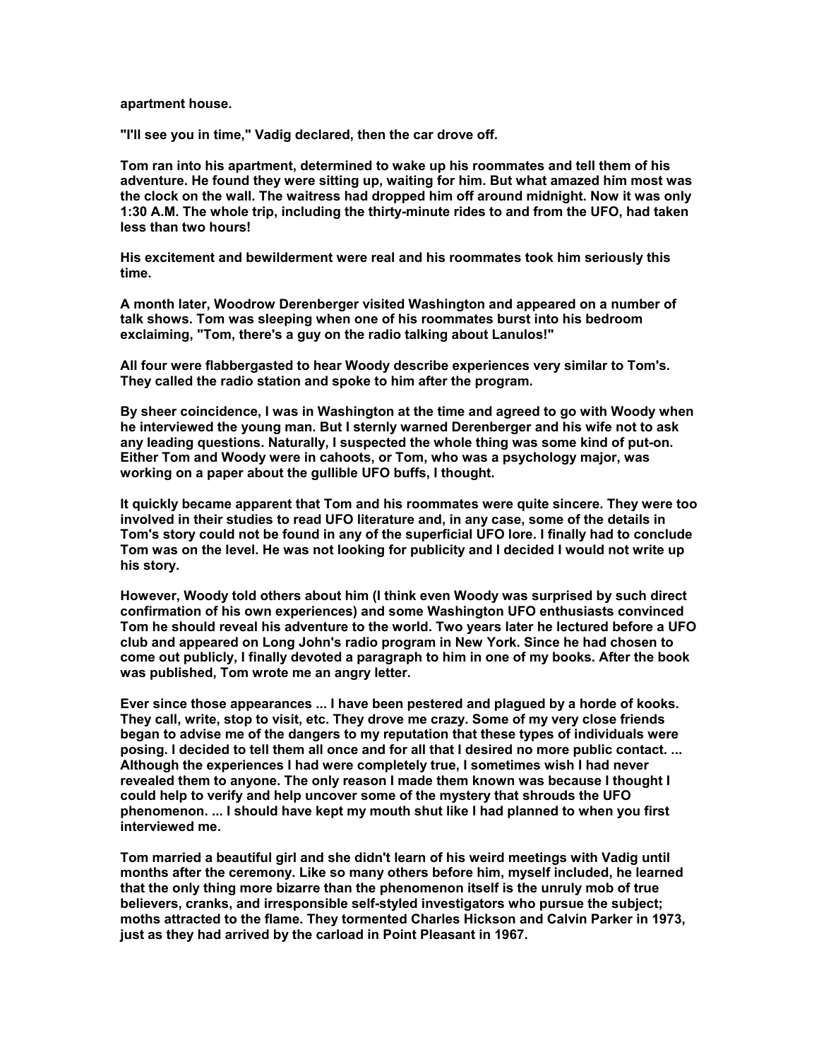apartment house.

"I'll see you in time," Vadig declared, then the car drove off.

Tom ran into his apartment, determined to wake up his roommates and tell them of his adventure. He found they were sitting up, waiting for him. But what amazed him most was the clock on the wall. The waitress had dropped him off around midnight. Now it was only 1:30 A.M. The whole trip, including the thirty-minute rides to and from the UFO, had taken less than two hours!

His excitement and bewilderment were real and his roommates took him seriously this time.

A month later, Woodrow Derenberger visited Washington and appeared on a number of talk shows. Tom was sleeping when one of his roommates burst into his bedroom exclaiming, "Tom, there's a guy on the radio talking about Lanulos!"

All four were flabbergasted to hear Woody describe experiences very similar to Tom's. They called the radio station and spoke to him after the program.

By sheer coincidence, I was in Washington at the time and agreed to go with Woody when he interviewed the young man. But I sternly warned Derenberger and his wife not to ask any leading questions. Naturally, I suspected the whole thing was some kind of put-on. Either Tom and Woody were in cahoots, or Tom, who was a psychology major, was working on a paper about the gullible UFO buffs, I thought.

It quickly became apparent that Tom and his roommates were quite sincere. They were too involved in their studies to read UFO literature and, in any case, some of the details in Tom's story could not be found in any of the superficial UFO lore. I finally had to conclude Tom was on the level. He was not looking for publicity and I decided I would not write up his story.

However, Woody told others about him (I think even Woody was surprised by such direct confirmation of his own experiences) and some Washington UFO enthusiasts convinced Tom he should reveal his adventure to the world. Two years later he lectured before a UFO club and appeared on Long John's radio program in New York. Since he had chosen to come out publicly, I finally devoted a paragraph to him in one of my books. After the book was published, Tom wrote me an angry letter.

Ever since those appearances ... I have been pestered and plagued by a horde of kooks. They call, write, stop to visit, etc. They drove me crazy. Some of my very close friends began to advise me of the dangers to my reputation that these types of individuals were posing. I decided to tell them all once and for all that I desired no more public contact. ... Although the experiences I had were completely true, I sometimes wish I had never revealed them to anyone. The only reason I made them known was because I thought I could help to verify and help uncover some of the mystery that shrouds the UFO phenomenon. ... I should have kept my mouth shut like I had planned to when you first interviewed me.

Tom married a beautiful girl and she didn't learn of his weird meetings with Vadig until months after the ceremony. Like so many others before him, myself included, he learned that the only thing more bizarre than the phenomenon itself is the unruly mob of true believers, cranks, and irresponsible self-styled investigators who pursue the subject; moths attracted to the flame. They tormented Charles Hickson and Calvin Parker in 1973, just as they had arrived by the carload in Point Pleasant in 1967.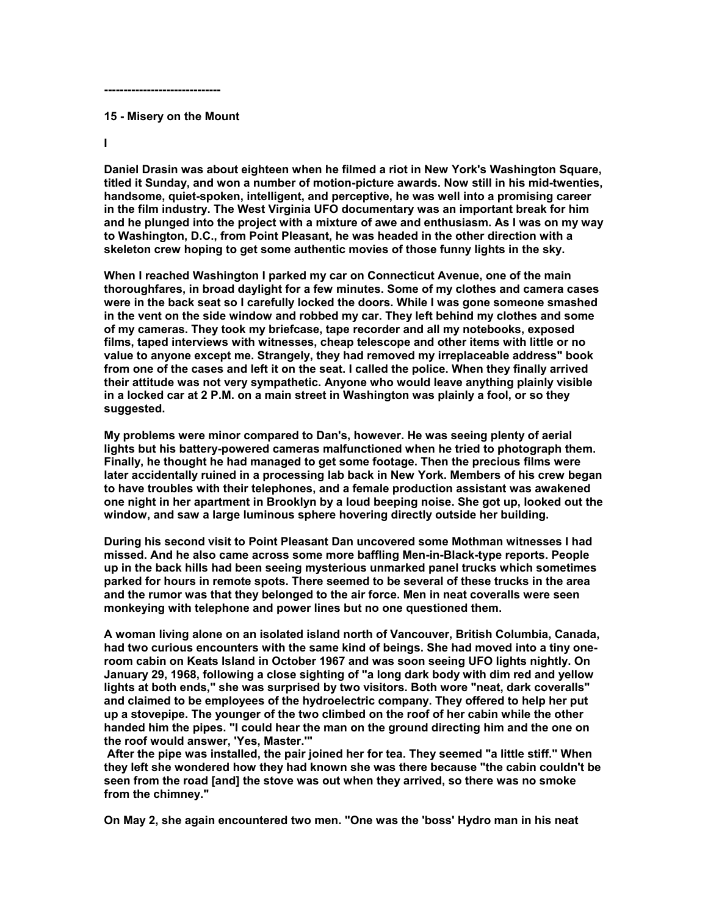-----------------------------

## 15 - Misery on the Mount

### I

Daniel Drasin was about eighteen when he filmed a riot in New York's Washington Square, titled it Sunday, and won a number of motion-picture awards. Now still in his mid-twenties, handsome, quiet-spoken, intelligent, and perceptive, he was well into a promising career in the film industry. The West Virginia UFO documentary was an important break for him and he plunged into the project with a mixture of awe and enthusiasm. As I was on my way to Washington, D.C., from Point Pleasant, he was headed in the other direction with a skeleton crew hoping to get some authentic movies of those funny lights in the sky.

When I reached Washington I parked my car on Connecticut Avenue, one of the main thoroughfares, in broad daylight for a few minutes. Some of my clothes and camera cases were in the back seat so I carefully locked the doors. While I was gone someone smashed in the vent on the side window and robbed my car. They left behind my clothes and some of my cameras. They took my briefcase, tape recorder and all my notebooks, exposed films, taped interviews with witnesses, cheap telescope and other items with little or no value to anyone except me. Strangely, they had removed my irreplaceable address" book from one of the cases and left it on the seat. I called the police. When they finally arrived their attitude was not very sympathetic. Anyone who would leave anything plainly visible in a locked car at 2 P.M. on a main street in Washington was plainly a fool, or so they suggested.

My problems were minor compared to Dan's, however. He was seeing plenty of aerial lights but his battery-powered cameras malfunctioned when he tried to photograph them. Finally, he thought he had managed to get some footage. Then the precious films were later accidentally ruined in a processing lab back in New York. Members of his crew began to have troubles with their telephones, and a female production assistant was awakened one night in her apartment in Brooklyn by a loud beeping noise. She got up, looked out the window, and saw a large luminous sphere hovering directly outside her building.

During his second visit to Point Pleasant Dan uncovered some Mothman witnesses I had missed. And he also came across some more baffling Men-in-Black-type reports. People up in the back hills had been seeing mysterious unmarked panel trucks which sometimes parked for hours in remote spots. There seemed to be several of these trucks in the area and the rumor was that they belonged to the air force. Men in neat coveralls were seen monkeying with telephone and power lines but no one questioned them.

A woman living alone on an isolated island north of Vancouver, British Columbia, Canada, had two curious encounters with the same kind of beings. She had moved into a tiny one-room cabin on Keats Island in October 1967 and was soon seeing UFO lights nightly. On January 29, 1968, following a close sighting of "a long dark body with dim red and yellow lights at both ends," she was surprised by two visitors. Both wore "neat, dark coveralls" and claimed to be employees of the hydroelectric company. They offered to help her put up a stovepipe. The younger of the two climbed on the roof of her cabin while the other handed him the pipes. "I could hear the man on the ground directing him and the one on the roof would answer, 'Yes, Master.'"

After the pipe was installed, the pair joined her for tea. They seemed "a little stiff." When they left she wondered how they had known she was there because "the cabin couldn't be seen from the road [and] the stove was out when they arrived, so there was no smoke from the chimney."

On May 2, she again encountered two men. "One was the 'boss' Hydro man in his neat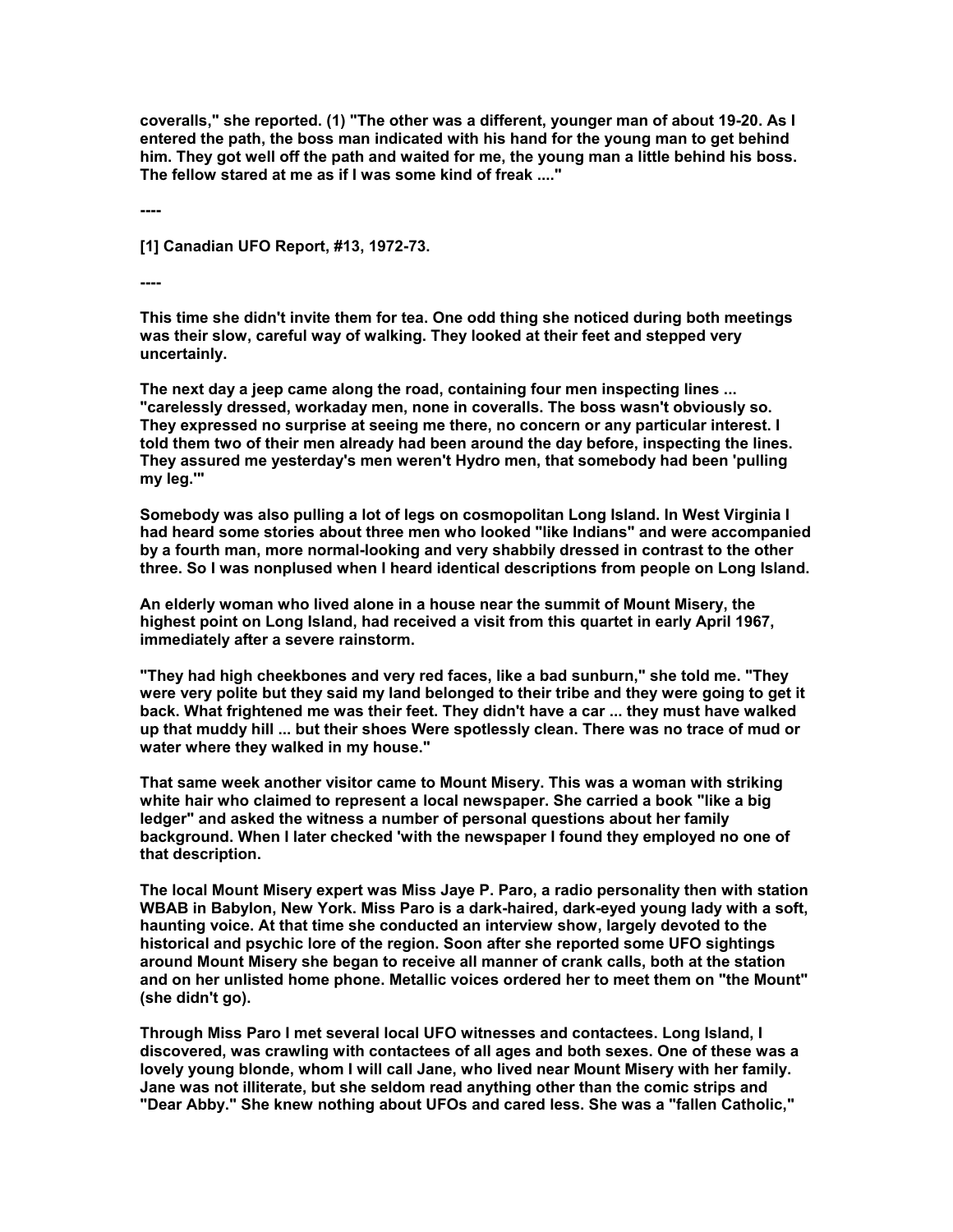coveralls," she reported. (1) "The other was a different, younger man of about 19-20. As I entered the path, the boss man indicated with his hand for the young man to get behind him. They got well off the path and waited for me, the young man a little behind his boss. The fellow stared at me as if I was some kind of freak ...."

----

[1] Canadian UFO Report, #13, 1972-73.

----

This time she didn't invite them for tea. One odd thing she noticed during both meetings was their slow, careful way of walking. They looked at their feet and stepped very uncertainly.

The next day a jeep came along the road, containing four men inspecting lines ... "carelessly dressed, workaday men, none in coveralls. The boss wasn't obviously so. They expressed no surprise at seeing me there, no concern or any particular interest. I told them two of their men already had been around the day before, inspecting the lines. They assured me yesterday's men weren't Hydro men, that somebody had been 'pulling my leg.'"

Somebody was also pulling a lot of legs on cosmopolitan Long Island. In West Virginia I had heard some stories about three men who looked "like Indians" and were accompanied by a fourth man, more normal-looking and very shabbily dressed in contrast to the other three. So I was nonplused when I heard identical descriptions from people on Long Island.

An elderly woman who lived alone in a house near the summit of Mount Misery, the highest point on Long Island, had received a visit from this quartet in early April 1967, immediately after a severe rainstorm.

"They had high cheekbones and very red faces, like a bad sunburn," she told me. "They were very polite but they said my land belonged to their tribe and they were going to get it back. What frightened me was their feet. They didn't have a car ... they must have walked up that muddy hill ... but their shoes Were spotlessly clean. There was no trace of mud or water where they walked in my house."

That same week another visitor came to Mount Misery. This was a woman with striking white hair who claimed to represent a local newspaper. She carried a book "like a big ledger" and asked the witness a number of personal questions about her family background. When I later checked 'with the newspaper I found they employed no one of that description.

The local Mount Misery expert was Miss Jaye P. Paro, a radio personality then with station WBAB in Babylon, New York. Miss Paro is a dark-haired, dark-eyed young lady with a soft, haunting voice. At that time she conducted an interview show, largely devoted to the historical and psychic lore of the region. Soon after she reported some UFO sightings around Mount Misery she began to receive all manner of crank calls, both at the station and on her unlisted home phone. Metallic voices ordered her to meet them on "the Mount" (she didn't go).

Through Miss Paro I met several local UFO witnesses and contactees. Long Island, I discovered, was crawling with contactees of all ages and both sexes. One of these was a lovely young blonde, whom I will call Jane, who lived near Mount Misery with her family. Jane was not illiterate, but she seldom read anything other than the comic strips and "Dear Abby." She knew nothing about UFOs and cared less. She was a "fallen Catholic,"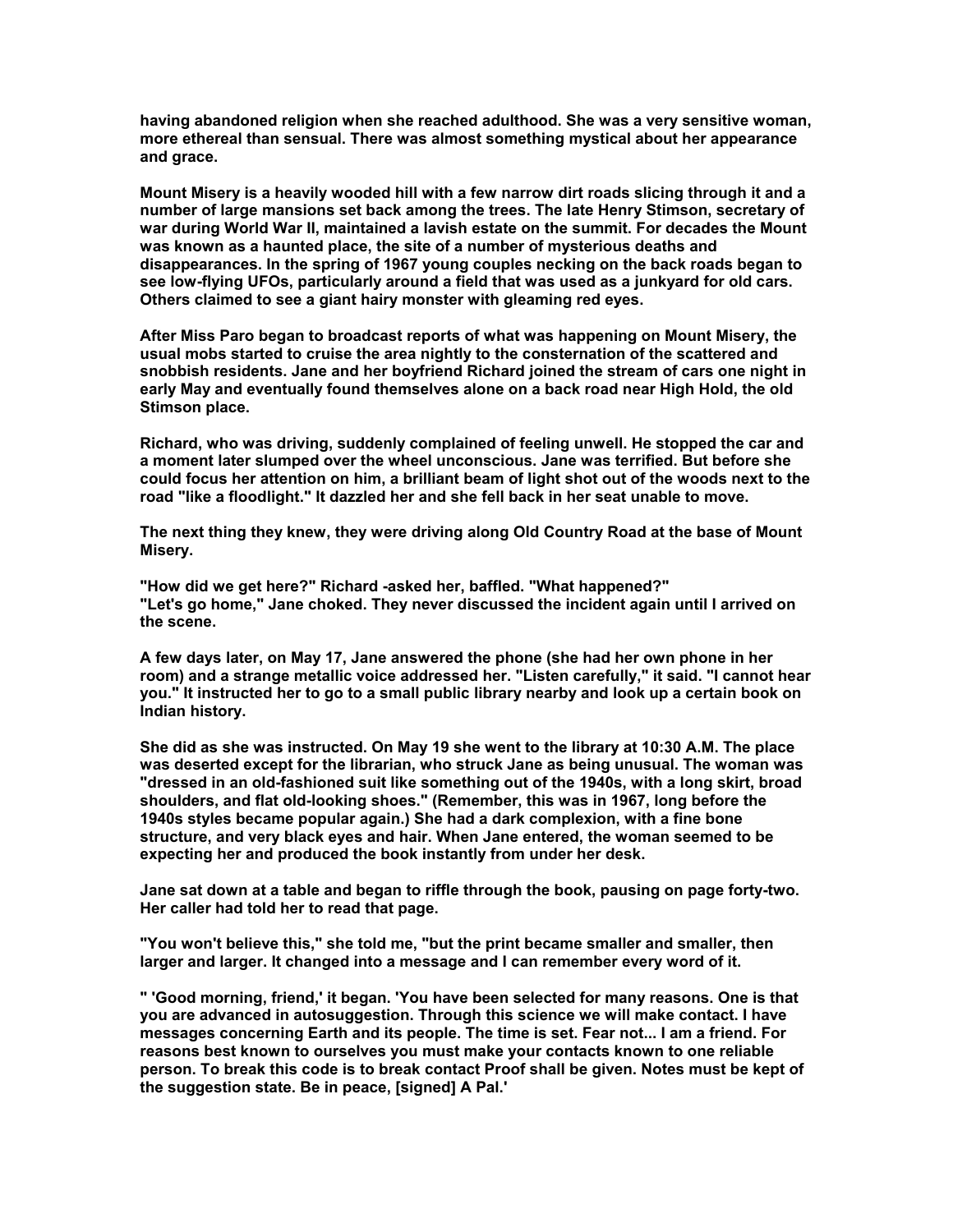having abandoned religion when she reached adulthood. She was a very sensitive woman, more ethereal than sensual. There was almost something mystical about her appearance and grace.

Mount Misery is a heavily wooded hill with a few narrow dirt roads slicing through it and a number of large mansions set back among the trees. The late Henry Stimson, secretary of war during World War II, maintained a lavish estate on the summit. For decades the Mount was known as a haunted place, the site of a number of mysterious deaths and disappearances. In the spring of 1967 young couples necking on the back roads began to see low-flying UFOs, particularly around a field that was used as a junkyard for old cars. Others claimed to see a giant hairy monster with gleaming red eyes.

After Miss Paro began to broadcast reports of what was happening on Mount Misery, the usual mobs started to cruise the area nightly to the consternation of the scattered and snobbish residents. Jane and her boyfriend Richard joined the stream of cars one night in early May and eventually found themselves alone on a back road near High Hold, the old Stimson place.

Richard, who was driving, suddenly complained of feeling unwell. He stopped the car and a moment later slumped over the wheel unconscious. Jane was terrified. But before she could focus her attention on him, a brilliant beam of light shot out of the woods next to the road "like a floodlight." It dazzled her and she fell back in her seat unable to move.

The next thing they knew, they were driving along Old Country Road at the base of Mount Misery.

"How did we get here?" Richard -asked her, baffled. "What happened?"
"Let's go home," Jane choked. They never discussed the incident again until I arrived on the scene.

A few days later, on May 17, Jane answered the phone (she had her own phone in her room) and a strange metallic voice addressed her. "Listen carefully," it said. "I cannot hear you." It instructed her to go to a small public library nearby and look up a certain book on Indian history.

She did as she was instructed. On May 19 she went to the library at 10:30 A.M. The place was deserted except for the librarian, who struck Jane as being unusual. The woman was "dressed in an old-fashioned suit like something out of the 1940s, with a long skirt, broad shoulders, and flat old-looking shoes." (Remember, this was in 1967, long before the 1940s styles became popular again.) She had a dark complexion, with a fine bone structure, and very black eyes and hair. When Jane entered, the woman seemed to be expecting her and produced the book instantly from under her desk.

Jane sat down at a table and began to riffle through the book, pausing on page forty-two. Her caller had told her to read that page.

"You won't believe this," she told me, "but the print became smaller and smaller, then larger and larger. It changed into a message and I can remember every word of it.

" 'Good morning, friend,' it began. 'You have been selected for many reasons. One is that you are advanced in autosuggestion. Through this science we will make contact. I have messages concerning Earth and its people. The time is set. Fear not... I am a friend. For reasons best known to ourselves you must make your contacts known to one reliable person. To break this code is to break contact Proof shall be given. Notes must be kept of the suggestion state. Be in peace, [signed] A Pal.'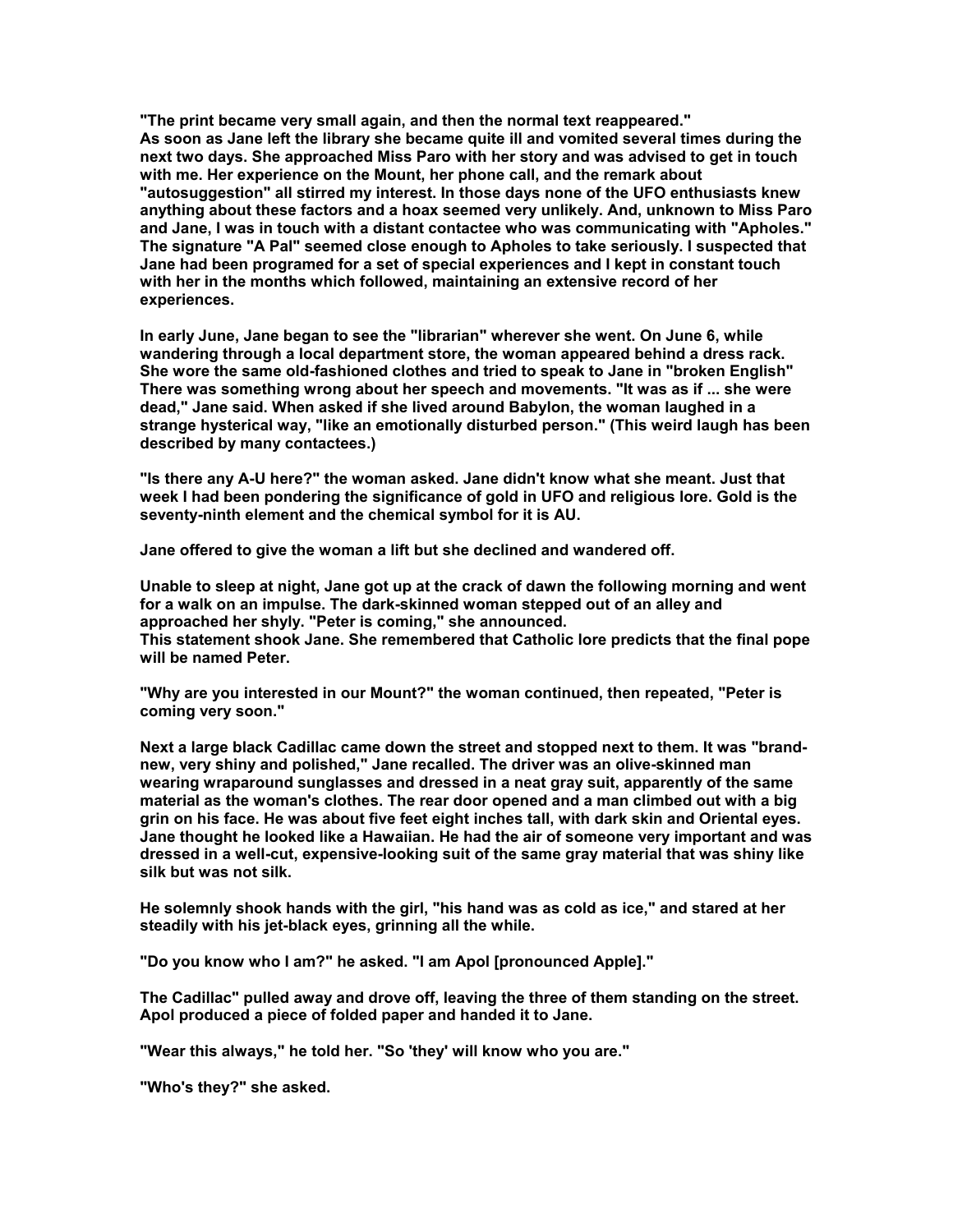"The print became very small again, and then the normal text reappeared."
As soon as Jane left the library she became quite ill and vomited several times during the next two days. She approached Miss Paro with her story and was advised to get in touch with me. Her experience on the Mount, her phone call, and the remark about "autosuggestion" all stirred my interest. In those days none of the UFO enthusiasts knew anything about these factors and a hoax seemed very unlikely. And, unknown to Miss Paro and Jane, I was in touch with a distant contactee who was communicating with "Apholes." The signature "A Pal" seemed close enough to Apholes to take seriously. I suspected that Jane had been programed for a set of special experiences and I kept in constant touch with her in the months which followed, maintaining an extensive record of her experiences.

In early June, Jane began to see the "librarian" wherever she went. On June 6, while wandering through a local department store, the woman appeared behind a dress rack. She wore the same old-fashioned clothes and tried to speak to Jane in "broken English" There was something wrong about her speech and movements. "It was as if ... she were dead," Jane said. When asked if she lived around Babylon, the woman laughed in a strange hysterical way, "like an emotionally disturbed person." (This weird laugh has been described by many contactees.)

"Is there any A-U here?" the woman asked. Jane didn't know what she meant. Just that week I had been pondering the significance of gold in UFO and religious lore. Gold is the seventy-ninth element and the chemical symbol for it is AU.

Jane offered to give the woman a lift but she declined and wandered off.

Unable to sleep at night, Jane got up at the crack of dawn the following morning and went for a walk on an impulse. The dark-skinned woman stepped out of an alley and approached her shyly. "Peter is coming," she announced.
This statement shook Jane. She remembered that Catholic lore predicts that the final pope will be named Peter.

"Why are you interested in our Mount?" the woman continued, then repeated, "Peter is coming very soon."

Next a large black Cadillac came down the street and stopped next to them. It was "brand-new, very shiny and polished," Jane recalled. The driver was an olive-skinned man wearing wraparound sunglasses and dressed in a neat gray suit, apparently of the same material as the woman's clothes. The rear door opened and a man climbed out with a big grin on his face. He was about five feet eight inches tall, with dark skin and Oriental eyes. Jane thought he looked like a Hawaiian. He had the air of someone very important and was dressed in a well-cut, expensive-looking suit of the same gray material that was shiny like silk but was not silk.

He solemnly shook hands with the girl, "his hand was as cold as ice," and stared at her steadily with his jet-black eyes, grinning all the while.

"Do you know who I am?" he asked. "I am Apol [pronounced Apple]."

The Cadillac" pulled away and drove off, leaving the three of them standing on the street. Apol produced a piece of folded paper and handed it to Jane.

"Wear this always," he told her. "So 'they' will know who you are."

"Who's they?" she asked.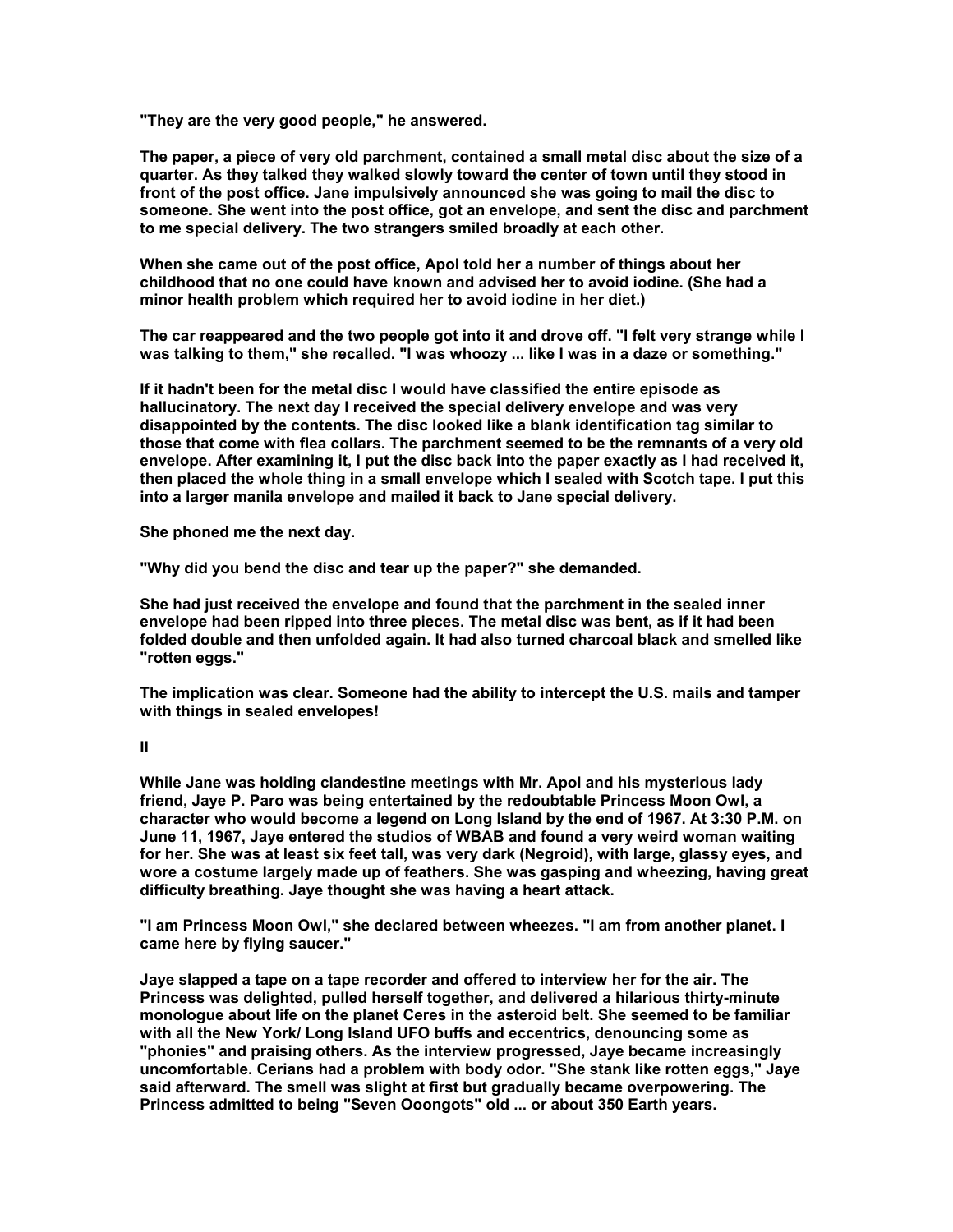"They are the very good people," he answered.

The paper, a piece of very old parchment, contained a small metal disc about the size of a quarter. As they talked they walked slowly toward the center of town until they stood in front of the post office. Jane impulsively announced she was going to mail the disc to someone. She went into the post office, got an envelope, and sent the disc and parchment to me special delivery. The two strangers smiled broadly at each other.

When she came out of the post office, Apol told her a number of things about her childhood that no one could have known and advised her to avoid iodine. (She had a minor health problem which required her to avoid iodine in her diet.)

The car reappeared and the two people got into it and drove off. "I felt very strange while I was talking to them," she recalled. "I was whoozy ... like I was in a daze or something."

If it hadn't been for the metal disc I would have classified the entire episode as hallucinatory. The next day I received the special delivery envelope and was very disappointed by the contents. The disc looked like a blank identification tag similar to those that come with flea collars. The parchment seemed to be the remnants of a very old envelope. After examining it, I put the disc back into the paper exactly as I had received it, then placed the whole thing in a small envelope which I sealed with Scotch tape. I put this into a larger manila envelope and mailed it back to Jane special delivery.

She phoned me the next day.

"Why did you bend the disc and tear up the paper?" she demanded.

She had just received the envelope and found that the parchment in the sealed inner envelope had been ripped into three pieces. The metal disc was bent, as if it had been folded double and then unfolded again. It had also turned charcoal black and smelled like "rotten eggs."

The implication was clear. Someone had the ability to intercept the U.S. mails and tamper with things in sealed envelopes!

## II

While Jane was holding clandestine meetings with Mr. Apol and his mysterious lady friend, Jaye P. Paro was being entertained by the redoubtable Princess Moon Owl, a character who would become a legend on Long Island by the end of 1967. At 3:30 P.M. on June 11, 1967, Jaye entered the studios of WBAB and found a very weird woman waiting for her. She was at least six feet tall, was very dark (Negroid), with large, glassy eyes, and wore a costume largely made up of feathers. She was gasping and wheezing, having great difficulty breathing. Jaye thought she was having a heart attack.

"I am Princess Moon Owl," she declared between wheezes. "I am from another planet. I came here by flying saucer."

Jaye slapped a tape on a tape recorder and offered to interview her for the air. The Princess was delighted, pulled herself together, and delivered a hilarious thirty-minute monologue about life on the planet Ceres in the asteroid belt. She seemed to be familiar with all the New York/ Long Island UFO buffs and eccentrics, denouncing some as "phonies" and praising others. As the interview progressed, Jaye became increasingly uncomfortable. Cerians had a problem with body odor. "She stank like rotten eggs," Jaye said afterward. The smell was slight at first but gradually became overpowering. The Princess admitted to being "Seven Ooongots" old ... or about 350 Earth years.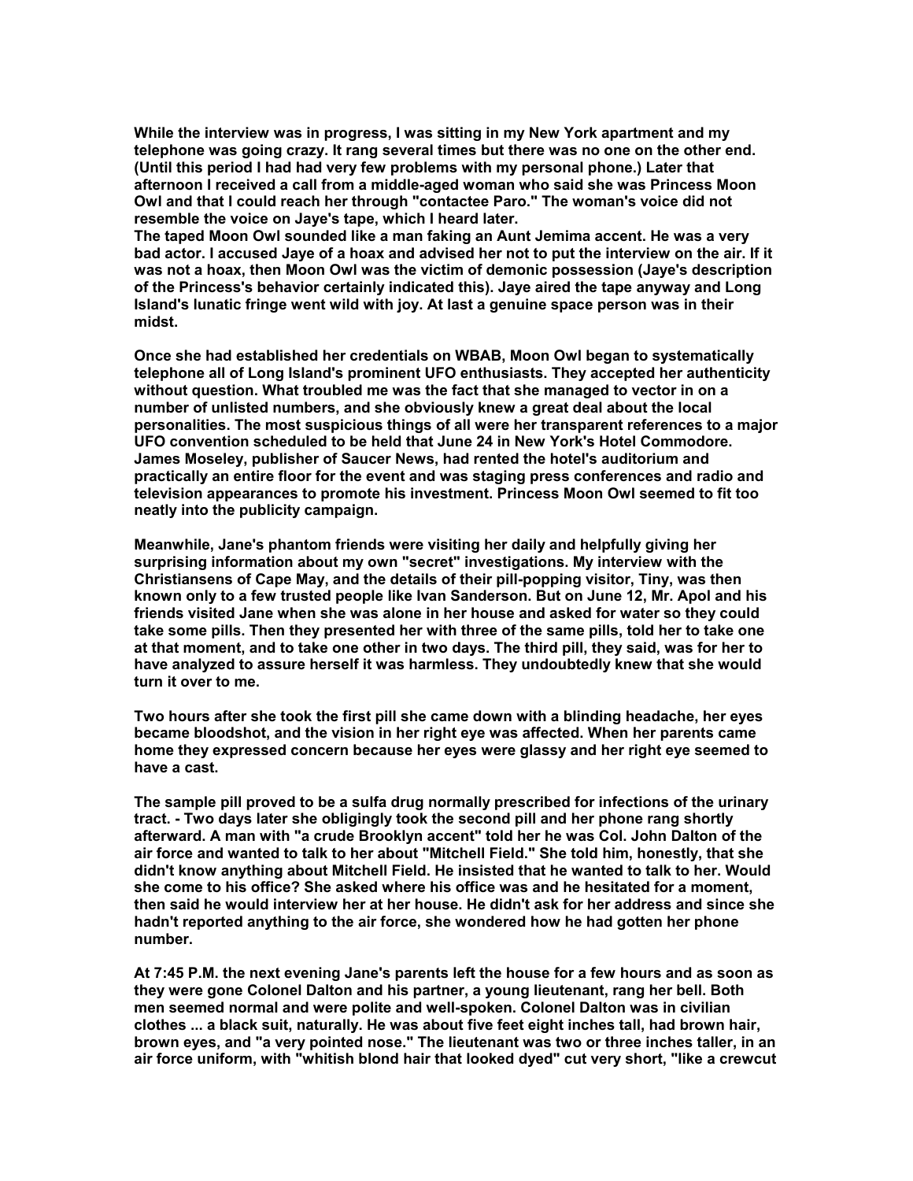While the interview was in progress, I was sitting in my New York apartment and my telephone was going crazy. It rang several times but there was no one on the other end. (Until this period I had had very few problems with my personal phone.) Later that afternoon I received a call from a middle-aged woman who said she was Princess Moon Owl and that I could reach her through "contactee Paro." The woman's voice did not resemble the voice on Jaye's tape, which I heard later.
The taped Moon Owl sounded like a man faking an Aunt Jemima accent. He was a very bad actor. I accused Jaye of a hoax and advised her not to put the interview on the air. If it was not a hoax, then Moon Owl was the victim of demonic possession (Jaye's description of the Princess's behavior certainly indicated this). Jaye aired the tape anyway and Long Island's lunatic fringe went wild with joy. At last a genuine space person was in their midst.

Once she had established her credentials on WBAB, Moon Owl began to systematically telephone all of Long Island's prominent UFO enthusiasts. They accepted her authenticity without question. What troubled me was the fact that she managed to vector in on a number of unlisted numbers, and she obviously knew a great deal about the local personalities. The most suspicious things of all were her transparent references to a major UFO convention scheduled to be held that June 24 in New York's Hotel Commodore. James Moseley, publisher of Saucer News, had rented the hotel's auditorium and practically an entire floor for the event and was staging press conferences and radio and television appearances to promote his investment. Princess Moon Owl seemed to fit too neatly into the publicity campaign.

Meanwhile, Jane's phantom friends were visiting her daily and helpfully giving her surprising information about my own "secret" investigations. My interview with the Christiansens of Cape May, and the details of their pill-popping visitor, Tiny, was then known only to a few trusted people like Ivan Sanderson. But on June 12, Mr. Apol and his friends visited Jane when she was alone in her house and asked for water so they could take some pills. Then they presented her with three of the same pills, told her to take one at that moment, and to take one other in two days. The third pill, they said, was for her to have analyzed to assure herself it was harmless. They undoubtedly knew that she would turn it over to me.

Two hours after she took the first pill she came down with a blinding headache, her eyes became bloodshot, and the vision in her right eye was affected. When her parents came home they expressed concern because her eyes were glassy and her right eye seemed to have a cast.

The sample pill proved to be a sulfa drug normally prescribed for infections of the urinary tract. - Two days later she obligingly took the second pill and her phone rang shortly afterward. A man with "a crude Brooklyn accent" told her he was Col. John Dalton of the air force and wanted to talk to her about "Mitchell Field." She told him, honestly, that she didn't know anything about Mitchell Field. He insisted that he wanted to talk to her. Would she come to his office? She asked where his office was and he hesitated for a moment, then said he would interview her at her house. He didn't ask for her address and since she hadn't reported anything to the air force, she wondered how he had gotten her phone number.

At 7:45 P.M. the next evening Jane's parents left the house for a few hours and as soon as they were gone Colonel Dalton and his partner, a young lieutenant, rang her bell. Both men seemed normal and were polite and well-spoken. Colonel Dalton was in civilian clothes ... a black suit, naturally. He was about five feet eight inches tall, had brown hair, brown eyes, and "a very pointed nose." The lieutenant was two or three inches taller, in an air force uniform, with "whitish blond hair that looked dyed" cut very short, "like a crewcut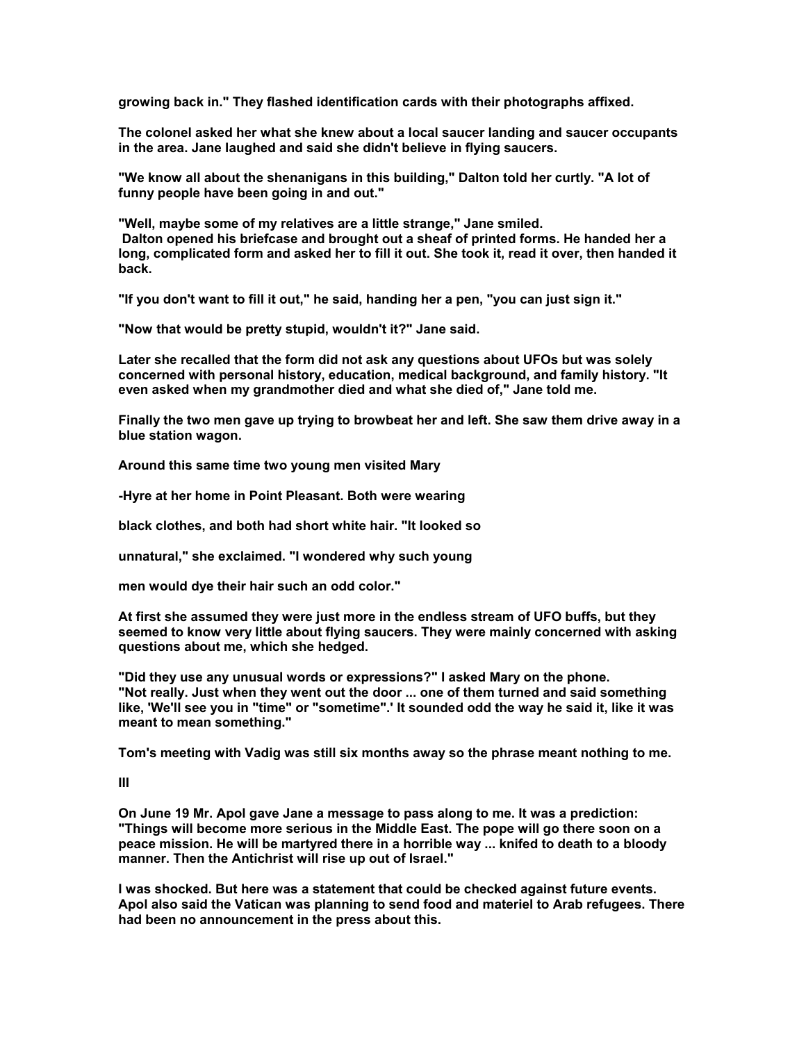growing back in." They flashed identification cards with their photographs affixed.

The colonel asked her what she knew about a local saucer landing and saucer occupants in the area. Jane laughed and said she didn't believe in flying saucers.

"We know all about the shenanigans in this building," Dalton told her curtly. "A lot of funny people have been going in and out."

"Well, maybe some of my relatives are a little strange," Jane smiled.
Dalton opened his briefcase and brought out a sheaf of printed forms. He handed her a long, complicated form and asked her to fill it out. She took it, read it over, then handed it back.

"If you don't want to fill it out," he said, handing her a pen, "you can just sign it."

"Now that would be pretty stupid, wouldn't it?" Jane said.

Later she recalled that the form did not ask any questions about UFOs but was solely concerned with personal history, education, medical background, and family history. "It even asked when my grandmother died and what she died of," Jane told me.

Finally the two men gave up trying to browbeat her and left. She saw them drive away in a blue station wagon.

Around this same time two young men visited Mary

-Hyre at her home in Point Pleasant. Both were wearing

black clothes, and both had short white hair. "It looked so

unnatural," she exclaimed. "I wondered why such young

men would dye their hair such an odd color."

At first she assumed they were just more in the endless stream of UFO buffs, but they seemed to know very little about flying saucers. They were mainly concerned with asking questions about me, which she hedged.

"Did they use any unusual words or expressions?" I asked Mary on the phone.
"Not really. Just when they went out the door ... one of them turned and said something like, 'We'll see you in "time" or "sometime".' It sounded odd the way he said it, like it was meant to mean something."

Tom's meeting with Vadig was still six months away so the phrase meant nothing to me.

III

On June 19 Mr. Apol gave Jane a message to pass along to me. It was a prediction: "Things will become more serious in the Middle East. The pope will go there soon on a peace mission. He will be martyred there in a horrible way ... knifed to death to a bloody manner. Then the Antichrist will rise up out of Israel."

I was shocked. But here was a statement that could be checked against future events. Apol also said the Vatican was planning to send food and materiel to Arab refugees. There had been no announcement in the press about this.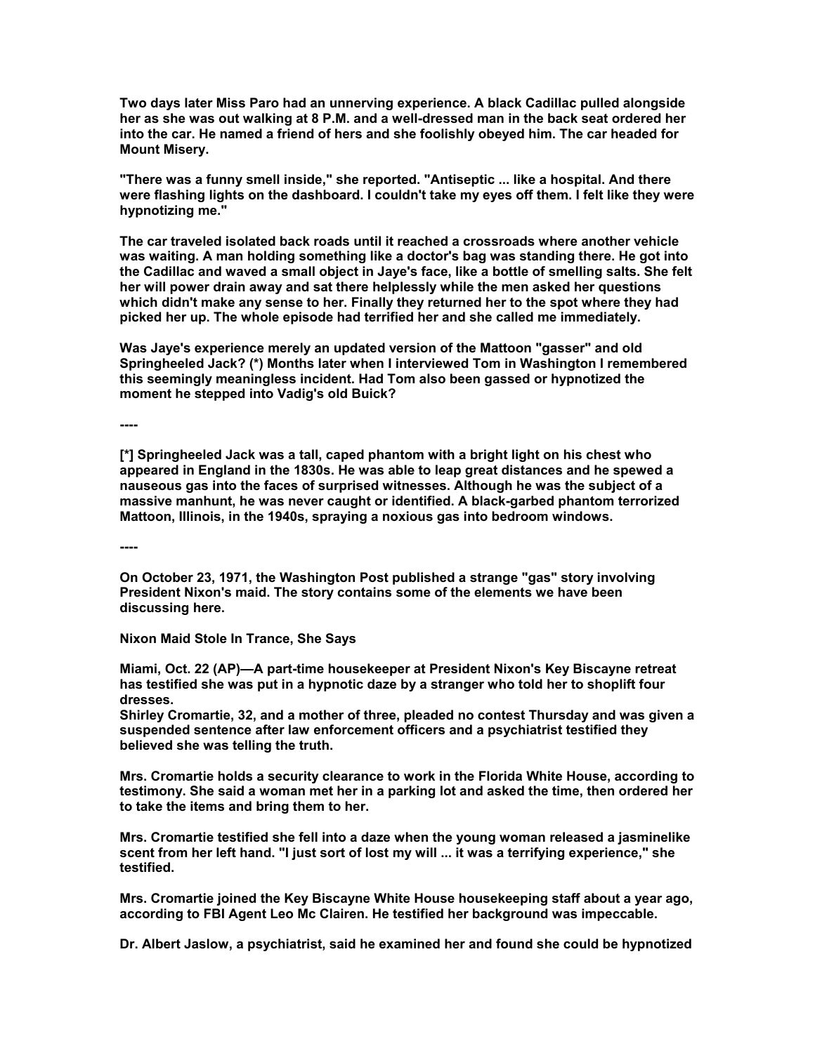Two days later Miss Paro had an unnerving experience. A black Cadillac pulled alongside her as she was out walking at 8 P.M. and a well-dressed man in the back seat ordered her into the car. He named a friend of hers and she foolishly obeyed him. The car headed for Mount Misery.

"There was a funny smell inside," she reported. "Antiseptic ... like a hospital. And there were flashing lights on the dashboard. I couldn't take my eyes off them. I felt like they were hypnotizing me."

The car traveled isolated back roads until it reached a crossroads where another vehicle was waiting. A man holding something like a doctor's bag was standing there. He got into the Cadillac and waved a small object in Jaye's face, like a bottle of smelling salts. She felt her will power drain away and sat there helplessly while the men asked her questions which didn't make any sense to her. Finally they returned her to the spot where they had picked her up. The whole episode had terrified her and she called me immediately.

Was Jaye's experience merely an updated version of the Mattoon "gasser" and old Springheeled Jack? (*) Months later when I interviewed Tom in Washington I remembered this seemingly meaningless incident. Had Tom also been gassed or hypnotized the moment he stepped into Vadig's old Buick?

----

[*] Springheeled Jack was a tall, caped phantom with a bright light on his chest who appeared in England in the 1830s. He was able to leap great distances and he spewed a nauseous gas into the faces of surprised witnesses. Although he was the subject of a massive manhunt, he was never caught or identified. A black-garbed phantom terrorized Mattoon, Illinois, in the 1940s, spraying a noxious gas into bedroom windows.

----

On October 23, 1971, the Washington Post published a strange "gas" story involving President Nixon's maid. The story contains some of the elements we have been discussing here.

Nixon Maid Stole In Trance, She Says

Miami, Oct. 22 (AP)—A part-time housekeeper at President Nixon's Key Biscayne retreat has testified she was put in a hypnotic daze by a stranger who told her to shoplift four dresses.
Shirley Cromartie, 32, and a mother of three, pleaded no contest Thursday and was given a suspended sentence after law enforcement officers and a psychiatrist testified they believed she was telling the truth.

Mrs. Cromartie holds a security clearance to work in the Florida White House, according to testimony. She said a woman met her in a parking lot and asked the time, then ordered her to take the items and bring them to her.

Mrs. Cromartie testified she fell into a daze when the young woman released a jasminelike scent from her left hand. "I just sort of lost my will ... it was a terrifying experience," she testified.

Mrs. Cromartie joined the Key Biscayne White House housekeeping staff about a year ago, according to FBI Agent Leo Mc Clairen. He testified her background was impeccable.

Dr. Albert Jaslow, a psychiatrist, said he examined her and found she could be hypnotized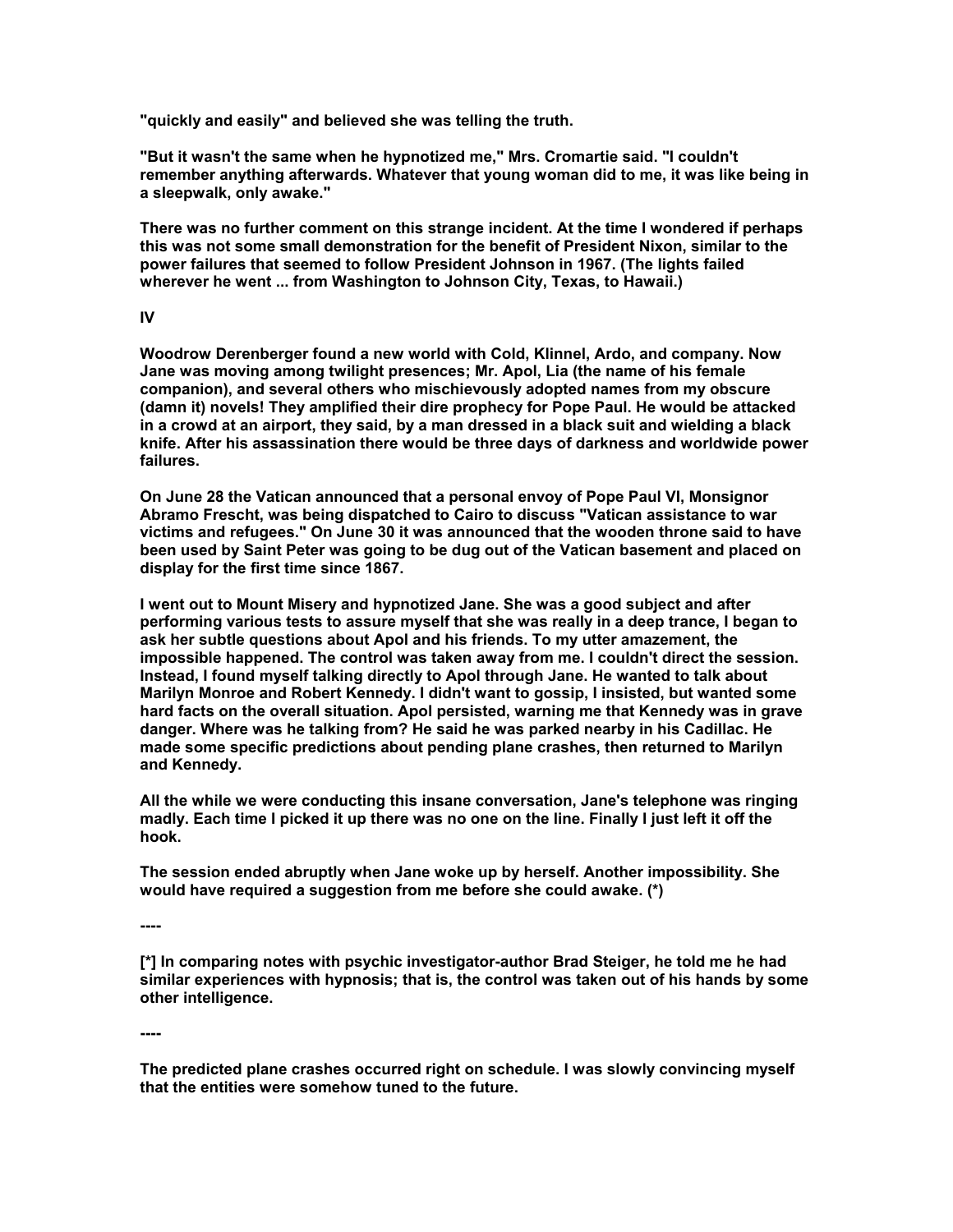"quickly and easily" and believed she was telling the truth.

"But it wasn't the same when he hypnotized me," Mrs. Cromartie said. "I couldn't remember anything afterwards. Whatever that young woman did to me, it was like being in a sleepwalk, only awake."

There was no further comment on this strange incident. At the time I wondered if perhaps this was not some small demonstration for the benefit of President Nixon, similar to the power failures that seemed to follow President Johnson in 1967. (The lights failed wherever he went ... from Washington to Johnson City, Texas, to Hawaii.)

## IV

Woodrow Derenberger found a new world with Cold, Klinnel, Ardo, and company. Now Jane was moving among twilight presences; Mr. Apol, Lia (the name of his female companion), and several others who mischievously adopted names from my obscure (damn it) novels! They amplified their dire prophecy for Pope Paul. He would be attacked in a crowd at an airport, they said, by a man dressed in a black suit and wielding a black knife. After his assassination there would be three days of darkness and worldwide power failures.

On June 28 the Vatican announced that a personal envoy of Pope Paul VI, Monsignor Abramo Frescht, was being dispatched to Cairo to discuss "Vatican assistance to war victims and refugees." On June 30 it was announced that the wooden throne said to have been used by Saint Peter was going to be dug out of the Vatican basement and placed on display for the first time since 1867.

I went out to Mount Misery and hypnotized Jane. She was a good subject and after performing various tests to assure myself that she was really in a deep trance, I began to ask her subtle questions about Apol and his friends. To my utter amazement, the impossible happened. The control was taken away from me. I couldn't direct the session. Instead, I found myself talking directly to Apol through Jane. He wanted to talk about Marilyn Monroe and Robert Kennedy. I didn't want to gossip, I insisted, but wanted some hard facts on the overall situation. Apol persisted, warning me that Kennedy was in grave danger. Where was he talking from? He said he was parked nearby in his Cadillac. He made some specific predictions about pending plane crashes, then returned to Marilyn and Kennedy.

All the while we were conducting this insane conversation, Jane's telephone was ringing madly. Each time I picked it up there was no one on the line. Finally I just left it off the hook.

The session ended abruptly when Jane woke up by herself. Another impossibility. She would have required a suggestion from me before she could awake. (*)

----

[*] In comparing notes with psychic investigator-author Brad Steiger, he told me he had similar experiences with hypnosis; that is, the control was taken out of his hands by some other intelligence.

----

The predicted plane crashes occurred right on schedule. I was slowly convincing myself that the entities were somehow tuned to the future.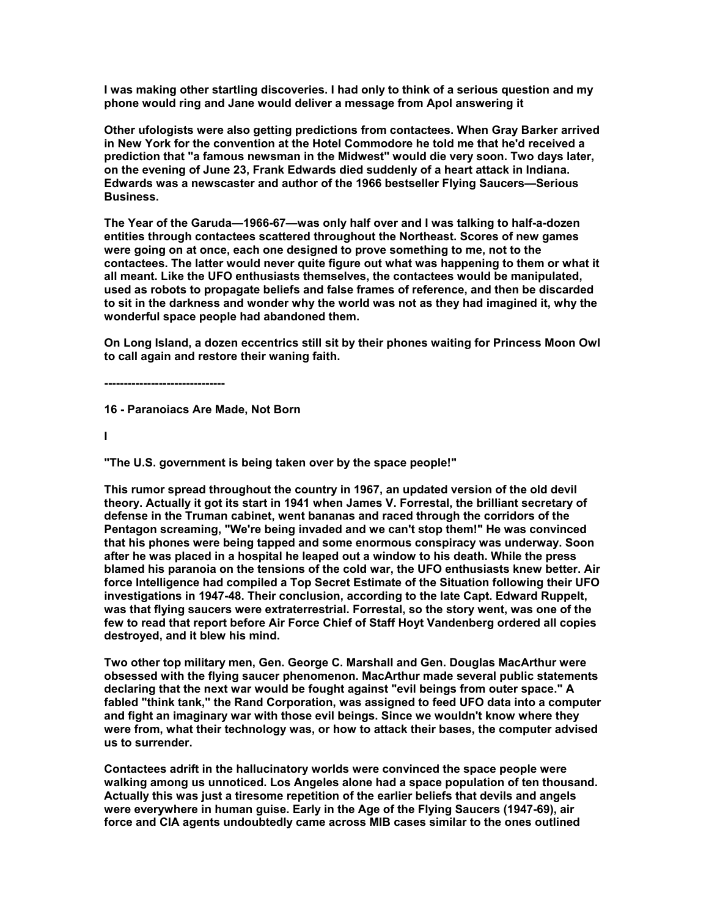I was making other startling discoveries. I had only to think of a serious question and my phone would ring and Jane would deliver a message from Apol answering it

Other ufologists were also getting predictions from contactees. When Gray Barker arrived in New York for the convention at the Hotel Commodore he told me that he'd received a prediction that "a famous newsman in the Midwest" would die very soon. Two days later, on the evening of June 23, Frank Edwards died suddenly of a heart attack in Indiana. Edwards was a newscaster and author of the 1966 bestseller Flying Saucers—Serious Business.

The Year of the Garuda—1966-67—was only half over and I was talking to half-a-dozen entities through contactees scattered throughout the Northeast. Scores of new games were going on at once, each one designed to prove something to me, not to the contactees. The latter would never quite figure out what was happening to them or what it all meant. Like the UFO enthusiasts themselves, the contactees would be manipulated, used as robots to propagate beliefs and false frames of reference, and then be discarded to sit in the darkness and wonder why the world was not as they had imagined it, why the wonderful space people had abandoned them.

On Long Island, a dozen eccentrics still sit by their phones waiting for Princess Moon Owl to call again and restore their waning faith.

-------------------------------

## 16 - Paranoiacs Are Made, Not Born

### I

"The U.S. government is being taken over by the space people!"

This rumor spread throughout the country in 1967, an updated version of the old devil theory. Actually it got its start in 1941 when James V. Forrestal, the brilliant secretary of defense in the Truman cabinet, went bananas and raced through the corridors of the Pentagon screaming, "We're being invaded and we can't stop them!" He was convinced that his phones were being tapped and some enormous conspiracy was underway. Soon after he was placed in a hospital he leaped out a window to his death. While the press blamed his paranoia on the tensions of the cold war, the UFO enthusiasts knew better. Air force Intelligence had compiled a Top Secret Estimate of the Situation following their UFO investigations in 1947-48. Their conclusion, according to the late Capt. Edward Ruppelt, was that flying saucers were extraterrestrial. Forrestal, so the story went, was one of the few to read that report before Air Force Chief of Staff Hoyt Vandenberg ordered all copies destroyed, and it blew his mind.

Two other top military men, Gen. George C. Marshall and Gen. Douglas MacArthur were obsessed with the flying saucer phenomenon. MacArthur made several public statements declaring that the next war would be fought against "evil beings from outer space." A fabled "think tank," the Rand Corporation, was assigned to feed UFO data into a computer and fight an imaginary war with those evil beings. Since we wouldn't know where they were from, what their technology was, or how to attack their bases, the computer advised us to surrender.

Contactees adrift in the hallucinatory worlds were convinced the space people were walking among us unnoticed. Los Angeles alone had a space population of ten thousand. Actually this was just a tiresome repetition of the earlier beliefs that devils and angels were everywhere in human guise. Early in the Age of the Flying Saucers (1947-69), air force and CIA agents undoubtedly came across MIB cases similar to the ones outlined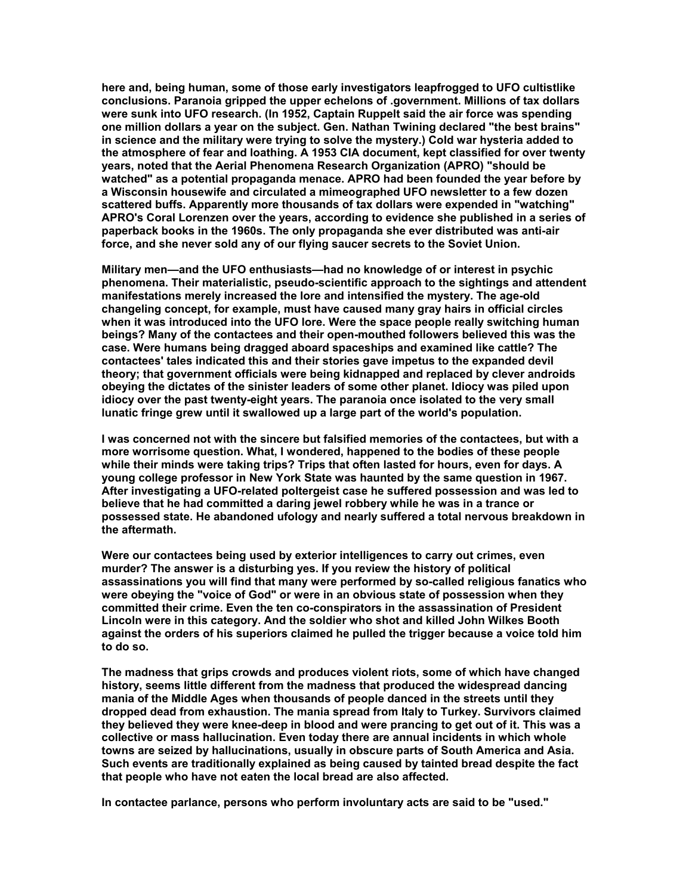here and, being human, some of those early investigators leapfrogged to UFO cultistlike conclusions. Paranoia gripped the upper echelons of .government. Millions of tax dollars were sunk into UFO research. (In 1952, Captain Ruppelt said the air force was spending one million dollars a year on the subject. Gen. Nathan Twining declared "the best brains" in science and the military were trying to solve the mystery.) Cold war hysteria added to the atmosphere of fear and loathing. A 1953 CIA document, kept classified for over twenty years, noted that the Aerial Phenomena Research Organization (APRO) "should be watched" as a potential propaganda menace. APRO had been founded the year before by a Wisconsin housewife and circulated a mimeographed UFO newsletter to a few dozen scattered buffs. Apparently more thousands of tax dollars were expended in "watching" APRO's Coral Lorenzen over the years, according to evidence she published in a series of paperback books in the 1960s. The only propaganda she ever distributed was anti-air force, and she never sold any of our flying saucer secrets to the Soviet Union.

Military men—and the UFO enthusiasts—had no knowledge of or interest in psychic phenomena. Their materialistic, pseudo-scientific approach to the sightings and attendent manifestations merely increased the lore and intensified the mystery. The age-old changeling concept, for example, must have caused many gray hairs in official circles when it was introduced into the UFO lore. Were the space people really switching human beings? Many of the contactees and their open-mouthed followers believed this was the case. Were humans being dragged aboard spaceships and examined like cattle? The contactees' tales indicated this and their stories gave impetus to the expanded devil theory; that government officials were being kidnapped and replaced by clever androids obeying the dictates of the sinister leaders of some other planet. Idiocy was piled upon idiocy over the past twenty-eight years. The paranoia once isolated to the very small lunatic fringe grew until it swallowed up a large part of the world's population.

I was concerned not with the sincere but falsified memories of the contactees, but with a more worrisome question. What, I wondered, happened to the bodies of these people while their minds were taking trips? Trips that often lasted for hours, even for days. A young college professor in New York State was haunted by the same question in 1967. After investigating a UFO-related poltergeist case he suffered possession and was led to believe that he had committed a daring jewel robbery while he was in a trance or possessed state. He abandoned ufology and nearly suffered a total nervous breakdown in the aftermath.

Were our contactees being used by exterior intelligences to carry out crimes, even murder? The answer is a disturbing yes. If you review the history of political assassinations you will find that many were performed by so-called religious fanatics who were obeying the "voice of God" or were in an obvious state of possession when they committed their crime. Even the ten co-conspirators in the assassination of President Lincoln were in this category. And the soldier who shot and killed John Wilkes Booth against the orders of his superiors claimed he pulled the trigger because a voice told him to do so.

The madness that grips crowds and produces violent riots, some of which have changed history, seems little different from the madness that produced the widespread dancing mania of the Middle Ages when thousands of people danced in the streets until they dropped dead from exhaustion. The mania spread from Italy to Turkey. Survivors claimed they believed they were knee-deep in blood and were prancing to get out of it. This was a collective or mass hallucination. Even today there are annual incidents in which whole towns are seized by hallucinations, usually in obscure parts of South America and Asia. Such events are traditionally explained as being caused by tainted bread despite the fact that people who have not eaten the local bread are also affected.

In contactee parlance, persons who perform involuntary acts are said to be "used."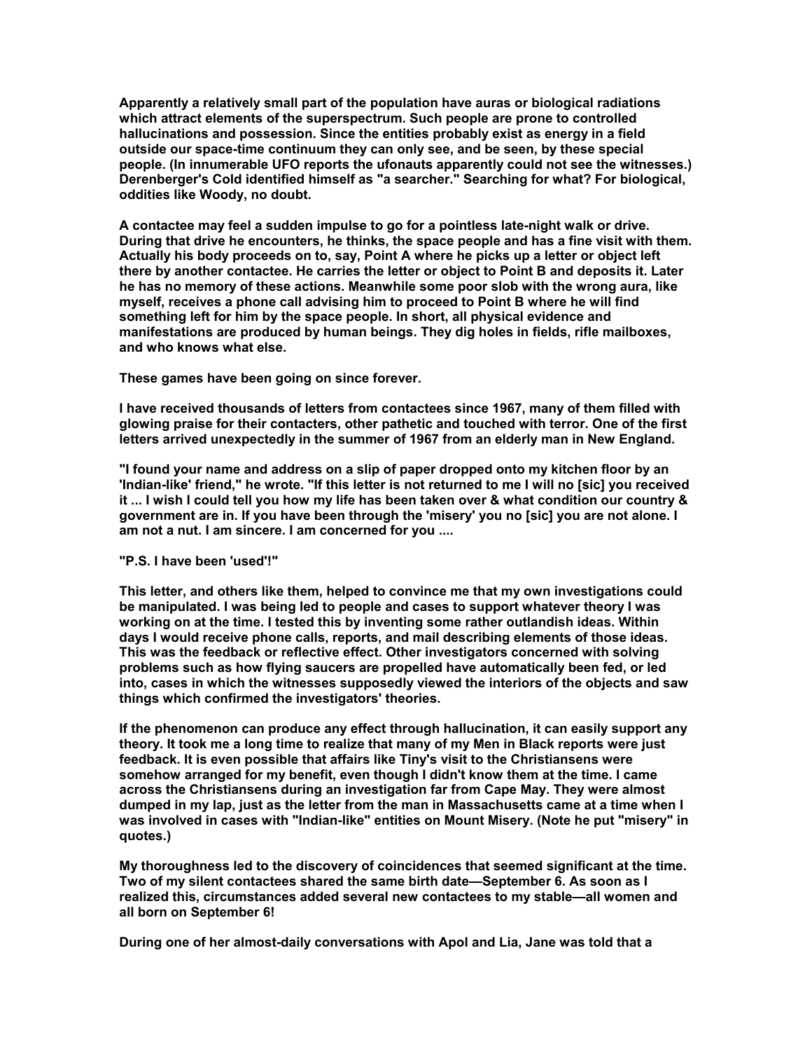Apparently a relatively small part of the population have auras or biological radiations which attract elements of the superspectrum. Such people are prone to controlled hallucinations and possession. Since the entities probably exist as energy in a field outside our space-time continuum they can only see, and be seen, by these special people. (In innumerable UFO reports the ufonauts apparently could not see the witnesses.) Derenberger's Cold identified himself as "a searcher." Searching for what? For biological, oddities like Woody, no doubt.

A contactee may feel a sudden impulse to go for a pointless late-night walk or drive. During that drive he encounters, he thinks, the space people and has a fine visit with them. Actually his body proceeds on to, say, Point A where he picks up a letter or object left there by another contactee. He carries the letter or object to Point B and deposits it. Later he has no memory of these actions. Meanwhile some poor slob with the wrong aura, like myself, receives a phone call advising him to proceed to Point B where he will find something left for him by the space people. In short, all physical evidence and manifestations are produced by human beings. They dig holes in fields, rifle mailboxes, and who knows what else.

These games have been going on since forever.

I have received thousands of letters from contactees since 1967, many of them filled with glowing praise for their contacters, other pathetic and touched with terror. One of the first letters arrived unexpectedly in the summer of 1967 from an elderly man in New England.

"I found your name and address on a slip of paper dropped onto my kitchen floor by an 'Indian-like' friend," he wrote. "If this letter is not returned to me I will no [sic] you received it ... I wish I could tell you how my life has been taken over & what condition our country & government are in. If you have been through the 'misery' you no [sic] you are not alone. I am not a nut. I am sincere. I am concerned for you ....

"P.S. I have been 'used'!"

This letter, and others like them, helped to convince me that my own investigations could be manipulated. I was being led to people and cases to support whatever theory I was working on at the time. I tested this by inventing some rather outlandish ideas. Within days I would receive phone calls, reports, and mail describing elements of those ideas. This was the feedback or reflective effect. Other investigators concerned with solving problems such as how flying saucers are propelled have automatically been fed, or led into, cases in which the witnesses supposedly viewed the interiors of the objects and saw things which confirmed the investigators' theories.

If the phenomenon can produce any effect through hallucination, it can easily support any theory. It took me a long time to realize that many of my Men in Black reports were just feedback. It is even possible that affairs like Tiny's visit to the Christiansens were somehow arranged for my benefit, even though I didn't know them at the time. I came across the Christiansens during an investigation far from Cape May. They were almost dumped in my lap, just as the letter from the man in Massachusetts came at a time when I was involved in cases with "Indian-like" entities on Mount Misery. (Note he put "misery" in quotes.)

My thoroughness led to the discovery of coincidences that seemed significant at the time. Two of my silent contactees shared the same birth date—September 6. As soon as I realized this, circumstances added several new contactees to my stable—all women and all born on September 6!

During one of her almost-daily conversations with Apol and Lia, Jane was told that a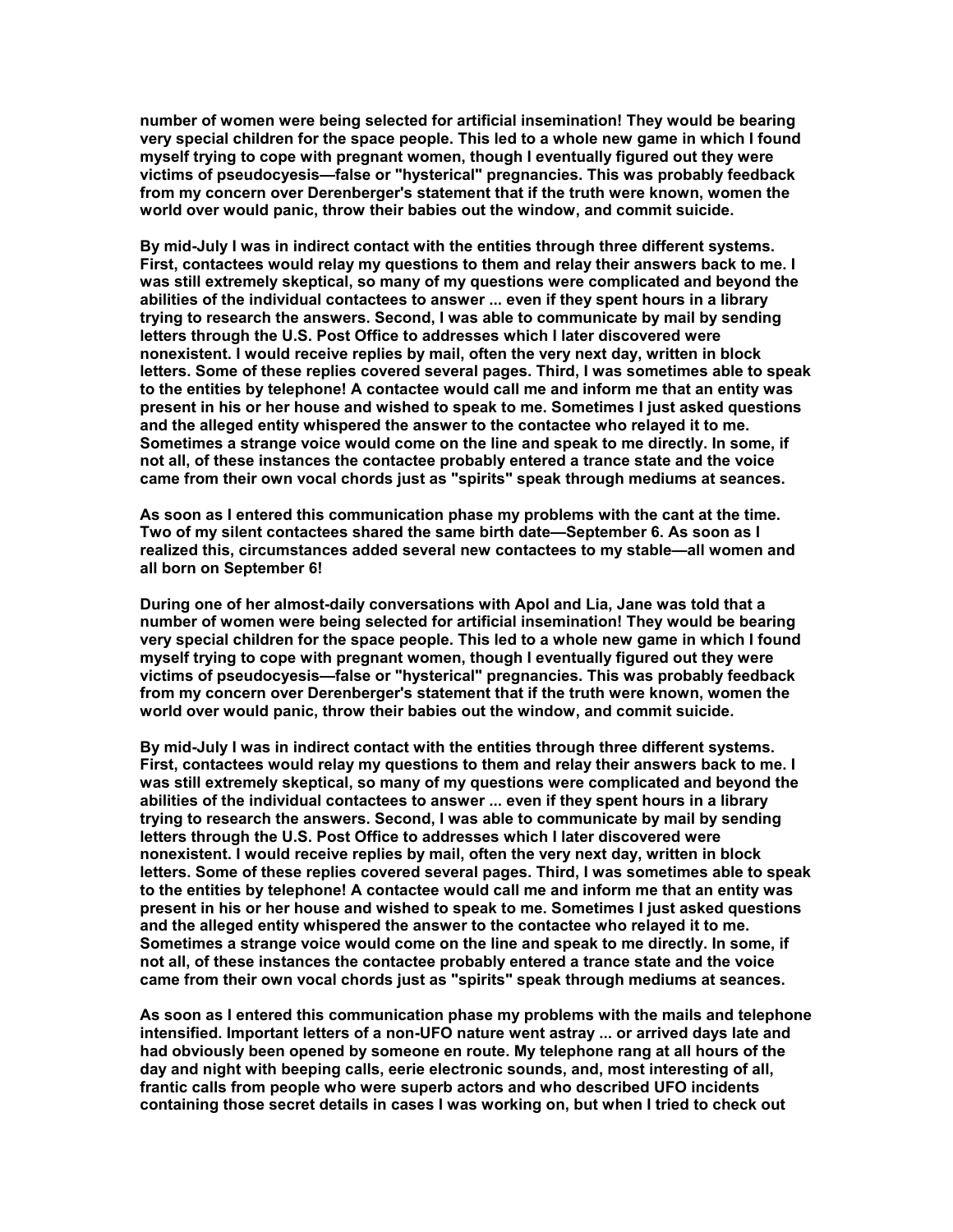**number of women were being selected for artificial insemination! They would be bearing very special children for the space people. This led to a whole new game in which I found myself trying to cope with pregnant women, though I eventually figured out they were victims of pseudocyesis—false or "hysterical" pregnancies. This was probably feedback from my concern over Derenberger's statement that if the truth were known, women the world over would panic, throw their babies out the window, and commit suicide.**

**By mid-July I was in indirect contact with the entities through three different systems. First, contactees would relay my questions to them and relay their answers back to me. I was still extremely skeptical, so many of my questions were complicated and beyond the abilities of the individual contactees to answer ... even if they spent hours in a library trying to research the answers. Second, I was able to communicate by mail by sending letters through the U.S. Post Office to addresses which I later discovered were nonexistent. I would receive replies by mail, often the very next day, written in block letters. Some of these replies covered several pages. Third, I was sometimes able to speak to the entities by telephone! A contactee would call me and inform me that an entity was present in his or her house and wished to speak to me. Sometimes I just asked questions and the alleged entity whispered the answer to the contactee who relayed it to me. Sometimes a strange voice would come on the line and speak to me directly. In some, if not all, of these instances the contactee probably entered a trance state and the voice came from their own vocal chords just as "spirits" speak through mediums at seances.**

**As soon as I entered this communication phase my problems with the cant at the time. Two of my silent contactees shared the same birth date—September 6. As soon as I realized this, circumstances added several new contactees to my stable—all women and all born on September 6!**

**During one of her almost-daily conversations with Apol and Lia, Jane was told that a number of women were being selected for artificial insemination! They would be bearing very special children for the space people. This led to a whole new game in which I found myself trying to cope with pregnant women, though I eventually figured out they were victims of pseudocyesis—false or "hysterical" pregnancies. This was probably feedback from my concern over Derenberger's statement that if the truth were known, women the world over would panic, throw their babies out the window, and commit suicide.**

**By mid-July I was in indirect contact with the entities through three different systems. First, contactees would relay my questions to them and relay their answers back to me. I was still extremely skeptical, so many of my questions were complicated and beyond the abilities of the individual contactees to answer ... even if they spent hours in a library trying to research the answers. Second, I was able to communicate by mail by sending letters through the U.S. Post Office to addresses which I later discovered were nonexistent. I would receive replies by mail, often the very next day, written in block letters. Some of these replies covered several pages. Third, I was sometimes able to speak to the entities by telephone! A contactee would call me and inform me that an entity was present in his or her house and wished to speak to me. Sometimes I just asked questions and the alleged entity whispered the answer to the contactee who relayed it to me. Sometimes a strange voice would come on the line and speak to me directly. In some, if not all, of these instances the contactee probably entered a trance state and the voice came from their own vocal chords just as "spirits" speak through mediums at seances.**

**As soon as I entered this communication phase my problems with the mails and telephone intensified. Important letters of a non-UFO nature went astray ... or arrived days late and had obviously been opened by someone en route. My telephone rang at all hours of the day and night with beeping calls, eerie electronic sounds, and, most interesting of all, frantic calls from people who were superb actors and who described UFO incidents containing those secret details in cases I was working on, but when I tried to check out**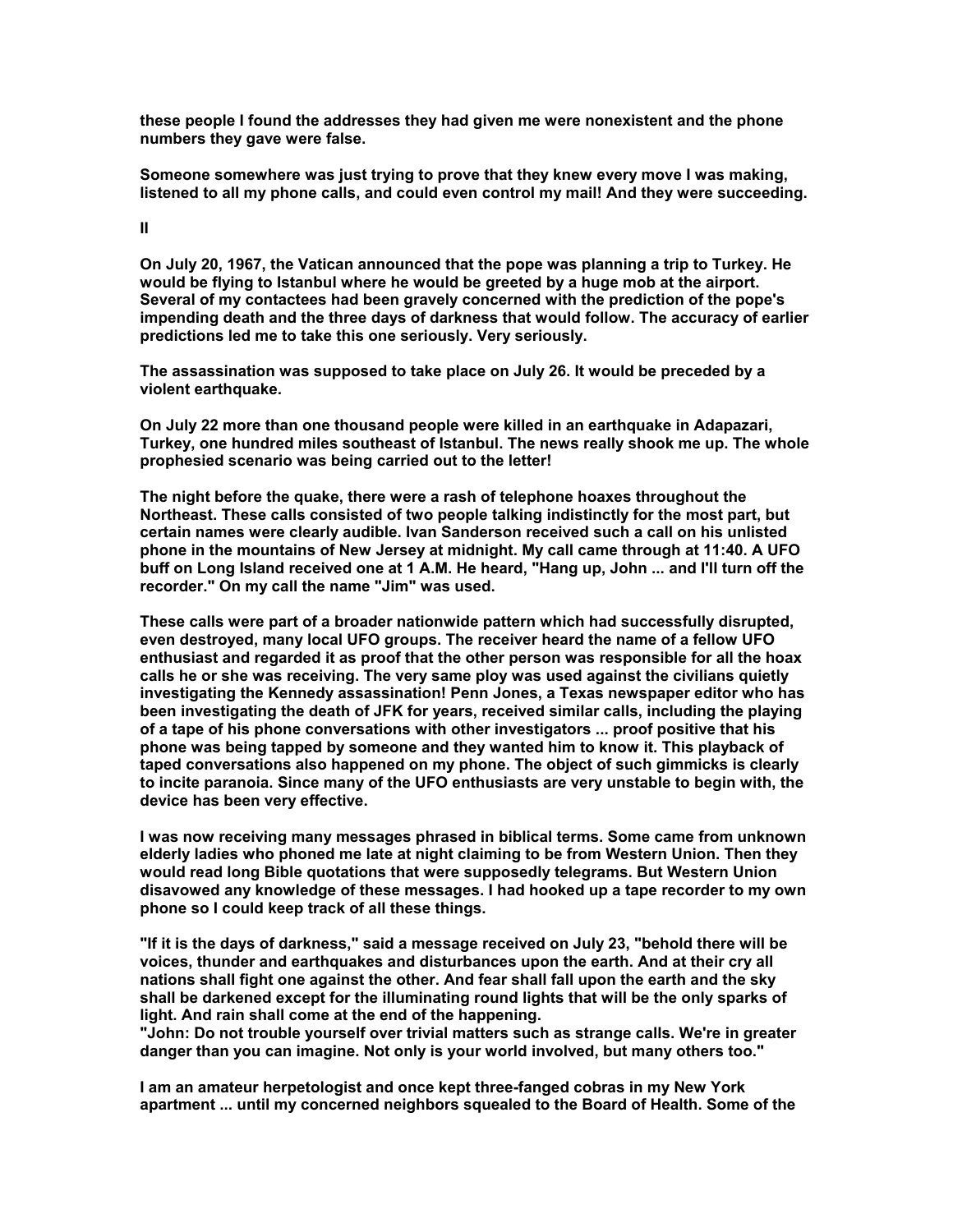**these people I found the addresses they had given me were nonexistent and the phone numbers they gave were false.**

**Someone somewhere was just trying to prove that they knew every move I was making, listened to all my phone calls, and could even control my mail! And they were succeeding.**

## II

**On July 20, 1967, the Vatican announced that the pope was planning a trip to Turkey. He would be flying to Istanbul where he would be greeted by a huge mob at the airport. Several of my contactees had been gravely concerned with the prediction of the pope's impending death and the three days of darkness that would follow. The accuracy of earlier predictions led me to take this one seriously. Very seriously.**

**The assassination was supposed to take place on July 26. It would be preceded by a violent earthquake.**

**On July 22 more than one thousand people were killed in an earthquake in Adapazari, Turkey, one hundred miles southeast of Istanbul. The news really shook me up. The whole prophesied scenario was being carried out to the letter!**

**The night before the quake, there were a rash of telephone hoaxes throughout the Northeast. These calls consisted of two people talking indistinctly for the most part, but certain names were clearly audible. Ivan Sanderson received such a call on his unlisted phone in the mountains of New Jersey at midnight. My call came through at 11:40. A UFO buff on Long Island received one at 1 A.M. He heard, "Hang up, John ... and I'll turn off the recorder." On my call the name "Jim" was used.**

**These calls were part of a broader nationwide pattern which had successfully disrupted, even destroyed, many local UFO groups. The receiver heard the name of a fellow UFO enthusiast and regarded it as proof that the other person was responsible for all the hoax calls he or she was receiving. The very same ploy was used against the civilians quietly investigating the Kennedy assassination! Penn Jones, a Texas newspaper editor who has been investigating the death of JFK for years, received similar calls, including the playing of a tape of his phone conversations with other investigators ... proof positive that his phone was being tapped by someone and they wanted him to know it. This playback of taped conversations also happened on my phone. The object of such gimmicks is clearly to incite paranoia. Since many of the UFO enthusiasts are very unstable to begin with, the device has been very effective.**

**I was now receiving many messages phrased in biblical terms. Some came from unknown elderly ladies who phoned me late at night claiming to be from Western Union. Then they would read long Bible quotations that were supposedly telegrams. But Western Union disavowed any knowledge of these messages. I had hooked up a tape recorder to my own phone so I could keep track of all these things.**

**"If it is the days of darkness," said a message received on July 23, "behold there will be voices, thunder and earthquakes and disturbances upon the earth. And at their cry all nations shall fight one against the other. And fear shall fall upon the earth and the sky shall be darkened except for the illuminating round lights that will be the only sparks of light. And rain shall come at the end of the happening.**
**"John: Do not trouble yourself over trivial matters such as strange calls. We're in greater danger than you can imagine. Not only is your world involved, but many others too."**

**I am an amateur herpetologist and once kept three-fanged cobras in my New York apartment ... until my concerned neighbors squealed to the Board of Health. Some of the**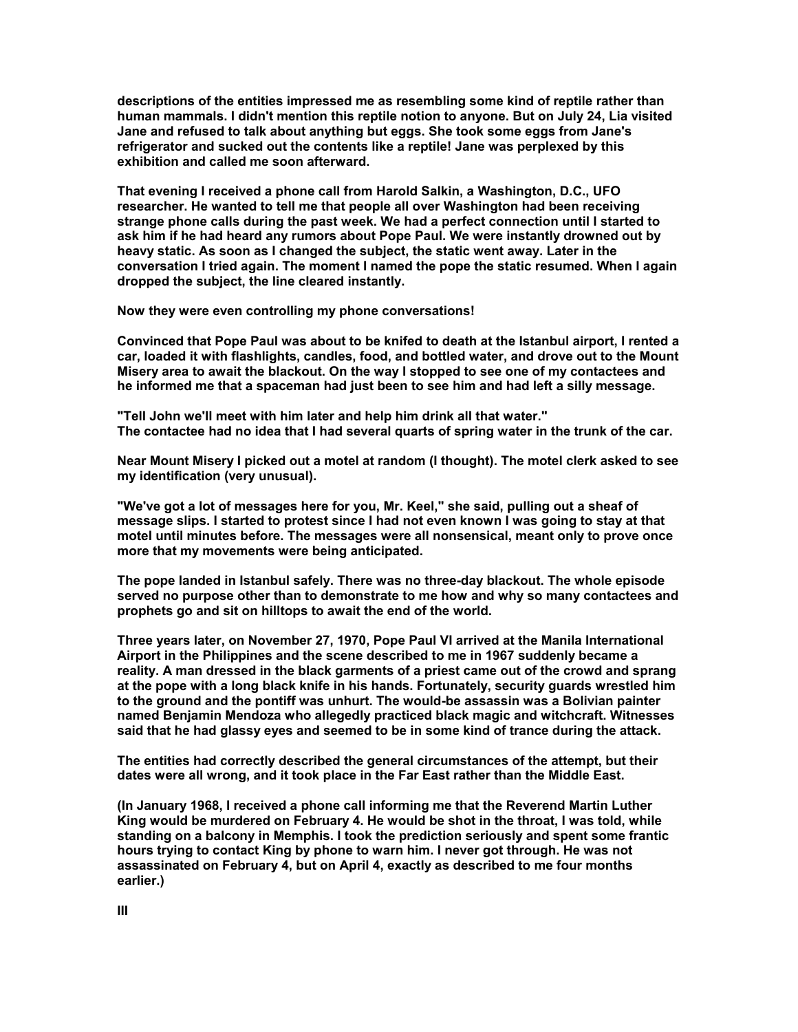**descriptions of the entities impressed me as resembling some kind of reptile rather than human mammals. I didn't mention this reptile notion to anyone. But on July 24, Lia visited Jane and refused to talk about anything but eggs. She took some eggs from Jane's refrigerator and sucked out the contents like a reptile! Jane was perplexed by this exhibition and called me soon afterward.**

**That evening I received a phone call from Harold Salkin, a Washington, D.C., UFO researcher. He wanted to tell me that people all over Washington had been receiving strange phone calls during the past week. We had a perfect connection until I started to ask him if he had heard any rumors about Pope Paul. We were instantly drowned out by heavy static. As soon as I changed the subject, the static went away. Later in the conversation I tried again. The moment I named the pope the static resumed. When I again dropped the subject, the line cleared instantly.**

**Now they were even controlling my phone conversations!**

**Convinced that Pope Paul was about to be knifed to death at the Istanbul airport, I rented a car, loaded it with flashlights, candles, food, and bottled water, and drove out to the Mount Misery area to await the blackout. On the way I stopped to see one of my contactees and he informed me that a spaceman had just been to see him and had left a silly message.**

**"Tell John we'll meet with him later and help him drink all that water."**
**The contactee had no idea that I had several quarts of spring water in the trunk of the car.**

**Near Mount Misery I picked out a motel at random (I thought). The motel clerk asked to see my identification (very unusual).**

**"We've got a lot of messages here for you, Mr. Keel," she said, pulling out a sheaf of message slips. I started to protest since I had not even known I was going to stay at that motel until minutes before. The messages were all nonsensical, meant only to prove once more that my movements were being anticipated.**

**The pope landed in Istanbul safely. There was no three-day blackout. The whole episode served no purpose other than to demonstrate to me how and why so many contactees and prophets go and sit on hilltops to await the end of the world.**

**Three years later, on November 27, 1970, Pope Paul VI arrived at the Manila International Airport in the Philippines and the scene described to me in 1967 suddenly became a reality. A man dressed in the black garments of a priest came out of the crowd and sprang at the pope with a long black knife in his hands. Fortunately, security guards wrestled him to the ground and the pontiff was unhurt. The would-be assassin was a Bolivian painter named Benjamin Mendoza who allegedly practiced black magic and witchcraft. Witnesses said that he had glassy eyes and seemed to be in some kind of trance during the attack.**

**The entities had correctly described the general circumstances of the attempt, but their dates were all wrong, and it took place in the Far East rather than the Middle East.**

**(In January 1968, I received a phone call informing me that the Reverend Martin Luther King would be murdered on February 4. He would be shot in the throat, I was told, while standing on a balcony in Memphis. I took the prediction seriously and spent some frantic hours trying to contact King by phone to warn him. I never got through. He was not assassinated on February 4, but on April 4, exactly as described to me four months earlier.)**

**III**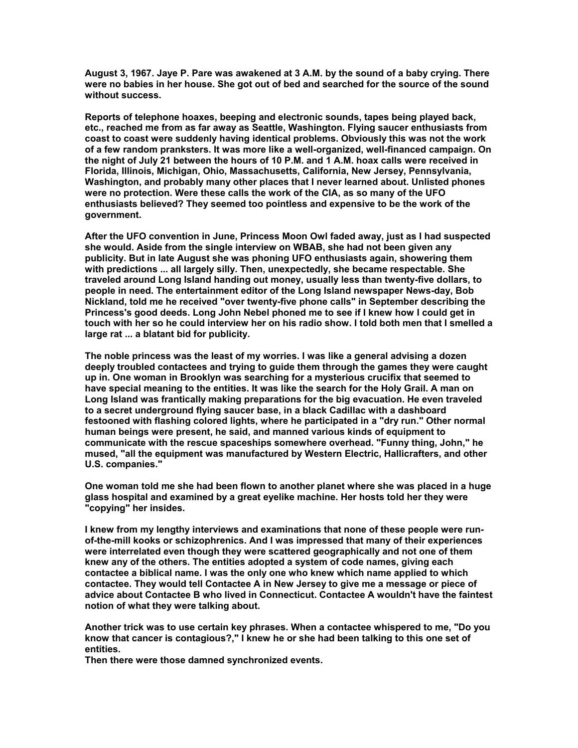August 3, 1967. Jaye P. Pare was awakened at 3 A.M. by the sound of a baby crying. There were no babies in her house. She got out of bed and searched for the source of the sound without success.

Reports of telephone hoaxes, beeping and electronic sounds, tapes being played back, etc., reached me from as far away as Seattle, Washington. Flying saucer enthusiasts from coast to coast were suddenly having identical problems. Obviously this was not the work of a few random pranksters. It was more like a well-organized, well-financed campaign. On the night of July 21 between the hours of 10 P.M. and 1 A.M. hoax calls were received in Florida, Illinois, Michigan, Ohio, Massachusetts, California, New Jersey, Pennsylvania, Washington, and probably many other places that I never learned about. Unlisted phones were no protection. Were these calls the work of the CIA, as so many of the UFO enthusiasts believed? They seemed too pointless and expensive to be the work of the government.

After the UFO convention in June, Princess Moon Owl faded away, just as I had suspected she would. Aside from the single interview on WBAB, she had not been given any publicity. But in late August she was phoning UFO enthusiasts again, showering them with predictions ... all largely silly. Then, unexpectedly, she became respectable. She traveled around Long Island handing out money, usually less than twenty-five dollars, to people in need. The entertainment editor of the Long Island newspaper News-day, Bob Nickland, told me he received "over twenty-five phone calls" in September describing the Princess's good deeds. Long John Nebel phoned me to see if I knew how I could get in touch with her so he could interview her on his radio show. I told both men that I smelled a large rat ... a blatant bid for publicity.

The noble princess was the least of my worries. I was like a general advising a dozen deeply troubled contactees and trying to guide them through the games they were caught up in. One woman in Brooklyn was searching for a mysterious crucifix that seemed to have special meaning to the entities. It was like the search for the Holy Grail. A man on Long Island was frantically making preparations for the big evacuation. He even traveled to a secret underground flying saucer base, in a black Cadillac with a dashboard festooned with flashing colored lights, where he participated in a "dry run." Other normal human beings were present, he said, and manned various kinds of equipment to communicate with the rescue spaceships somewhere overhead. "Funny thing, John," he mused, "all the equipment was manufactured by Western Electric, Hallicrafters, and other U.S. companies."

One woman told me she had been flown to another planet where she was placed in a huge glass hospital and examined by a great eyelike machine. Her hosts told her they were "copying" her insides.

I knew from my lengthy interviews and examinations that none of these people were run-of-the-mill kooks or schizophrenics. And I was impressed that many of their experiences were interrelated even though they were scattered geographically and not one of them knew any of the others. The entities adopted a system of code names, giving each contactee a biblical name. I was the only one who knew which name applied to which contactee. They would tell Contactee A in New Jersey to give me a message or piece of advice about Contactee B who lived in Connecticut. Contactee A wouldn't have the faintest notion of what they were talking about.

Another trick was to use certain key phrases. When a contactee whispered to me, "Do you know that cancer is contagious?," I knew he or she had been talking to this one set of entities.

Then there were those damned synchronized events.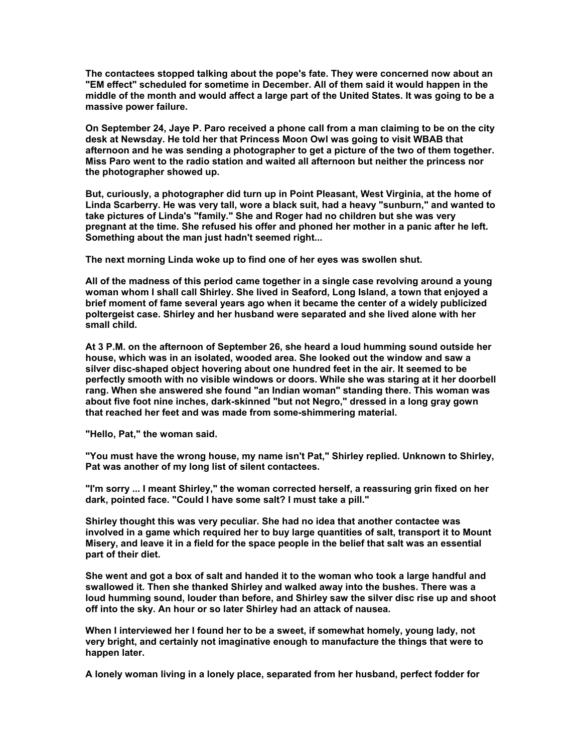The contactees stopped talking about the pope's fate. They were concerned now about an "EM effect" scheduled for sometime in December. All of them said it would happen in the middle of the month and would affect a large part of the United States. It was going to be a massive power failure.

On September 24, Jaye P. Paro received a phone call from a man claiming to be on the city desk at Newsday. He told her that Princess Moon Owl was going to visit WBAB that afternoon and he was sending a photographer to get a picture of the two of them together. Miss Paro went to the radio station and waited all afternoon but neither the princess nor the photographer showed up.

But, curiously, a photographer did turn up in Point Pleasant, West Virginia, at the home of Linda Scarberry. He was very tall, wore a black suit, had a heavy "sunburn," and wanted to take pictures of Linda's "family." She and Roger had no children but she was very pregnant at the time. She refused his offer and phoned her mother in a panic after he left. Something about the man just hadn't seemed right...

The next morning Linda woke up to find one of her eyes was swollen shut.

All of the madness of this period came together in a single case revolving around a young woman whom I shall call Shirley. She lived in Seaford, Long Island, a town that enjoyed a brief moment of fame several years ago when it became the center of a widely publicized poltergeist case. Shirley and her husband were separated and she lived alone with her small child.

At 3 P.M. on the afternoon of September 26, she heard a loud humming sound outside her house, which was in an isolated, wooded area. She looked out the window and saw a silver disc-shaped object hovering about one hundred feet in the air. It seemed to be perfectly smooth with no visible windows or doors. While she was staring at it her doorbell rang. When she answered she found "an Indian woman" standing there. This woman was about five foot nine inches, dark-skinned "but not Negro," dressed in a long gray gown that reached her feet and was made from some-shimmering material.

"Hello, Pat," the woman said.

"You must have the wrong house, my name isn't Pat," Shirley replied. Unknown to Shirley, Pat was another of my long list of silent contactees.

"I'm sorry ... I meant Shirley," the woman corrected herself, a reassuring grin fixed on her dark, pointed face. "Could I have some salt? I must take a pill."

Shirley thought this was very peculiar. She had no idea that another contactee was involved in a game which required her to buy large quantities of salt, transport it to Mount Misery, and leave it in a field for the space people in the belief that salt was an essential part of their diet.

She went and got a box of salt and handed it to the woman who took a large handful and swallowed it. Then she thanked Shirley and walked away into the bushes. There was a loud humming sound, louder than before, and Shirley saw the silver disc rise up and shoot off into the sky. An hour or so later Shirley had an attack of nausea.

When I interviewed her I found her to be a sweet, if somewhat homely, young lady, not very bright, and certainly not imaginative enough to manufacture the things that were to happen later.

A lonely woman living in a lonely place, separated from her husband, perfect fodder for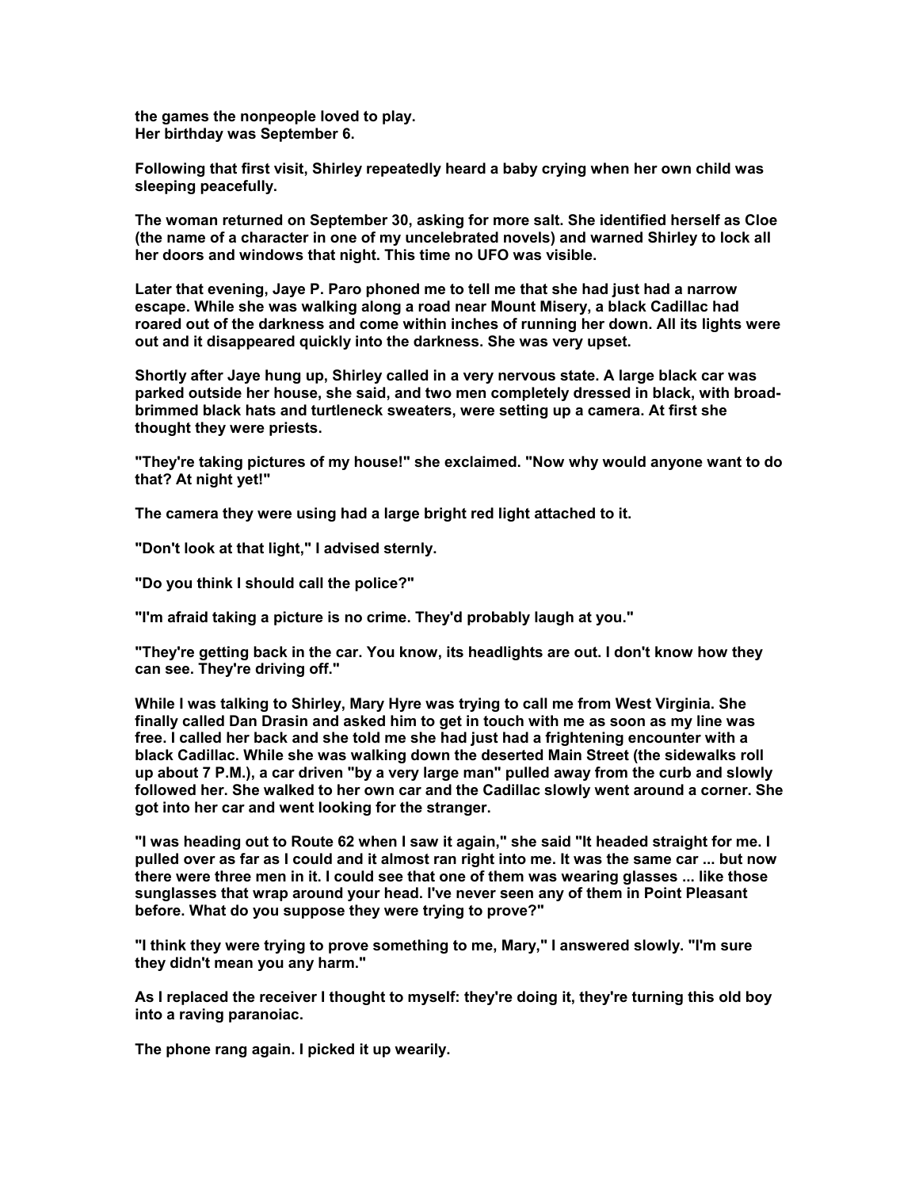the games the nonpeople loved to play.
Her birthday was September 6.

Following that first visit, Shirley repeatedly heard a baby crying when her own child was sleeping peacefully.

The woman returned on September 30, asking for more salt. She identified herself as Cloe (the name of a character in one of my uncelebrated novels) and warned Shirley to lock all her doors and windows that night. This time no UFO was visible.

Later that evening, Jaye P. Paro phoned me to tell me that she had just had a narrow escape. While she was walking along a road near Mount Misery, a black Cadillac had roared out of the darkness and come within inches of running her down. All its lights were out and it disappeared quickly into the darkness. She was very upset.

Shortly after Jaye hung up, Shirley called in a very nervous state. A large black car was parked outside her house, she said, and two men completely dressed in black, with broad-brimmed black hats and turtleneck sweaters, were setting up a camera. At first she thought they were priests.

"They're taking pictures of my house!" she exclaimed. "Now why would anyone want to do that? At night yet!"

The camera they were using had a large bright red light attached to it.

"Don't look at that light," I advised sternly.

"Do you think I should call the police?"

"I'm afraid taking a picture is no crime. They'd probably laugh at you."

"They're getting back in the car. You know, its headlights are out. I don't know how they can see. They're driving off."

While I was talking to Shirley, Mary Hyre was trying to call me from West Virginia. She finally called Dan Drasin and asked him to get in touch with me as soon as my line was free. I called her back and she told me she had just had a frightening encounter with a black Cadillac. While she was walking down the deserted Main Street (the sidewalks roll up about 7 P.M.), a car driven "by a very large man" pulled away from the curb and slowly followed her. She walked to her own car and the Cadillac slowly went around a corner. She got into her car and went looking for the stranger.

"I was heading out to Route 62 when I saw it again," she said "It headed straight for me. I pulled over as far as I could and it almost ran right into me. It was the same car ... but now there were three men in it. I could see that one of them was wearing glasses ... like those sunglasses that wrap around your head. I've never seen any of them in Point Pleasant before. What do you suppose they were trying to prove?"

"I think they were trying to prove something to me, Mary," I answered slowly. "I'm sure they didn't mean you any harm."

As I replaced the receiver I thought to myself: they're doing it, they're turning this old boy into a raving paranoiac.

The phone rang again. I picked it up wearily.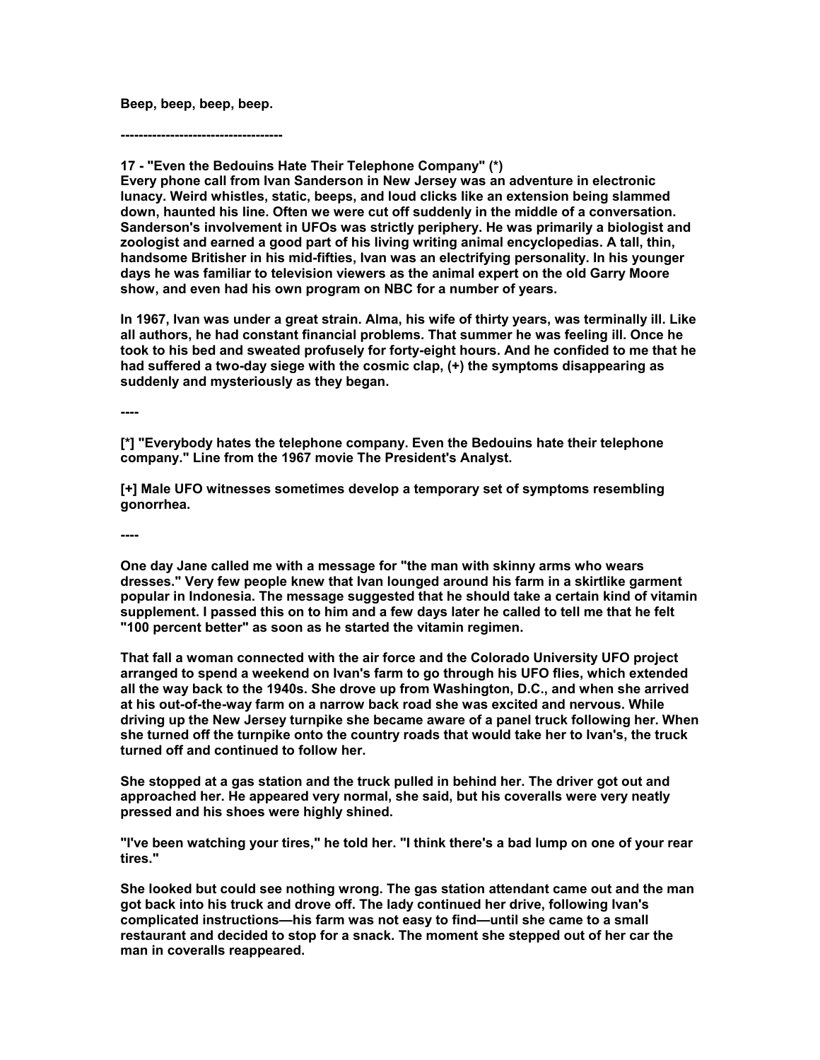**Beep, beep, beep, beep.**

**------------------------------------**

## 17 - "Even the Bedouins Hate Their Telephone Company" (*)

**Every phone call from Ivan Sanderson in New Jersey was an adventure in electronic lunacy. Weird whistles, static, beeps, and loud clicks like an extension being slammed down, haunted his line. Often we were cut off suddenly in the middle of a conversation. Sanderson's involvement in UFOs was strictly periphery. He was primarily a biologist and zoologist and earned a good part of his living writing animal encyclopedias. A tall, thin, handsome Britisher in his mid-fifties, Ivan was an electrifying personality. In his younger days he was familiar to television viewers as the animal expert on the old Garry Moore show, and even had his own program on NBC for a number of years.**

**In 1967, Ivan was under a great strain. Alma, his wife of thirty years, was terminally ill. Like all authors, he had constant financial problems. That summer he was feeling ill. Once he took to his bed and sweated profusely for forty-eight hours. And he confided to me that he had suffered a two-day siege with the cosmic clap, (+) the symptoms disappearing as suddenly and mysteriously as they began.**

**----**

**[*] "Everybody hates the telephone company. Even the Bedouins hate their telephone company." Line from the 1967 movie The President's Analyst.**

**[+] Male UFO witnesses sometimes develop a temporary set of symptoms resembling gonorrhea.**

**----**

**One day Jane called me with a message for "the man with skinny arms who wears dresses." Very few people knew that Ivan lounged around his farm in a skirtlike garment popular in Indonesia. The message suggested that he should take a certain kind of vitamin supplement. I passed this on to him and a few days later he called to tell me that he felt "100 percent better" as soon as he started the vitamin regimen.**

**That fall a woman connected with the air force and the Colorado University UFO project arranged to spend a weekend on Ivan's farm to go through his UFO flies, which extended all the way back to the 1940s. She drove up from Washington, D.C., and when she arrived at his out-of-the-way farm on a narrow back road she was excited and nervous. While driving up the New Jersey turnpike she became aware of a panel truck following her. When she turned off the turnpike onto the country roads that would take her to Ivan's, the truck turned off and continued to follow her.**

**She stopped at a gas station and the truck pulled in behind her. The driver got out and approached her. He appeared very normal, she said, but his coveralls were very neatly pressed and his shoes were highly shined.**

**"I've been watching your tires," he told her. "I think there's a bad lump on one of your rear tires."**

**She looked but could see nothing wrong. The gas station attendant came out and the man got back into his truck and drove off. The lady continued her drive, following Ivan's complicated instructions—his farm was not easy to find—until she came to a small restaurant and decided to stop for a snack. The moment she stepped out of her car the man in coveralls reappeared.**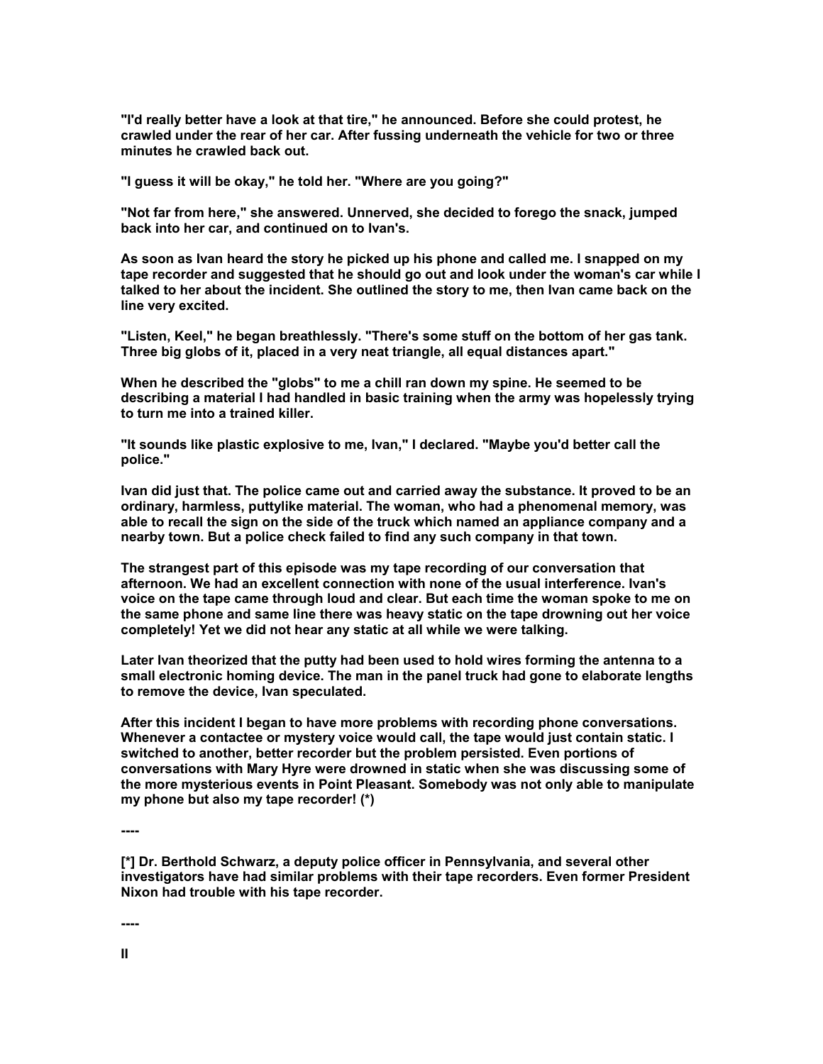"I'd really better have a look at that tire," he announced. Before she could protest, he crawled under the rear of her car. After fussing underneath the vehicle for two or three minutes he crawled back out.

"I guess it will be okay," he told her. "Where are you going?"

"Not far from here," she answered. Unnerved, she decided to forego the snack, jumped back into her car, and continued on to Ivan's.

As soon as Ivan heard the story he picked up his phone and called me. I snapped on my tape recorder and suggested that he should go out and look under the woman's car while I talked to her about the incident. She outlined the story to me, then Ivan came back on the line very excited.

"Listen, Keel," he began breathlessly. "There's some stuff on the bottom of her gas tank. Three big globs of it, placed in a very neat triangle, all equal distances apart."

When he described the "globs" to me a chill ran down my spine. He seemed to be describing a material I had handled in basic training when the army was hopelessly trying to turn me into a trained killer.

"It sounds like plastic explosive to me, Ivan," I declared. "Maybe you'd better call the police."

Ivan did just that. The police came out and carried away the substance. It proved to be an ordinary, harmless, puttylike material. The woman, who had a phenomenal memory, was able to recall the sign on the side of the truck which named an appliance company and a nearby town. But a police check failed to find any such company in that town.

The strangest part of this episode was my tape recording of our conversation that afternoon. We had an excellent connection with none of the usual interference. Ivan's voice on the tape came through loud and clear. But each time the woman spoke to me on the same phone and same line there was heavy static on the tape drowning out her voice completely! Yet we did not hear any static at all while we were talking.

Later Ivan theorized that the putty had been used to hold wires forming the antenna to a small electronic homing device. The man in the panel truck had gone to elaborate lengths to remove the device, Ivan speculated.

After this incident I began to have more problems with recording phone conversations. Whenever a contactee or mystery voice would call, the tape would just contain static. I switched to another, better recorder but the problem persisted. Even portions of conversations with Mary Hyre were drowned in static when she was discussing some of the more mysterious events in Point Pleasant. Somebody was not only able to manipulate my phone but also my tape recorder! (*)

----

[*] Dr. Berthold Schwarz, a deputy police officer in Pennsylvania, and several other investigators have had similar problems with their tape recorders. Even former President Nixon had trouble with his tape recorder.

----

II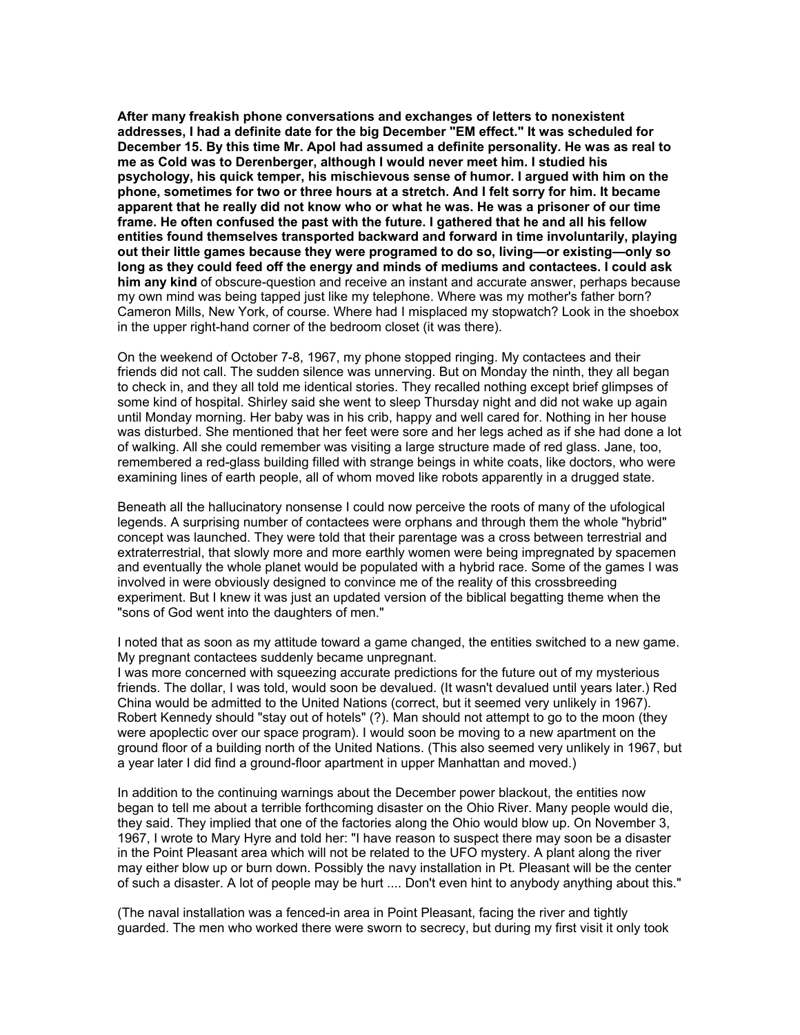**After many freakish phone conversations and exchanges of letters to nonexistent addresses, I had a definite date for the big December "EM effect." It was scheduled for December 15. By this time Mr. Apol had assumed a definite personality. He was as real to me as Cold was to Derenberger, although I would never meet him. I studied his psychology, his quick temper, his mischievous sense of humor. I argued with him on the phone, sometimes for two or three hours at a stretch. And I felt sorry for him. It became apparent that he really did not know who or what he was. He was a prisoner of our time frame. He often confused the past with the future. I gathered that he and all his fellow entities found themselves transported backward and forward in time involuntarily, playing out their little games because they were programed to do so, living—or existing—only so long as they could feed off the energy and minds of mediums and contactees. I could ask him any kind** of obscure-question and receive an instant and accurate answer, perhaps because my own mind was being tapped just like my telephone. Where was my mother's father born? Cameron Mills, New York, of course. Where had I misplaced my stopwatch? Look in the shoebox in the upper right-hand corner of the bedroom closet (it was there).

On the weekend of October 7-8, 1967, my phone stopped ringing. My contactees and their friends did not call. The sudden silence was unnerving. But on Monday the ninth, they all began to check in, and they all told me identical stories. They recalled nothing except brief glimpses of some kind of hospital. Shirley said she went to sleep Thursday night and did not wake up again until Monday morning. Her baby was in his crib, happy and well cared for. Nothing in her house was disturbed. She mentioned that her feet were sore and her legs ached as if she had done a lot of walking. All she could remember was visiting a large structure made of red glass. Jane, too, remembered a red-glass building filled with strange beings in white coats, like doctors, who were examining lines of earth people, all of whom moved like robots apparently in a drugged state.

Beneath all the hallucinatory nonsense I could now perceive the roots of many of the ufological legends. A surprising number of contactees were orphans and through them the whole "hybrid" concept was launched. They were told that their parentage was a cross between terrestrial and extraterrestrial, that slowly more and more earthly women were being impregnated by spacemen and eventually the whole planet would be populated with a hybrid race. Some of the games I was involved in were obviously designed to convince me of the reality of this crossbreeding experiment. But I knew it was just an updated version of the biblical begatting theme when the "sons of God went into the daughters of men."

I noted that as soon as my attitude toward a game changed, the entities switched to a new game. My pregnant contactees suddenly became unpregnant.

I was more concerned with squeezing accurate predictions for the future out of my mysterious friends. The dollar, I was told, would soon be devalued. (It wasn't devalued until years later.) Red China would be admitted to the United Nations (correct, but it seemed very unlikely in 1967). Robert Kennedy should "stay out of hotels" (?). Man should not attempt to go to the moon (they were apoplectic over our space program). I would soon be moving to a new apartment on the ground floor of a building north of the United Nations. (This also seemed very unlikely in 1967, but a year later I did find a ground-floor apartment in upper Manhattan and moved.)

In addition to the continuing warnings about the December power blackout, the entities now began to tell me about a terrible forthcoming disaster on the Ohio River. Many people would die, they said. They implied that one of the factories along the Ohio would blow up. On November 3, 1967, I wrote to Mary Hyre and told her: "I have reason to suspect there may soon be a disaster in the Point Pleasant area which will not be related to the UFO mystery. A plant along the river may either blow up or burn down. Possibly the navy installation in Pt. Pleasant will be the center of such a disaster. A lot of people may be hurt .... Don't even hint to anybody anything about this."

(The naval installation was a fenced-in area in Point Pleasant, facing the river and tightly guarded. The men who worked there were sworn to secrecy, but during my first visit it only took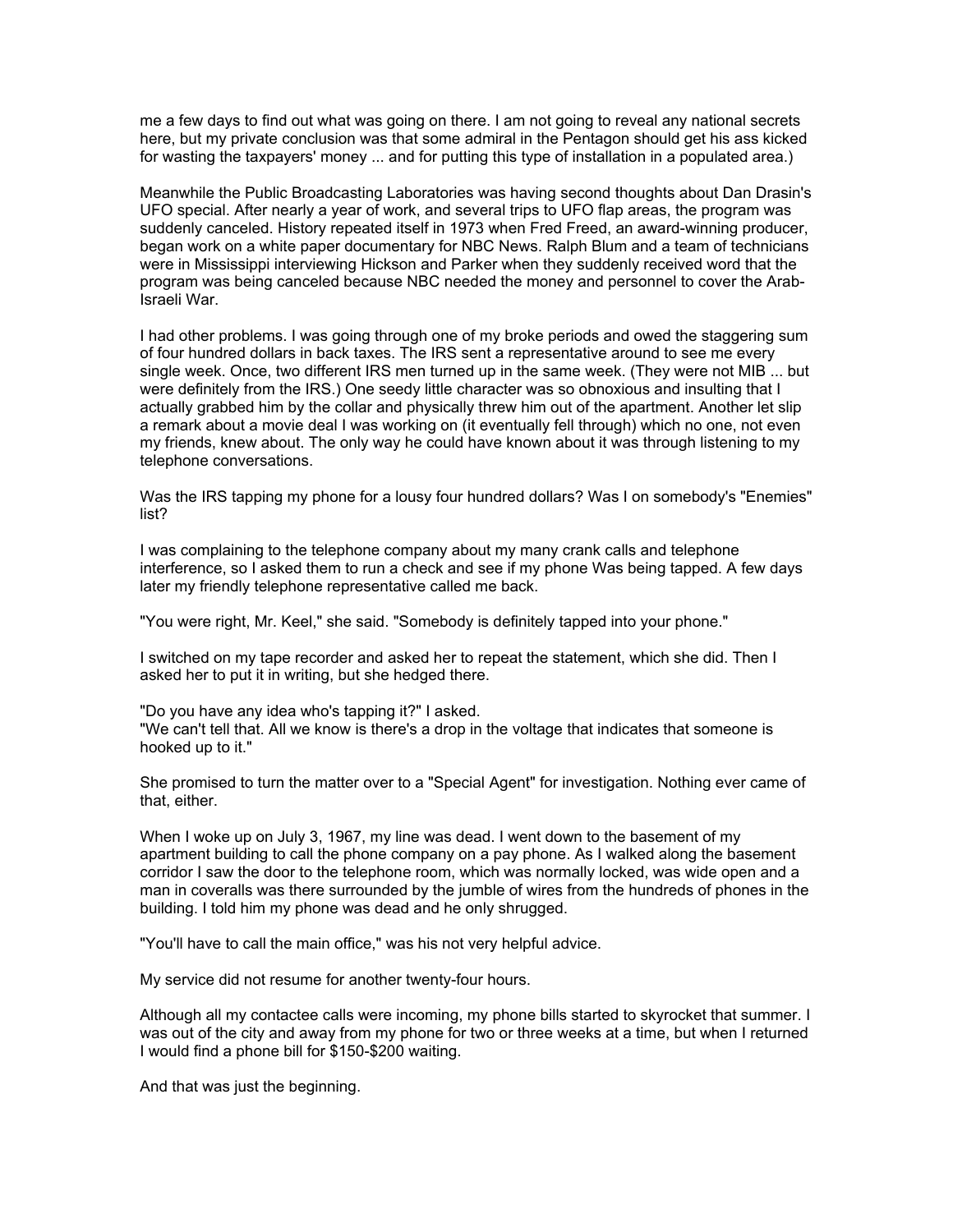me a few days to find out what was going on there. I am not going to reveal any national secrets here, but my private conclusion was that some admiral in the Pentagon should get his ass kicked for wasting the taxpayers' money ... and for putting this type of installation in a populated area.)

Meanwhile the Public Broadcasting Laboratories was having second thoughts about Dan Drasin's UFO special. After nearly a year of work, and several trips to UFO flap areas, the program was suddenly canceled. History repeated itself in 1973 when Fred Freed, an award-winning producer, began work on a white paper documentary for NBC News. Ralph Blum and a team of technicians were in Mississippi interviewing Hickson and Parker when they suddenly received word that the program was being canceled because NBC needed the money and personnel to cover the Arab-Israeli War.

I had other problems. I was going through one of my broke periods and owed the staggering sum of four hundred dollars in back taxes. The IRS sent a representative around to see me every single week. Once, two different IRS men turned up in the same week. (They were not MIB ... but were definitely from the IRS.) One seedy little character was so obnoxious and insulting that I actually grabbed him by the collar and physically threw him out of the apartment. Another let slip a remark about a movie deal I was working on (it eventually fell through) which no one, not even my friends, knew about. The only way he could have known about it was through listening to my telephone conversations.

Was the IRS tapping my phone for a lousy four hundred dollars? Was I on somebody's "Enemies" list?

I was complaining to the telephone company about my many crank calls and telephone interference, so I asked them to run a check and see if my phone Was being tapped. A few days later my friendly telephone representative called me back.

"You were right, Mr. Keel," she said. "Somebody is definitely tapped into your phone."

I switched on my tape recorder and asked her to repeat the statement, which she did. Then I asked her to put it in writing, but she hedged there.

"Do you have any idea who's tapping it?" I asked.
"We can't tell that. All we know is there's a drop in the voltage that indicates that someone is hooked up to it."

She promised to turn the matter over to a "Special Agent" for investigation. Nothing ever came of that, either.

When I woke up on July 3, 1967, my line was dead. I went down to the basement of my apartment building to call the phone company on a pay phone. As I walked along the basement corridor I saw the door to the telephone room, which was normally locked, was wide open and a man in coveralls was there surrounded by the jumble of wires from the hundreds of phones in the building. I told him my phone was dead and he only shrugged.

"You'll have to call the main office," was his not very helpful advice.

My service did not resume for another twenty-four hours.

Although all my contactee calls were incoming, my phone bills started to skyrocket that summer. I was out of the city and away from my phone for two or three weeks at a time, but when I returned I would find a phone bill for $150-$200 waiting.

And that was just the beginning.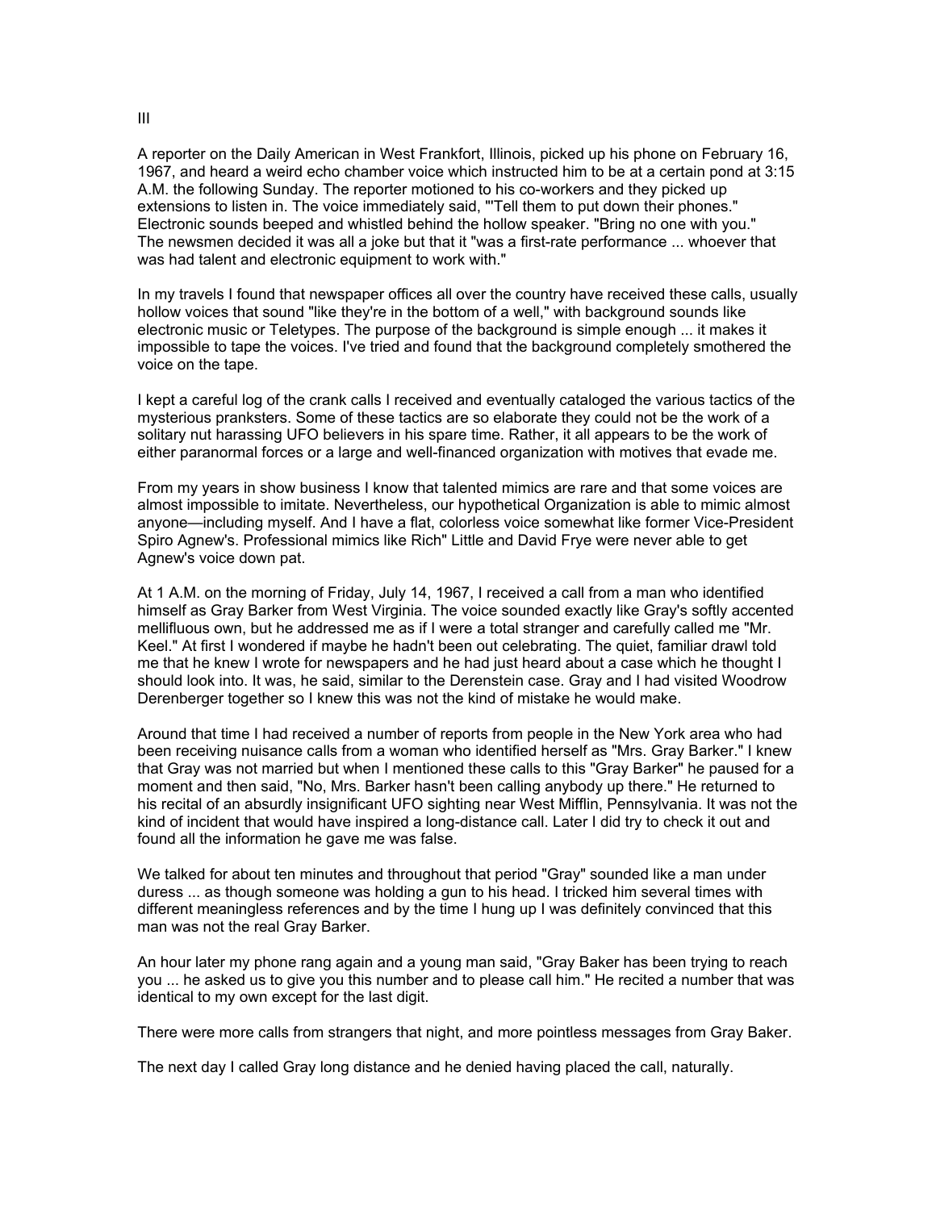III

A reporter on the Daily American in West Frankfort, Illinois, picked up his phone on February 16, 1967, and heard a weird echo chamber voice which instructed him to be at a certain pond at 3:15 A.M. the following Sunday. The reporter motioned to his co-workers and they picked up extensions to listen in. The voice immediately said, "'Tell them to put down their phones." Electronic sounds beeped and whistled behind the hollow speaker. "Bring no one with you." The newsmen decided it was all a joke but that it "was a first-rate performance ... whoever that was had talent and electronic equipment to work with."

In my travels I found that newspaper offices all over the country have received these calls, usually hollow voices that sound "like they're in the bottom of a well," with background sounds like electronic music or Teletypes. The purpose of the background is simple enough ... it makes it impossible to tape the voices. I've tried and found that the background completely smothered the voice on the tape.

I kept a careful log of the crank calls I received and eventually cataloged the various tactics of the mysterious pranksters. Some of these tactics are so elaborate they could not be the work of a solitary nut harassing UFO believers in his spare time. Rather, it all appears to be the work of either paranormal forces or a large and well-financed organization with motives that evade me.

From my years in show business I know that talented mimics are rare and that some voices are almost impossible to imitate. Nevertheless, our hypothetical Organization is able to mimic almost anyone—including myself. And I have a flat, colorless voice somewhat like former Vice-President Spiro Agnew's. Professional mimics like Rich" Little and David Frye were never able to get Agnew's voice down pat.

At 1 A.M. on the morning of Friday, July 14, 1967, I received a call from a man who identified himself as Gray Barker from West Virginia. The voice sounded exactly like Gray's softly accented mellifluous own, but he addressed me as if I were a total stranger and carefully called me "Mr. Keel." At first I wondered if maybe he hadn't been out celebrating. The quiet, familiar drawl told me that he knew I wrote for newspapers and he had just heard about a case which he thought I should look into. It was, he said, similar to the Derenstein case. Gray and I had visited Woodrow Derenberger together so I knew this was not the kind of mistake he would make.

Around that time I had received a number of reports from people in the New York area who had been receiving nuisance calls from a woman who identified herself as "Mrs. Gray Barker." I knew that Gray was not married but when I mentioned these calls to this "Gray Barker" he paused for a moment and then said, "No, Mrs. Barker hasn't been calling anybody up there." He returned to his recital of an absurdly insignificant UFO sighting near West Mifflin, Pennsylvania. It was not the kind of incident that would have inspired a long-distance call. Later I did try to check it out and found all the information he gave me was false.

We talked for about ten minutes and throughout that period "Gray" sounded like a man under duress ... as though someone was holding a gun to his head. I tricked him several times with different meaningless references and by the time I hung up I was definitely convinced that this man was not the real Gray Barker.

An hour later my phone rang again and a young man said, "Gray Baker has been trying to reach you ... he asked us to give you this number and to please call him." He recited a number that was identical to my own except for the last digit.

There were more calls from strangers that night, and more pointless messages from Gray Baker.

The next day I called Gray long distance and he denied having placed the call, naturally.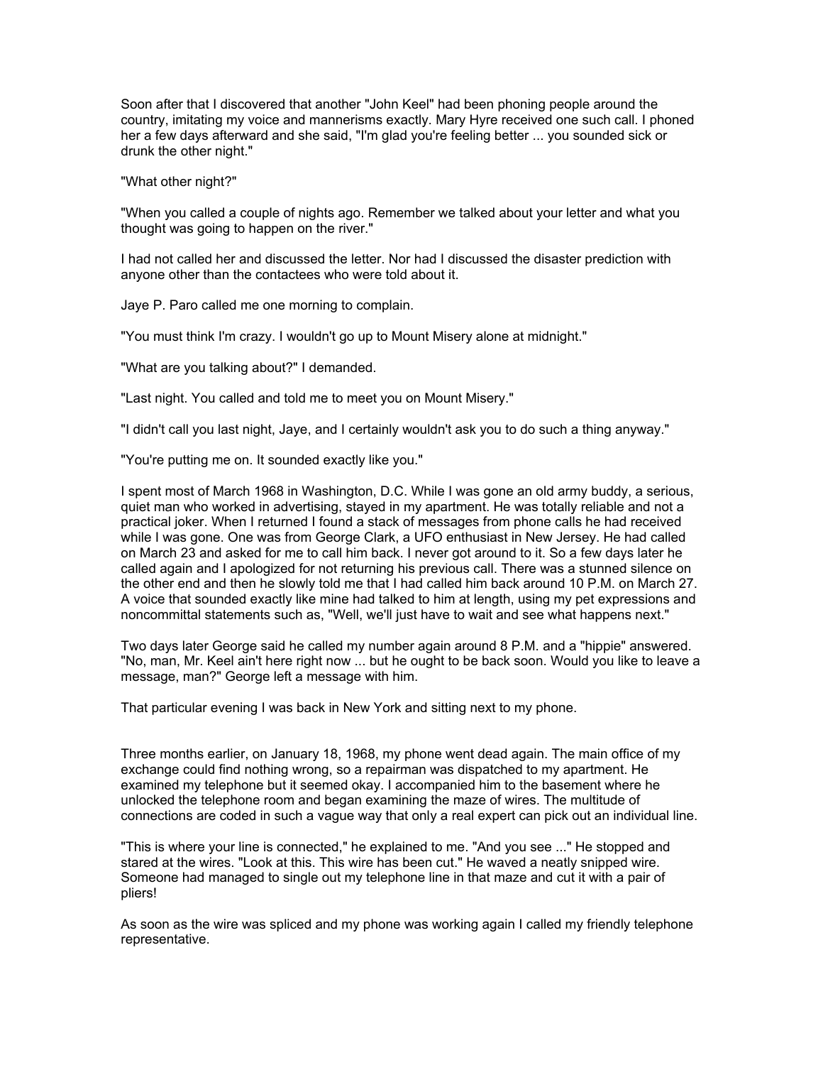Soon after that I discovered that another "John Keel" had been phoning people around the country, imitating my voice and mannerisms exactly. Mary Hyre received one such call. I phoned her a few days afterward and she said, "I'm glad you're feeling better ... you sounded sick or drunk the other night."

"What other night?"

"When you called a couple of nights ago. Remember we talked about your letter and what you thought was going to happen on the river."

I had not called her and discussed the letter. Nor had I discussed the disaster prediction with anyone other than the contactees who were told about it.

Jaye P. Paro called me one morning to complain.

"You must think I'm crazy. I wouldn't go up to Mount Misery alone at midnight."

"What are you talking about?" I demanded.

"Last night. You called and told me to meet you on Mount Misery."

"I didn't call you last night, Jaye, and I certainly wouldn't ask you to do such a thing anyway."

"You're putting me on. It sounded exactly like you."

I spent most of March 1968 in Washington, D.C. While I was gone an old army buddy, a serious, quiet man who worked in advertising, stayed in my apartment. He was totally reliable and not a practical joker. When I returned I found a stack of messages from phone calls he had received while I was gone. One was from George Clark, a UFO enthusiast in New Jersey. He had called on March 23 and asked for me to call him back. I never got around to it. So a few days later he called again and I apologized for not returning his previous call. There was a stunned silence on the other end and then he slowly told me that I had called him back around 10 P.M. on March 27. A voice that sounded exactly like mine had talked to him at length, using my pet expressions and noncommittal statements such as, "Well, we'll just have to wait and see what happens next."

Two days later George said he called my number again around 8 P.M. and a "hippie" answered. "No, man, Mr. Keel ain't here right now ... but he ought to be back soon. Would you like to leave a message, man?" George left a message with him.

That particular evening I was back in New York and sitting next to my phone.

Three months earlier, on January 18, 1968, my phone went dead again. The main office of my exchange could find nothing wrong, so a repairman was dispatched to my apartment. He examined my telephone but it seemed okay. I accompanied him to the basement where he unlocked the telephone room and began examining the maze of wires. The multitude of connections are coded in such a vague way that only a real expert can pick out an individual line.

"This is where your line is connected," he explained to me. "And you see ..." He stopped and stared at the wires. "Look at this. This wire has been cut." He waved a neatly snipped wire. Someone had managed to single out my telephone line in that maze and cut it with a pair of pliers!

As soon as the wire was spliced and my phone was working again I called my friendly telephone representative.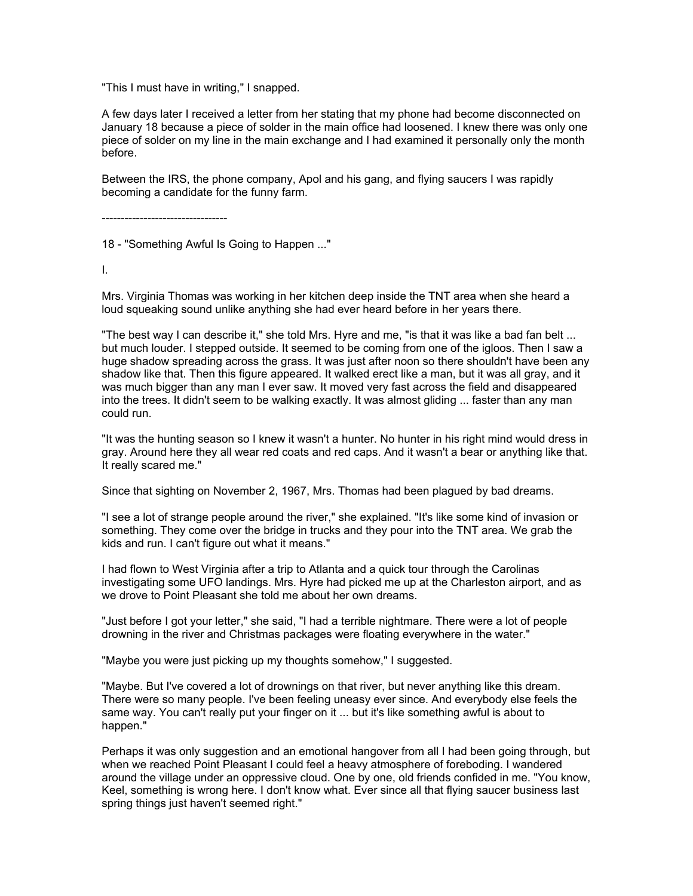"This I must have in writing," I snapped.

A few days later I received a letter from her stating that my phone had become disconnected on January 18 because a piece of solder in the main office had loosened. I knew there was only one piece of solder on my line in the main exchange and I had examined it personally only the month before.

Between the IRS, the phone company, Apol and his gang, and flying saucers I was rapidly becoming a candidate for the funny farm.

---------------------------------

## 18 - "Something Awful Is Going to Happen ..."

I.

Mrs. Virginia Thomas was working in her kitchen deep inside the TNT area when she heard a loud squeaking sound unlike anything she had ever heard before in her years there.

"The best way I can describe it," she told Mrs. Hyre and me, "is that it was like a bad fan belt ... but much louder. I stepped outside. It seemed to be coming from one of the igloos. Then I saw a huge shadow spreading across the grass. It was just after noon so there shouldn't have been any shadow like that. Then this figure appeared. It walked erect like a man, but it was all gray, and it was much bigger than any man I ever saw. It moved very fast across the field and disappeared into the trees. It didn't seem to be walking exactly. It was almost gliding ... faster than any man could run.

"It was the hunting season so I knew it wasn't a hunter. No hunter in his right mind would dress in gray. Around here they all wear red coats and red caps. And it wasn't a bear or anything like that. It really scared me."

Since that sighting on November 2, 1967, Mrs. Thomas had been plagued by bad dreams.

"I see a lot of strange people around the river," she explained. "It's like some kind of invasion or something. They come over the bridge in trucks and they pour into the TNT area. We grab the kids and run. I can't figure out what it means."

I had flown to West Virginia after a trip to Atlanta and a quick tour through the Carolinas investigating some UFO landings. Mrs. Hyre had picked me up at the Charleston airport, and as we drove to Point Pleasant she told me about her own dreams.

"Just before I got your letter," she said, "I had a terrible nightmare. There were a lot of people drowning in the river and Christmas packages were floating everywhere in the water."

"Maybe you were just picking up my thoughts somehow," I suggested.

"Maybe. But I've covered a lot of drownings on that river, but never anything like this dream. There were so many people. I've been feeling uneasy ever since. And everybody else feels the same way. You can't really put your finger on it ... but it's like something awful is about to happen."

Perhaps it was only suggestion and an emotional hangover from all I had been going through, but when we reached Point Pleasant I could feel a heavy atmosphere of foreboding. I wandered around the village under an oppressive cloud. One by one, old friends confided in me. "You know, Keel, something is wrong here. I don't know what. Ever since all that flying saucer business last spring things just haven't seemed right."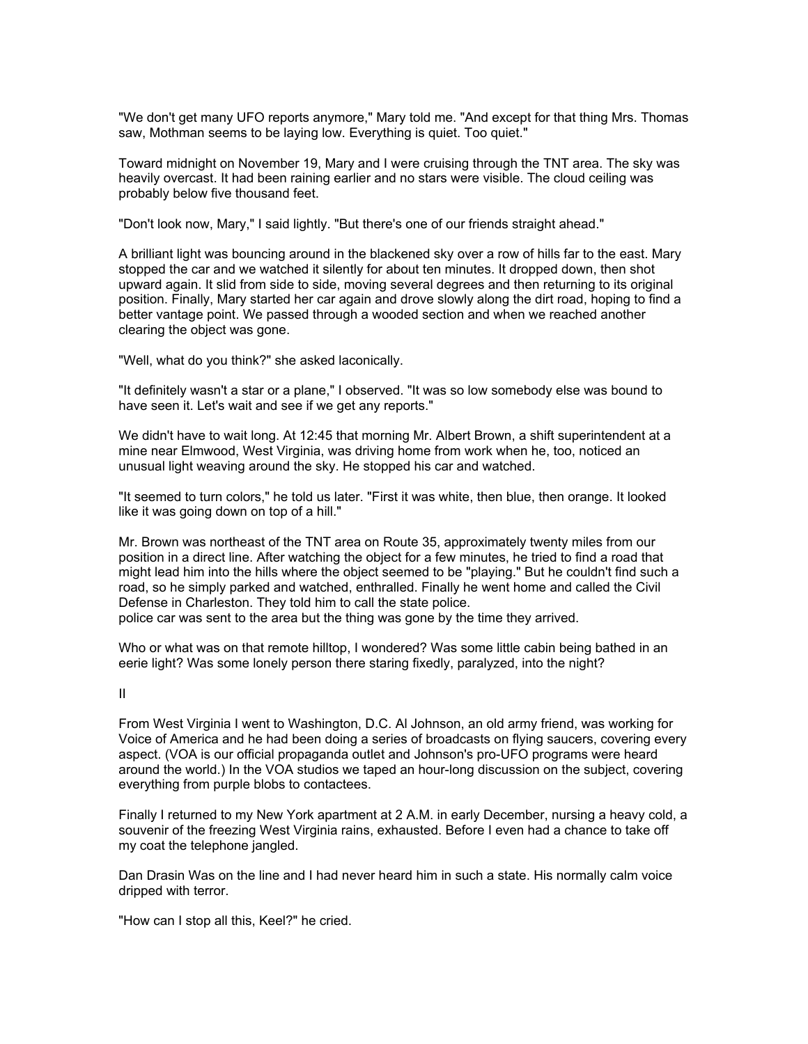"We don't get many UFO reports anymore," Mary told me. "And except for that thing Mrs. Thomas saw, Mothman seems to be laying low. Everything is quiet. Too quiet."

Toward midnight on November 19, Mary and I were cruising through the TNT area. The sky was heavily overcast. It had been raining earlier and no stars were visible. The cloud ceiling was probably below five thousand feet.

"Don't look now, Mary," I said lightly. "But there's one of our friends straight ahead."

A brilliant light was bouncing around in the blackened sky over a row of hills far to the east. Mary stopped the car and we watched it silently for about ten minutes. It dropped down, then shot upward again. It slid from side to side, moving several degrees and then returning to its original position. Finally, Mary started her car again and drove slowly along the dirt road, hoping to find a better vantage point. We passed through a wooded section and when we reached another clearing the object was gone.

"Well, what do you think?" she asked laconically.

"It definitely wasn't a star or a plane," I observed. "It was so low somebody else was bound to have seen it. Let's wait and see if we get any reports."

We didn't have to wait long. At 12:45 that morning Mr. Albert Brown, a shift superintendent at a mine near Elmwood, West Virginia, was driving home from work when he, too, noticed an unusual light weaving around the sky. He stopped his car and watched.

"It seemed to turn colors," he told us later. "First it was white, then blue, then orange. It looked like it was going down on top of a hill."

Mr. Brown was northeast of the TNT area on Route 35, approximately twenty miles from our position in a direct line. After watching the object for a few minutes, he tried to find a road that might lead him into the hills where the object seemed to be "playing." But he couldn't find such a road, so he simply parked and watched, enthralled. Finally he went home and called the Civil Defense in Charleston. They told him to call the state police.
police car was sent to the area but the thing was gone by the time they arrived.

Who or what was on that remote hilltop, I wondered? Was some little cabin being bathed in an eerie light? Was some lonely person there staring fixedly, paralyzed, into the night?

## II

From West Virginia I went to Washington, D.C. Al Johnson, an old army friend, was working for Voice of America and he had been doing a series of broadcasts on flying saucers, covering every aspect. (VOA is our official propaganda outlet and Johnson's pro-UFO programs were heard around the world.) In the VOA studios we taped an hour-long discussion on the subject, covering everything from purple blobs to contactees.

Finally I returned to my New York apartment at 2 A.M. in early December, nursing a heavy cold, a souvenir of the freezing West Virginia rains, exhausted. Before I even had a chance to take off my coat the telephone jangled.

Dan Drasin Was on the line and I had never heard him in such a state. His normally calm voice dripped with terror.

"How can I stop all this, Keel?" he cried.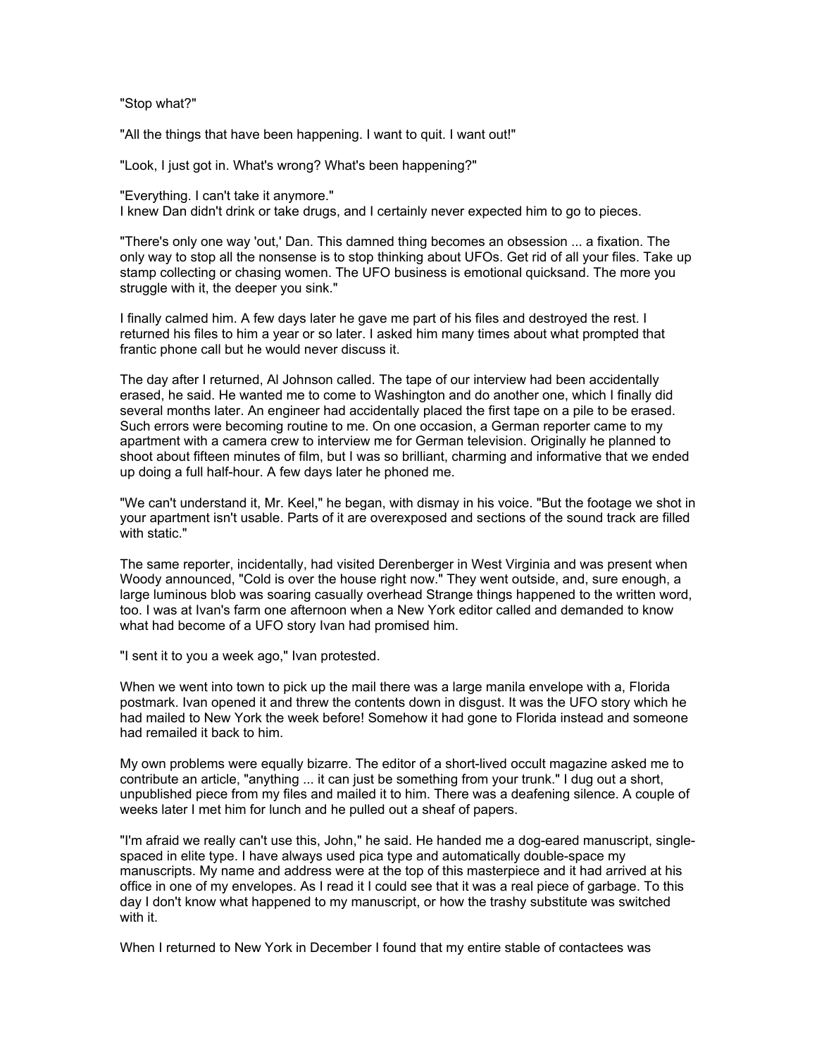"Stop what?"

"All the things that have been happening. I want to quit. I want out!"

"Look, I just got in. What's wrong? What's been happening?"

"Everything. I can't take it anymore."
I knew Dan didn't drink or take drugs, and I certainly never expected him to go to pieces.

"There's only one way 'out,' Dan. This damned thing becomes an obsession ... a fixation. The only way to stop all the nonsense is to stop thinking about UFOs. Get rid of all your files. Take up stamp collecting or chasing women. The UFO business is emotional quicksand. The more you struggle with it, the deeper you sink."

I finally calmed him. A few days later he gave me part of his files and destroyed the rest. I returned his files to him a year or so later. I asked him many times about what prompted that frantic phone call but he would never discuss it.

The day after I returned, Al Johnson called. The tape of our interview had been accidentally erased, he said. He wanted me to come to Washington and do another one, which I finally did several months later. An engineer had accidentally placed the first tape on a pile to be erased. Such errors were becoming routine to me. On one occasion, a German reporter came to my apartment with a camera crew to interview me for German television. Originally he planned to shoot about fifteen minutes of film, but I was so brilliant, charming and informative that we ended up doing a full half-hour. A few days later he phoned me.

"We can't understand it, Mr. Keel," he began, with dismay in his voice. "But the footage we shot in your apartment isn't usable. Parts of it are overexposed and sections of the sound track are filled with static."

The same reporter, incidentally, had visited Derenberger in West Virginia and was present when Woody announced, "Cold is over the house right now." They went outside, and, sure enough, a large luminous blob was soaring casually overhead Strange things happened to the written word, too. I was at Ivan's farm one afternoon when a New York editor called and demanded to know what had become of a UFO story Ivan had promised him.

"I sent it to you a week ago," Ivan protested.

When we went into town to pick up the mail there was a large manila envelope with a, Florida postmark. Ivan opened it and threw the contents down in disgust. It was the UFO story which he had mailed to New York the week before! Somehow it had gone to Florida instead and someone had remailed it back to him.

My own problems were equally bizarre. The editor of a short-lived occult magazine asked me to contribute an article, "anything ... it can just be something from your trunk." I dug out a short, unpublished piece from my files and mailed it to him. There was a deafening silence. A couple of weeks later I met him for lunch and he pulled out a sheaf of papers.

"I'm afraid we really can't use this, John," he said. He handed me a dog-eared manuscript, single-spaced in elite type. I have always used pica type and automatically double-space my manuscripts. My name and address were at the top of this masterpiece and it had arrived at his office in one of my envelopes. As I read it I could see that it was a real piece of garbage. To this day I don't know what happened to my manuscript, or how the trashy substitute was switched with it.

When I returned to New York in December I found that my entire stable of contactees was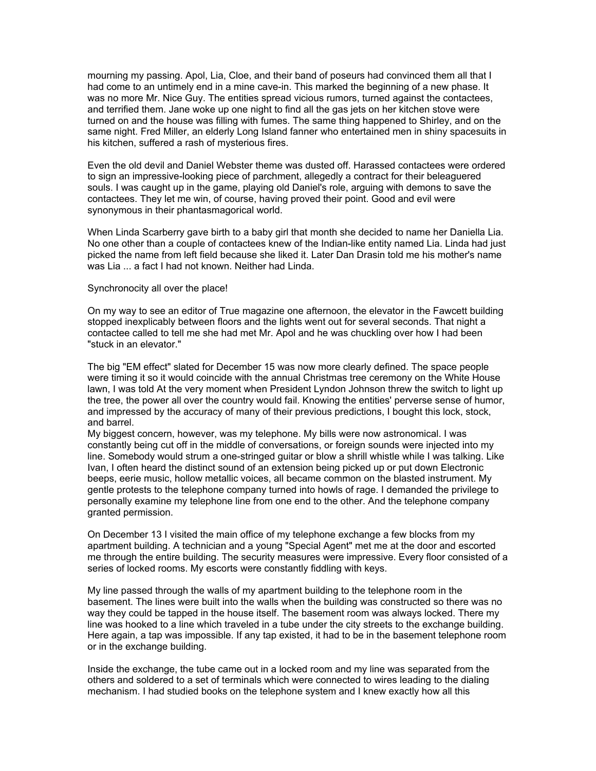mourning my passing. Apol, Lia, Cloe, and their band of poseurs had convinced them all that I had come to an untimely end in a mine cave-in. This marked the beginning of a new phase. It was no more Mr. Nice Guy. The entities spread vicious rumors, turned against the contactees, and terrified them. Jane woke up one night to find all the gas jets on her kitchen stove were turned on and the house was filling with fumes. The same thing happened to Shirley, and on the same night. Fred Miller, an elderly Long Island fanner who entertained men in shiny spacesuits in his kitchen, suffered a rash of mysterious fires.

Even the old devil and Daniel Webster theme was dusted off. Harassed contactees were ordered to sign an impressive-looking piece of parchment, allegedly a contract for their beleaguered souls. I was caught up in the game, playing old Daniel's role, arguing with demons to save the contactees. They let me win, of course, having proved their point. Good and evil were synonymous in their phantasmagorical world.

When Linda Scarberry gave birth to a baby girl that month she decided to name her Daniella Lia. No one other than a couple of contactees knew of the Indian-like entity named Lia. Linda had just picked the name from left field because she liked it. Later Dan Drasin told me his mother's name was Lia ... a fact I had not known. Neither had Linda.

Synchronocity all over the place!

On my way to see an editor of True magazine one afternoon, the elevator in the Fawcett building stopped inexplicably between floors and the lights went out for several seconds. That night a contactee called to tell me she had met Mr. Apol and he was chuckling over how I had been "stuck in an elevator."

The big "EM effect" slated for December 15 was now more clearly defined. The space people were timing it so it would coincide with the annual Christmas tree ceremony on the White House lawn, I was told At the very moment when President Lyndon Johnson threw the switch to light up the tree, the power all over the country would fail. Knowing the entities' perverse sense of humor, and impressed by the accuracy of many of their previous predictions, I bought this lock, stock, and barrel.

My biggest concern, however, was my telephone. My bills were now astronomical. I was constantly being cut off in the middle of conversations, or foreign sounds were injected into my line. Somebody would strum a one-stringed guitar or blow a shrill whistle while I was talking. Like Ivan, I often heard the distinct sound of an extension being picked up or put down Electronic beeps, eerie music, hollow metallic voices, all became common on the blasted instrument. My gentle protests to the telephone company turned into howls of rage. I demanded the privilege to personally examine my telephone line from one end to the other. And the telephone company granted permission.

On December 13 I visited the main office of my telephone exchange a few blocks from my apartment building. A technician and a young "Special Agent" met me at the door and escorted me through the entire building. The security measures were impressive. Every floor consisted of a series of locked rooms. My escorts were constantly fiddling with keys.

My line passed through the walls of my apartment building to the telephone room in the basement. The lines were built into the walls when the building was constructed so there was no way they could be tapped in the house itself. The basement room was always locked. There my line was hooked to a line which traveled in a tube under the city streets to the exchange building. Here again, a tap was impossible. If any tap existed, it had to be in the basement telephone room or in the exchange building.

Inside the exchange, the tube came out in a locked room and my line was separated from the others and soldered to a set of terminals which were connected to wires leading to the dialing mechanism. I had studied books on the telephone system and I knew exactly how all this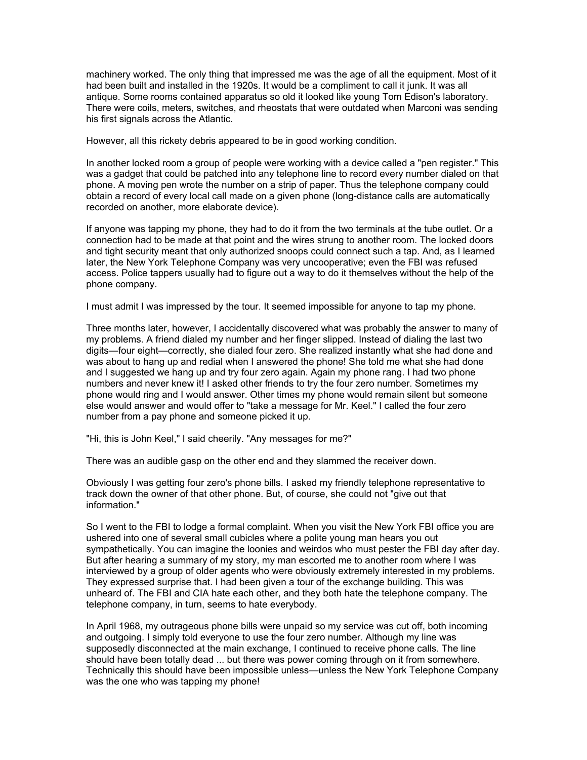machinery worked. The only thing that impressed me was the age of all the equipment. Most of it had been built and installed in the 1920s. It would be a compliment to call it junk. It was all antique. Some rooms contained apparatus so old it looked like young Tom Edison's laboratory. There were coils, meters, switches, and rheostats that were outdated when Marconi was sending his first signals across the Atlantic.

However, all this rickety debris appeared to be in good working condition.

In another locked room a group of people were working with a device called a "pen register." This was a gadget that could be patched into any telephone line to record every number dialed on that phone. A moving pen wrote the number on a strip of paper. Thus the telephone company could obtain a record of every local call made on a given phone (long-distance calls are automatically recorded on another, more elaborate device).

If anyone was tapping my phone, they had to do it from the two terminals at the tube outlet. Or a connection had to be made at that point and the wires strung to another room. The locked doors and tight security meant that only authorized snoops could connect such a tap. And, as I learned later, the New York Telephone Company was very uncooperative; even the FBI was refused access. Police tappers usually had to figure out a way to do it themselves without the help of the phone company.

I must admit I was impressed by the tour. It seemed impossible for anyone to tap my phone.

Three months later, however, I accidentally discovered what was probably the answer to many of my problems. A friend dialed my number and her finger slipped. Instead of dialing the last two digits—four eight—correctly, she dialed four zero. She realized instantly what she had done and was about to hang up and redial when I answered the phone! She told me what she had done and I suggested we hang up and try four zero again. Again my phone rang. I had two phone numbers and never knew it! I asked other friends to try the four zero number. Sometimes my phone would ring and I would answer. Other times my phone would remain silent but someone else would answer and would offer to "take a message for Mr. Keel." I called the four zero number from a pay phone and someone picked it up.

"Hi, this is John Keel," I said cheerily. "Any messages for me?"

There was an audible gasp on the other end and they slammed the receiver down.

Obviously I was getting four zero's phone bills. I asked my friendly telephone representative to track down the owner of that other phone. But, of course, she could not "give out that information."

So I went to the FBI to lodge a formal complaint. When you visit the New York FBI office you are ushered into one of several small cubicles where a polite young man hears you out sympathetically. You can imagine the loonies and weirdos who must pester the FBI day after day. But after hearing a summary of my story, my man escorted me to another room where I was interviewed by a group of older agents who were obviously extremely interested in my problems. They expressed surprise that. I had been given a tour of the exchange building. This was unheard of. The FBI and CIA hate each other, and they both hate the telephone company. The telephone company, in turn, seems to hate everybody.

In April 1968, my outrageous phone bills were unpaid so my service was cut off, both incoming and outgoing. I simply told everyone to use the four zero number. Although my line was supposedly disconnected at the main exchange, I continued to receive phone calls. The line should have been totally dead ... but there was power coming through on it from somewhere. Technically this should have been impossible unless—unless the New York Telephone Company was the one who was tapping my phone!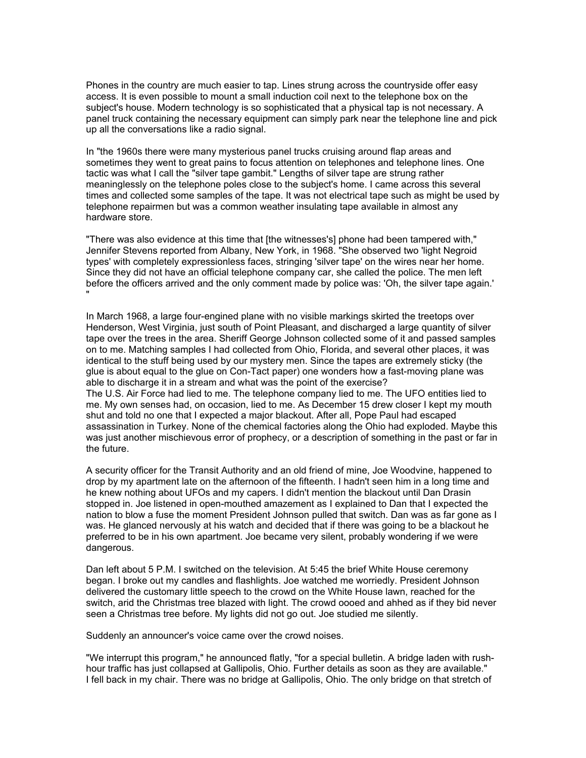Phones in the country are much easier to tap. Lines strung across the countryside offer easy access. It is even possible to mount a small induction coil next to the telephone box on the subject's house. Modern technology is so sophisticated that a physical tap is not necessary. A panel truck containing the necessary equipment can simply park near the telephone line and pick up all the conversations like a radio signal.

In "the 1960s there were many mysterious panel trucks cruising around flap areas and sometimes they went to great pains to focus attention on telephones and telephone lines. One tactic was what I call the "silver tape gambit." Lengths of silver tape are strung rather meaninglessly on the telephone poles close to the subject's home. I came across this several times and collected some samples of the tape. It was not electrical tape such as might be used by telephone repairmen but was a common weather insulating tape available in almost any hardware store.

"There was also evidence at this time that [the witnesses's] phone had been tampered with," Jennifer Stevens reported from Albany, New York, in 1968. "She observed two 'light Negroid types' with completely expressionless faces, stringing 'silver tape' on the wires near her home. Since they did not have an official telephone company car, she called the police. The men left before the officers arrived and the only comment made by police was: 'Oh, the silver tape again.' "

In March 1968, a large four-engined plane with no visible markings skirted the treetops over Henderson, West Virginia, just south of Point Pleasant, and discharged a large quantity of silver tape over the trees in the area. Sheriff George Johnson collected some of it and passed samples on to me. Matching samples I had collected from Ohio, Florida, and several other places, it was identical to the stuff being used by our mystery men. Since the tapes are extremely sticky (the glue is about equal to the glue on Con-Tact paper) one wonders how a fast-moving plane was able to discharge it in a stream and what was the point of the exercise?
The U.S. Air Force had lied to me. The telephone company lied to me. The UFO entities lied to me. My own senses had, on occasion, lied to me. As December 15 drew closer I kept my mouth shut and told no one that I expected a major blackout. After all, Pope Paul had escaped assassination in Turkey. None of the chemical factories along the Ohio had exploded. Maybe this was just another mischievous error of prophecy, or a description of something in the past or far in the future.

A security officer for the Transit Authority and an old friend of mine, Joe Woodvine, happened to drop by my apartment late on the afternoon of the fifteenth. I hadn't seen him in a long time and he knew nothing about UFOs and my capers. I didn't mention the blackout until Dan Drasin stopped in. Joe listened in open-mouthed amazement as I explained to Dan that I expected the nation to blow a fuse the moment President Johnson pulled that switch. Dan was as far gone as I was. He glanced nervously at his watch and decided that if there was going to be a blackout he preferred to be in his own apartment. Joe became very silent, probably wondering if we were dangerous.

Dan left about 5 P.M. I switched on the television. At 5:45 the brief White House ceremony began. I broke out my candles and flashlights. Joe watched me worriedly. President Johnson delivered the customary little speech to the crowd on the White House lawn, reached for the switch, arid the Christmas tree blazed with light. The crowd oooed and ahhed as if they bid never seen a Christmas tree before. My lights did not go out. Joe studied me silently.

Suddenly an announcer's voice came over the crowd noises.

"We interrupt this program," he announced flatly, "for a special bulletin. A bridge laden with rush-hour traffic has just collapsed at Gallipolis, Ohio. Further details as soon as they are available."
I fell back in my chair. There was no bridge at Gallipolis, Ohio. The only bridge on that stretch of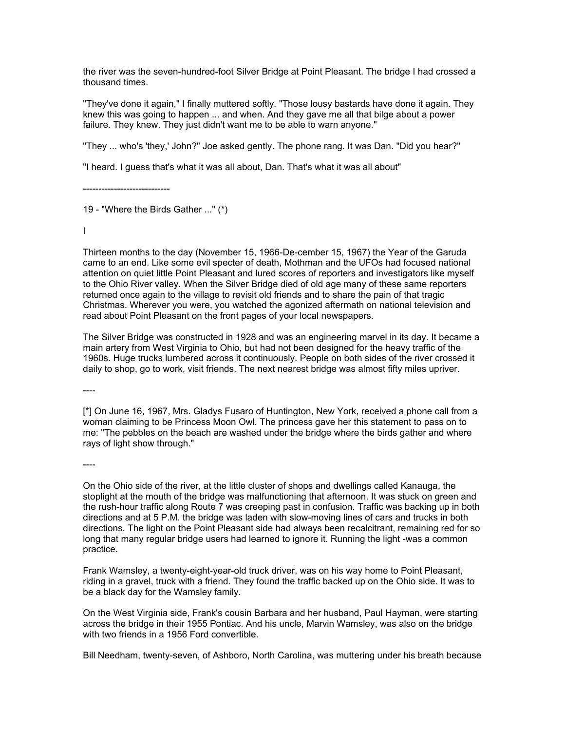the river was the seven-hundred-foot Silver Bridge at Point Pleasant. The bridge I had crossed a thousand times.

"They've done it again," I finally muttered softly. "Those lousy bastards have done it again. They knew this was going to happen ... and when. And they gave me all that bilge about a power failure. They knew. They just didn't want me to be able to warn anyone."

"They ... who's 'they,' John?" Joe asked gently. The phone rang. It was Dan. "Did you hear?"

"I heard. I guess that's what it was all about, Dan. That's what it was all about"

----------------------------

## 19 - "Where the Birds Gather ..." (*)

### I

Thirteen months to the day (November 15, 1966-De-cember 15, 1967) the Year of the Garuda came to an end. Like some evil specter of death, Mothman and the UFOs had focused national attention on quiet little Point Pleasant and lured scores of reporters and investigators like myself to the Ohio River valley. When the Silver Bridge died of old age many of these same reporters returned once again to the village to revisit old friends and to share the pain of that tragic Christmas. Wherever you were, you watched the agonized aftermath on national television and read about Point Pleasant on the front pages of your local newspapers.

The Silver Bridge was constructed in 1928 and was an engineering marvel in its day. It became a main artery from West Virginia to Ohio, but had not been designed for the heavy traffic of the 1960s. Huge trucks lumbered across it continuously. People on both sides of the river crossed it daily to shop, go to work, visit friends. The next nearest bridge was almost fifty miles upriver.

----

[*] On June 16, 1967, Mrs. Gladys Fusaro of Huntington, New York, received a phone call from a woman claiming to be Princess Moon Owl. The princess gave her this statement to pass on to me: "The pebbles on the beach are washed under the bridge where the birds gather and where rays of light show through."

----

On the Ohio side of the river, at the little cluster of shops and dwellings called Kanauga, the stoplight at the mouth of the bridge was malfunctioning that afternoon. It was stuck on green and the rush-hour traffic along Route 7 was creeping past in confusion. Traffic was backing up in both directions and at 5 P.M. the bridge was laden with slow-moving lines of cars and trucks in both directions. The light on the Point Pleasant side had always been recalcitrant, remaining red for so long that many regular bridge users had learned to ignore it. Running the light -was a common practice.

Frank Wamsley, a twenty-eight-year-old truck driver, was on his way home to Point Pleasant, riding in a gravel, truck with a friend. They found the traffic backed up on the Ohio side. It was to be a black day for the Wamsley family.

On the West Virginia side, Frank's cousin Barbara and her husband, Paul Hayman, were starting across the bridge in their 1955 Pontiac. And his uncle, Marvin Wamsley, was also on the bridge with two friends in a 1956 Ford convertible.

Bill Needham, twenty-seven, of Ashboro, North Carolina, was muttering under his breath because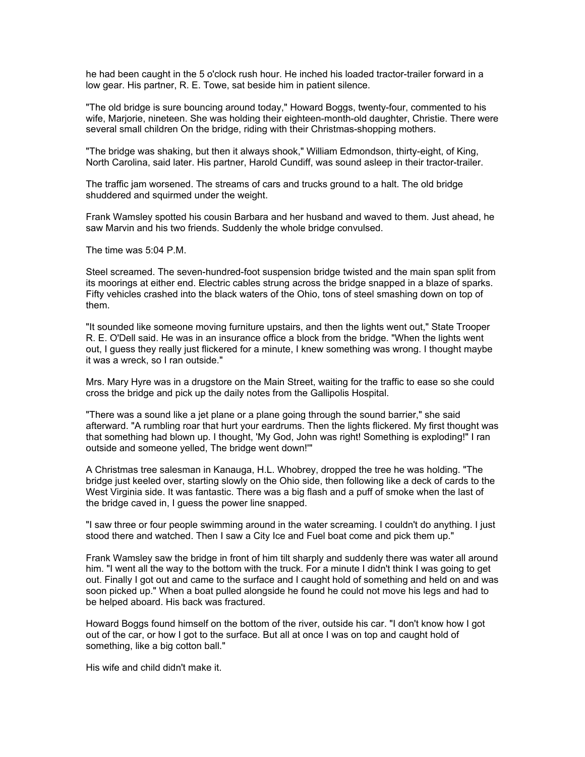he had been caught in the 5 o'clock rush hour. He inched his loaded tractor-trailer forward in a low gear. His partner, R. E. Towe, sat beside him in patient silence.

"The old bridge is sure bouncing around today," Howard Boggs, twenty-four, commented to his wife, Marjorie, nineteen. She was holding their eighteen-month-old daughter, Christie. There were several small children On the bridge, riding with their Christmas-shopping mothers.

"The bridge was shaking, but then it always shook," William Edmondson, thirty-eight, of King, North Carolina, said later. His partner, Harold Cundiff, was sound asleep in their tractor-trailer.

The traffic jam worsened. The streams of cars and trucks ground to a halt. The old bridge shuddered and squirmed under the weight.

Frank Wamsley spotted his cousin Barbara and her husband and waved to them. Just ahead, he saw Marvin and his two friends. Suddenly the whole bridge convulsed.

The time was 5:04 P.M.

Steel screamed. The seven-hundred-foot suspension bridge twisted and the main span split from its moorings at either end. Electric cables strung across the bridge snapped in a blaze of sparks. Fifty vehicles crashed into the black waters of the Ohio, tons of steel smashing down on top of them.

"It sounded like someone moving furniture upstairs, and then the lights went out," State Trooper R. E. O'Dell said. He was in an insurance office a block from the bridge. "When the lights went out, I guess they really just flickered for a minute, I knew something was wrong. I thought maybe it was a wreck, so I ran outside."

Mrs. Mary Hyre was in a drugstore on the Main Street, waiting for the traffic to ease so she could cross the bridge and pick up the daily notes from the Gallipolis Hospital.

"There was a sound like a jet plane or a plane going through the sound barrier," she said afterward. "A rumbling roar that hurt your eardrums. Then the lights flickered. My first thought was that something had blown up. I thought, 'My God, John was right! Something is exploding!" I ran outside and someone yelled, The bridge went down!'"

A Christmas tree salesman in Kanauga, H.L. Whobrey, dropped the tree he was holding. "The bridge just keeled over, starting slowly on the Ohio side, then following like a deck of cards to the West Virginia side. It was fantastic. There was a big flash and a puff of smoke when the last of the bridge caved in, I guess the power line snapped.

"I saw three or four people swimming around in the water screaming. I couldn't do anything. I just stood there and watched. Then I saw a City Ice and Fuel boat come and pick them up."

Frank Wamsley saw the bridge in front of him tilt sharply and suddenly there was water all around him. "I went all the way to the bottom with the truck. For a minute I didn't think I was going to get out. Finally I got out and came to the surface and I caught hold of something and held on and was soon picked up." When a boat pulled alongside he found he could not move his legs and had to be helped aboard. His back was fractured.

Howard Boggs found himself on the bottom of the river, outside his car. "I don't know how I got out of the car, or how I got to the surface. But all at once I was on top and caught hold of something, like a big cotton ball."

His wife and child didn't make it.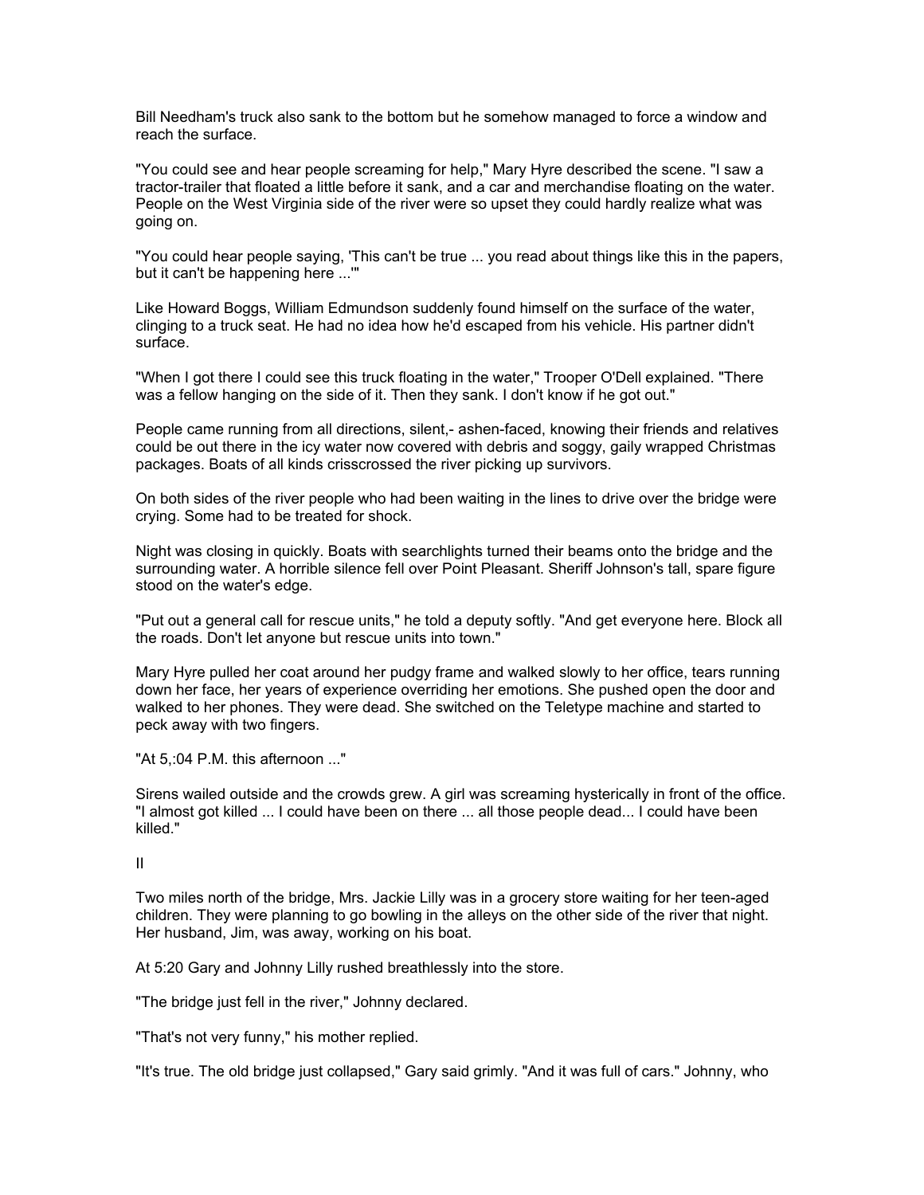Bill Needham's truck also sank to the bottom but he somehow managed to force a window and reach the surface.

"You could see and hear people screaming for help," Mary Hyre described the scene. "I saw a tractor-trailer that floated a little before it sank, and a car and merchandise floating on the water. People on the West Virginia side of the river were so upset they could hardly realize what was going on.

"You could hear people saying, 'This can't be true ... you read about things like this in the papers, but it can't be happening here ...'"

Like Howard Boggs, William Edmundson suddenly found himself on the surface of the water, clinging to a truck seat. He had no idea how he'd escaped from his vehicle. His partner didn't surface.

"When I got there I could see this truck floating in the water," Trooper O'Dell explained. "There was a fellow hanging on the side of it. Then they sank. I don't know if he got out."

People came running from all directions, silent,- ashen-faced, knowing their friends and relatives could be out there in the icy water now covered with debris and soggy, gaily wrapped Christmas packages. Boats of all kinds crisscrossed the river picking up survivors.

On both sides of the river people who had been waiting in the lines to drive over the bridge were crying. Some had to be treated for shock.

Night was closing in quickly. Boats with searchlights turned their beams onto the bridge and the surrounding water. A horrible silence fell over Point Pleasant. Sheriff Johnson's tall, spare figure stood on the water's edge.

"Put out a general call for rescue units," he told a deputy softly. "And get everyone here. Block all the roads. Don't let anyone but rescue units into town."

Mary Hyre pulled her coat around her pudgy frame and walked slowly to her office, tears running down her face, her years of experience overriding her emotions. She pushed open the door and walked to her phones. They were dead. She switched on the Teletype machine and started to peck away with two fingers.

"At 5,:04 P.M. this afternoon ..."

Sirens wailed outside and the crowds grew. A girl was screaming hysterically in front of the office. "I almost got killed ... I could have been on there ... all those people dead... I could have been killed."

II

Two miles north of the bridge, Mrs. Jackie Lilly was in a grocery store waiting for her teen-aged children. They were planning to go bowling in the alleys on the other side of the river that night. Her husband, Jim, was away, working on his boat.

At 5:20 Gary and Johnny Lilly rushed breathlessly into the store.

"The bridge just fell in the river," Johnny declared.

"That's not very funny," his mother replied.

"It's true. The old bridge just collapsed," Gary said grimly. "And it was full of cars." Johnny, who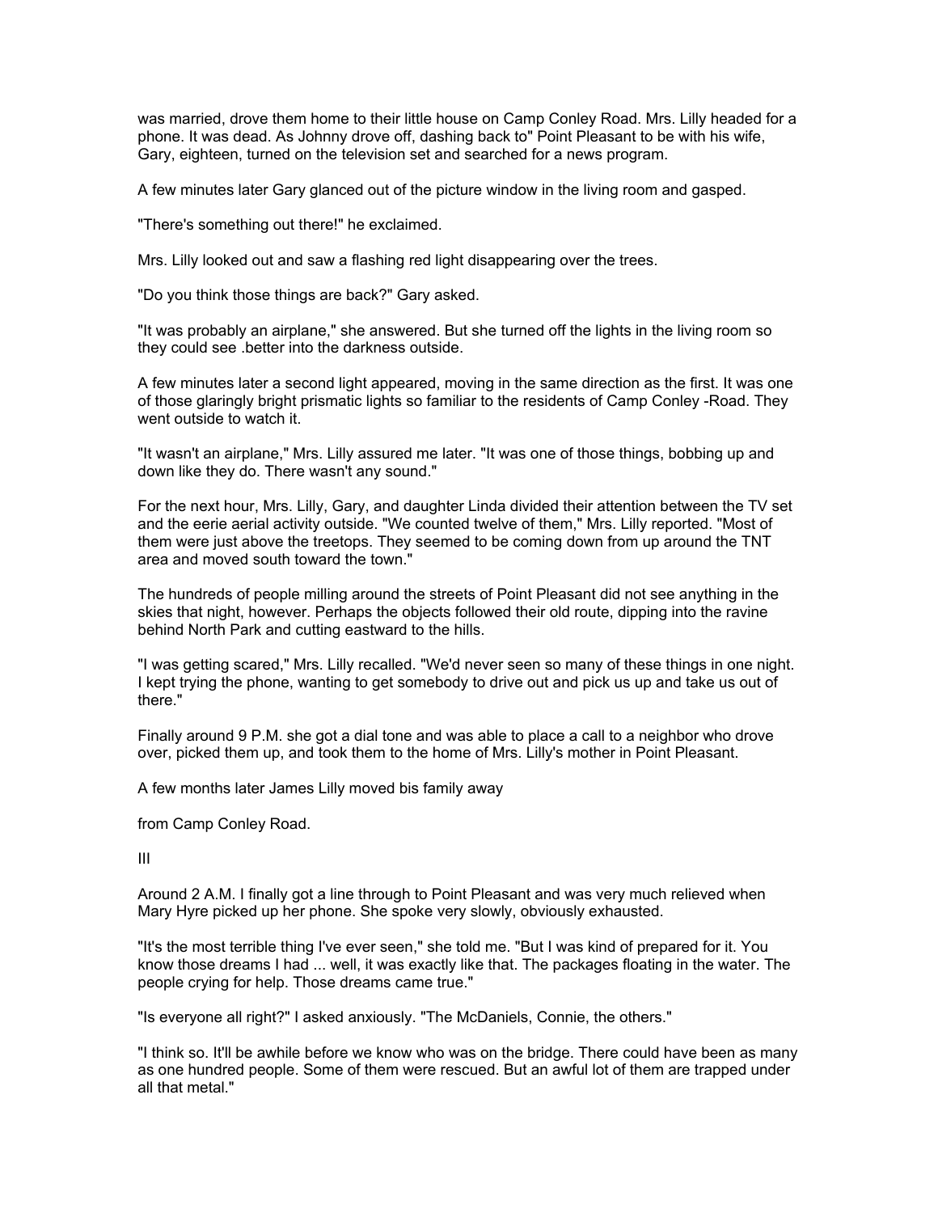was married, drove them home to their little house on Camp Conley Road. Mrs. Lilly headed for a phone. It was dead. As Johnny drove off, dashing back to" Point Pleasant to be with his wife, Gary, eighteen, turned on the television set and searched for a news program.

A few minutes later Gary glanced out of the picture window in the living room and gasped.

"There's something out there!" he exclaimed.

Mrs. Lilly looked out and saw a flashing red light disappearing over the trees.

"Do you think those things are back?" Gary asked.

"It was probably an airplane," she answered. But she turned off the lights in the living room so they could see .better into the darkness outside.

A few minutes later a second light appeared, moving in the same direction as the first. It was one of those glaringly bright prismatic lights so familiar to the residents of Camp Conley -Road. They went outside to watch it.

"It wasn't an airplane," Mrs. Lilly assured me later. "It was one of those things, bobbing up and down like they do. There wasn't any sound."

For the next hour, Mrs. Lilly, Gary, and daughter Linda divided their attention between the TV set and the eerie aerial activity outside. "We counted twelve of them," Mrs. Lilly reported. "Most of them were just above the treetops. They seemed to be coming down from up around the TNT area and moved south toward the town."

The hundreds of people milling around the streets of Point Pleasant did not see anything in the skies that night, however. Perhaps the objects followed their old route, dipping into the ravine behind North Park and cutting eastward to the hills.

"I was getting scared," Mrs. Lilly recalled. "We'd never seen so many of these things in one night. I kept trying the phone, wanting to get somebody to drive out and pick us up and take us out of there."

Finally around 9 P.M. she got a dial tone and was able to place a call to a neighbor who drove over, picked them up, and took them to the home of Mrs. Lilly's mother in Point Pleasant.

A few months later James Lilly moved bis family away

from Camp Conley Road.

III

Around 2 A.M. I finally got a line through to Point Pleasant and was very much relieved when Mary Hyre picked up her phone. She spoke very slowly, obviously exhausted.

"It's the most terrible thing I've ever seen," she told me. "But I was kind of prepared for it. You know those dreams I had ... well, it was exactly like that. The packages floating in the water. The people crying for help. Those dreams came true."

"Is everyone all right?" I asked anxiously. "The McDaniels, Connie, the others."

"I think so. It'll be awhile before we know who was on the bridge. There could have been as many as one hundred people. Some of them were rescued. But an awful lot of them are trapped under all that metal."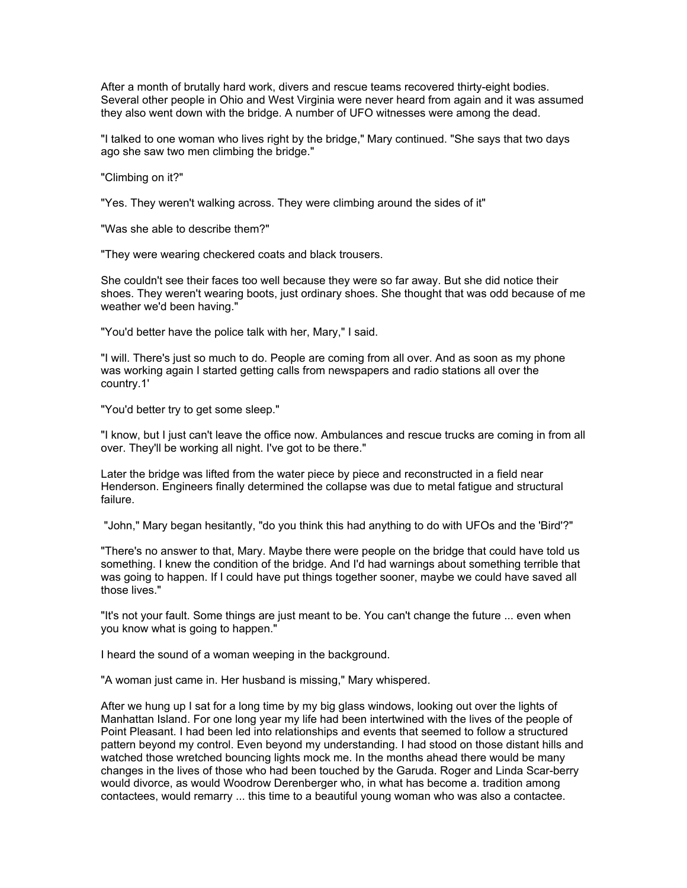After a month of brutally hard work, divers and rescue teams recovered thirty-eight bodies. Several other people in Ohio and West Virginia were never heard from again and it was assumed they also went down with the bridge. A number of UFO witnesses were among the dead.

"I talked to one woman who lives right by the bridge," Mary continued. "She says that two days ago she saw two men climbing the bridge."

"Climbing on it?"

"Yes. They weren't walking across. They were climbing around the sides of it"

"Was she able to describe them?"

"They were wearing checkered coats and black trousers.

She couldn't see their faces too well because they were so far away. But she did notice their shoes. They weren't wearing boots, just ordinary shoes. She thought that was odd because of me weather we'd been having."

"You'd better have the police talk with her, Mary," I said.

"I will. There's just so much to do. People are coming from all over. And as soon as my phone was working again I started getting calls from newspapers and radio stations all over the country.1'

"You'd better try to get some sleep."

"I know, but I just can't leave the office now. Ambulances and rescue trucks are coming in from all over. They'll be working all night. I've got to be there."

Later the bridge was lifted from the water piece by piece and reconstructed in a field near Henderson. Engineers finally determined the collapse was due to metal fatigue and structural failure.

"John," Mary began hesitantly, "do you think this had anything to do with UFOs and the 'Bird'?"

"There's no answer to that, Mary. Maybe there were people on the bridge that could have told us something. I knew the condition of the bridge. And I'd had warnings about something terrible that was going to happen. If I could have put things together sooner, maybe we could have saved all those lives."

"It's not your fault. Some things are just meant to be. You can't change the future ... even when you know what is going to happen."

I heard the sound of a woman weeping in the background.

"A woman just came in. Her husband is missing," Mary whispered.

After we hung up I sat for a long time by my big glass windows, looking out over the lights of Manhattan Island. For one long year my life had been intertwined with the lives of the people of Point Pleasant. I had been led into relationships and events that seemed to follow a structured pattern beyond my control. Even beyond my understanding. I had stood on those distant hills and watched those wretched bouncing lights mock me. In the months ahead there would be many changes in the lives of those who had been touched by the Garuda. Roger and Linda Scar-berry would divorce, as would Woodrow Derenberger who, in what has become a. tradition among contactees, would remarry ... this time to a beautiful young woman who was also a contactee.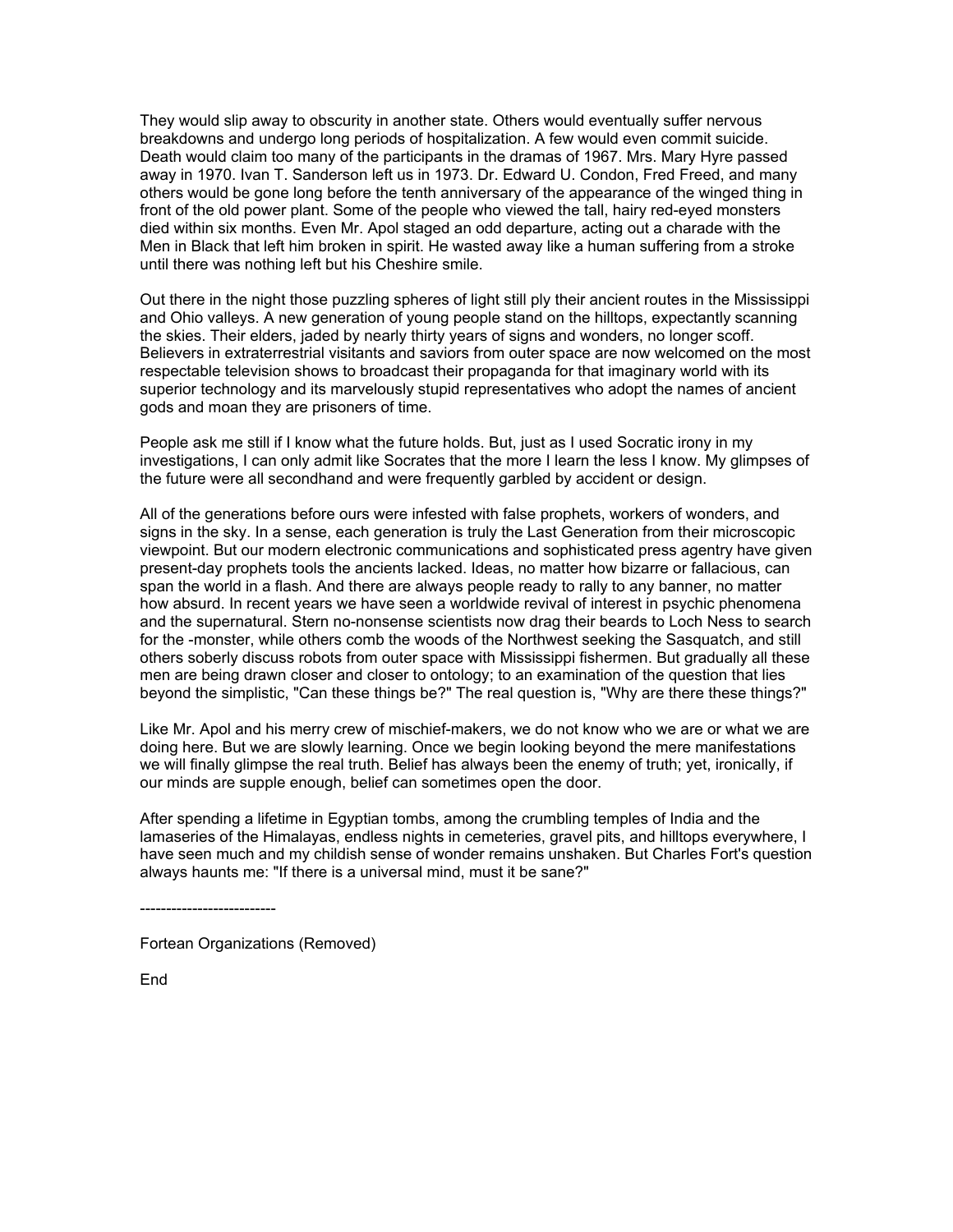They would slip away to obscurity in another state. Others would eventually suffer nervous breakdowns and undergo long periods of hospitalization. A few would even commit suicide. Death would claim too many of the participants in the dramas of 1967. Mrs. Mary Hyre passed away in 1970. Ivan T. Sanderson left us in 1973. Dr. Edward U. Condon, Fred Freed, and many others would be gone long before the tenth anniversary of the appearance of the winged thing in front of the old power plant. Some of the people who viewed the tall, hairy red-eyed monsters died within six months. Even Mr. Apol staged an odd departure, acting out a charade with the Men in Black that left him broken in spirit. He wasted away like a human suffering from a stroke until there was nothing left but his Cheshire smile.

Out there in the night those puzzling spheres of light still ply their ancient routes in the Mississippi and Ohio valleys. A new generation of young people stand on the hilltops, expectantly scanning the skies. Their elders, jaded by nearly thirty years of signs and wonders, no longer scoff. Believers in extraterrestrial visitants and saviors from outer space are now welcomed on the most respectable television shows to broadcast their propaganda for that imaginary world with its superior technology and its marvelously stupid representatives who adopt the names of ancient gods and moan they are prisoners of time.

People ask me still if I know what the future holds. But, just as I used Socratic irony in my investigations, I can only admit like Socrates that the more I learn the less I know. My glimpses of the future were all secondhand and were frequently garbled by accident or design.

All of the generations before ours were infested with false prophets, workers of wonders, and signs in the sky. In a sense, each generation is truly the Last Generation from their microscopic viewpoint. But our modern electronic communications and sophisticated press agentry have given present-day prophets tools the ancients lacked. Ideas, no matter how bizarre or fallacious, can span the world in a flash. And there are always people ready to rally to any banner, no matter how absurd. In recent years we have seen a worldwide revival of interest in psychic phenomena and the supernatural. Stern no-nonsense scientists now drag their beards to Loch Ness to search for the -monster, while others comb the woods of the Northwest seeking the Sasquatch, and still others soberly discuss robots from outer space with Mississippi fishermen. But gradually all these men are being drawn closer and closer to ontology; to an examination of the question that lies beyond the simplistic, "Can these things be?" The real question is, "Why are there these things?"

Like Mr. Apol and his merry crew of mischief-makers, we do not know who we are or what we are doing here. But we are slowly learning. Once we begin looking beyond the mere manifestations we will finally glimpse the real truth. Belief has always been the enemy of truth; yet, ironically, if our minds are supple enough, belief can sometimes open the door.

After spending a lifetime in Egyptian tombs, among the crumbling temples of India and the lamaseries of the Himalayas, endless nights in cemeteries, gravel pits, and hilltops everywhere, I have seen much and my childish sense of wonder remains unshaken. But Charles Fort's question always haunts me: "If there is a universal mind, must it be sane?"

--------------------------

Fortean Organizations (Removed)

End